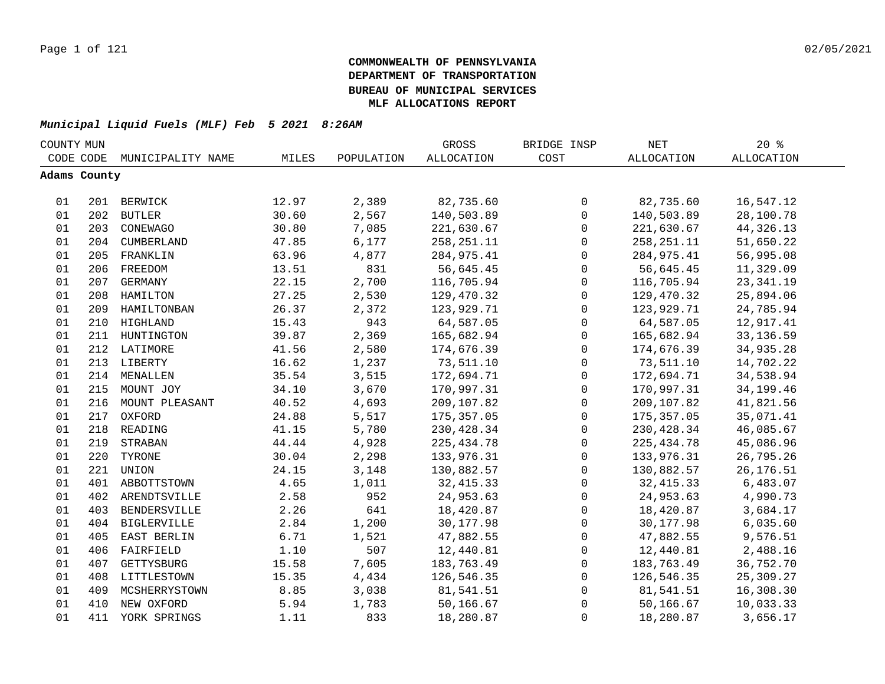**COMMONWEALTH OF PENNSYLVANIA**
**DEPARTMENT OF TRANSPORTATION**
**BUREAU OF MUNICIPAL SERVICES**
**MLF ALLOCATIONS REPORT**

***Municipal Liquid Fuels (MLF) Feb 5 2021 8:26AM***

| COUNTY CODE | MUN CODE | MUNICIPALITY NAME | MILES | POPULATION | GROSS ALLOCATION | BRIDGE INSP COST | NET ALLOCATION | 20 % ALLOCATION |
|---|---|---|---|---|---|---|---|---|
| **Adams County** | | | | | | | | |
| 01 | 201 | BERWICK | 12.97 | 2,389 | 82,735.60 | 0 | 82,735.60 | 16,547.12 |
| 01 | 202 | BUTLER | 30.60 | 2,567 | 140,503.89 | 0 | 140,503.89 | 28,100.78 |
| 01 | 203 | CONEWAGO | 30.80 | 7,085 | 221,630.67 | 0 | 221,630.67 | 44,326.13 |
| 01 | 204 | CUMBERLAND | 47.85 | 6,177 | 258,251.11 | 0 | 258,251.11 | 51,650.22 |
| 01 | 205 | FRANKLIN | 63.96 | 4,877 | 284,975.41 | 0 | 284,975.41 | 56,995.08 |
| 01 | 206 | FREEDOM | 13.51 | 831 | 56,645.45 | 0 | 56,645.45 | 11,329.09 |
| 01 | 207 | GERMANY | 22.15 | 2,700 | 116,705.94 | 0 | 116,705.94 | 23,341.19 |
| 01 | 208 | HAMILTON | 27.25 | 2,530 | 129,470.32 | 0 | 129,470.32 | 25,894.06 |
| 01 | 209 | HAMILTONBAN | 26.37 | 2,372 | 123,929.71 | 0 | 123,929.71 | 24,785.94 |
| 01 | 210 | HIGHLAND | 15.43 | 943 | 64,587.05 | 0 | 64,587.05 | 12,917.41 |
| 01 | 211 | HUNTINGTON | 39.87 | 2,369 | 165,682.94 | 0 | 165,682.94 | 33,136.59 |
| 01 | 212 | LATIMORE | 41.56 | 2,580 | 174,676.39 | 0 | 174,676.39 | 34,935.28 |
| 01 | 213 | LIBERTY | 16.62 | 1,237 | 73,511.10 | 0 | 73,511.10 | 14,702.22 |
| 01 | 214 | MENALLEN | 35.54 | 3,515 | 172,694.71 | 0 | 172,694.71 | 34,538.94 |
| 01 | 215 | MOUNT JOY | 34.10 | 3,670 | 170,997.31 | 0 | 170,997.31 | 34,199.46 |
| 01 | 216 | MOUNT PLEASANT | 40.52 | 4,693 | 209,107.82 | 0 | 209,107.82 | 41,821.56 |
| 01 | 217 | OXFORD | 24.88 | 5,517 | 175,357.05 | 0 | 175,357.05 | 35,071.41 |
| 01 | 218 | READING | 41.15 | 5,780 | 230,428.34 | 0 | 230,428.34 | 46,085.67 |
| 01 | 219 | STRABAN | 44.44 | 4,928 | 225,434.78 | 0 | 225,434.78 | 45,086.96 |
| 01 | 220 | TYRONE | 30.04 | 2,298 | 133,976.31 | 0 | 133,976.31 | 26,795.26 |
| 01 | 221 | UNION | 24.15 | 3,148 | 130,882.57 | 0 | 130,882.57 | 26,176.51 |
| 01 | 401 | ABBOTTSTOWN | 4.65 | 1,011 | 32,415.33 | 0 | 32,415.33 | 6,483.07 |
| 01 | 402 | ARENDTSVILLE | 2.58 | 952 | 24,953.63 | 0 | 24,953.63 | 4,990.73 |
| 01 | 403 | BENDERSVILLE | 2.26 | 641 | 18,420.87 | 0 | 18,420.87 | 3,684.17 |
| 01 | 404 | BIGLERVILLE | 2.84 | 1,200 | 30,177.98 | 0 | 30,177.98 | 6,035.60 |
| 01 | 405 | EAST BERLIN | 6.71 | 1,521 | 47,882.55 | 0 | 47,882.55 | 9,576.51 |
| 01 | 406 | FAIRFIELD | 1.10 | 507 | 12,440.81 | 0 | 12,440.81 | 2,488.16 |
| 01 | 407 | GETTYSBURG | 15.58 | 7,605 | 183,763.49 | 0 | 183,763.49 | 36,752.70 |
| 01 | 408 | LITTLESTOWN | 15.35 | 4,434 | 126,546.35 | 0 | 126,546.35 | 25,309.27 |
| 01 | 409 | MCSHERRYSTOWN | 8.85 | 3,038 | 81,541.51 | 0 | 81,541.51 | 16,308.30 |
| 01 | 410 | NEW OXFORD | 5.94 | 1,783 | 50,166.67 | 0 | 50,166.67 | 10,033.33 |
| 01 | 411 | YORK SPRINGS | 1.11 | 833 | 18,280.87 | 0 | 18,280.87 | 3,656.17 |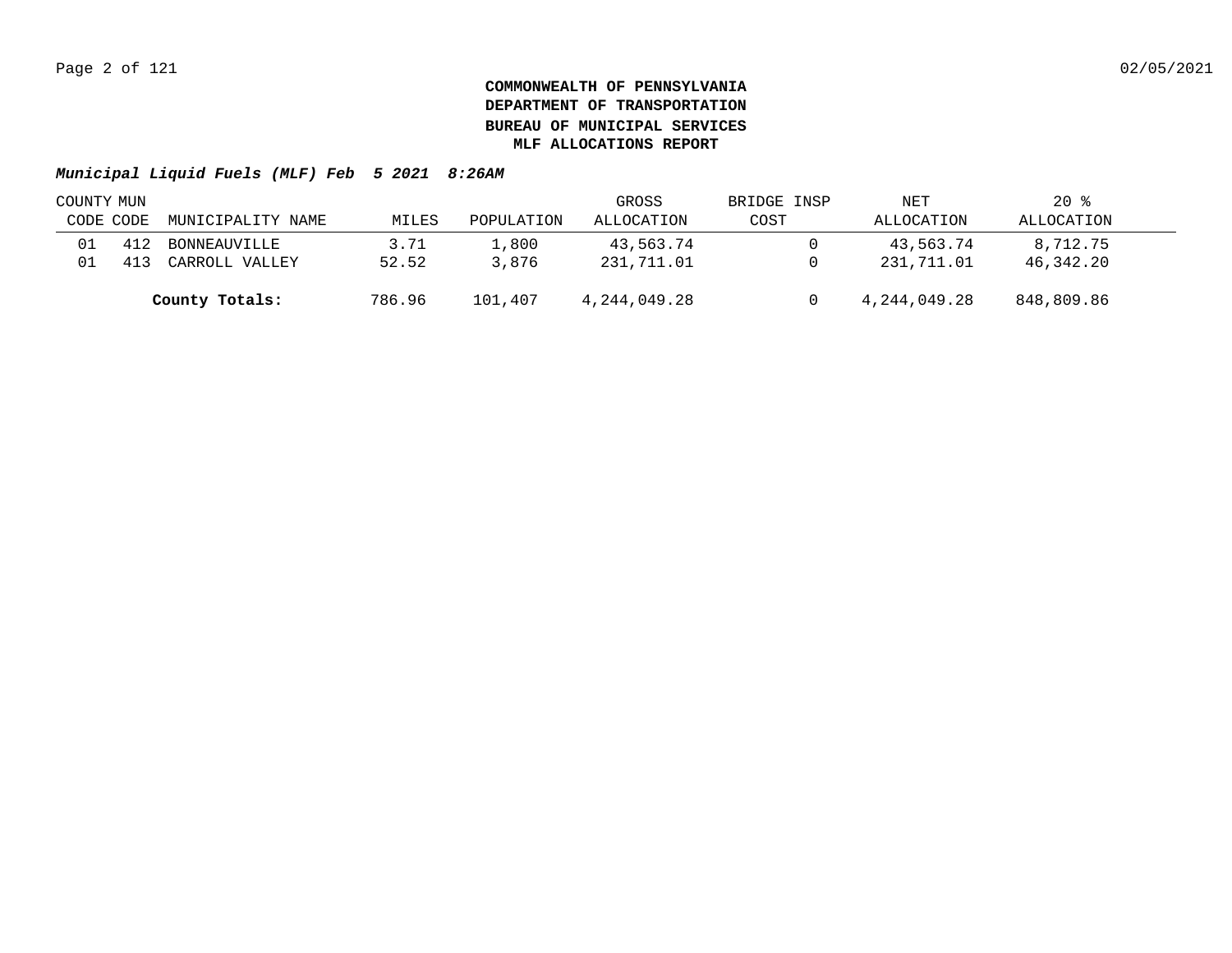**COMMONWEALTH OF PENNSYLVANIA**
**DEPARTMENT OF TRANSPORTATION**
**BUREAU OF MUNICIPAL SERVICES**
**MLF ALLOCATIONS REPORT**

***Municipal Liquid Fuels (MLF) Feb 5 2021 8:26AM***

| COUNTY CODE | MUN CODE | MUNICIPALITY NAME | MILES | POPULATION | GROSS ALLOCATION | BRIDGE INSP COST | NET ALLOCATION | 20 % ALLOCATION |
|---|---|---|---|---|---|---|---|---|
| 01 | 412 | BONNEAUVILLE | 3.71 | 1,800 | 43,563.74 | 0 | 43,563.74 | 8,712.75 |
| 01 | 413 | CARROLL VALLEY | 52.52 | 3,876 | 231,711.01 | 0 | 231,711.01 | 46,342.20 |
| | | **County Totals:** | 786.96 | 101,407 | 4,244,049.28 | 0 | 4,244,049.28 | 848,809.86 |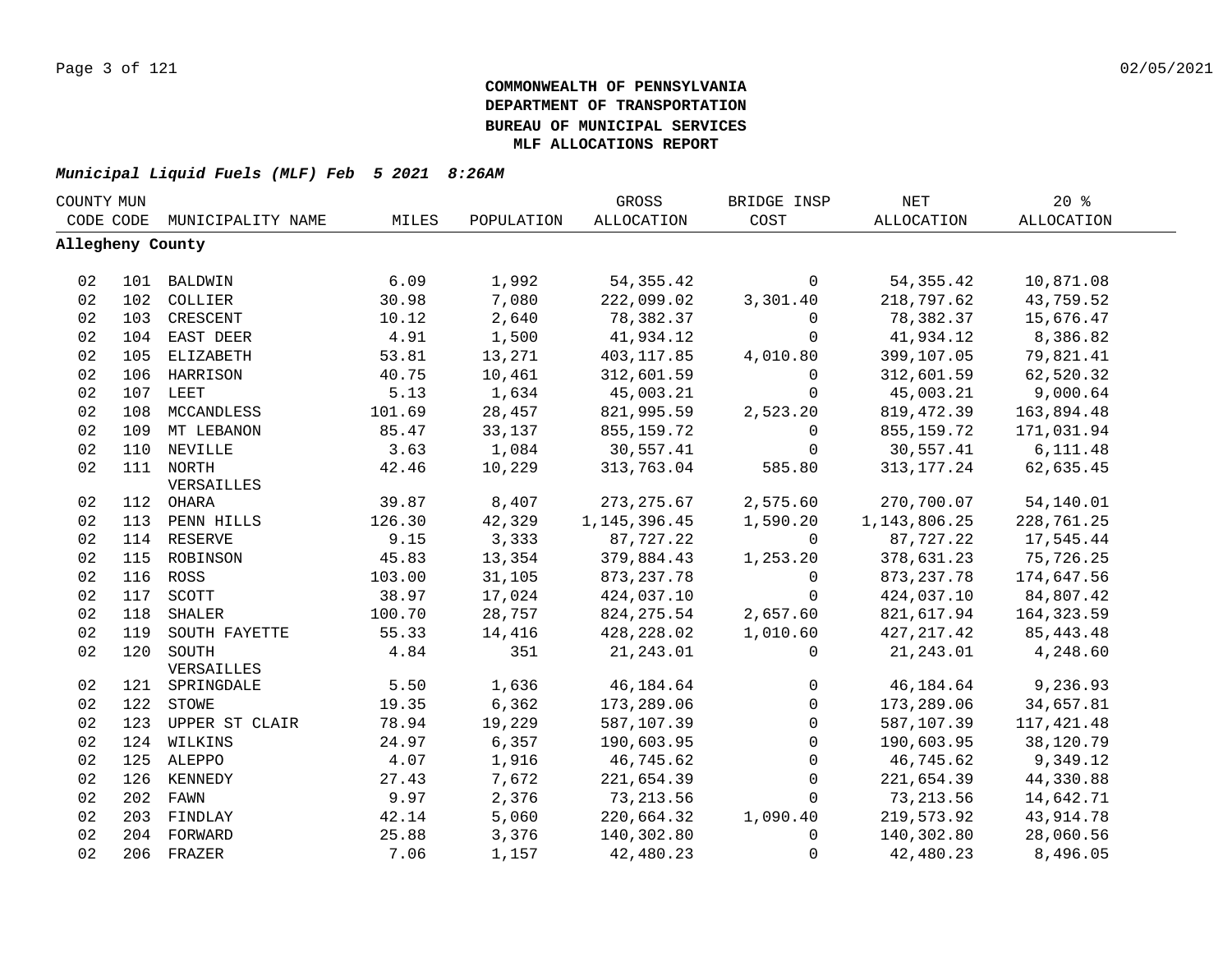**COMMONWEALTH OF PENNSYLVANIA**
**DEPARTMENT OF TRANSPORTATION**
**BUREAU OF MUNICIPAL SERVICES**
**MLF ALLOCATIONS REPORT**

***Municipal Liquid Fuels (MLF) Feb 5 2021 8:26AM***

| COUNTY CODE | MUN CODE | MUNICIPALITY NAME | MILES | POPULATION | GROSS ALLOCATION | BRIDGE INSP COST | NET ALLOCATION | 20 % ALLOCATION |
|---|---|---|---|---|---|---|---|---|
| **Allegheny County** | | | | | | | | |
| 02 | 101 | BALDWIN | 6.09 | 1,992 | 54,355.42 | 0 | 54,355.42 | 10,871.08 |
| 02 | 102 | COLLIER | 30.98 | 7,080 | 222,099.02 | 3,301.40 | 218,797.62 | 43,759.52 |
| 02 | 103 | CRESCENT | 10.12 | 2,640 | 78,382.37 | 0 | 78,382.37 | 15,676.47 |
| 02 | 104 | EAST DEER | 4.91 | 1,500 | 41,934.12 | 0 | 41,934.12 | 8,386.82 |
| 02 | 105 | ELIZABETH | 53.81 | 13,271 | 403,117.85 | 4,010.80 | 399,107.05 | 79,821.41 |
| 02 | 106 | HARRISON | 40.75 | 10,461 | 312,601.59 | 0 | 312,601.59 | 62,520.32 |
| 02 | 107 | LEET | 5.13 | 1,634 | 45,003.21 | 0 | 45,003.21 | 9,000.64 |
| 02 | 108 | MCCANDLESS | 101.69 | 28,457 | 821,995.59 | 2,523.20 | 819,472.39 | 163,894.48 |
| 02 | 109 | MT LEBANON | 85.47 | 33,137 | 855,159.72 | 0 | 855,159.72 | 171,031.94 |
| 02 | 110 | NEVILLE | 3.63 | 1,084 | 30,557.41 | 0 | 30,557.41 | 6,111.48 |
| 02 | 111 | NORTH VERSAILLES | 42.46 | 10,229 | 313,763.04 | 585.80 | 313,177.24 | 62,635.45 |
| 02 | 112 | OHARA | 39.87 | 8,407 | 273,275.67 | 2,575.60 | 270,700.07 | 54,140.01 |
| 02 | 113 | PENN HILLS | 126.30 | 42,329 | 1,145,396.45 | 1,590.20 | 1,143,806.25 | 228,761.25 |
| 02 | 114 | RESERVE | 9.15 | 3,333 | 87,727.22 | 0 | 87,727.22 | 17,545.44 |
| 02 | 115 | ROBINSON | 45.83 | 13,354 | 379,884.43 | 1,253.20 | 378,631.23 | 75,726.25 |
| 02 | 116 | ROSS | 103.00 | 31,105 | 873,237.78 | 0 | 873,237.78 | 174,647.56 |
| 02 | 117 | SCOTT | 38.97 | 17,024 | 424,037.10 | 0 | 424,037.10 | 84,807.42 |
| 02 | 118 | SHALER | 100.70 | 28,757 | 824,275.54 | 2,657.60 | 821,617.94 | 164,323.59 |
| 02 | 119 | SOUTH FAYETTE | 55.33 | 14,416 | 428,228.02 | 1,010.60 | 427,217.42 | 85,443.48 |
| 02 | 120 | SOUTH VERSAILLES | 4.84 | 351 | 21,243.01 | 0 | 21,243.01 | 4,248.60 |
| 02 | 121 | SPRINGDALE | 5.50 | 1,636 | 46,184.64 | 0 | 46,184.64 | 9,236.93 |
| 02 | 122 | STOWE | 19.35 | 6,362 | 173,289.06 | 0 | 173,289.06 | 34,657.81 |
| 02 | 123 | UPPER ST CLAIR | 78.94 | 19,229 | 587,107.39 | 0 | 587,107.39 | 117,421.48 |
| 02 | 124 | WILKINS | 24.97 | 6,357 | 190,603.95 | 0 | 190,603.95 | 38,120.79 |
| 02 | 125 | ALEPPO | 4.07 | 1,916 | 46,745.62 | 0 | 46,745.62 | 9,349.12 |
| 02 | 126 | KENNEDY | 27.43 | 7,672 | 221,654.39 | 0 | 221,654.39 | 44,330.88 |
| 02 | 202 | FAWN | 9.97 | 2,376 | 73,213.56 | 0 | 73,213.56 | 14,642.71 |
| 02 | 203 | FINDLAY | 42.14 | 5,060 | 220,664.32 | 1,090.40 | 219,573.92 | 43,914.78 |
| 02 | 204 | FORWARD | 25.88 | 3,376 | 140,302.80 | 0 | 140,302.80 | 28,060.56 |
| 02 | 206 | FRAZER | 7.06 | 1,157 | 42,480.23 | 0 | 42,480.23 | 8,496.05 |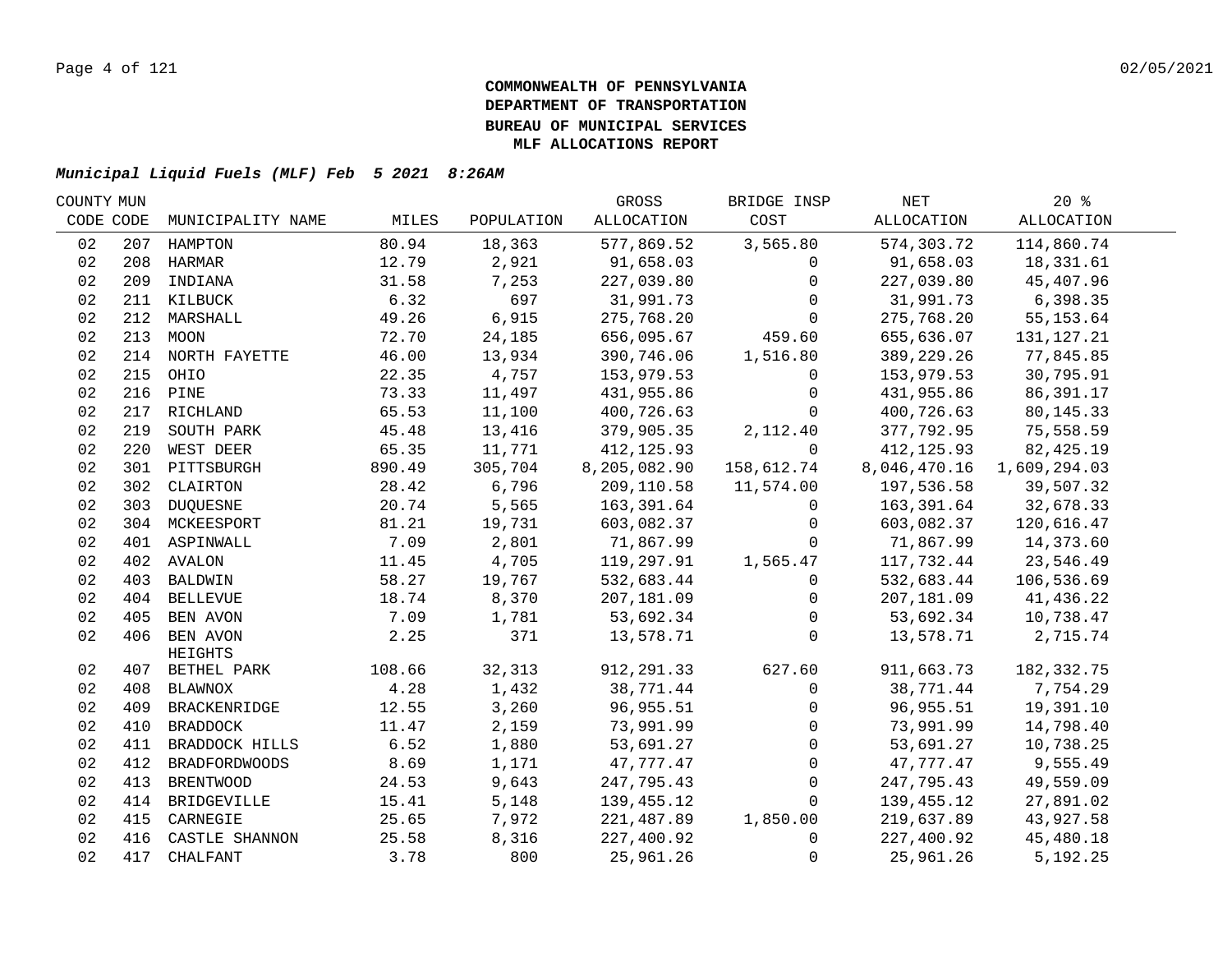# COMMONWEALTH OF PENNSYLVANIA
# DEPARTMENT OF TRANSPORTATION
# BUREAU OF MUNICIPAL SERVICES
# MLF ALLOCATIONS REPORT

***Municipal Liquid Fuels (MLF) Feb 5 2021 8:26AM***

| COUNTY CODE | MUN CODE | MUNICIPALITY NAME | MILES | POPULATION | GROSS ALLOCATION | BRIDGE INSP COST | NET ALLOCATION | 20 % ALLOCATION |
|---|---|---|---|---|---|---|---|---|
| 02 | 207 | HAMPTON | 80.94 | 18,363 | 577,869.52 | 3,565.80 | 574,303.72 | 114,860.74 |
| 02 | 208 | HARMAR | 12.79 | 2,921 | 91,658.03 | 0 | 91,658.03 | 18,331.61 |
| 02 | 209 | INDIANA | 31.58 | 7,253 | 227,039.80 | 0 | 227,039.80 | 45,407.96 |
| 02 | 211 | KILBUCK | 6.32 | 697 | 31,991.73 | 0 | 31,991.73 | 6,398.35 |
| 02 | 212 | MARSHALL | 49.26 | 6,915 | 275,768.20 | 0 | 275,768.20 | 55,153.64 |
| 02 | 213 | MOON | 72.70 | 24,185 | 656,095.67 | 459.60 | 655,636.07 | 131,127.21 |
| 02 | 214 | NORTH FAYETTE | 46.00 | 13,934 | 390,746.06 | 1,516.80 | 389,229.26 | 77,845.85 |
| 02 | 215 | OHIO | 22.35 | 4,757 | 153,979.53 | 0 | 153,979.53 | 30,795.91 |
| 02 | 216 | PINE | 73.33 | 11,497 | 431,955.86 | 0 | 431,955.86 | 86,391.17 |
| 02 | 217 | RICHLAND | 65.53 | 11,100 | 400,726.63 | 0 | 400,726.63 | 80,145.33 |
| 02 | 219 | SOUTH PARK | 45.48 | 13,416 | 379,905.35 | 2,112.40 | 377,792.95 | 75,558.59 |
| 02 | 220 | WEST DEER | 65.35 | 11,771 | 412,125.93 | 0 | 412,125.93 | 82,425.19 |
| 02 | 301 | PITTSBURGH | 890.49 | 305,704 | 8,205,082.90 | 158,612.74 | 8,046,470.16 | 1,609,294.03 |
| 02 | 302 | CLAIRTON | 28.42 | 6,796 | 209,110.58 | 11,574.00 | 197,536.58 | 39,507.32 |
| 02 | 303 | DUQUESNE | 20.74 | 5,565 | 163,391.64 | 0 | 163,391.64 | 32,678.33 |
| 02 | 304 | MCKEESPORT | 81.21 | 19,731 | 603,082.37 | 0 | 603,082.37 | 120,616.47 |
| 02 | 401 | ASPINWALL | 7.09 | 2,801 | 71,867.99 | 0 | 71,867.99 | 14,373.60 |
| 02 | 402 | AVALON | 11.45 | 4,705 | 119,297.91 | 1,565.47 | 117,732.44 | 23,546.49 |
| 02 | 403 | BALDWIN | 58.27 | 19,767 | 532,683.44 | 0 | 532,683.44 | 106,536.69 |
| 02 | 404 | BELLEVUE | 18.74 | 8,370 | 207,181.09 | 0 | 207,181.09 | 41,436.22 |
| 02 | 405 | BEN AVON | 7.09 | 1,781 | 53,692.34 | 0 | 53,692.34 | 10,738.47 |
| 02 | 406 | BEN AVON HEIGHTS | 2.25 | 371 | 13,578.71 | 0 | 13,578.71 | 2,715.74 |
| 02 | 407 | BETHEL PARK | 108.66 | 32,313 | 912,291.33 | 627.60 | 911,663.73 | 182,332.75 |
| 02 | 408 | BLAWNOX | 4.28 | 1,432 | 38,771.44 | 0 | 38,771.44 | 7,754.29 |
| 02 | 409 | BRACKENRIDGE | 12.55 | 3,260 | 96,955.51 | 0 | 96,955.51 | 19,391.10 |
| 02 | 410 | BRADDOCK | 11.47 | 2,159 | 73,991.99 | 0 | 73,991.99 | 14,798.40 |
| 02 | 411 | BRADDOCK HILLS | 6.52 | 1,880 | 53,691.27 | 0 | 53,691.27 | 10,738.25 |
| 02 | 412 | BRADFORDWOODS | 8.69 | 1,171 | 47,777.47 | 0 | 47,777.47 | 9,555.49 |
| 02 | 413 | BRENTWOOD | 24.53 | 9,643 | 247,795.43 | 0 | 247,795.43 | 49,559.09 |
| 02 | 414 | BRIDGEVILLE | 15.41 | 5,148 | 139,455.12 | 0 | 139,455.12 | 27,891.02 |
| 02 | 415 | CARNEGIE | 25.65 | 7,972 | 221,487.89 | 1,850.00 | 219,637.89 | 43,927.58 |
| 02 | 416 | CASTLE SHANNON | 25.58 | 8,316 | 227,400.92 | 0 | 227,400.92 | 45,480.18 |
| 02 | 417 | CHALFANT | 3.78 | 800 | 25,961.26 | 0 | 25,961.26 | 5,192.25 |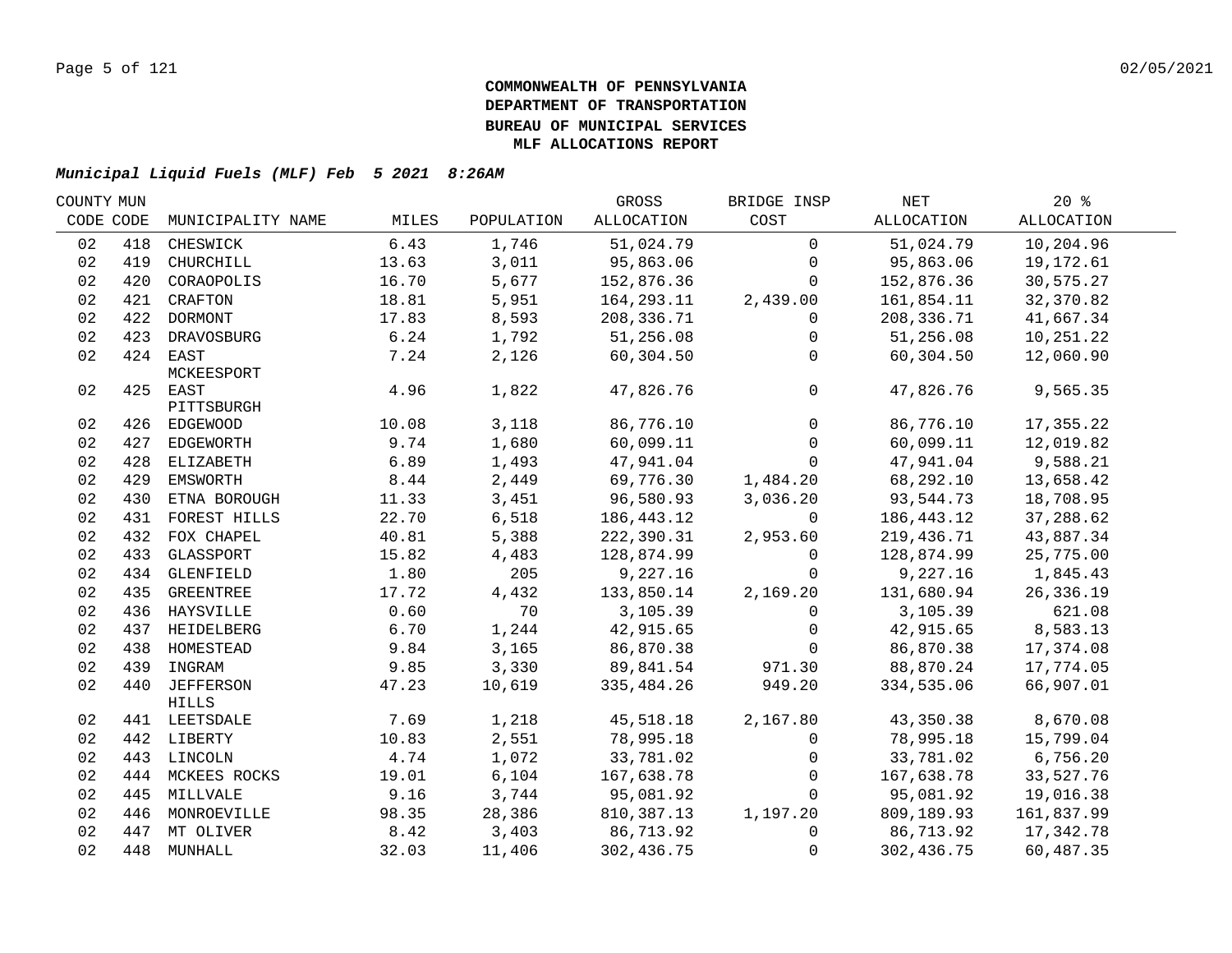**COMMONWEALTH OF PENNSYLVANIA**
**DEPARTMENT OF TRANSPORTATION**
**BUREAU OF MUNICIPAL SERVICES**
**MLF ALLOCATIONS REPORT**

***Municipal Liquid Fuels (MLF) Feb 5 2021 8:26AM***

| COUNTY CODE | MUN CODE | MUNICIPALITY NAME | MILES | POPULATION | GROSS ALLOCATION | BRIDGE INSP COST | NET ALLOCATION | 20 % ALLOCATION |
|---|---|---|---|---|---|---|---|---|
| 02 | 418 | CHESWICK | 6.43 | 1,746 | 51,024.79 | 0 | 51,024.79 | 10,204.96 |
| 02 | 419 | CHURCHILL | 13.63 | 3,011 | 95,863.06 | 0 | 95,863.06 | 19,172.61 |
| 02 | 420 | CORAOPOLIS | 16.70 | 5,677 | 152,876.36 | 0 | 152,876.36 | 30,575.27 |
| 02 | 421 | CRAFTON | 18.81 | 5,951 | 164,293.11 | 2,439.00 | 161,854.11 | 32,370.82 |
| 02 | 422 | DORMONT | 17.83 | 8,593 | 208,336.71 | 0 | 208,336.71 | 41,667.34 |
| 02 | 423 | DRAVOSBURG | 6.24 | 1,792 | 51,256.08 | 0 | 51,256.08 | 10,251.22 |
| 02 | 424 | EAST MCKEESPORT | 7.24 | 2,126 | 60,304.50 | 0 | 60,304.50 | 12,060.90 |
| 02 | 425 | EAST PITTSBURGH | 4.96 | 1,822 | 47,826.76 | 0 | 47,826.76 | 9,565.35 |
| 02 | 426 | EDGEWOOD | 10.08 | 3,118 | 86,776.10 | 0 | 86,776.10 | 17,355.22 |
| 02 | 427 | EDGEWORTH | 9.74 | 1,680 | 60,099.11 | 0 | 60,099.11 | 12,019.82 |
| 02 | 428 | ELIZABETH | 6.89 | 1,493 | 47,941.04 | 0 | 47,941.04 | 9,588.21 |
| 02 | 429 | EMSWORTH | 8.44 | 2,449 | 69,776.30 | 1,484.20 | 68,292.10 | 13,658.42 |
| 02 | 430 | ETNA BOROUGH | 11.33 | 3,451 | 96,580.93 | 3,036.20 | 93,544.73 | 18,708.95 |
| 02 | 431 | FOREST HILLS | 22.70 | 6,518 | 186,443.12 | 0 | 186,443.12 | 37,288.62 |
| 02 | 432 | FOX CHAPEL | 40.81 | 5,388 | 222,390.31 | 2,953.60 | 219,436.71 | 43,887.34 |
| 02 | 433 | GLASSPORT | 15.82 | 4,483 | 128,874.99 | 0 | 128,874.99 | 25,775.00 |
| 02 | 434 | GLENFIELD | 1.80 | 205 | 9,227.16 | 0 | 9,227.16 | 1,845.43 |
| 02 | 435 | GREENTREE | 17.72 | 4,432 | 133,850.14 | 2,169.20 | 131,680.94 | 26,336.19 |
| 02 | 436 | HAYSVILLE | 0.60 | 70 | 3,105.39 | 0 | 3,105.39 | 621.08 |
| 02 | 437 | HEIDELBERG | 6.70 | 1,244 | 42,915.65 | 0 | 42,915.65 | 8,583.13 |
| 02 | 438 | HOMESTEAD | 9.84 | 3,165 | 86,870.38 | 0 | 86,870.38 | 17,374.08 |
| 02 | 439 | INGRAM | 9.85 | 3,330 | 89,841.54 | 971.30 | 88,870.24 | 17,774.05 |
| 02 | 440 | JEFFERSON HILLS | 47.23 | 10,619 | 335,484.26 | 949.20 | 334,535.06 | 66,907.01 |
| 02 | 441 | LEETSDALE | 7.69 | 1,218 | 45,518.18 | 2,167.80 | 43,350.38 | 8,670.08 |
| 02 | 442 | LIBERTY | 10.83 | 2,551 | 78,995.18 | 0 | 78,995.18 | 15,799.04 |
| 02 | 443 | LINCOLN | 4.74 | 1,072 | 33,781.02 | 0 | 33,781.02 | 6,756.20 |
| 02 | 444 | MCKEES ROCKS | 19.01 | 6,104 | 167,638.78 | 0 | 167,638.78 | 33,527.76 |
| 02 | 445 | MILLVALE | 9.16 | 3,744 | 95,081.92 | 0 | 95,081.92 | 19,016.38 |
| 02 | 446 | MONROEVILLE | 98.35 | 28,386 | 810,387.13 | 1,197.20 | 809,189.93 | 161,837.99 |
| 02 | 447 | MT OLIVER | 8.42 | 3,403 | 86,713.92 | 0 | 86,713.92 | 17,342.78 |
| 02 | 448 | MUNHALL | 32.03 | 11,406 | 302,436.75 | 0 | 302,436.75 | 60,487.35 |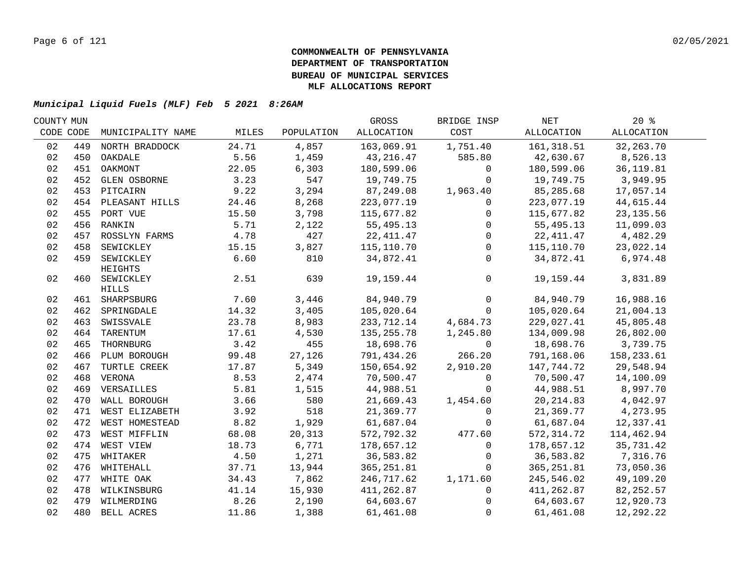**COMMONWEALTH OF PENNSYLVANIA**
**DEPARTMENT OF TRANSPORTATION**
**BUREAU OF MUNICIPAL SERVICES**
**MLF ALLOCATIONS REPORT**

***Municipal Liquid Fuels (MLF) Feb 5 2021 8:26AM***

| COUNTY CODE | MUN CODE | MUNICIPALITY NAME | MILES | POPULATION | GROSS ALLOCATION | BRIDGE INSP COST | NET ALLOCATION | 20 % ALLOCATION |
|---|---|---|---|---|---|---|---|---|
| 02 | 449 | NORTH BRADDOCK | 24.71 | 4,857 | 163,069.91 | 1,751.40 | 161,318.51 | 32,263.70 |
| 02 | 450 | OAKDALE | 5.56 | 1,459 | 43,216.47 | 585.80 | 42,630.67 | 8,526.13 |
| 02 | 451 | OAKMONT | 22.05 | 6,303 | 180,599.06 | 0 | 180,599.06 | 36,119.81 |
| 02 | 452 | GLEN OSBORNE | 3.23 | 547 | 19,749.75 | 0 | 19,749.75 | 3,949.95 |
| 02 | 453 | PITCAIRN | 9.22 | 3,294 | 87,249.08 | 1,963.40 | 85,285.68 | 17,057.14 |
| 02 | 454 | PLEASANT HILLS | 24.46 | 8,268 | 223,077.19 | 0 | 223,077.19 | 44,615.44 |
| 02 | 455 | PORT VUE | 15.50 | 3,798 | 115,677.82 | 0 | 115,677.82 | 23,135.56 |
| 02 | 456 | RANKIN | 5.71 | 2,122 | 55,495.13 | 0 | 55,495.13 | 11,099.03 |
| 02 | 457 | ROSSLYN FARMS | 4.78 | 427 | 22,411.47 | 0 | 22,411.47 | 4,482.29 |
| 02 | 458 | SEWICKLEY | 15.15 | 3,827 | 115,110.70 | 0 | 115,110.70 | 23,022.14 |
| 02 | 459 | SEWICKLEY HEIGHTS | 6.60 | 810 | 34,872.41 | 0 | 34,872.41 | 6,974.48 |
| 02 | 460 | SEWICKLEY HILLS | 2.51 | 639 | 19,159.44 | 0 | 19,159.44 | 3,831.89 |
| 02 | 461 | SHARPSBURG | 7.60 | 3,446 | 84,940.79 | 0 | 84,940.79 | 16,988.16 |
| 02 | 462 | SPRINGDALE | 14.32 | 3,405 | 105,020.64 | 0 | 105,020.64 | 21,004.13 |
| 02 | 463 | SWISSVALE | 23.78 | 8,983 | 233,712.14 | 4,684.73 | 229,027.41 | 45,805.48 |
| 02 | 464 | TARENTUM | 17.61 | 4,530 | 135,255.78 | 1,245.80 | 134,009.98 | 26,802.00 |
| 02 | 465 | THORNBURG | 3.42 | 455 | 18,698.76 | 0 | 18,698.76 | 3,739.75 |
| 02 | 466 | PLUM BOROUGH | 99.48 | 27,126 | 791,434.26 | 266.20 | 791,168.06 | 158,233.61 |
| 02 | 467 | TURTLE CREEK | 17.87 | 5,349 | 150,654.92 | 2,910.20 | 147,744.72 | 29,548.94 |
| 02 | 468 | VERONA | 8.53 | 2,474 | 70,500.47 | 0 | 70,500.47 | 14,100.09 |
| 02 | 469 | VERSAILLES | 5.81 | 1,515 | 44,988.51 | 0 | 44,988.51 | 8,997.70 |
| 02 | 470 | WALL BOROUGH | 3.66 | 580 | 21,669.43 | 1,454.60 | 20,214.83 | 4,042.97 |
| 02 | 471 | WEST ELIZABETH | 3.92 | 518 | 21,369.77 | 0 | 21,369.77 | 4,273.95 |
| 02 | 472 | WEST HOMESTEAD | 8.82 | 1,929 | 61,687.04 | 0 | 61,687.04 | 12,337.41 |
| 02 | 473 | WEST MIFFLIN | 68.08 | 20,313 | 572,792.32 | 477.60 | 572,314.72 | 114,462.94 |
| 02 | 474 | WEST VIEW | 18.73 | 6,771 | 178,657.12 | 0 | 178,657.12 | 35,731.42 |
| 02 | 475 | WHITAKER | 4.50 | 1,271 | 36,583.82 | 0 | 36,583.82 | 7,316.76 |
| 02 | 476 | WHITEHALL | 37.71 | 13,944 | 365,251.81 | 0 | 365,251.81 | 73,050.36 |
| 02 | 477 | WHITE OAK | 34.43 | 7,862 | 246,717.62 | 1,171.60 | 245,546.02 | 49,109.20 |
| 02 | 478 | WILKINSBURG | 41.14 | 15,930 | 411,262.87 | 0 | 411,262.87 | 82,252.57 |
| 02 | 479 | WILMERDING | 8.26 | 2,190 | 64,603.67 | 0 | 64,603.67 | 12,920.73 |
| 02 | 480 | BELL ACRES | 11.86 | 1,388 | 61,461.08 | 0 | 61,461.08 | 12,292.22 |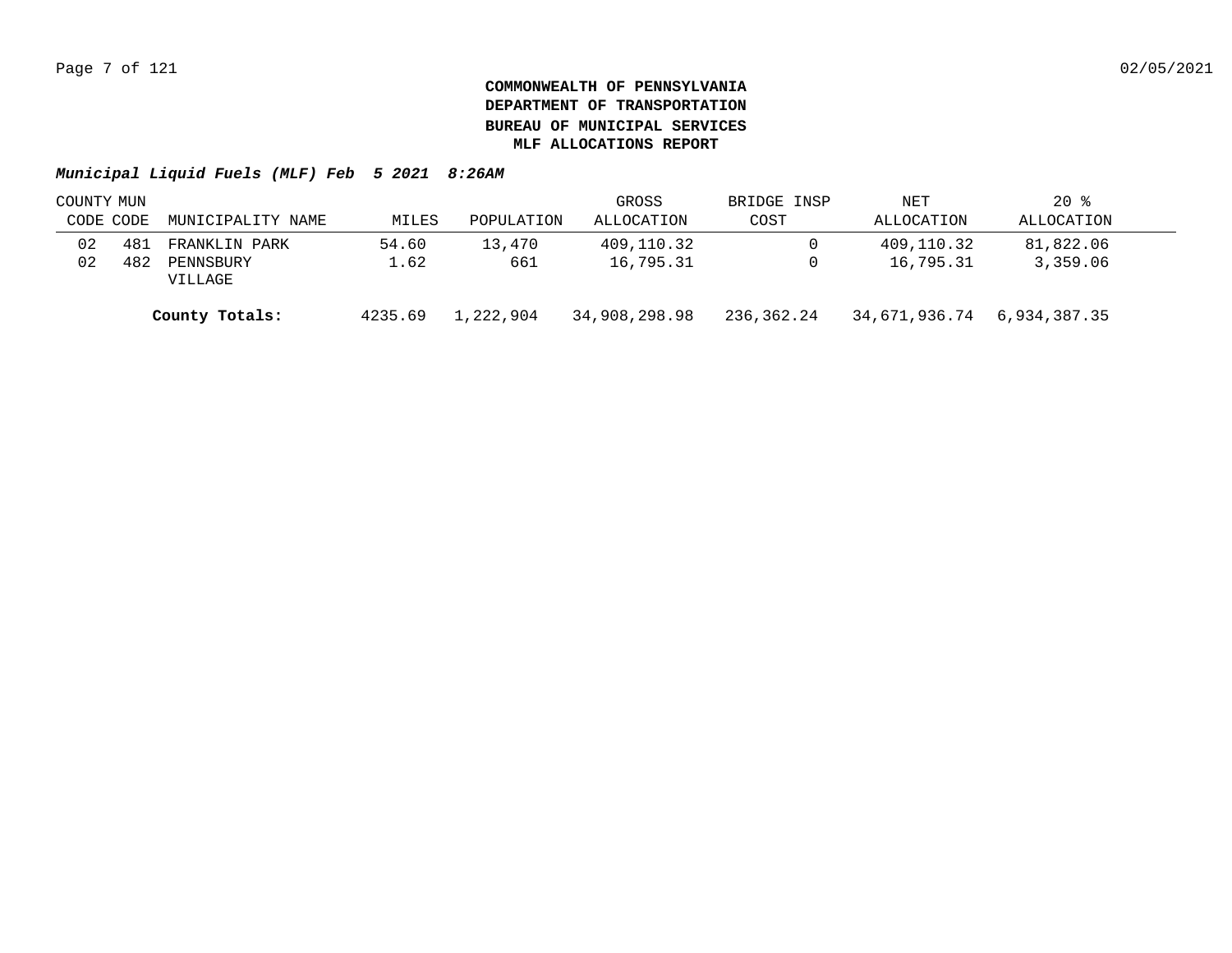**COMMONWEALTH OF PENNSYLVANIA**
**DEPARTMENT OF TRANSPORTATION**
**BUREAU OF MUNICIPAL SERVICES**
**MLF ALLOCATIONS REPORT**

***Municipal Liquid Fuels (MLF) Feb 5 2021 8:26AM***

| COUNTY CODE | MUN CODE | MUNICIPALITY NAME | MILES | POPULATION | GROSS ALLOCATION | BRIDGE INSP COST | NET ALLOCATION | 20 % ALLOCATION |
|---|---|---|---|---|---|---|---|---|
| 02 | 481 | FRANKLIN PARK | 54.60 | 13,470 | 409,110.32 | 0 | 409,110.32 | 81,822.06 |
| 02 | 482 | PENNSBURY VILLAGE | 1.62 | 661 | 16,795.31 | 0 | 16,795.31 | 3,359.06 |
| | | **County Totals:** | 4235.69 | 1,222,904 | 34,908,298.98 | 236,362.24 | 34,671,936.74 | 6,934,387.35 |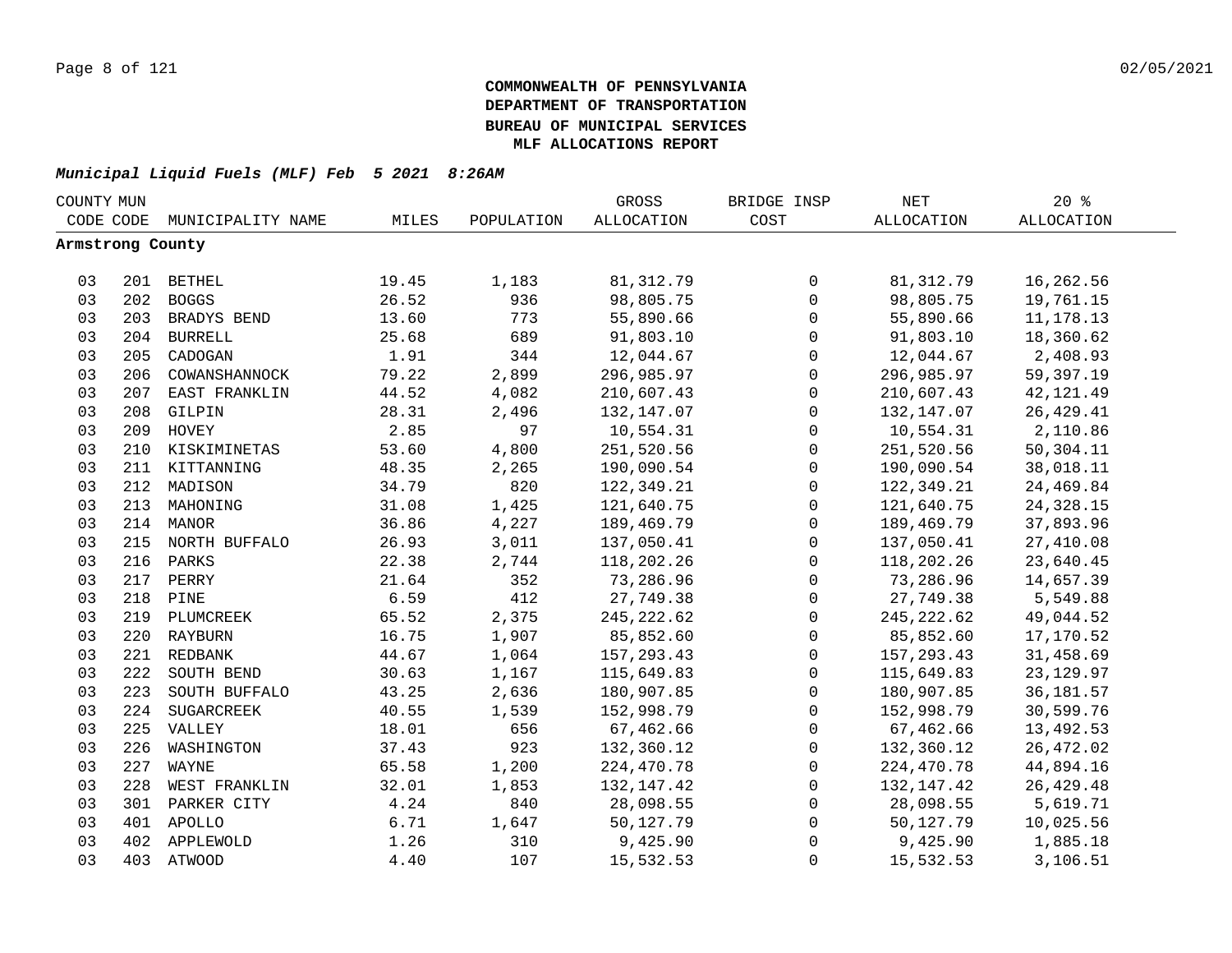**COMMONWEALTH OF PENNSYLVANIA**
**DEPARTMENT OF TRANSPORTATION**
**BUREAU OF MUNICIPAL SERVICES**
**MLF ALLOCATIONS REPORT**

***Municipal Liquid Fuels (MLF) Feb 5 2021 8:26AM***

| COUNTY CODE | MUN CODE | MUNICIPALITY NAME | MILES | POPULATION | GROSS ALLOCATION | BRIDGE INSP COST | NET ALLOCATION | 20 % ALLOCATION |
|---|---|---|---|---|---|---|---|---|
| **Armstrong County** | | | | | | | | |
| 03 | 201 | BETHEL | 19.45 | 1,183 | 81,312.79 | 0 | 81,312.79 | 16,262.56 |
| 03 | 202 | BOGGS | 26.52 | 936 | 98,805.75 | 0 | 98,805.75 | 19,761.15 |
| 03 | 203 | BRADYS BEND | 13.60 | 773 | 55,890.66 | 0 | 55,890.66 | 11,178.13 |
| 03 | 204 | BURRELL | 25.68 | 689 | 91,803.10 | 0 | 91,803.10 | 18,360.62 |
| 03 | 205 | CADOGAN | 1.91 | 344 | 12,044.67 | 0 | 12,044.67 | 2,408.93 |
| 03 | 206 | COWANSHANNOCK | 79.22 | 2,899 | 296,985.97 | 0 | 296,985.97 | 59,397.19 |
| 03 | 207 | EAST FRANKLIN | 44.52 | 4,082 | 210,607.43 | 0 | 210,607.43 | 42,121.49 |
| 03 | 208 | GILPIN | 28.31 | 2,496 | 132,147.07 | 0 | 132,147.07 | 26,429.41 |
| 03 | 209 | HOVEY | 2.85 | 97 | 10,554.31 | 0 | 10,554.31 | 2,110.86 |
| 03 | 210 | KISKIMINETAS | 53.60 | 4,800 | 251,520.56 | 0 | 251,520.56 | 50,304.11 |
| 03 | 211 | KITTANNING | 48.35 | 2,265 | 190,090.54 | 0 | 190,090.54 | 38,018.11 |
| 03 | 212 | MADISON | 34.79 | 820 | 122,349.21 | 0 | 122,349.21 | 24,469.84 |
| 03 | 213 | MAHONING | 31.08 | 1,425 | 121,640.75 | 0 | 121,640.75 | 24,328.15 |
| 03 | 214 | MANOR | 36.86 | 4,227 | 189,469.79 | 0 | 189,469.79 | 37,893.96 |
| 03 | 215 | NORTH BUFFALO | 26.93 | 3,011 | 137,050.41 | 0 | 137,050.41 | 27,410.08 |
| 03 | 216 | PARKS | 22.38 | 2,744 | 118,202.26 | 0 | 118,202.26 | 23,640.45 |
| 03 | 217 | PERRY | 21.64 | 352 | 73,286.96 | 0 | 73,286.96 | 14,657.39 |
| 03 | 218 | PINE | 6.59 | 412 | 27,749.38 | 0 | 27,749.38 | 5,549.88 |
| 03 | 219 | PLUMCREEK | 65.52 | 2,375 | 245,222.62 | 0 | 245,222.62 | 49,044.52 |
| 03 | 220 | RAYBURN | 16.75 | 1,907 | 85,852.60 | 0 | 85,852.60 | 17,170.52 |
| 03 | 221 | REDBANK | 44.67 | 1,064 | 157,293.43 | 0 | 157,293.43 | 31,458.69 |
| 03 | 222 | SOUTH BEND | 30.63 | 1,167 | 115,649.83 | 0 | 115,649.83 | 23,129.97 |
| 03 | 223 | SOUTH BUFFALO | 43.25 | 2,636 | 180,907.85 | 0 | 180,907.85 | 36,181.57 |
| 03 | 224 | SUGARCREEK | 40.55 | 1,539 | 152,998.79 | 0 | 152,998.79 | 30,599.76 |
| 03 | 225 | VALLEY | 18.01 | 656 | 67,462.66 | 0 | 67,462.66 | 13,492.53 |
| 03 | 226 | WASHINGTON | 37.43 | 923 | 132,360.12 | 0 | 132,360.12 | 26,472.02 |
| 03 | 227 | WAYNE | 65.58 | 1,200 | 224,470.78 | 0 | 224,470.78 | 44,894.16 |
| 03 | 228 | WEST FRANKLIN | 32.01 | 1,853 | 132,147.42 | 0 | 132,147.42 | 26,429.48 |
| 03 | 301 | PARKER CITY | 4.24 | 840 | 28,098.55 | 0 | 28,098.55 | 5,619.71 |
| 03 | 401 | APOLLO | 6.71 | 1,647 | 50,127.79 | 0 | 50,127.79 | 10,025.56 |
| 03 | 402 | APPLEWOLD | 1.26 | 310 | 9,425.90 | 0 | 9,425.90 | 1,885.18 |
| 03 | 403 | ATWOOD | 4.40 | 107 | 15,532.53 | 0 | 15,532.53 | 3,106.51 |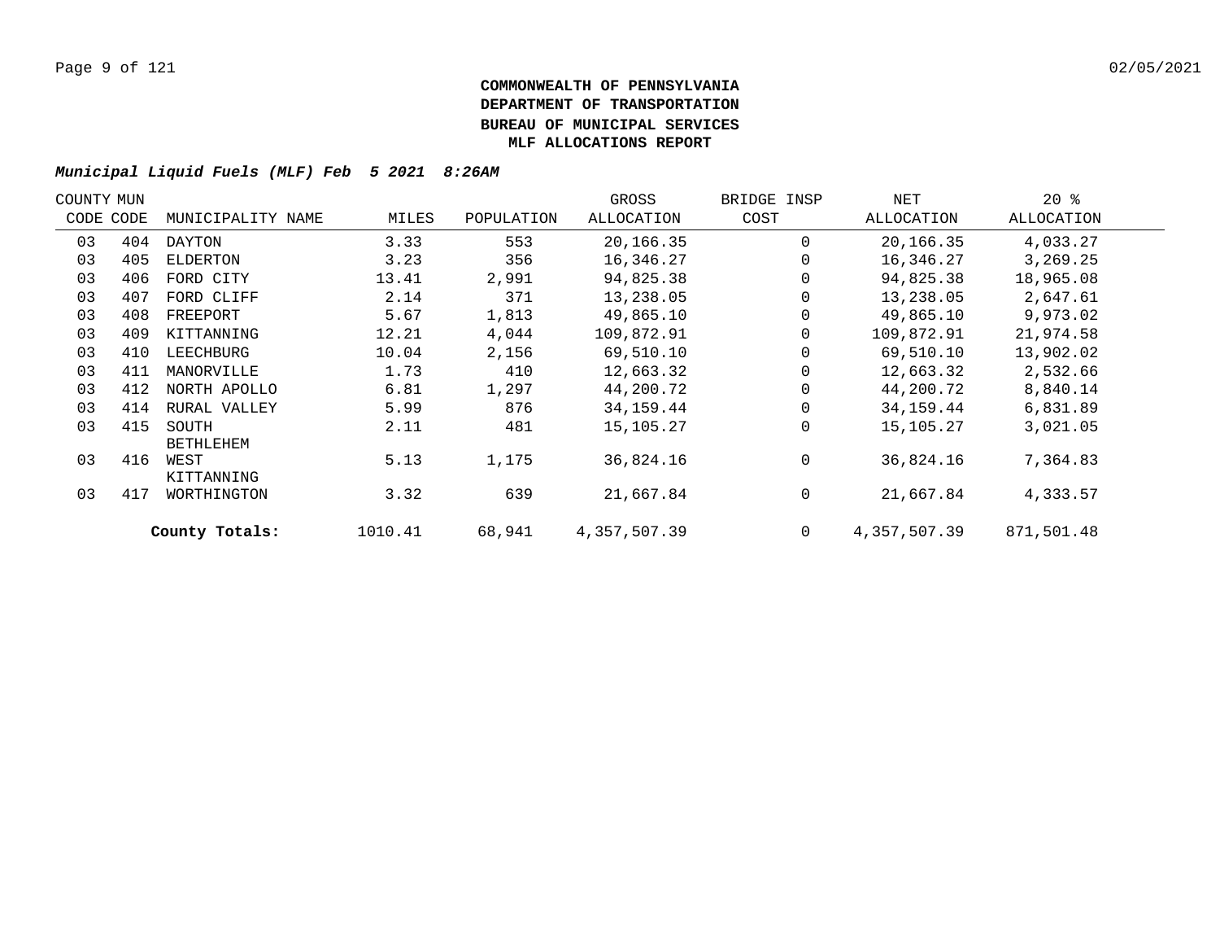**COMMONWEALTH OF PENNSYLVANIA**
**DEPARTMENT OF TRANSPORTATION**
**BUREAU OF MUNICIPAL SERVICES**
**MLF ALLOCATIONS REPORT**

***Municipal Liquid Fuels (MLF) Feb 5 2021 8:26AM***

| COUNTY CODE | MUN CODE | MUNICIPALITY NAME | MILES | POPULATION | GROSS ALLOCATION | BRIDGE INSP COST | NET ALLOCATION | 20 % ALLOCATION |
|---|---|---|---|---|---|---|---|---|
| 03 | 404 | DAYTON | 3.33 | 553 | 20,166.35 | 0 | 20,166.35 | 4,033.27 |
| 03 | 405 | ELDERTON | 3.23 | 356 | 16,346.27 | 0 | 16,346.27 | 3,269.25 |
| 03 | 406 | FORD CITY | 13.41 | 2,991 | 94,825.38 | 0 | 94,825.38 | 18,965.08 |
| 03 | 407 | FORD CLIFF | 2.14 | 371 | 13,238.05 | 0 | 13,238.05 | 2,647.61 |
| 03 | 408 | FREEPORT | 5.67 | 1,813 | 49,865.10 | 0 | 49,865.10 | 9,973.02 |
| 03 | 409 | KITTANNING | 12.21 | 4,044 | 109,872.91 | 0 | 109,872.91 | 21,974.58 |
| 03 | 410 | LEECHBURG | 10.04 | 2,156 | 69,510.10 | 0 | 69,510.10 | 13,902.02 |
| 03 | 411 | MANORVILLE | 1.73 | 410 | 12,663.32 | 0 | 12,663.32 | 2,532.66 |
| 03 | 412 | NORTH APOLLO | 6.81 | 1,297 | 44,200.72 | 0 | 44,200.72 | 8,840.14 |
| 03 | 414 | RURAL VALLEY | 5.99 | 876 | 34,159.44 | 0 | 34,159.44 | 6,831.89 |
| 03 | 415 | SOUTH BETHLEHEM | 2.11 | 481 | 15,105.27 | 0 | 15,105.27 | 3,021.05 |
| 03 | 416 | WEST KITTANNING | 5.13 | 1,175 | 36,824.16 | 0 | 36,824.16 | 7,364.83 |
| 03 | 417 | WORTHINGTON | 3.32 | 639 | 21,667.84 | 0 | 21,667.84 | 4,333.57 |
| | | **County Totals:** | 1010.41 | 68,941 | 4,357,507.39 | 0 | 4,357,507.39 | 871,501.48 |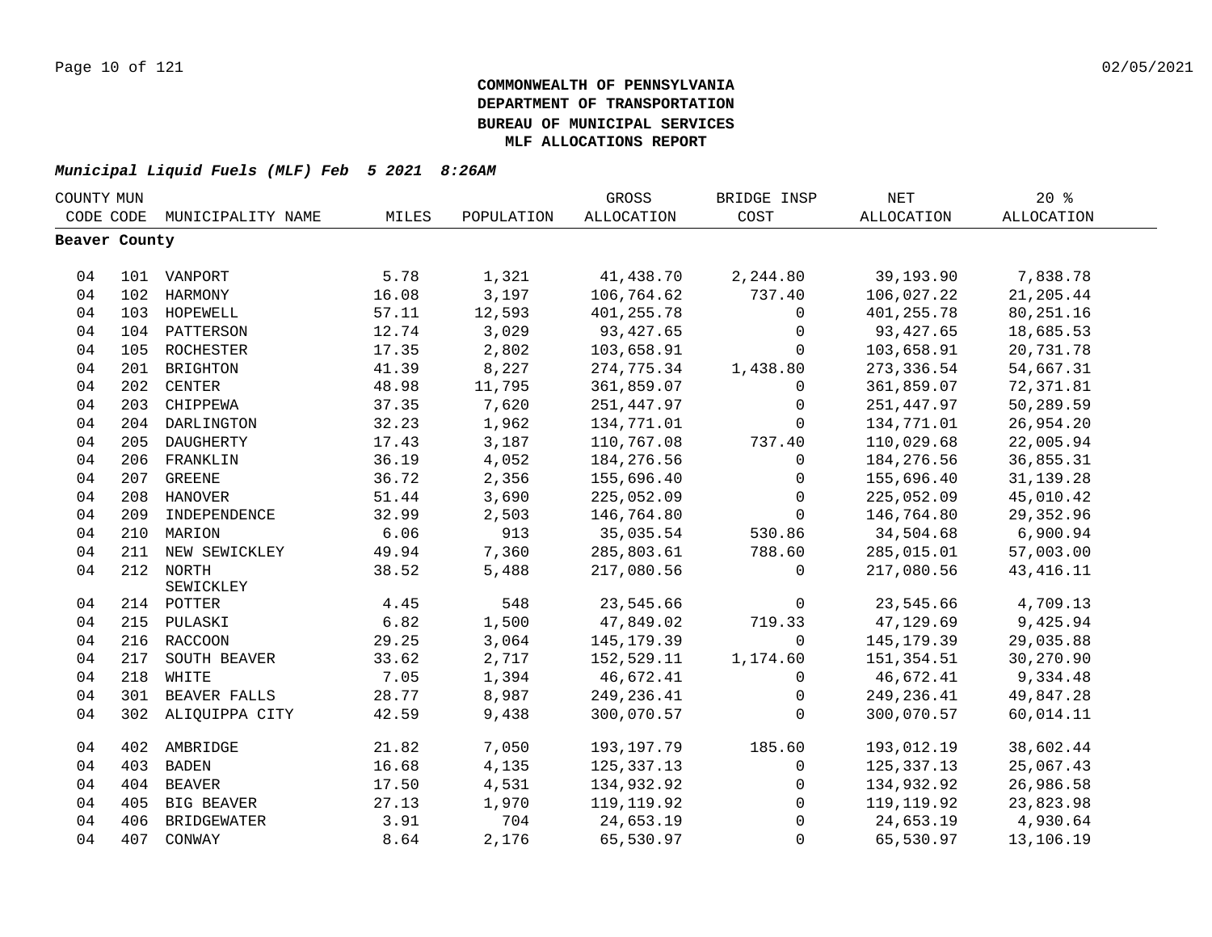**COMMONWEALTH OF PENNSYLVANIA**
**DEPARTMENT OF TRANSPORTATION**
**BUREAU OF MUNICIPAL SERVICES**
**MLF ALLOCATIONS REPORT**

***Municipal Liquid Fuels (MLF) Feb 5 2021 8:26AM***

| COUNTY CODE | MUN CODE | MUNICIPALITY NAME | MILES | POPULATION | GROSS ALLOCATION | BRIDGE INSP COST | NET ALLOCATION | 20 % ALLOCATION |
|---|---|---|---|---|---|---|---|---|
| **Beaver County** | | | | | | | | |
| 04 | 101 | VANPORT | 5.78 | 1,321 | 41,438.70 | 2,244.80 | 39,193.90 | 7,838.78 |
| 04 | 102 | HARMONY | 16.08 | 3,197 | 106,764.62 | 737.40 | 106,027.22 | 21,205.44 |
| 04 | 103 | HOPEWELL | 57.11 | 12,593 | 401,255.78 | 0 | 401,255.78 | 80,251.16 |
| 04 | 104 | PATTERSON | 12.74 | 3,029 | 93,427.65 | 0 | 93,427.65 | 18,685.53 |
| 04 | 105 | ROCHESTER | 17.35 | 2,802 | 103,658.91 | 0 | 103,658.91 | 20,731.78 |
| 04 | 201 | BRIGHTON | 41.39 | 8,227 | 274,775.34 | 1,438.80 | 273,336.54 | 54,667.31 |
| 04 | 202 | CENTER | 48.98 | 11,795 | 361,859.07 | 0 | 361,859.07 | 72,371.81 |
| 04 | 203 | CHIPPEWA | 37.35 | 7,620 | 251,447.97 | 0 | 251,447.97 | 50,289.59 |
| 04 | 204 | DARLINGTON | 32.23 | 1,962 | 134,771.01 | 0 | 134,771.01 | 26,954.20 |
| 04 | 205 | DAUGHERTY | 17.43 | 3,187 | 110,767.08 | 737.40 | 110,029.68 | 22,005.94 |
| 04 | 206 | FRANKLIN | 36.19 | 4,052 | 184,276.56 | 0 | 184,276.56 | 36,855.31 |
| 04 | 207 | GREENE | 36.72 | 2,356 | 155,696.40 | 0 | 155,696.40 | 31,139.28 |
| 04 | 208 | HANOVER | 51.44 | 3,690 | 225,052.09 | 0 | 225,052.09 | 45,010.42 |
| 04 | 209 | INDEPENDENCE | 32.99 | 2,503 | 146,764.80 | 0 | 146,764.80 | 29,352.96 |
| 04 | 210 | MARION | 6.06 | 913 | 35,035.54 | 530.86 | 34,504.68 | 6,900.94 |
| 04 | 211 | NEW SEWICKLEY | 49.94 | 7,360 | 285,803.61 | 788.60 | 285,015.01 | 57,003.00 |
| 04 | 212 | NORTH SEWICKLEY | 38.52 | 5,488 | 217,080.56 | 0 | 217,080.56 | 43,416.11 |
| 04 | 214 | POTTER | 4.45 | 548 | 23,545.66 | 0 | 23,545.66 | 4,709.13 |
| 04 | 215 | PULASKI | 6.82 | 1,500 | 47,849.02 | 719.33 | 47,129.69 | 9,425.94 |
| 04 | 216 | RACCOON | 29.25 | 3,064 | 145,179.39 | 0 | 145,179.39 | 29,035.88 |
| 04 | 217 | SOUTH BEAVER | 33.62 | 2,717 | 152,529.11 | 1,174.60 | 151,354.51 | 30,270.90 |
| 04 | 218 | WHITE | 7.05 | 1,394 | 46,672.41 | 0 | 46,672.41 | 9,334.48 |
| 04 | 301 | BEAVER FALLS | 28.77 | 8,987 | 249,236.41 | 0 | 249,236.41 | 49,847.28 |
| 04 | 302 | ALIQUIPPA CITY | 42.59 | 9,438 | 300,070.57 | 0 | 300,070.57 | 60,014.11 |
| 04 | 402 | AMBRIDGE | 21.82 | 7,050 | 193,197.79 | 185.60 | 193,012.19 | 38,602.44 |
| 04 | 403 | BADEN | 16.68 | 4,135 | 125,337.13 | 0 | 125,337.13 | 25,067.43 |
| 04 | 404 | BEAVER | 17.50 | 4,531 | 134,932.92 | 0 | 134,932.92 | 26,986.58 |
| 04 | 405 | BIG BEAVER | 27.13 | 1,970 | 119,119.92 | 0 | 119,119.92 | 23,823.98 |
| 04 | 406 | BRIDGEWATER | 3.91 | 704 | 24,653.19 | 0 | 24,653.19 | 4,930.64 |
| 04 | 407 | CONWAY | 8.64 | 2,176 | 65,530.97 | 0 | 65,530.97 | 13,106.19 |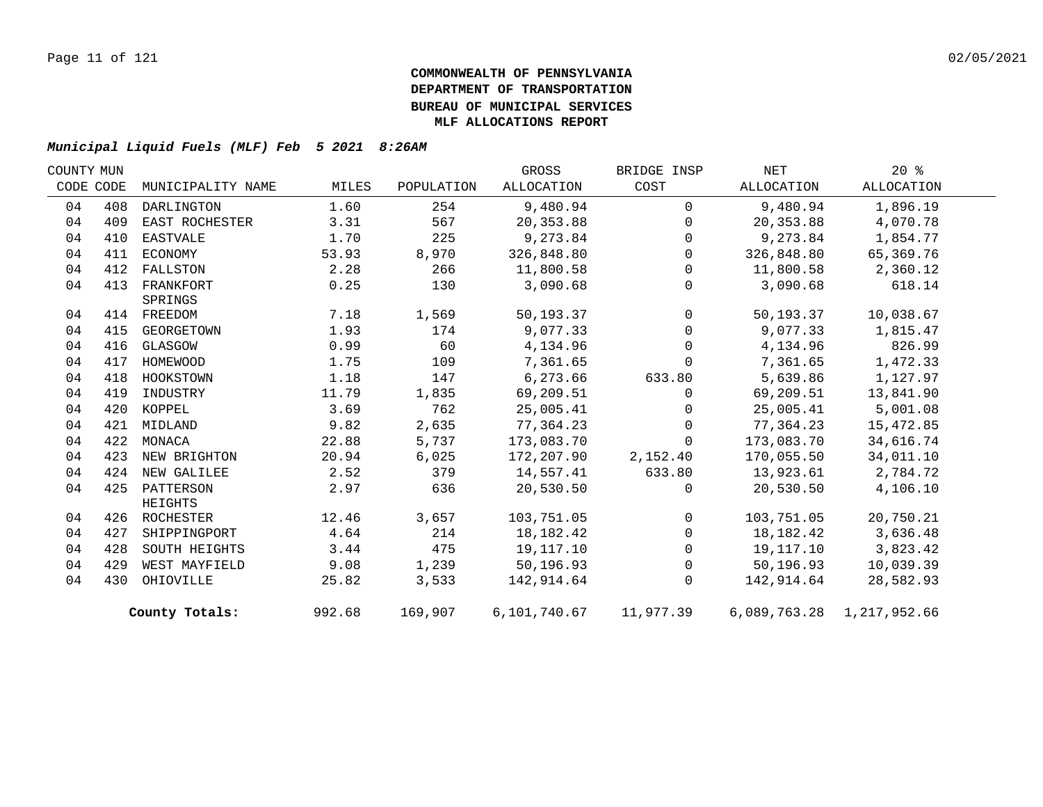**COMMONWEALTH OF PENNSYLVANIA**
**DEPARTMENT OF TRANSPORTATION**
**BUREAU OF MUNICIPAL SERVICES**
**MLF ALLOCATIONS REPORT**

***Municipal Liquid Fuels (MLF) Feb 5 2021 8:26AM***

| COUNTY CODE | MUN CODE | MUNICIPALITY NAME | MILES | POPULATION | GROSS ALLOCATION | BRIDGE INSP COST | NET ALLOCATION | 20 % ALLOCATION |
|---|---|---|---|---|---|---|---|---|
| 04 | 408 | DARLINGTON | 1.60 | 254 | 9,480.94 | 0 | 9,480.94 | 1,896.19 |
| 04 | 409 | EAST ROCHESTER | 3.31 | 567 | 20,353.88 | 0 | 20,353.88 | 4,070.78 |
| 04 | 410 | EASTVALE | 1.70 | 225 | 9,273.84 | 0 | 9,273.84 | 1,854.77 |
| 04 | 411 | ECONOMY | 53.93 | 8,970 | 326,848.80 | 0 | 326,848.80 | 65,369.76 |
| 04 | 412 | FALLSTON | 2.28 | 266 | 11,800.58 | 0 | 11,800.58 | 2,360.12 |
| 04 | 413 | FRANKFORT SPRINGS | 0.25 | 130 | 3,090.68 | 0 | 3,090.68 | 618.14 |
| 04 | 414 | FREEDOM | 7.18 | 1,569 | 50,193.37 | 0 | 50,193.37 | 10,038.67 |
| 04 | 415 | GEORGETOWN | 1.93 | 174 | 9,077.33 | 0 | 9,077.33 | 1,815.47 |
| 04 | 416 | GLASGOW | 0.99 | 60 | 4,134.96 | 0 | 4,134.96 | 826.99 |
| 04 | 417 | HOMEWOOD | 1.75 | 109 | 7,361.65 | 0 | 7,361.65 | 1,472.33 |
| 04 | 418 | HOOKSTOWN | 1.18 | 147 | 6,273.66 | 633.80 | 5,639.86 | 1,127.97 |
| 04 | 419 | INDUSTRY | 11.79 | 1,835 | 69,209.51 | 0 | 69,209.51 | 13,841.90 |
| 04 | 420 | KOPPEL | 3.69 | 762 | 25,005.41 | 0 | 25,005.41 | 5,001.08 |
| 04 | 421 | MIDLAND | 9.82 | 2,635 | 77,364.23 | 0 | 77,364.23 | 15,472.85 |
| 04 | 422 | MONACA | 22.88 | 5,737 | 173,083.70 | 0 | 173,083.70 | 34,616.74 |
| 04 | 423 | NEW BRIGHTON | 20.94 | 6,025 | 172,207.90 | 2,152.40 | 170,055.50 | 34,011.10 |
| 04 | 424 | NEW GALILEE | 2.52 | 379 | 14,557.41 | 633.80 | 13,923.61 | 2,784.72 |
| 04 | 425 | PATTERSON HEIGHTS | 2.97 | 636 | 20,530.50 | 0 | 20,530.50 | 4,106.10 |
| 04 | 426 | ROCHESTER | 12.46 | 3,657 | 103,751.05 | 0 | 103,751.05 | 20,750.21 |
| 04 | 427 | SHIPPINGPORT | 4.64 | 214 | 18,182.42 | 0 | 18,182.42 | 3,636.48 |
| 04 | 428 | SOUTH HEIGHTS | 3.44 | 475 | 19,117.10 | 0 | 19,117.10 | 3,823.42 |
| 04 | 429 | WEST MAYFIELD | 9.08 | 1,239 | 50,196.93 | 0 | 50,196.93 | 10,039.39 |
| 04 | 430 | OHIOVILLE | 25.82 | 3,533 | 142,914.64 | 0 | 142,914.64 | 28,582.93 |
| | | **County Totals:** | 992.68 | 169,907 | 6,101,740.67 | 11,977.39 | 6,089,763.28 | 1,217,952.66 |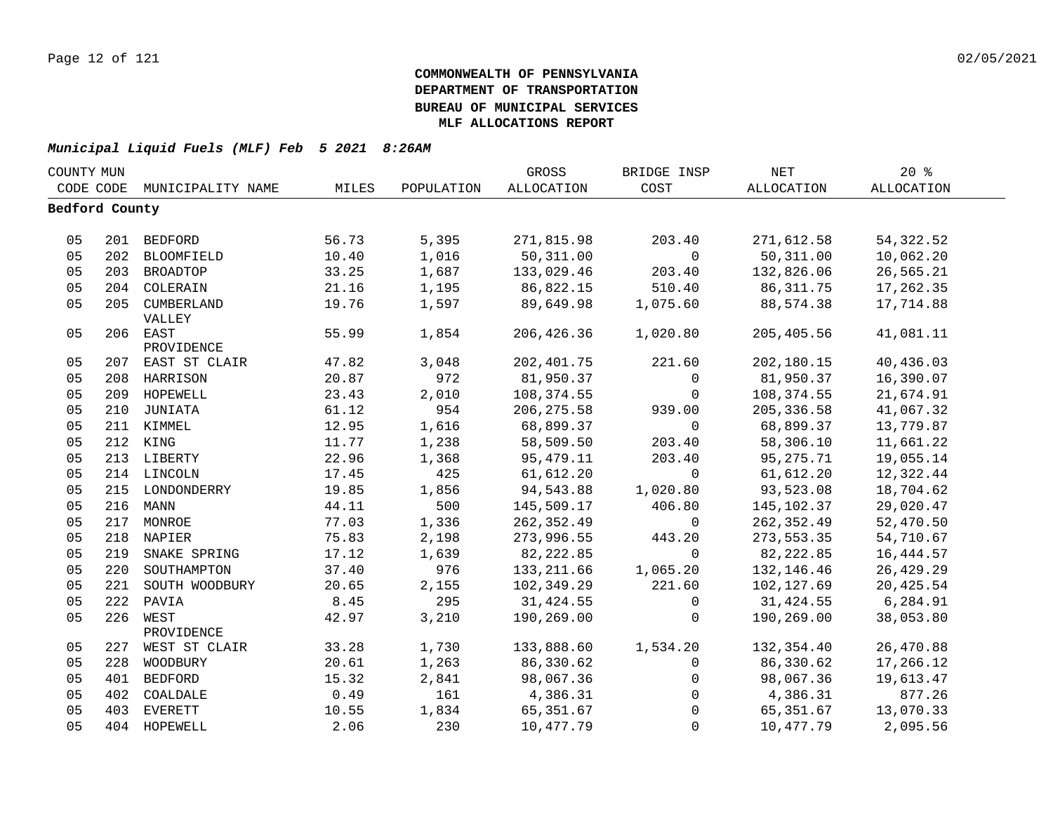**COMMONWEALTH OF PENNSYLVANIA**
**DEPARTMENT OF TRANSPORTATION**
**BUREAU OF MUNICIPAL SERVICES**
**MLF ALLOCATIONS REPORT**

***Municipal Liquid Fuels (MLF) Feb 5 2021 8:26AM***

| COUNTY CODE | MUN CODE | MUNICIPALITY NAME | MILES | POPULATION | GROSS ALLOCATION | BRIDGE INSP COST | NET ALLOCATION | 20 % ALLOCATION |
|---|---|---|---|---|---|---|---|---|
| **Bedford County** | | | | | | | | |
| 05 | 201 | BEDFORD | 56.73 | 5,395 | 271,815.98 | 203.40 | 271,612.58 | 54,322.52 |
| 05 | 202 | BLOOMFIELD | 10.40 | 1,016 | 50,311.00 | 0 | 50,311.00 | 10,062.20 |
| 05 | 203 | BROADTOP | 33.25 | 1,687 | 133,029.46 | 203.40 | 132,826.06 | 26,565.21 |
| 05 | 204 | COLERAIN | 21.16 | 1,195 | 86,822.15 | 510.40 | 86,311.75 | 17,262.35 |
| 05 | 205 | CUMBERLAND VALLEY | 19.76 | 1,597 | 89,649.98 | 1,075.60 | 88,574.38 | 17,714.88 |
| 05 | 206 | EAST PROVIDENCE | 55.99 | 1,854 | 206,426.36 | 1,020.80 | 205,405.56 | 41,081.11 |
| 05 | 207 | EAST ST CLAIR | 47.82 | 3,048 | 202,401.75 | 221.60 | 202,180.15 | 40,436.03 |
| 05 | 208 | HARRISON | 20.87 | 972 | 81,950.37 | 0 | 81,950.37 | 16,390.07 |
| 05 | 209 | HOPEWELL | 23.43 | 2,010 | 108,374.55 | 0 | 108,374.55 | 21,674.91 |
| 05 | 210 | JUNIATA | 61.12 | 954 | 206,275.58 | 939.00 | 205,336.58 | 41,067.32 |
| 05 | 211 | KIMMEL | 12.95 | 1,616 | 68,899.37 | 0 | 68,899.37 | 13,779.87 |
| 05 | 212 | KING | 11.77 | 1,238 | 58,509.50 | 203.40 | 58,306.10 | 11,661.22 |
| 05 | 213 | LIBERTY | 22.96 | 1,368 | 95,479.11 | 203.40 | 95,275.71 | 19,055.14 |
| 05 | 214 | LINCOLN | 17.45 | 425 | 61,612.20 | 0 | 61,612.20 | 12,322.44 |
| 05 | 215 | LONDONDERRY | 19.85 | 1,856 | 94,543.88 | 1,020.80 | 93,523.08 | 18,704.62 |
| 05 | 216 | MANN | 44.11 | 500 | 145,509.17 | 406.80 | 145,102.37 | 29,020.47 |
| 05 | 217 | MONROE | 77.03 | 1,336 | 262,352.49 | 0 | 262,352.49 | 52,470.50 |
| 05 | 218 | NAPIER | 75.83 | 2,198 | 273,996.55 | 443.20 | 273,553.35 | 54,710.67 |
| 05 | 219 | SNAKE SPRING | 17.12 | 1,639 | 82,222.85 | 0 | 82,222.85 | 16,444.57 |
| 05 | 220 | SOUTHAMPTON | 37.40 | 976 | 133,211.66 | 1,065.20 | 132,146.46 | 26,429.29 |
| 05 | 221 | SOUTH WOODBURY | 20.65 | 2,155 | 102,349.29 | 221.60 | 102,127.69 | 20,425.54 |
| 05 | 222 | PAVIA | 8.45 | 295 | 31,424.55 | 0 | 31,424.55 | 6,284.91 |
| 05 | 226 | WEST PROVIDENCE | 42.97 | 3,210 | 190,269.00 | 0 | 190,269.00 | 38,053.80 |
| 05 | 227 | WEST ST CLAIR | 33.28 | 1,730 | 133,888.60 | 1,534.20 | 132,354.40 | 26,470.88 |
| 05 | 228 | WOODBURY | 20.61 | 1,263 | 86,330.62 | 0 | 86,330.62 | 17,266.12 |
| 05 | 401 | BEDFORD | 15.32 | 2,841 | 98,067.36 | 0 | 98,067.36 | 19,613.47 |
| 05 | 402 | COALDALE | 0.49 | 161 | 4,386.31 | 0 | 4,386.31 | 877.26 |
| 05 | 403 | EVERETT | 10.55 | 1,834 | 65,351.67 | 0 | 65,351.67 | 13,070.33 |
| 05 | 404 | HOPEWELL | 2.06 | 230 | 10,477.79 | 0 | 10,477.79 | 2,095.56 |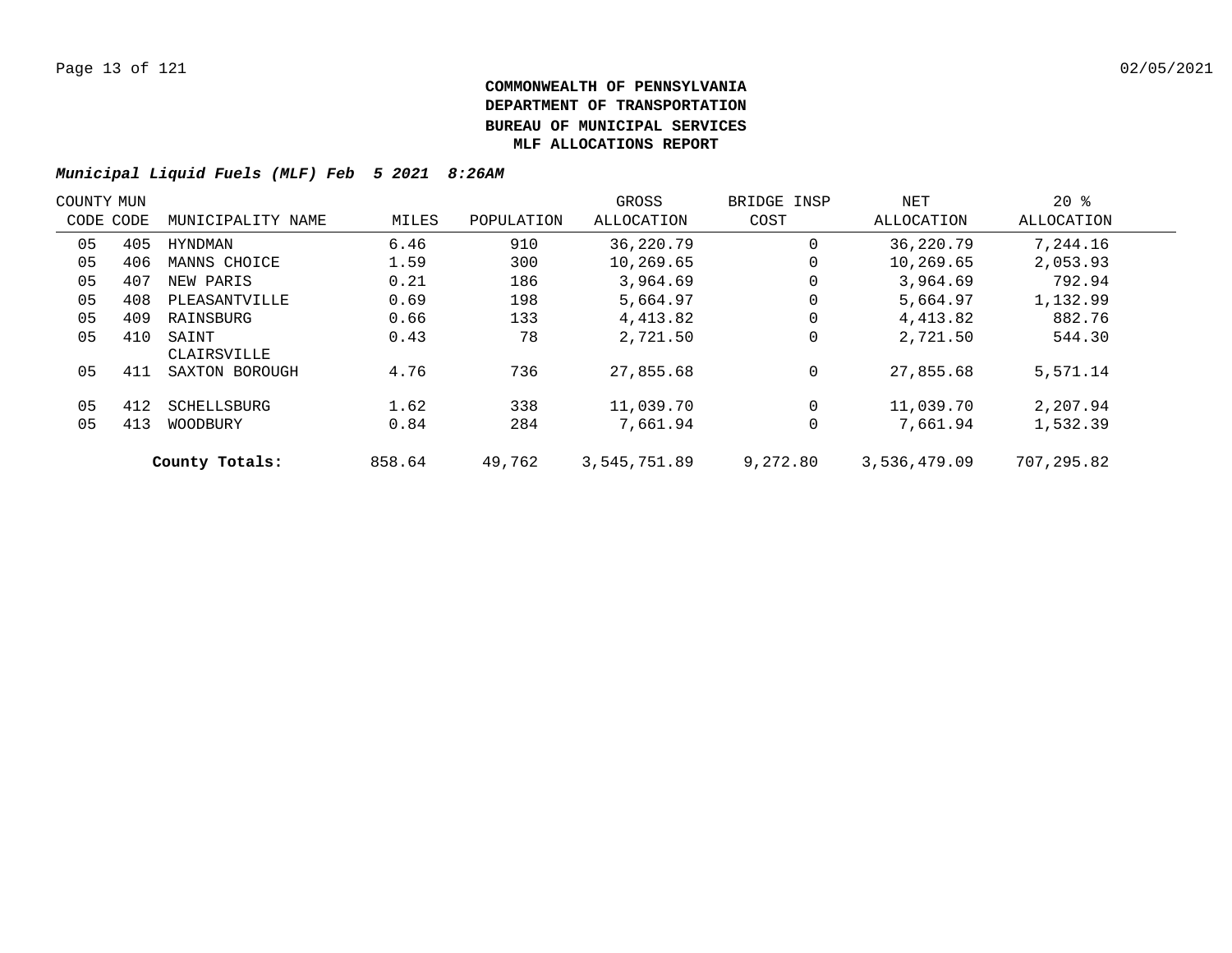**COMMONWEALTH OF PENNSYLVANIA**
**DEPARTMENT OF TRANSPORTATION**
**BUREAU OF MUNICIPAL SERVICES**
**MLF ALLOCATIONS REPORT**

***Municipal Liquid Fuels (MLF) Feb 5 2021 8:26AM***

| COUNTY CODE | MUN CODE | MUNICIPALITY NAME | MILES | POPULATION | GROSS ALLOCATION | BRIDGE INSP COST | NET ALLOCATION | 20 % ALLOCATION |
|---|---|---|---|---|---|---|---|---|
| 05 | 405 | HYNDMAN | 6.46 | 910 | 36,220.79 | 0 | 36,220.79 | 7,244.16 |
| 05 | 406 | MANNS CHOICE | 1.59 | 300 | 10,269.65 | 0 | 10,269.65 | 2,053.93 |
| 05 | 407 | NEW PARIS | 0.21 | 186 | 3,964.69 | 0 | 3,964.69 | 792.94 |
| 05 | 408 | PLEASANTVILLE | 0.69 | 198 | 5,664.97 | 0 | 5,664.97 | 1,132.99 |
| 05 | 409 | RAINSBURG | 0.66 | 133 | 4,413.82 | 0 | 4,413.82 | 882.76 |
| 05 | 410 | SAINT CLAIRSVILLE | 0.43 | 78 | 2,721.50 | 0 | 2,721.50 | 544.30 |
| 05 | 411 | SAXTON BOROUGH | 4.76 | 736 | 27,855.68 | 0 | 27,855.68 | 5,571.14 |
| 05 | 412 | SCHELLSBURG | 1.62 | 338 | 11,039.70 | 0 | 11,039.70 | 2,207.94 |
| 05 | 413 | WOODBURY | 0.84 | 284 | 7,661.94 | 0 | 7,661.94 | 1,532.39 |
| | | **County Totals:** | 858.64 | 49,762 | 3,545,751.89 | 9,272.80 | 3,536,479.09 | 707,295.82 |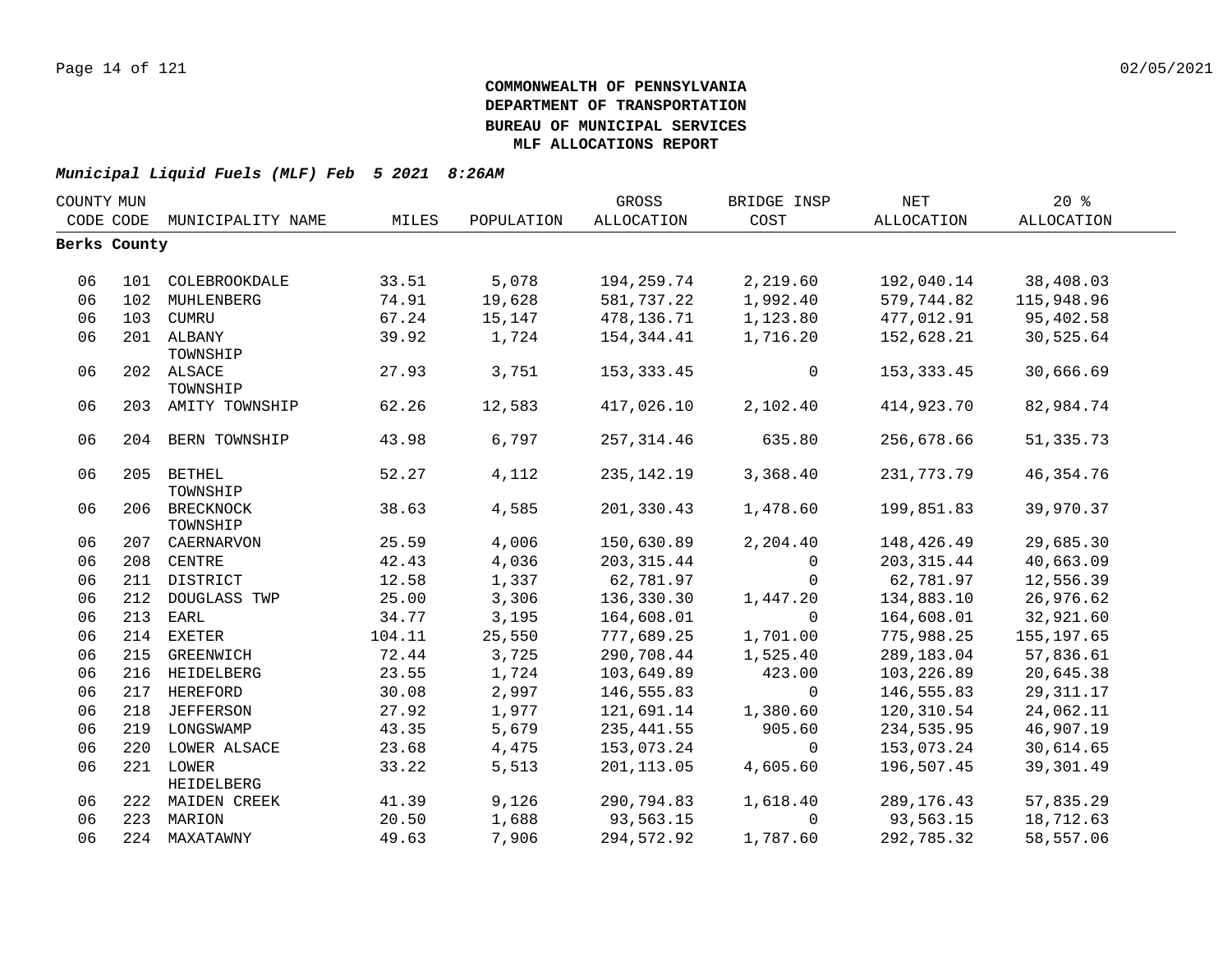**COMMONWEALTH OF PENNSYLVANIA**
**DEPARTMENT OF TRANSPORTATION**
**BUREAU OF MUNICIPAL SERVICES**
**MLF ALLOCATIONS REPORT**

***Municipal Liquid Fuels (MLF) Feb 5 2021 8:26AM***

| COUNTY CODE | MUN CODE | MUNICIPALITY NAME | MILES | POPULATION | GROSS ALLOCATION | BRIDGE INSP COST | NET ALLOCATION | 20 % ALLOCATION |
|---|---|---|---|---|---|---|---|---|
| **Berks County** | | | | | | | | |
| 06 | 101 | COLEBROOKDALE | 33.51 | 5,078 | 194,259.74 | 2,219.60 | 192,040.14 | 38,408.03 |
| 06 | 102 | MUHLENBERG | 74.91 | 19,628 | 581,737.22 | 1,992.40 | 579,744.82 | 115,948.96 |
| 06 | 103 | CUMRU | 67.24 | 15,147 | 478,136.71 | 1,123.80 | 477,012.91 | 95,402.58 |
| 06 | 201 | ALBANY TOWNSHIP | 39.92 | 1,724 | 154,344.41 | 1,716.20 | 152,628.21 | 30,525.64 |
| 06 | 202 | ALSACE TOWNSHIP | 27.93 | 3,751 | 153,333.45 | 0 | 153,333.45 | 30,666.69 |
| 06 | 203 | AMITY TOWNSHIP | 62.26 | 12,583 | 417,026.10 | 2,102.40 | 414,923.70 | 82,984.74 |
| 06 | 204 | BERN TOWNSHIP | 43.98 | 6,797 | 257,314.46 | 635.80 | 256,678.66 | 51,335.73 |
| 06 | 205 | BETHEL TOWNSHIP | 52.27 | 4,112 | 235,142.19 | 3,368.40 | 231,773.79 | 46,354.76 |
| 06 | 206 | BRECKNOCK TOWNSHIP | 38.63 | 4,585 | 201,330.43 | 1,478.60 | 199,851.83 | 39,970.37 |
| 06 | 207 | CAERNARVON | 25.59 | 4,006 | 150,630.89 | 2,204.40 | 148,426.49 | 29,685.30 |
| 06 | 208 | CENTRE | 42.43 | 4,036 | 203,315.44 | 0 | 203,315.44 | 40,663.09 |
| 06 | 211 | DISTRICT | 12.58 | 1,337 | 62,781.97 | 0 | 62,781.97 | 12,556.39 |
| 06 | 212 | DOUGLASS TWP | 25.00 | 3,306 | 136,330.30 | 1,447.20 | 134,883.10 | 26,976.62 |
| 06 | 213 | EARL | 34.77 | 3,195 | 164,608.01 | 0 | 164,608.01 | 32,921.60 |
| 06 | 214 | EXETER | 104.11 | 25,550 | 777,689.25 | 1,701.00 | 775,988.25 | 155,197.65 |
| 06 | 215 | GREENWICH | 72.44 | 3,725 | 290,708.44 | 1,525.40 | 289,183.04 | 57,836.61 |
| 06 | 216 | HEIDELBERG | 23.55 | 1,724 | 103,649.89 | 423.00 | 103,226.89 | 20,645.38 |
| 06 | 217 | HEREFORD | 30.08 | 2,997 | 146,555.83 | 0 | 146,555.83 | 29,311.17 |
| 06 | 218 | JEFFERSON | 27.92 | 1,977 | 121,691.14 | 1,380.60 | 120,310.54 | 24,062.11 |
| 06 | 219 | LONGSWAMP | 43.35 | 5,679 | 235,441.55 | 905.60 | 234,535.95 | 46,907.19 |
| 06 | 220 | LOWER ALSACE | 23.68 | 4,475 | 153,073.24 | 0 | 153,073.24 | 30,614.65 |
| 06 | 221 | LOWER HEIDELBERG | 33.22 | 5,513 | 201,113.05 | 4,605.60 | 196,507.45 | 39,301.49 |
| 06 | 222 | MAIDEN CREEK | 41.39 | 9,126 | 290,794.83 | 1,618.40 | 289,176.43 | 57,835.29 |
| 06 | 223 | MARION | 20.50 | 1,688 | 93,563.15 | 0 | 93,563.15 | 18,712.63 |
| 06 | 224 | MAXATAWNY | 49.63 | 7,906 | 294,572.92 | 1,787.60 | 292,785.32 | 58,557.06 |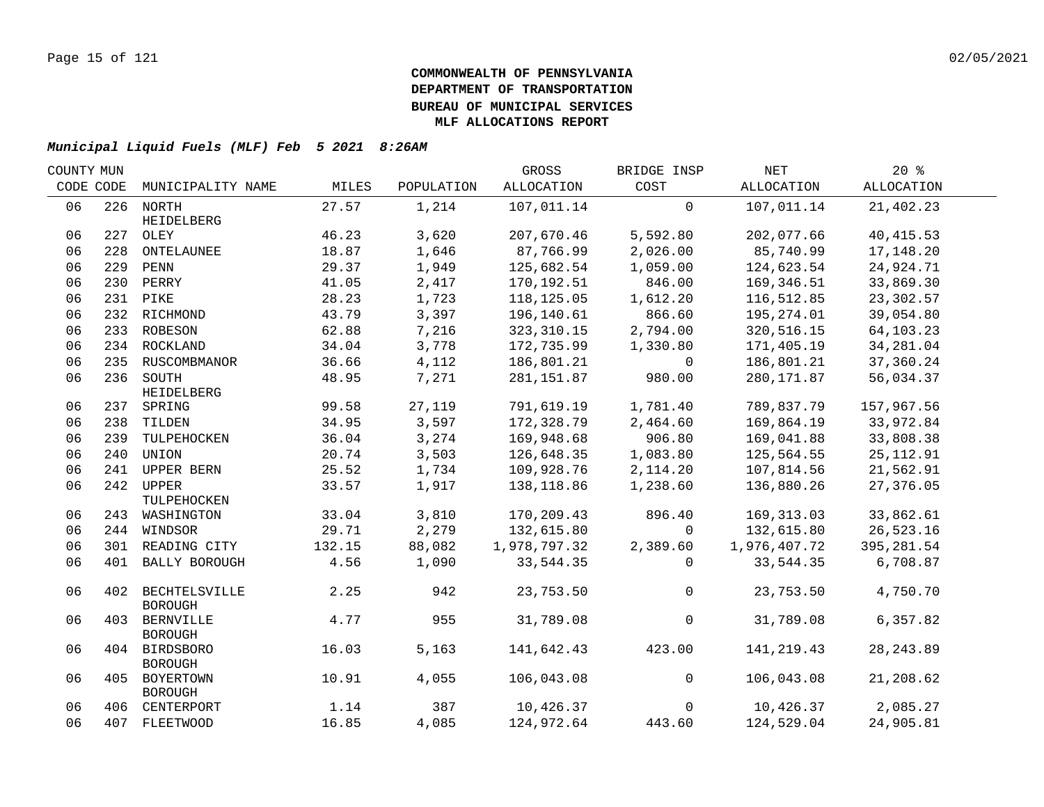**COMMONWEALTH OF PENNSYLVANIA**
**DEPARTMENT OF TRANSPORTATION**
**BUREAU OF MUNICIPAL SERVICES**
**MLF ALLOCATIONS REPORT**

***Municipal Liquid Fuels (MLF) Feb 5 2021 8:26AM***

| COUNTY CODE | MUN CODE | MUNICIPALITY NAME | MILES | POPULATION | GROSS ALLOCATION | BRIDGE INSP COST | NET ALLOCATION | 20 % ALLOCATION |
|---|---|---|---|---|---|---|---|---|
| 06 | 226 | NORTH HEIDELBERG | 27.57 | 1,214 | 107,011.14 | 0 | 107,011.14 | 21,402.23 |
| 06 | 227 | OLEY | 46.23 | 3,620 | 207,670.46 | 5,592.80 | 202,077.66 | 40,415.53 |
| 06 | 228 | ONTELAUNEE | 18.87 | 1,646 | 87,766.99 | 2,026.00 | 85,740.99 | 17,148.20 |
| 06 | 229 | PENN | 29.37 | 1,949 | 125,682.54 | 1,059.00 | 124,623.54 | 24,924.71 |
| 06 | 230 | PERRY | 41.05 | 2,417 | 170,192.51 | 846.00 | 169,346.51 | 33,869.30 |
| 06 | 231 | PIKE | 28.23 | 1,723 | 118,125.05 | 1,612.20 | 116,512.85 | 23,302.57 |
| 06 | 232 | RICHMOND | 43.79 | 3,397 | 196,140.61 | 866.60 | 195,274.01 | 39,054.80 |
| 06 | 233 | ROBESON | 62.88 | 7,216 | 323,310.15 | 2,794.00 | 320,516.15 | 64,103.23 |
| 06 | 234 | ROCKLAND | 34.04 | 3,778 | 172,735.99 | 1,330.80 | 171,405.19 | 34,281.04 |
| 06 | 235 | RUSCOMBMANOR | 36.66 | 4,112 | 186,801.21 | 0 | 186,801.21 | 37,360.24 |
| 06 | 236 | SOUTH HEIDELBERG | 48.95 | 7,271 | 281,151.87 | 980.00 | 280,171.87 | 56,034.37 |
| 06 | 237 | SPRING | 99.58 | 27,119 | 791,619.19 | 1,781.40 | 789,837.79 | 157,967.56 |
| 06 | 238 | TILDEN | 34.95 | 3,597 | 172,328.79 | 2,464.60 | 169,864.19 | 33,972.84 |
| 06 | 239 | TULPEHOCKEN | 36.04 | 3,274 | 169,948.68 | 906.80 | 169,041.88 | 33,808.38 |
| 06 | 240 | UNION | 20.74 | 3,503 | 126,648.35 | 1,083.80 | 125,564.55 | 25,112.91 |
| 06 | 241 | UPPER BERN | 25.52 | 1,734 | 109,928.76 | 2,114.20 | 107,814.56 | 21,562.91 |
| 06 | 242 | UPPER TULPEHOCKEN | 33.57 | 1,917 | 138,118.86 | 1,238.60 | 136,880.26 | 27,376.05 |
| 06 | 243 | WASHINGTON | 33.04 | 3,810 | 170,209.43 | 896.40 | 169,313.03 | 33,862.61 |
| 06 | 244 | WINDSOR | 29.71 | 2,279 | 132,615.80 | 0 | 132,615.80 | 26,523.16 |
| 06 | 301 | READING CITY | 132.15 | 88,082 | 1,978,797.32 | 2,389.60 | 1,976,407.72 | 395,281.54 |
| 06 | 401 | BALLY BOROUGH | 4.56 | 1,090 | 33,544.35 | 0 | 33,544.35 | 6,708.87 |
| 06 | 402 | BECHTELSVILLE BOROUGH | 2.25 | 942 | 23,753.50 | 0 | 23,753.50 | 4,750.70 |
| 06 | 403 | BERNVILLE BOROUGH | 4.77 | 955 | 31,789.08 | 0 | 31,789.08 | 6,357.82 |
| 06 | 404 | BIRDSBORO BOROUGH | 16.03 | 5,163 | 141,642.43 | 423.00 | 141,219.43 | 28,243.89 |
| 06 | 405 | BOYERTOWN BOROUGH | 10.91 | 4,055 | 106,043.08 | 0 | 106,043.08 | 21,208.62 |
| 06 | 406 | CENTERPORT | 1.14 | 387 | 10,426.37 | 0 | 10,426.37 | 2,085.27 |
| 06 | 407 | FLEETWOOD | 16.85 | 4,085 | 124,972.64 | 443.60 | 124,529.04 | 24,905.81 |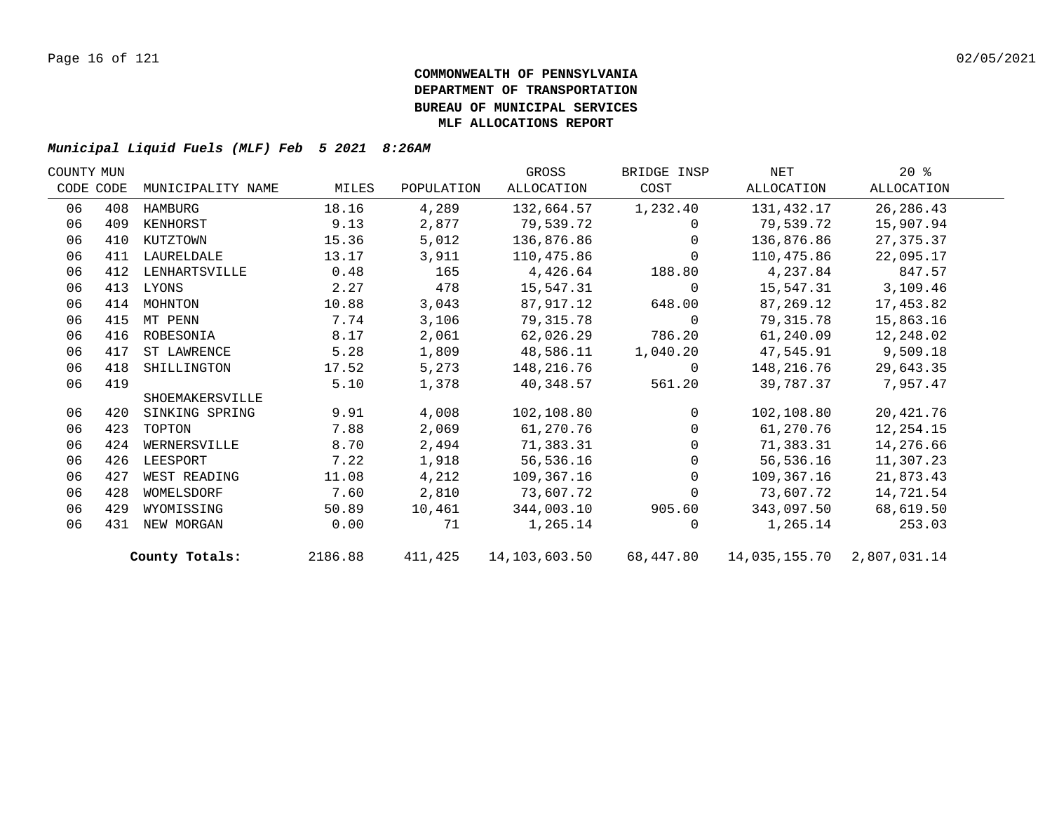**COMMONWEALTH OF PENNSYLVANIA**
**DEPARTMENT OF TRANSPORTATION**
**BUREAU OF MUNICIPAL SERVICES**
**MLF ALLOCATIONS REPORT**

***Municipal Liquid Fuels (MLF) Feb 5 2021 8:26AM***

| COUNTY CODE | MUN CODE | MUNICIPALITY NAME | MILES | POPULATION | GROSS ALLOCATION | BRIDGE INSP COST | NET ALLOCATION | 20 % ALLOCATION |
|---|---|---|---|---|---|---|---|---|
| 06 | 408 | HAMBURG | 18.16 | 4,289 | 132,664.57 | 1,232.40 | 131,432.17 | 26,286.43 |
| 06 | 409 | KENHORST | 9.13 | 2,877 | 79,539.72 | 0 | 79,539.72 | 15,907.94 |
| 06 | 410 | KUTZTOWN | 15.36 | 5,012 | 136,876.86 | 0 | 136,876.86 | 27,375.37 |
| 06 | 411 | LAURELDALE | 13.17 | 3,911 | 110,475.86 | 0 | 110,475.86 | 22,095.17 |
| 06 | 412 | LENHARTSVILLE | 0.48 | 165 | 4,426.64 | 188.80 | 4,237.84 | 847.57 |
| 06 | 413 | LYONS | 2.27 | 478 | 15,547.31 | 0 | 15,547.31 | 3,109.46 |
| 06 | 414 | MOHNTON | 10.88 | 3,043 | 87,917.12 | 648.00 | 87,269.12 | 17,453.82 |
| 06 | 415 | MT PENN | 7.74 | 3,106 | 79,315.78 | 0 | 79,315.78 | 15,863.16 |
| 06 | 416 | ROBESONIA | 8.17 | 2,061 | 62,026.29 | 786.20 | 61,240.09 | 12,248.02 |
| 06 | 417 | ST LAWRENCE | 5.28 | 1,809 | 48,586.11 | 1,040.20 | 47,545.91 | 9,509.18 |
| 06 | 418 | SHILLINGTON | 17.52 | 5,273 | 148,216.76 | 0 | 148,216.76 | 29,643.35 |
| 06 | 419 | SHOEMAKERSVILLE | 5.10 | 1,378 | 40,348.57 | 561.20 | 39,787.37 | 7,957.47 |
| 06 | 420 | SINKING SPRING | 9.91 | 4,008 | 102,108.80 | 0 | 102,108.80 | 20,421.76 |
| 06 | 423 | TOPTON | 7.88 | 2,069 | 61,270.76 | 0 | 61,270.76 | 12,254.15 |
| 06 | 424 | WERNERSVILLE | 8.70 | 2,494 | 71,383.31 | 0 | 71,383.31 | 14,276.66 |
| 06 | 426 | LEESPORT | 7.22 | 1,918 | 56,536.16 | 0 | 56,536.16 | 11,307.23 |
| 06 | 427 | WEST READING | 11.08 | 4,212 | 109,367.16 | 0 | 109,367.16 | 21,873.43 |
| 06 | 428 | WOMELSDORF | 7.60 | 2,810 | 73,607.72 | 0 | 73,607.72 | 14,721.54 |
| 06 | 429 | WYOMISSING | 50.89 | 10,461 | 344,003.10 | 905.60 | 343,097.50 | 68,619.50 |
| 06 | 431 | NEW MORGAN | 0.00 | 71 | 1,265.14 | 0 | 1,265.14 | 253.03 |
| | | **County Totals:** | 2186.88 | 411,425 | 14,103,603.50 | 68,447.80 | 14,035,155.70 | 2,807,031.14 |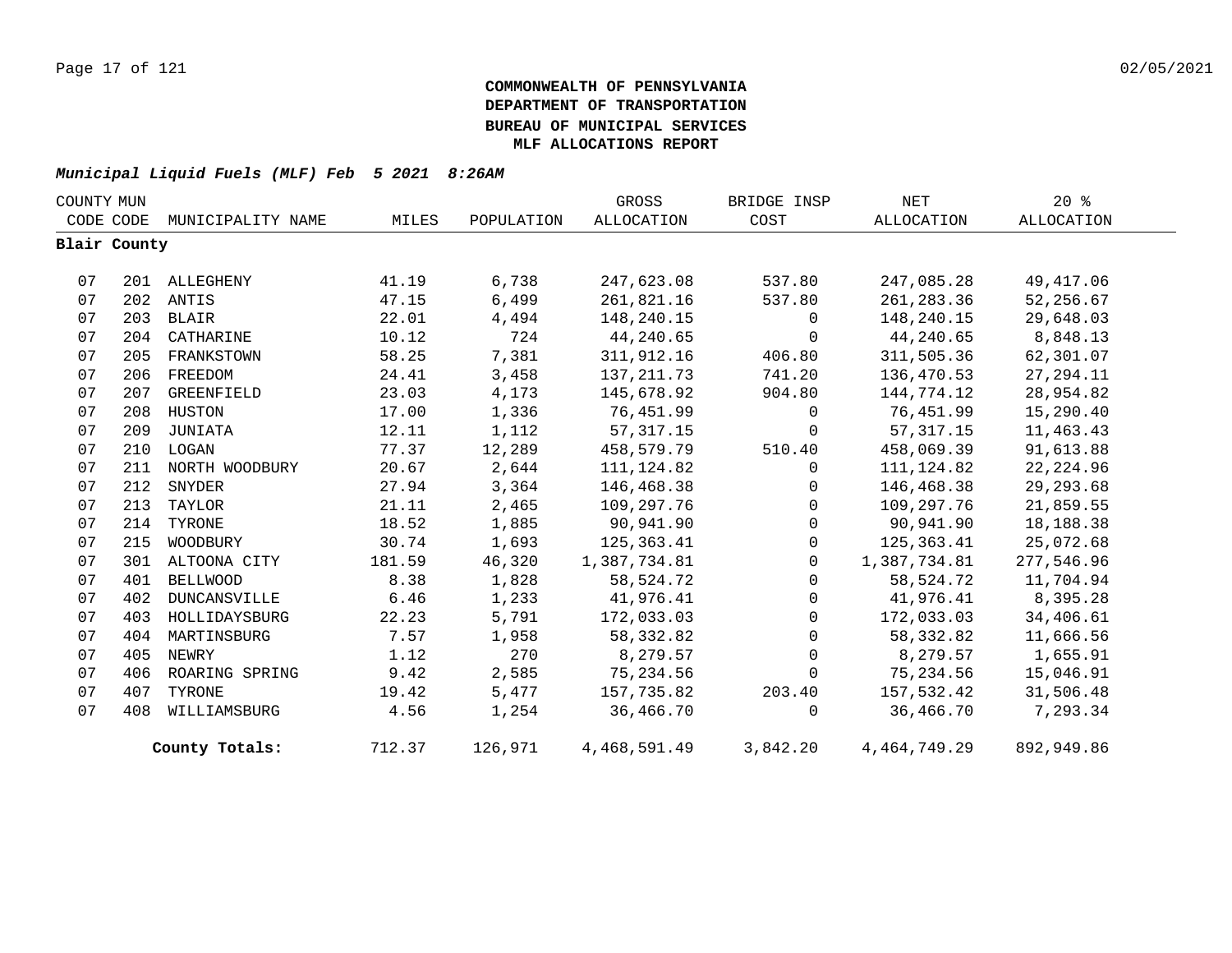# COMMONWEALTH OF PENNSYLVANIA
# DEPARTMENT OF TRANSPORTATION
# BUREAU OF MUNICIPAL SERVICES
# MLF ALLOCATIONS REPORT

***Municipal Liquid Fuels (MLF) Feb 5 2021 8:26AM***

| COUNTY CODE | MUN CODE | MUNICIPALITY NAME | MILES | POPULATION | GROSS ALLOCATION | BRIDGE INSP COST | NET ALLOCATION | 20 % ALLOCATION |
|---|---|---|---|---|---|---|---|---|
| **Blair County** | | | | | | | | |
| 07 | 201 | ALLEGHENY | 41.19 | 6,738 | 247,623.08 | 537.80 | 247,085.28 | 49,417.06 |
| 07 | 202 | ANTIS | 47.15 | 6,499 | 261,821.16 | 537.80 | 261,283.36 | 52,256.67 |
| 07 | 203 | BLAIR | 22.01 | 4,494 | 148,240.15 | 0 | 148,240.15 | 29,648.03 |
| 07 | 204 | CATHARINE | 10.12 | 724 | 44,240.65 | 0 | 44,240.65 | 8,848.13 |
| 07 | 205 | FRANKSTOWN | 58.25 | 7,381 | 311,912.16 | 406.80 | 311,505.36 | 62,301.07 |
| 07 | 206 | FREEDOM | 24.41 | 3,458 | 137,211.73 | 741.20 | 136,470.53 | 27,294.11 |
| 07 | 207 | GREENFIELD | 23.03 | 4,173 | 145,678.92 | 904.80 | 144,774.12 | 28,954.82 |
| 07 | 208 | HUSTON | 17.00 | 1,336 | 76,451.99 | 0 | 76,451.99 | 15,290.40 |
| 07 | 209 | JUNIATA | 12.11 | 1,112 | 57,317.15 | 0 | 57,317.15 | 11,463.43 |
| 07 | 210 | LOGAN | 77.37 | 12,289 | 458,579.79 | 510.40 | 458,069.39 | 91,613.88 |
| 07 | 211 | NORTH WOODBURY | 20.67 | 2,644 | 111,124.82 | 0 | 111,124.82 | 22,224.96 |
| 07 | 212 | SNYDER | 27.94 | 3,364 | 146,468.38 | 0 | 146,468.38 | 29,293.68 |
| 07 | 213 | TAYLOR | 21.11 | 2,465 | 109,297.76 | 0 | 109,297.76 | 21,859.55 |
| 07 | 214 | TYRONE | 18.52 | 1,885 | 90,941.90 | 0 | 90,941.90 | 18,188.38 |
| 07 | 215 | WOODBURY | 30.74 | 1,693 | 125,363.41 | 0 | 125,363.41 | 25,072.68 |
| 07 | 301 | ALTOONA CITY | 181.59 | 46,320 | 1,387,734.81 | 0 | 1,387,734.81 | 277,546.96 |
| 07 | 401 | BELLWOOD | 8.38 | 1,828 | 58,524.72 | 0 | 58,524.72 | 11,704.94 |
| 07 | 402 | DUNCANSVILLE | 6.46 | 1,233 | 41,976.41 | 0 | 41,976.41 | 8,395.28 |
| 07 | 403 | HOLLIDAYSBURG | 22.23 | 5,791 | 172,033.03 | 0 | 172,033.03 | 34,406.61 |
| 07 | 404 | MARTINSBURG | 7.57 | 1,958 | 58,332.82 | 0 | 58,332.82 | 11,666.56 |
| 07 | 405 | NEWRY | 1.12 | 270 | 8,279.57 | 0 | 8,279.57 | 1,655.91 |
| 07 | 406 | ROARING SPRING | 9.42 | 2,585 | 75,234.56 | 0 | 75,234.56 | 15,046.91 |
| 07 | 407 | TYRONE | 19.42 | 5,477 | 157,735.82 | 203.40 | 157,532.42 | 31,506.48 |
| 07 | 408 | WILLIAMSBURG | 4.56 | 1,254 | 36,466.70 | 0 | 36,466.70 | 7,293.34 |
| | | **County Totals:** | 712.37 | 126,971 | 4,468,591.49 | 3,842.20 | 4,464,749.29 | 892,949.86 |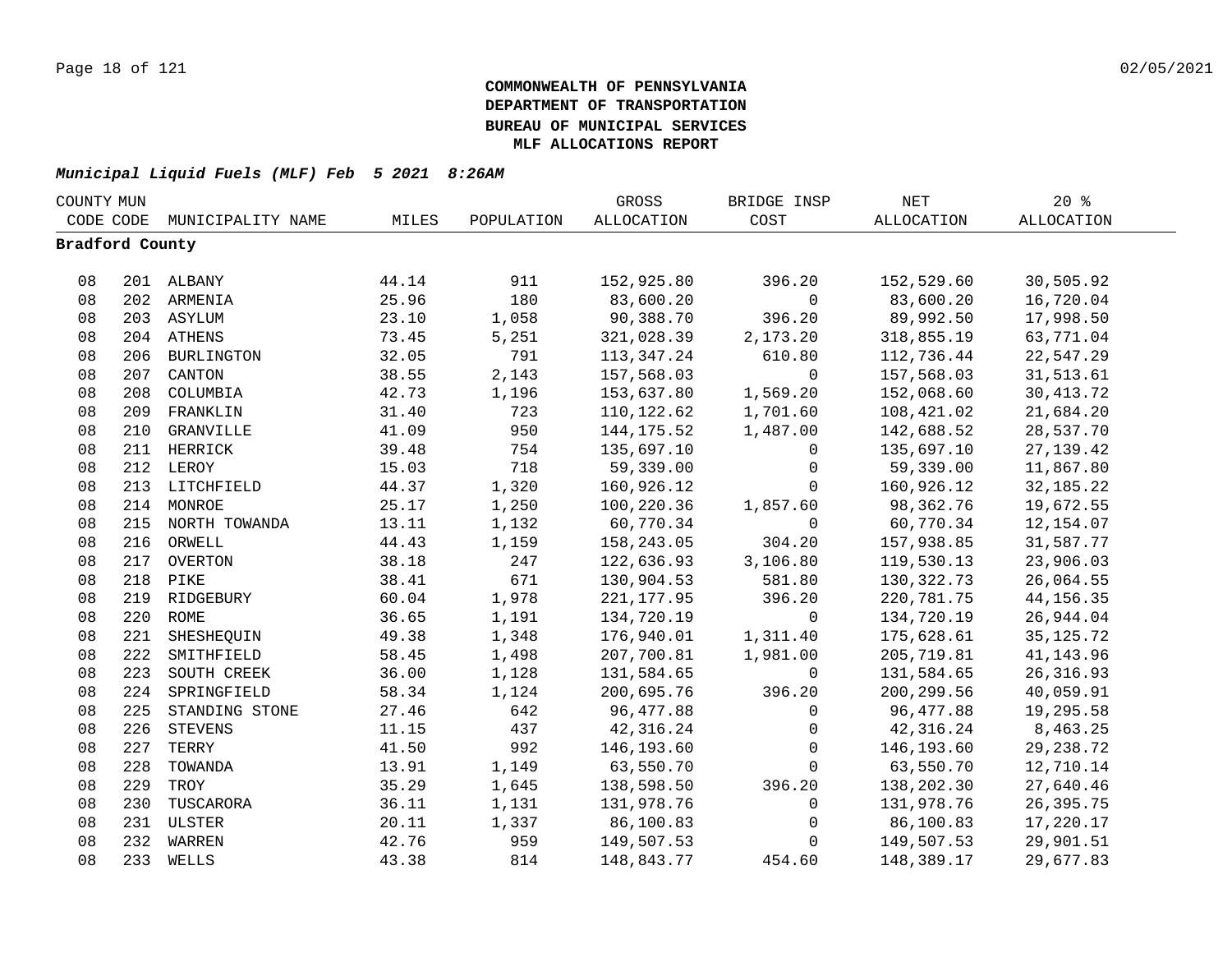**COMMONWEALTH OF PENNSYLVANIA**
**DEPARTMENT OF TRANSPORTATION**
**BUREAU OF MUNICIPAL SERVICES**
**MLF ALLOCATIONS REPORT**

***Municipal Liquid Fuels (MLF) Feb 5 2021 8:26AM***

| COUNTY CODE | MUN CODE | MUNICIPALITY NAME | MILES | POPULATION | GROSS ALLOCATION | BRIDGE INSP COST | NET ALLOCATION | 20 % ALLOCATION |
|---|---|---|---|---|---|---|---|---|
| **Bradford County** | | | | | | | | |
| 08 | 201 | ALBANY | 44.14 | 911 | 152,925.80 | 396.20 | 152,529.60 | 30,505.92 |
| 08 | 202 | ARMENIA | 25.96 | 180 | 83,600.20 | 0 | 83,600.20 | 16,720.04 |
| 08 | 203 | ASYLUM | 23.10 | 1,058 | 90,388.70 | 396.20 | 89,992.50 | 17,998.50 |
| 08 | 204 | ATHENS | 73.45 | 5,251 | 321,028.39 | 2,173.20 | 318,855.19 | 63,771.04 |
| 08 | 206 | BURLINGTON | 32.05 | 791 | 113,347.24 | 610.80 | 112,736.44 | 22,547.29 |
| 08 | 207 | CANTON | 38.55 | 2,143 | 157,568.03 | 0 | 157,568.03 | 31,513.61 |
| 08 | 208 | COLUMBIA | 42.73 | 1,196 | 153,637.80 | 1,569.20 | 152,068.60 | 30,413.72 |
| 08 | 209 | FRANKLIN | 31.40 | 723 | 110,122.62 | 1,701.60 | 108,421.02 | 21,684.20 |
| 08 | 210 | GRANVILLE | 41.09 | 950 | 144,175.52 | 1,487.00 | 142,688.52 | 28,537.70 |
| 08 | 211 | HERRICK | 39.48 | 754 | 135,697.10 | 0 | 135,697.10 | 27,139.42 |
| 08 | 212 | LEROY | 15.03 | 718 | 59,339.00 | 0 | 59,339.00 | 11,867.80 |
| 08 | 213 | LITCHFIELD | 44.37 | 1,320 | 160,926.12 | 0 | 160,926.12 | 32,185.22 |
| 08 | 214 | MONROE | 25.17 | 1,250 | 100,220.36 | 1,857.60 | 98,362.76 | 19,672.55 |
| 08 | 215 | NORTH TOWANDA | 13.11 | 1,132 | 60,770.34 | 0 | 60,770.34 | 12,154.07 |
| 08 | 216 | ORWELL | 44.43 | 1,159 | 158,243.05 | 304.20 | 157,938.85 | 31,587.77 |
| 08 | 217 | OVERTON | 38.18 | 247 | 122,636.93 | 3,106.80 | 119,530.13 | 23,906.03 |
| 08 | 218 | PIKE | 38.41 | 671 | 130,904.53 | 581.80 | 130,322.73 | 26,064.55 |
| 08 | 219 | RIDGEBURY | 60.04 | 1,978 | 221,177.95 | 396.20 | 220,781.75 | 44,156.35 |
| 08 | 220 | ROME | 36.65 | 1,191 | 134,720.19 | 0 | 134,720.19 | 26,944.04 |
| 08 | 221 | SHESHEQUIN | 49.38 | 1,348 | 176,940.01 | 1,311.40 | 175,628.61 | 35,125.72 |
| 08 | 222 | SMITHFIELD | 58.45 | 1,498 | 207,700.81 | 1,981.00 | 205,719.81 | 41,143.96 |
| 08 | 223 | SOUTH CREEK | 36.00 | 1,128 | 131,584.65 | 0 | 131,584.65 | 26,316.93 |
| 08 | 224 | SPRINGFIELD | 58.34 | 1,124 | 200,695.76 | 396.20 | 200,299.56 | 40,059.91 |
| 08 | 225 | STANDING STONE | 27.46 | 642 | 96,477.88 | 0 | 96,477.88 | 19,295.58 |
| 08 | 226 | STEVENS | 11.15 | 437 | 42,316.24 | 0 | 42,316.24 | 8,463.25 |
| 08 | 227 | TERRY | 41.50 | 992 | 146,193.60 | 0 | 146,193.60 | 29,238.72 |
| 08 | 228 | TOWANDA | 13.91 | 1,149 | 63,550.70 | 0 | 63,550.70 | 12,710.14 |
| 08 | 229 | TROY | 35.29 | 1,645 | 138,598.50 | 396.20 | 138,202.30 | 27,640.46 |
| 08 | 230 | TUSCARORA | 36.11 | 1,131 | 131,978.76 | 0 | 131,978.76 | 26,395.75 |
| 08 | 231 | ULSTER | 20.11 | 1,337 | 86,100.83 | 0 | 86,100.83 | 17,220.17 |
| 08 | 232 | WARREN | 42.76 | 959 | 149,507.53 | 0 | 149,507.53 | 29,901.51 |
| 08 | 233 | WELLS | 43.38 | 814 | 148,843.77 | 454.60 | 148,389.17 | 29,677.83 |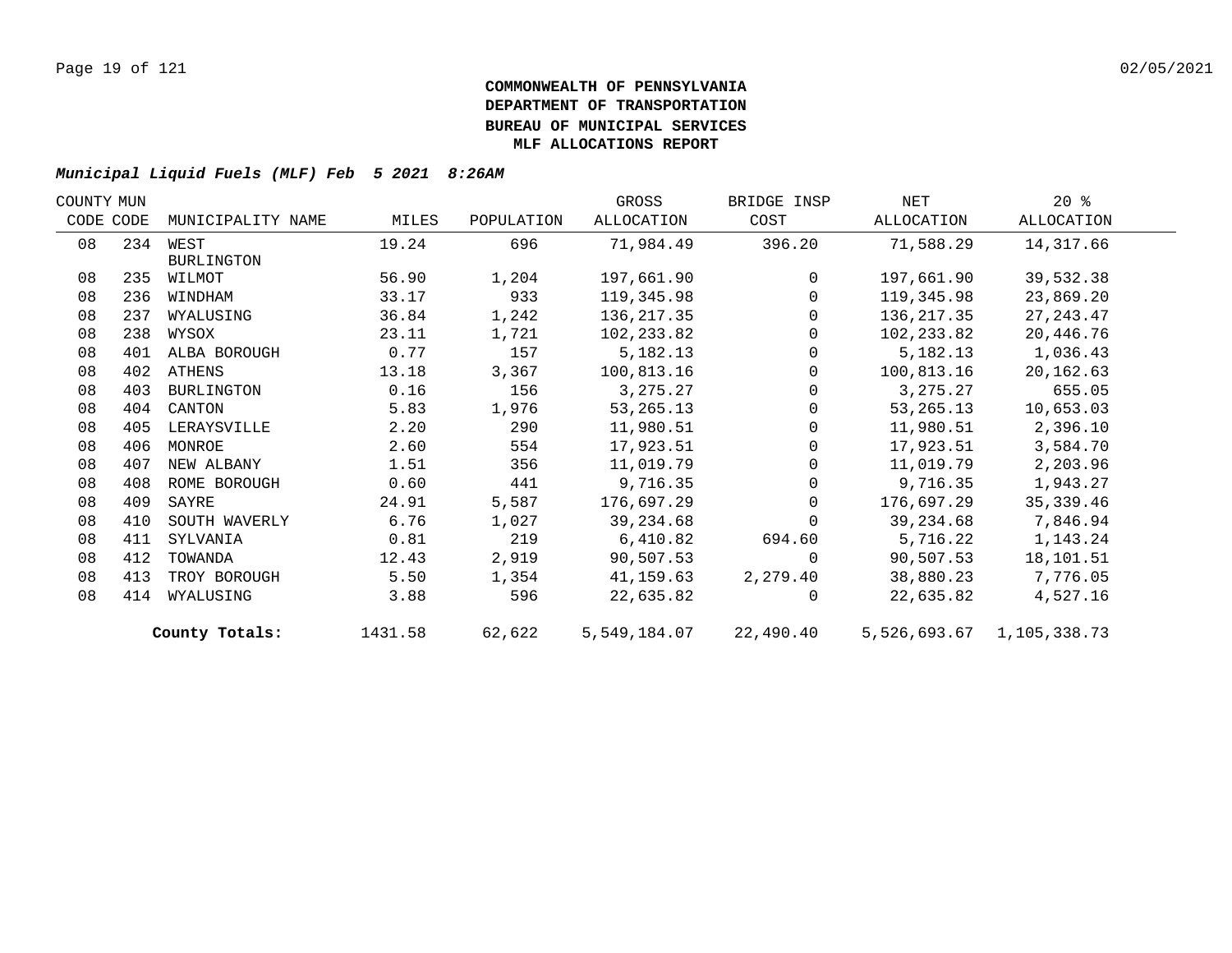# COMMONWEALTH OF PENNSYLVANIA
# DEPARTMENT OF TRANSPORTATION
# BUREAU OF MUNICIPAL SERVICES
# MLF ALLOCATIONS REPORT

***Municipal Liquid Fuels (MLF) Feb 5 2021 8:26AM***

| COUNTY CODE | MUN CODE | MUNICIPALITY NAME | MILES | POPULATION | GROSS ALLOCATION | BRIDGE INSP COST | NET ALLOCATION | 20 % ALLOCATION |
|---|---|---|---|---|---|---|---|---|
| 08 | 234 | WEST BURLINGTON | 19.24 | 696 | 71,984.49 | 396.20 | 71,588.29 | 14,317.66 |
| 08 | 235 | WILMOT | 56.90 | 1,204 | 197,661.90 | 0 | 197,661.90 | 39,532.38 |
| 08 | 236 | WINDHAM | 33.17 | 933 | 119,345.98 | 0 | 119,345.98 | 23,869.20 |
| 08 | 237 | WYALUSING | 36.84 | 1,242 | 136,217.35 | 0 | 136,217.35 | 27,243.47 |
| 08 | 238 | WYSOX | 23.11 | 1,721 | 102,233.82 | 0 | 102,233.82 | 20,446.76 |
| 08 | 401 | ALBA BOROUGH | 0.77 | 157 | 5,182.13 | 0 | 5,182.13 | 1,036.43 |
| 08 | 402 | ATHENS | 13.18 | 3,367 | 100,813.16 | 0 | 100,813.16 | 20,162.63 |
| 08 | 403 | BURLINGTON | 0.16 | 156 | 3,275.27 | 0 | 3,275.27 | 655.05 |
| 08 | 404 | CANTON | 5.83 | 1,976 | 53,265.13 | 0 | 53,265.13 | 10,653.03 |
| 08 | 405 | LERAYSVILLE | 2.20 | 290 | 11,980.51 | 0 | 11,980.51 | 2,396.10 |
| 08 | 406 | MONROE | 2.60 | 554 | 17,923.51 | 0 | 17,923.51 | 3,584.70 |
| 08 | 407 | NEW ALBANY | 1.51 | 356 | 11,019.79 | 0 | 11,019.79 | 2,203.96 |
| 08 | 408 | ROME BOROUGH | 0.60 | 441 | 9,716.35 | 0 | 9,716.35 | 1,943.27 |
| 08 | 409 | SAYRE | 24.91 | 5,587 | 176,697.29 | 0 | 176,697.29 | 35,339.46 |
| 08 | 410 | SOUTH WAVERLY | 6.76 | 1,027 | 39,234.68 | 0 | 39,234.68 | 7,846.94 |
| 08 | 411 | SYLVANIA | 0.81 | 219 | 6,410.82 | 694.60 | 5,716.22 | 1,143.24 |
| 08 | 412 | TOWANDA | 12.43 | 2,919 | 90,507.53 | 0 | 90,507.53 | 18,101.51 |
| 08 | 413 | TROY BOROUGH | 5.50 | 1,354 | 41,159.63 | 2,279.40 | 38,880.23 | 7,776.05 |
| 08 | 414 | WYALUSING | 3.88 | 596 | 22,635.82 | 0 | 22,635.82 | 4,527.16 |
| | | **County Totals:** | 1431.58 | 62,622 | 5,549,184.07 | 22,490.40 | 5,526,693.67 | 1,105,338.73 |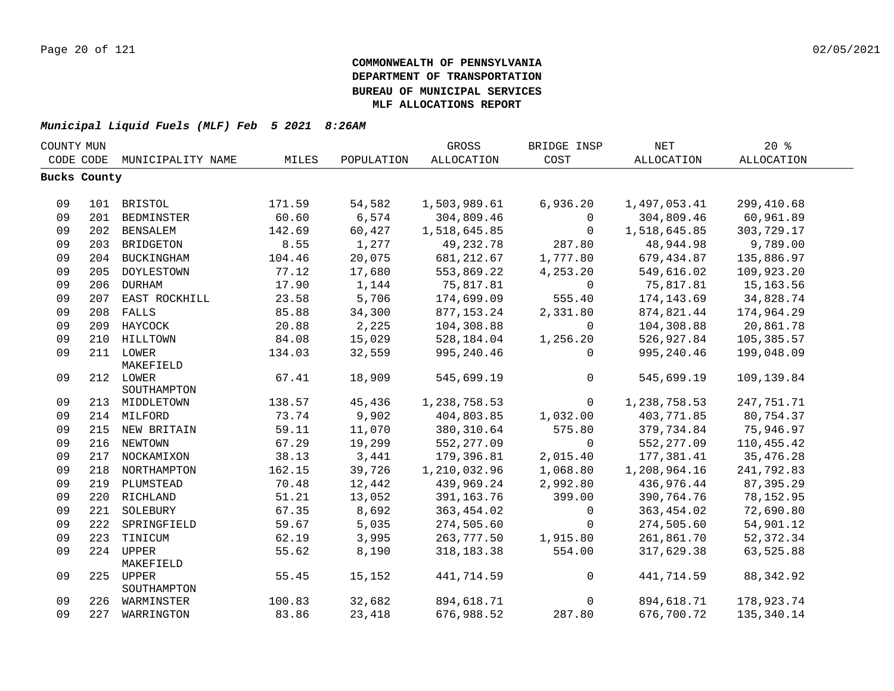**COMMONWEALTH OF PENNSYLVANIA**
**DEPARTMENT OF TRANSPORTATION**
**BUREAU OF MUNICIPAL SERVICES**
**MLF ALLOCATIONS REPORT**

***Municipal Liquid Fuels (MLF) Feb 5 2021 8:26AM***

| COUNTY CODE | MUN CODE | MUNICIPALITY NAME | MILES | POPULATION | GROSS ALLOCATION | BRIDGE INSP COST | NET ALLOCATION | 20 % ALLOCATION |
|---|---|---|---|---|---|---|---|---|
| **Bucks County** | | | | | | | | |
| 09 | 101 | BRISTOL | 171.59 | 54,582 | 1,503,989.61 | 6,936.20 | 1,497,053.41 | 299,410.68 |
| 09 | 201 | BEDMINSTER | 60.60 | 6,574 | 304,809.46 | 0 | 304,809.46 | 60,961.89 |
| 09 | 202 | BENSALEM | 142.69 | 60,427 | 1,518,645.85 | 0 | 1,518,645.85 | 303,729.17 |
| 09 | 203 | BRIDGETON | 8.55 | 1,277 | 49,232.78 | 287.80 | 48,944.98 | 9,789.00 |
| 09 | 204 | BUCKINGHAM | 104.46 | 20,075 | 681,212.67 | 1,777.80 | 679,434.87 | 135,886.97 |
| 09 | 205 | DOYLESTOWN | 77.12 | 17,680 | 553,869.22 | 4,253.20 | 549,616.02 | 109,923.20 |
| 09 | 206 | DURHAM | 17.90 | 1,144 | 75,817.81 | 0 | 75,817.81 | 15,163.56 |
| 09 | 207 | EAST ROCKHILL | 23.58 | 5,706 | 174,699.09 | 555.40 | 174,143.69 | 34,828.74 |
| 09 | 208 | FALLS | 85.88 | 34,300 | 877,153.24 | 2,331.80 | 874,821.44 | 174,964.29 |
| 09 | 209 | HAYCOCK | 20.88 | 2,225 | 104,308.88 | 0 | 104,308.88 | 20,861.78 |
| 09 | 210 | HILLTOWN | 84.08 | 15,029 | 528,184.04 | 1,256.20 | 526,927.84 | 105,385.57 |
| 09 | 211 | LOWER MAKEFIELD | 134.03 | 32,559 | 995,240.46 | 0 | 995,240.46 | 199,048.09 |
| 09 | 212 | LOWER SOUTHAMPTON | 67.41 | 18,909 | 545,699.19 | 0 | 545,699.19 | 109,139.84 |
| 09 | 213 | MIDDLETOWN | 138.57 | 45,436 | 1,238,758.53 | 0 | 1,238,758.53 | 247,751.71 |
| 09 | 214 | MILFORD | 73.74 | 9,902 | 404,803.85 | 1,032.00 | 403,771.85 | 80,754.37 |
| 09 | 215 | NEW BRITAIN | 59.11 | 11,070 | 380,310.64 | 575.80 | 379,734.84 | 75,946.97 |
| 09 | 216 | NEWTOWN | 67.29 | 19,299 | 552,277.09 | 0 | 552,277.09 | 110,455.42 |
| 09 | 217 | NOCKAMIXON | 38.13 | 3,441 | 179,396.81 | 2,015.40 | 177,381.41 | 35,476.28 |
| 09 | 218 | NORTHAMPTON | 162.15 | 39,726 | 1,210,032.96 | 1,068.80 | 1,208,964.16 | 241,792.83 |
| 09 | 219 | PLUMSTEAD | 70.48 | 12,442 | 439,969.24 | 2,992.80 | 436,976.44 | 87,395.29 |
| 09 | 220 | RICHLAND | 51.21 | 13,052 | 391,163.76 | 399.00 | 390,764.76 | 78,152.95 |
| 09 | 221 | SOLEBURY | 67.35 | 8,692 | 363,454.02 | 0 | 363,454.02 | 72,690.80 |
| 09 | 222 | SPRINGFIELD | 59.67 | 5,035 | 274,505.60 | 0 | 274,505.60 | 54,901.12 |
| 09 | 223 | TINICUM | 62.19 | 3,995 | 263,777.50 | 1,915.80 | 261,861.70 | 52,372.34 |
| 09 | 224 | UPPER MAKEFIELD | 55.62 | 8,190 | 318,183.38 | 554.00 | 317,629.38 | 63,525.88 |
| 09 | 225 | UPPER SOUTHAMPTON | 55.45 | 15,152 | 441,714.59 | 0 | 441,714.59 | 88,342.92 |
| 09 | 226 | WARMINSTER | 100.83 | 32,682 | 894,618.71 | 0 | 894,618.71 | 178,923.74 |
| 09 | 227 | WARRINGTON | 83.86 | 23,418 | 676,988.52 | 287.80 | 676,700.72 | 135,340.14 |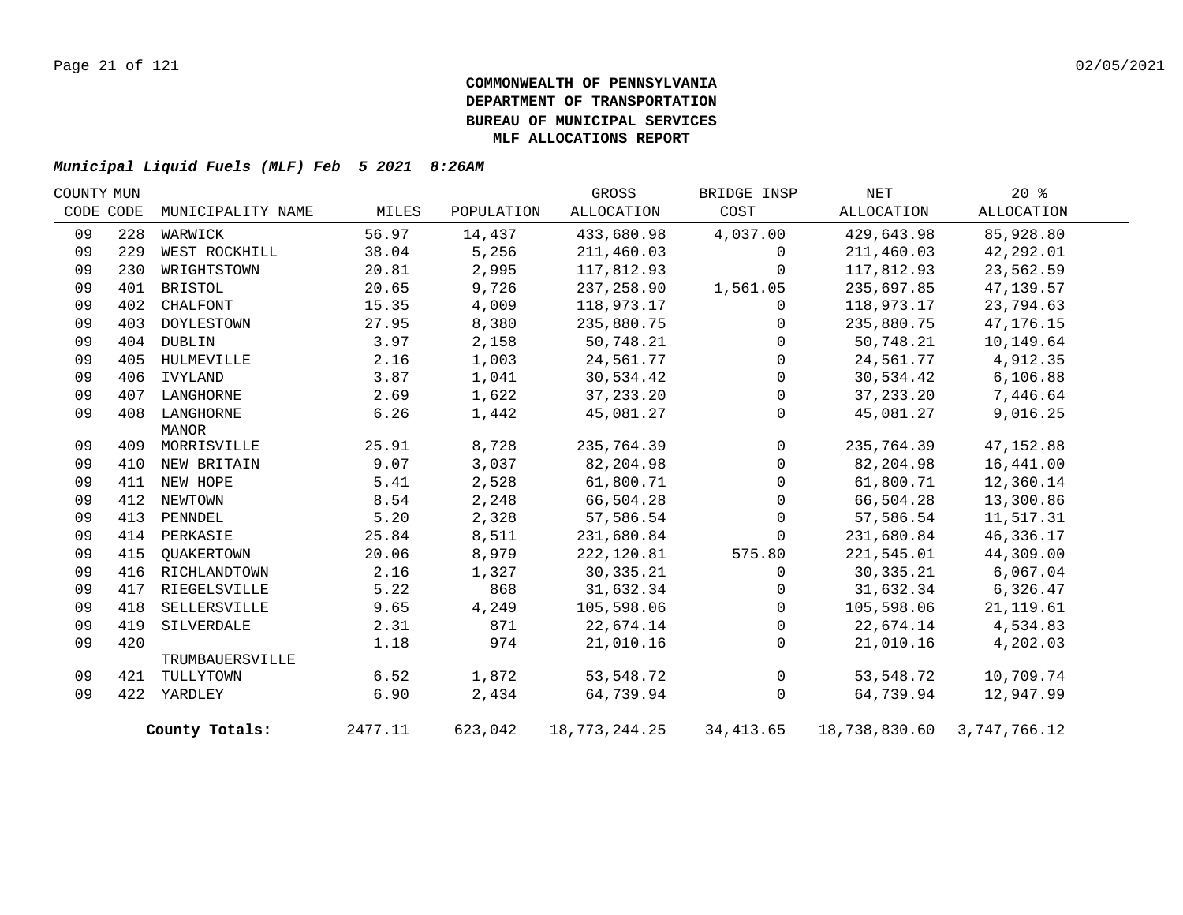**COMMONWEALTH OF PENNSYLVANIA**
**DEPARTMENT OF TRANSPORTATION**
**BUREAU OF MUNICIPAL SERVICES**
**MLF ALLOCATIONS REPORT**

***Municipal Liquid Fuels (MLF) Feb 5 2021 8:26AM***

| COUNTY CODE | MUN CODE | MUNICIPALITY NAME | MILES | POPULATION | GROSS ALLOCATION | BRIDGE INSP COST | NET ALLOCATION | 20 % ALLOCATION |
|---|---|---|---|---|---|---|---|---|
| 09 | 228 | WARWICK | 56.97 | 14,437 | 433,680.98 | 4,037.00 | 429,643.98 | 85,928.80 |
| 09 | 229 | WEST ROCKHILL | 38.04 | 5,256 | 211,460.03 | 0 | 211,460.03 | 42,292.01 |
| 09 | 230 | WRIGHTSTOWN | 20.81 | 2,995 | 117,812.93 | 0 | 117,812.93 | 23,562.59 |
| 09 | 401 | BRISTOL | 20.65 | 9,726 | 237,258.90 | 1,561.05 | 235,697.85 | 47,139.57 |
| 09 | 402 | CHALFONT | 15.35 | 4,009 | 118,973.17 | 0 | 118,973.17 | 23,794.63 |
| 09 | 403 | DOYLESTOWN | 27.95 | 8,380 | 235,880.75 | 0 | 235,880.75 | 47,176.15 |
| 09 | 404 | DUBLIN | 3.97 | 2,158 | 50,748.21 | 0 | 50,748.21 | 10,149.64 |
| 09 | 405 | HULMEVILLE | 2.16 | 1,003 | 24,561.77 | 0 | 24,561.77 | 4,912.35 |
| 09 | 406 | IVYLAND | 3.87 | 1,041 | 30,534.42 | 0 | 30,534.42 | 6,106.88 |
| 09 | 407 | LANGHORNE | 2.69 | 1,622 | 37,233.20 | 0 | 37,233.20 | 7,446.64 |
| 09 | 408 | LANGHORNE MANOR | 6.26 | 1,442 | 45,081.27 | 0 | 45,081.27 | 9,016.25 |
| 09 | 409 | MORRISVILLE | 25.91 | 8,728 | 235,764.39 | 0 | 235,764.39 | 47,152.88 |
| 09 | 410 | NEW BRITAIN | 9.07 | 3,037 | 82,204.98 | 0 | 82,204.98 | 16,441.00 |
| 09 | 411 | NEW HOPE | 5.41 | 2,528 | 61,800.71 | 0 | 61,800.71 | 12,360.14 |
| 09 | 412 | NEWTOWN | 8.54 | 2,248 | 66,504.28 | 0 | 66,504.28 | 13,300.86 |
| 09 | 413 | PENNDEL | 5.20 | 2,328 | 57,586.54 | 0 | 57,586.54 | 11,517.31 |
| 09 | 414 | PERKASIE | 25.84 | 8,511 | 231,680.84 | 0 | 231,680.84 | 46,336.17 |
| 09 | 415 | QUAKERTOWN | 20.06 | 8,979 | 222,120.81 | 575.80 | 221,545.01 | 44,309.00 |
| 09 | 416 | RICHLANDTOWN | 2.16 | 1,327 | 30,335.21 | 0 | 30,335.21 | 6,067.04 |
| 09 | 417 | RIEGELSVILLE | 5.22 | 868 | 31,632.34 | 0 | 31,632.34 | 6,326.47 |
| 09 | 418 | SELLERSVILLE | 9.65 | 4,249 | 105,598.06 | 0 | 105,598.06 | 21,119.61 |
| 09 | 419 | SILVERDALE | 2.31 | 871 | 22,674.14 | 0 | 22,674.14 | 4,534.83 |
| 09 | 420 | TRUMBAUERSVILLE | 1.18 | 974 | 21,010.16 | 0 | 21,010.16 | 4,202.03 |
| 09 | 421 | TULLYTOWN | 6.52 | 1,872 | 53,548.72 | 0 | 53,548.72 | 10,709.74 |
| 09 | 422 | YARDLEY | 6.90 | 2,434 | 64,739.94 | 0 | 64,739.94 | 12,947.99 |
| | | **County Totals:** | 2477.11 | 623,042 | 18,773,244.25 | 34,413.65 | 18,738,830.60 | 3,747,766.12 |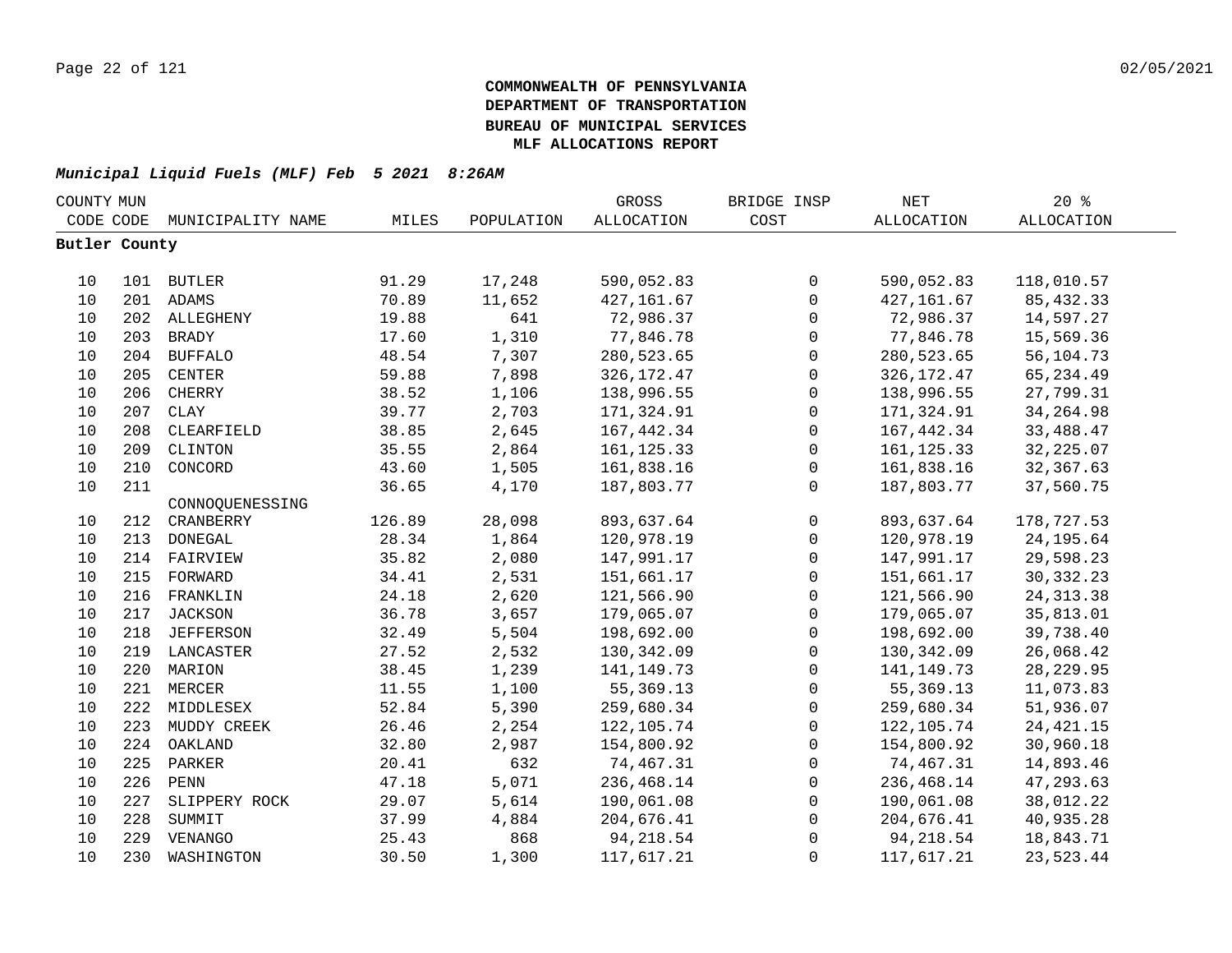**COMMONWEALTH OF PENNSYLVANIA**
**DEPARTMENT OF TRANSPORTATION**
**BUREAU OF MUNICIPAL SERVICES**
**MLF ALLOCATIONS REPORT**

***Municipal Liquid Fuels (MLF) Feb 5 2021 8:26AM***

| COUNTY CODE | MUN CODE | MUNICIPALITY NAME | MILES | POPULATION | GROSS ALLOCATION | BRIDGE INSP COST | NET ALLOCATION | 20 % ALLOCATION |
|---|---|---|---|---|---|---|---|---|
| **Butler County** | | | | | | | | |
| 10 | 101 | BUTLER | 91.29 | 17,248 | 590,052.83 | 0 | 590,052.83 | 118,010.57 |
| 10 | 201 | ADAMS | 70.89 | 11,652 | 427,161.67 | 0 | 427,161.67 | 85,432.33 |
| 10 | 202 | ALLEGHENY | 19.88 | 641 | 72,986.37 | 0 | 72,986.37 | 14,597.27 |
| 10 | 203 | BRADY | 17.60 | 1,310 | 77,846.78 | 0 | 77,846.78 | 15,569.36 |
| 10 | 204 | BUFFALO | 48.54 | 7,307 | 280,523.65 | 0 | 280,523.65 | 56,104.73 |
| 10 | 205 | CENTER | 59.88 | 7,898 | 326,172.47 | 0 | 326,172.47 | 65,234.49 |
| 10 | 206 | CHERRY | 38.52 | 1,106 | 138,996.55 | 0 | 138,996.55 | 27,799.31 |
| 10 | 207 | CLAY | 39.77 | 2,703 | 171,324.91 | 0 | 171,324.91 | 34,264.98 |
| 10 | 208 | CLEARFIELD | 38.85 | 2,645 | 167,442.34 | 0 | 167,442.34 | 33,488.47 |
| 10 | 209 | CLINTON | 35.55 | 2,864 | 161,125.33 | 0 | 161,125.33 | 32,225.07 |
| 10 | 210 | CONCORD | 43.60 | 1,505 | 161,838.16 | 0 | 161,838.16 | 32,367.63 |
| 10 | 211 | CONNOQUENESSING | 36.65 | 4,170 | 187,803.77 | 0 | 187,803.77 | 37,560.75 |
| 10 | 212 | CRANBERRY | 126.89 | 28,098 | 893,637.64 | 0 | 893,637.64 | 178,727.53 |
| 10 | 213 | DONEGAL | 28.34 | 1,864 | 120,978.19 | 0 | 120,978.19 | 24,195.64 |
| 10 | 214 | FAIRVIEW | 35.82 | 2,080 | 147,991.17 | 0 | 147,991.17 | 29,598.23 |
| 10 | 215 | FORWARD | 34.41 | 2,531 | 151,661.17 | 0 | 151,661.17 | 30,332.23 |
| 10 | 216 | FRANKLIN | 24.18 | 2,620 | 121,566.90 | 0 | 121,566.90 | 24,313.38 |
| 10 | 217 | JACKSON | 36.78 | 3,657 | 179,065.07 | 0 | 179,065.07 | 35,813.01 |
| 10 | 218 | JEFFERSON | 32.49 | 5,504 | 198,692.00 | 0 | 198,692.00 | 39,738.40 |
| 10 | 219 | LANCASTER | 27.52 | 2,532 | 130,342.09 | 0 | 130,342.09 | 26,068.42 |
| 10 | 220 | MARION | 38.45 | 1,239 | 141,149.73 | 0 | 141,149.73 | 28,229.95 |
| 10 | 221 | MERCER | 11.55 | 1,100 | 55,369.13 | 0 | 55,369.13 | 11,073.83 |
| 10 | 222 | MIDDLESEX | 52.84 | 5,390 | 259,680.34 | 0 | 259,680.34 | 51,936.07 |
| 10 | 223 | MUDDY CREEK | 26.46 | 2,254 | 122,105.74 | 0 | 122,105.74 | 24,421.15 |
| 10 | 224 | OAKLAND | 32.80 | 2,987 | 154,800.92 | 0 | 154,800.92 | 30,960.18 |
| 10 | 225 | PARKER | 20.41 | 632 | 74,467.31 | 0 | 74,467.31 | 14,893.46 |
| 10 | 226 | PENN | 47.18 | 5,071 | 236,468.14 | 0 | 236,468.14 | 47,293.63 |
| 10 | 227 | SLIPPERY ROCK | 29.07 | 5,614 | 190,061.08 | 0 | 190,061.08 | 38,012.22 |
| 10 | 228 | SUMMIT | 37.99 | 4,884 | 204,676.41 | 0 | 204,676.41 | 40,935.28 |
| 10 | 229 | VENANGO | 25.43 | 868 | 94,218.54 | 0 | 94,218.54 | 18,843.71 |
| 10 | 230 | WASHINGTON | 30.50 | 1,300 | 117,617.21 | 0 | 117,617.21 | 23,523.44 |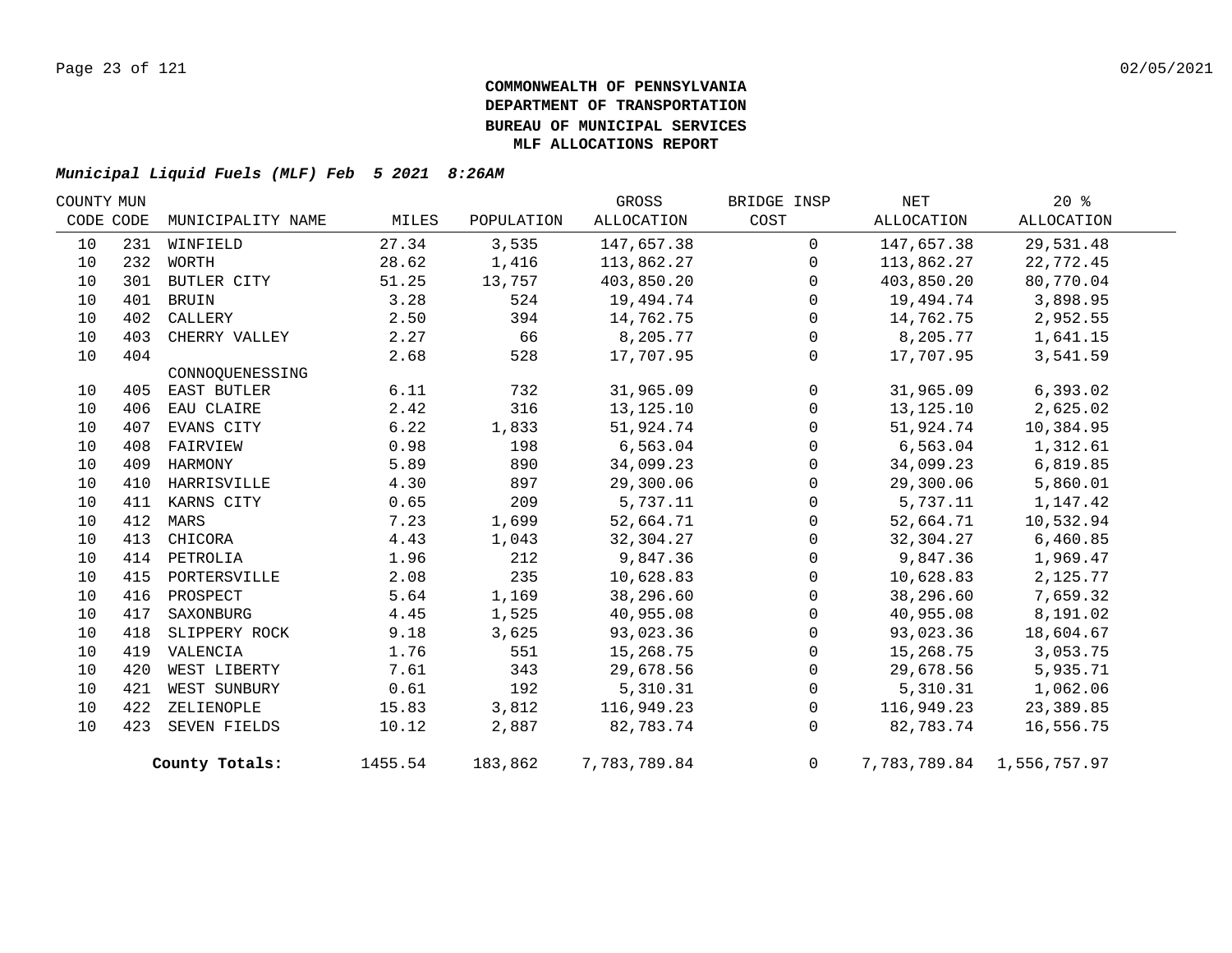**COMMONWEALTH OF PENNSYLVANIA**
**DEPARTMENT OF TRANSPORTATION**
**BUREAU OF MUNICIPAL SERVICES**
**MLF ALLOCATIONS REPORT**

***Municipal Liquid Fuels (MLF) Feb 5 2021 8:26AM***

| COUNTY CODE | MUN CODE | MUNICIPALITY NAME | MILES | POPULATION | GROSS ALLOCATION | BRIDGE INSP COST | NET ALLOCATION | 20 % ALLOCATION |
|---|---|---|---|---|---|---|---|---|
| 10 | 231 | WINFIELD | 27.34 | 3,535 | 147,657.38 | 0 | 147,657.38 | 29,531.48 |
| 10 | 232 | WORTH | 28.62 | 1,416 | 113,862.27 | 0 | 113,862.27 | 22,772.45 |
| 10 | 301 | BUTLER CITY | 51.25 | 13,757 | 403,850.20 | 0 | 403,850.20 | 80,770.04 |
| 10 | 401 | BRUIN | 3.28 | 524 | 19,494.74 | 0 | 19,494.74 | 3,898.95 |
| 10 | 402 | CALLERY | 2.50 | 394 | 14,762.75 | 0 | 14,762.75 | 2,952.55 |
| 10 | 403 | CHERRY VALLEY | 2.27 | 66 | 8,205.77 | 0 | 8,205.77 | 1,641.15 |
| 10 | 404 | CONNOQUENESSING | 2.68 | 528 | 17,707.95 | 0 | 17,707.95 | 3,541.59 |
| 10 | 405 | EAST BUTLER | 6.11 | 732 | 31,965.09 | 0 | 31,965.09 | 6,393.02 |
| 10 | 406 | EAU CLAIRE | 2.42 | 316 | 13,125.10 | 0 | 13,125.10 | 2,625.02 |
| 10 | 407 | EVANS CITY | 6.22 | 1,833 | 51,924.74 | 0 | 51,924.74 | 10,384.95 |
| 10 | 408 | FAIRVIEW | 0.98 | 198 | 6,563.04 | 0 | 6,563.04 | 1,312.61 |
| 10 | 409 | HARMONY | 5.89 | 890 | 34,099.23 | 0 | 34,099.23 | 6,819.85 |
| 10 | 410 | HARRISVILLE | 4.30 | 897 | 29,300.06 | 0 | 29,300.06 | 5,860.01 |
| 10 | 411 | KARNS CITY | 0.65 | 209 | 5,737.11 | 0 | 5,737.11 | 1,147.42 |
| 10 | 412 | MARS | 7.23 | 1,699 | 52,664.71 | 0 | 52,664.71 | 10,532.94 |
| 10 | 413 | CHICORA | 4.43 | 1,043 | 32,304.27 | 0 | 32,304.27 | 6,460.85 |
| 10 | 414 | PETROLIA | 1.96 | 212 | 9,847.36 | 0 | 9,847.36 | 1,969.47 |
| 10 | 415 | PORTERSVILLE | 2.08 | 235 | 10,628.83 | 0 | 10,628.83 | 2,125.77 |
| 10 | 416 | PROSPECT | 5.64 | 1,169 | 38,296.60 | 0 | 38,296.60 | 7,659.32 |
| 10 | 417 | SAXONBURG | 4.45 | 1,525 | 40,955.08 | 0 | 40,955.08 | 8,191.02 |
| 10 | 418 | SLIPPERY ROCK | 9.18 | 3,625 | 93,023.36 | 0 | 93,023.36 | 18,604.67 |
| 10 | 419 | VALENCIA | 1.76 | 551 | 15,268.75 | 0 | 15,268.75 | 3,053.75 |
| 10 | 420 | WEST LIBERTY | 7.61 | 343 | 29,678.56 | 0 | 29,678.56 | 5,935.71 |
| 10 | 421 | WEST SUNBURY | 0.61 | 192 | 5,310.31 | 0 | 5,310.31 | 1,062.06 |
| 10 | 422 | ZELIENOPLE | 15.83 | 3,812 | 116,949.23 | 0 | 116,949.23 | 23,389.85 |
| 10 | 423 | SEVEN FIELDS | 10.12 | 2,887 | 82,783.74 | 0 | 82,783.74 | 16,556.75 |
| | | **County Totals:** | 1455.54 | 183,862 | 7,783,789.84 | 0 | 7,783,789.84 | 1,556,757.97 |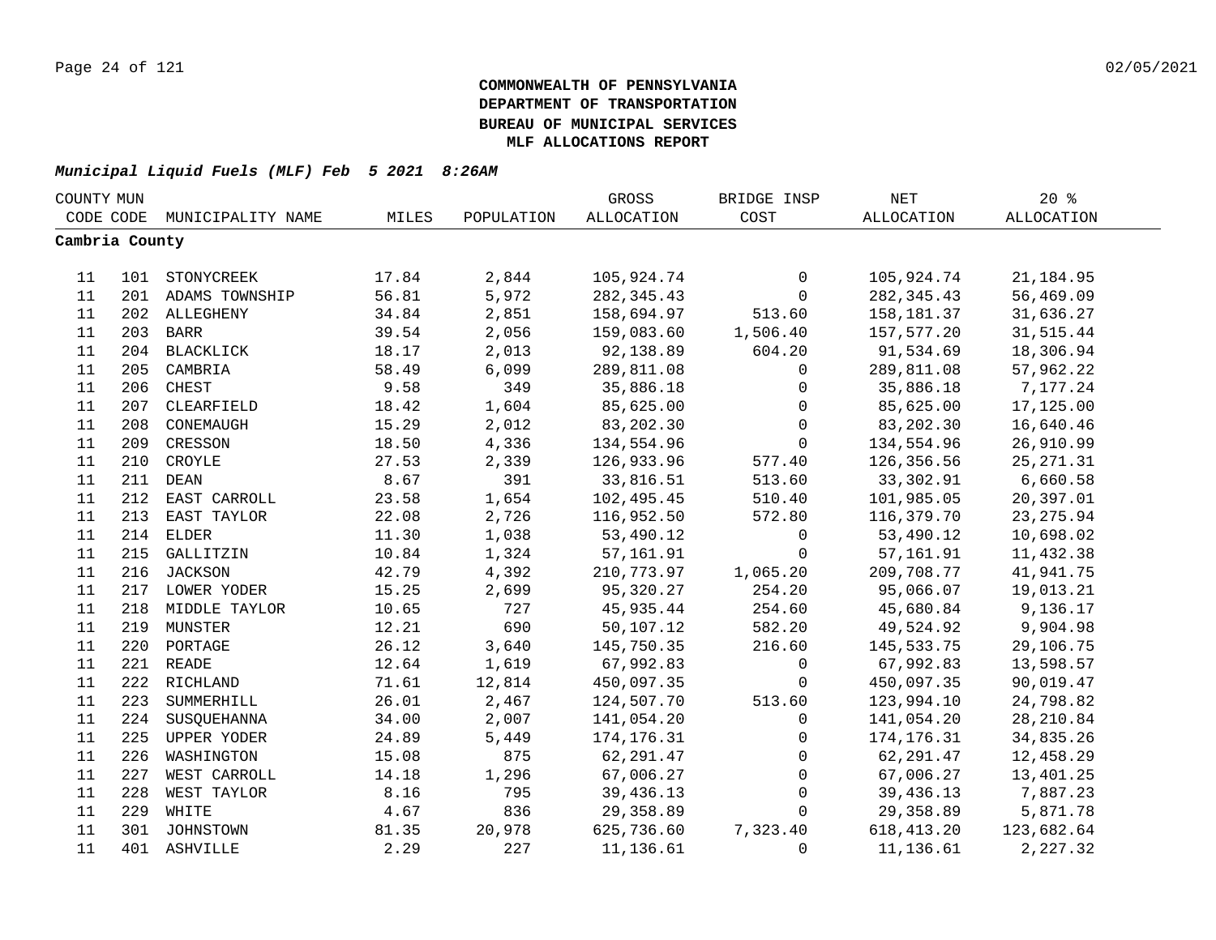**COMMONWEALTH OF PENNSYLVANIA**
**DEPARTMENT OF TRANSPORTATION**
**BUREAU OF MUNICIPAL SERVICES**
**MLF ALLOCATIONS REPORT**

***Municipal Liquid Fuels (MLF) Feb 5 2021 8:26AM***

| COUNTY CODE | MUN CODE | MUNICIPALITY NAME | MILES | POPULATION | GROSS ALLOCATION | BRIDGE INSP COST | NET ALLOCATION | 20 % ALLOCATION |
|---|---|---|---|---|---|---|---|---|
| **Cambria County** | | | | | | | | |
| 11 | 101 | STONYCREEK | 17.84 | 2,844 | 105,924.74 | 0 | 105,924.74 | 21,184.95 |
| 11 | 201 | ADAMS TOWNSHIP | 56.81 | 5,972 | 282,345.43 | 0 | 282,345.43 | 56,469.09 |
| 11 | 202 | ALLEGHENY | 34.84 | 2,851 | 158,694.97 | 513.60 | 158,181.37 | 31,636.27 |
| 11 | 203 | BARR | 39.54 | 2,056 | 159,083.60 | 1,506.40 | 157,577.20 | 31,515.44 |
| 11 | 204 | BLACKLICK | 18.17 | 2,013 | 92,138.89 | 604.20 | 91,534.69 | 18,306.94 |
| 11 | 205 | CAMBRIA | 58.49 | 6,099 | 289,811.08 | 0 | 289,811.08 | 57,962.22 |
| 11 | 206 | CHEST | 9.58 | 349 | 35,886.18 | 0 | 35,886.18 | 7,177.24 |
| 11 | 207 | CLEARFIELD | 18.42 | 1,604 | 85,625.00 | 0 | 85,625.00 | 17,125.00 |
| 11 | 208 | CONEMAUGH | 15.29 | 2,012 | 83,202.30 | 0 | 83,202.30 | 16,640.46 |
| 11 | 209 | CRESSON | 18.50 | 4,336 | 134,554.96 | 0 | 134,554.96 | 26,910.99 |
| 11 | 210 | CROYLE | 27.53 | 2,339 | 126,933.96 | 577.40 | 126,356.56 | 25,271.31 |
| 11 | 211 | DEAN | 8.67 | 391 | 33,816.51 | 513.60 | 33,302.91 | 6,660.58 |
| 11 | 212 | EAST CARROLL | 23.58 | 1,654 | 102,495.45 | 510.40 | 101,985.05 | 20,397.01 |
| 11 | 213 | EAST TAYLOR | 22.08 | 2,726 | 116,952.50 | 572.80 | 116,379.70 | 23,275.94 |
| 11 | 214 | ELDER | 11.30 | 1,038 | 53,490.12 | 0 | 53,490.12 | 10,698.02 |
| 11 | 215 | GALLITZIN | 10.84 | 1,324 | 57,161.91 | 0 | 57,161.91 | 11,432.38 |
| 11 | 216 | JACKSON | 42.79 | 4,392 | 210,773.97 | 1,065.20 | 209,708.77 | 41,941.75 |
| 11 | 217 | LOWER YODER | 15.25 | 2,699 | 95,320.27 | 254.20 | 95,066.07 | 19,013.21 |
| 11 | 218 | MIDDLE TAYLOR | 10.65 | 727 | 45,935.44 | 254.60 | 45,680.84 | 9,136.17 |
| 11 | 219 | MUNSTER | 12.21 | 690 | 50,107.12 | 582.20 | 49,524.92 | 9,904.98 |
| 11 | 220 | PORTAGE | 26.12 | 3,640 | 145,750.35 | 216.60 | 145,533.75 | 29,106.75 |
| 11 | 221 | READE | 12.64 | 1,619 | 67,992.83 | 0 | 67,992.83 | 13,598.57 |
| 11 | 222 | RICHLAND | 71.61 | 12,814 | 450,097.35 | 0 | 450,097.35 | 90,019.47 |
| 11 | 223 | SUMMERHILL | 26.01 | 2,467 | 124,507.70 | 513.60 | 123,994.10 | 24,798.82 |
| 11 | 224 | SUSQUEHANNA | 34.00 | 2,007 | 141,054.20 | 0 | 141,054.20 | 28,210.84 |
| 11 | 225 | UPPER YODER | 24.89 | 5,449 | 174,176.31 | 0 | 174,176.31 | 34,835.26 |
| 11 | 226 | WASHINGTON | 15.08 | 875 | 62,291.47 | 0 | 62,291.47 | 12,458.29 |
| 11 | 227 | WEST CARROLL | 14.18 | 1,296 | 67,006.27 | 0 | 67,006.27 | 13,401.25 |
| 11 | 228 | WEST TAYLOR | 8.16 | 795 | 39,436.13 | 0 | 39,436.13 | 7,887.23 |
| 11 | 229 | WHITE | 4.67 | 836 | 29,358.89 | 0 | 29,358.89 | 5,871.78 |
| 11 | 301 | JOHNSTOWN | 81.35 | 20,978 | 625,736.60 | 7,323.40 | 618,413.20 | 123,682.64 |
| 11 | 401 | ASHVILLE | 2.29 | 227 | 11,136.61 | 0 | 11,136.61 | 2,227.32 |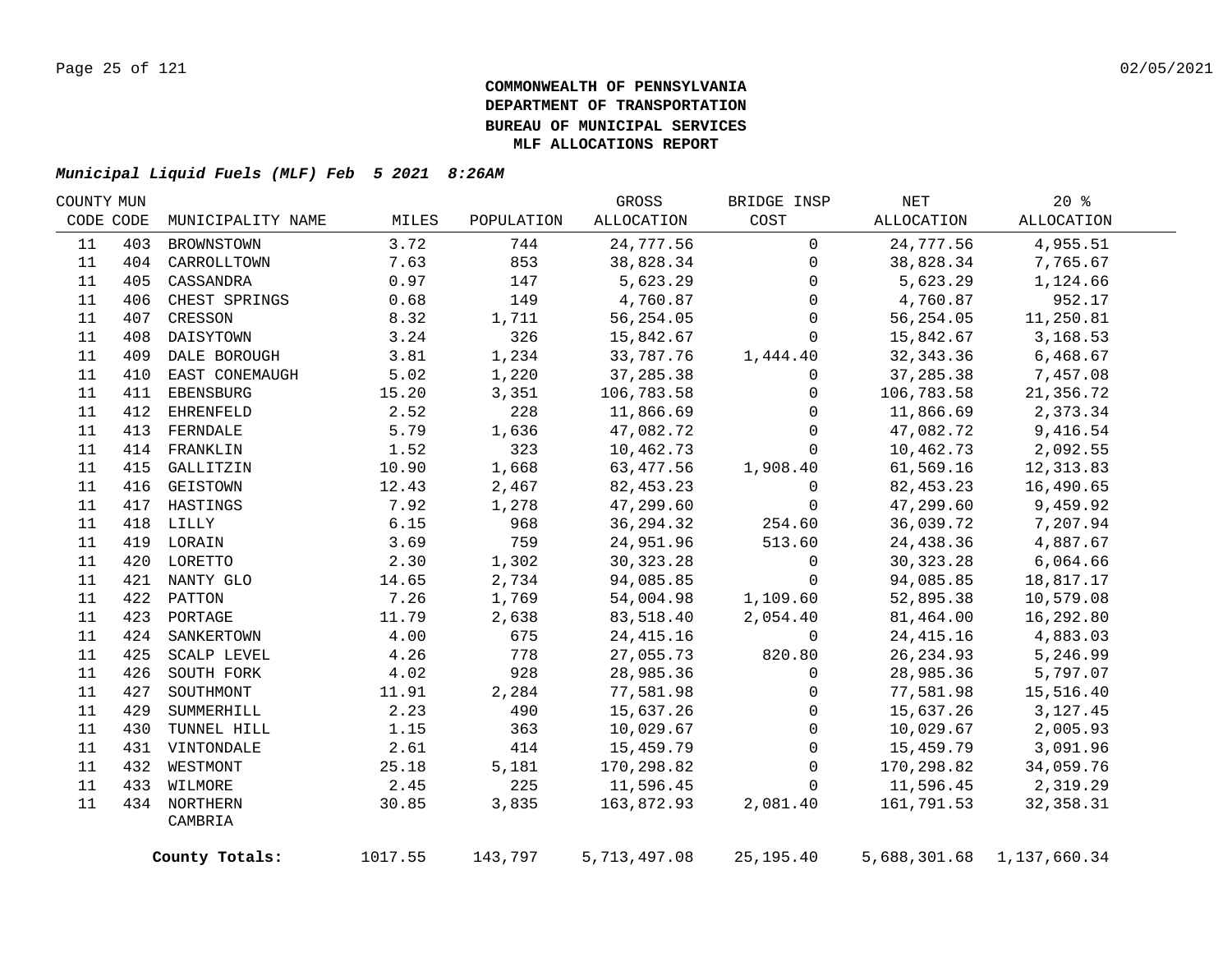**COMMONWEALTH OF PENNSYLVANIA**
**DEPARTMENT OF TRANSPORTATION**
**BUREAU OF MUNICIPAL SERVICES**
**MLF ALLOCATIONS REPORT**

***Municipal Liquid Fuels (MLF) Feb 5 2021 8:26AM***

| COUNTY CODE | MUN CODE | MUNICIPALITY NAME | MILES | POPULATION | GROSS ALLOCATION | BRIDGE INSP COST | NET ALLOCATION | 20 % ALLOCATION |
|---|---|---|---|---|---|---|---|---|
| 11 | 403 | BROWNSTOWN | 3.72 | 744 | 24,777.56 | 0 | 24,777.56 | 4,955.51 |
| 11 | 404 | CARROLLTOWN | 7.63 | 853 | 38,828.34 | 0 | 38,828.34 | 7,765.67 |
| 11 | 405 | CASSANDRA | 0.97 | 147 | 5,623.29 | 0 | 5,623.29 | 1,124.66 |
| 11 | 406 | CHEST SPRINGS | 0.68 | 149 | 4,760.87 | 0 | 4,760.87 | 952.17 |
| 11 | 407 | CRESSON | 8.32 | 1,711 | 56,254.05 | 0 | 56,254.05 | 11,250.81 |
| 11 | 408 | DAISYTOWN | 3.24 | 326 | 15,842.67 | 0 | 15,842.67 | 3,168.53 |
| 11 | 409 | DALE BOROUGH | 3.81 | 1,234 | 33,787.76 | 1,444.40 | 32,343.36 | 6,468.67 |
| 11 | 410 | EAST CONEMAUGH | 5.02 | 1,220 | 37,285.38 | 0 | 37,285.38 | 7,457.08 |
| 11 | 411 | EBENSBURG | 15.20 | 3,351 | 106,783.58 | 0 | 106,783.58 | 21,356.72 |
| 11 | 412 | EHRENFELD | 2.52 | 228 | 11,866.69 | 0 | 11,866.69 | 2,373.34 |
| 11 | 413 | FERNDALE | 5.79 | 1,636 | 47,082.72 | 0 | 47,082.72 | 9,416.54 |
| 11 | 414 | FRANKLIN | 1.52 | 323 | 10,462.73 | 0 | 10,462.73 | 2,092.55 |
| 11 | 415 | GALLITZIN | 10.90 | 1,668 | 63,477.56 | 1,908.40 | 61,569.16 | 12,313.83 |
| 11 | 416 | GEISTOWN | 12.43 | 2,467 | 82,453.23 | 0 | 82,453.23 | 16,490.65 |
| 11 | 417 | HASTINGS | 7.92 | 1,278 | 47,299.60 | 0 | 47,299.60 | 9,459.92 |
| 11 | 418 | LILLY | 6.15 | 968 | 36,294.32 | 254.60 | 36,039.72 | 7,207.94 |
| 11 | 419 | LORAIN | 3.69 | 759 | 24,951.96 | 513.60 | 24,438.36 | 4,887.67 |
| 11 | 420 | LORETTO | 2.30 | 1,302 | 30,323.28 | 0 | 30,323.28 | 6,064.66 |
| 11 | 421 | NANTY GLO | 14.65 | 2,734 | 94,085.85 | 0 | 94,085.85 | 18,817.17 |
| 11 | 422 | PATTON | 7.26 | 1,769 | 54,004.98 | 1,109.60 | 52,895.38 | 10,579.08 |
| 11 | 423 | PORTAGE | 11.79 | 2,638 | 83,518.40 | 2,054.40 | 81,464.00 | 16,292.80 |
| 11 | 424 | SANKERTOWN | 4.00 | 675 | 24,415.16 | 0 | 24,415.16 | 4,883.03 |
| 11 | 425 | SCALP LEVEL | 4.26 | 778 | 27,055.73 | 820.80 | 26,234.93 | 5,246.99 |
| 11 | 426 | SOUTH FORK | 4.02 | 928 | 28,985.36 | 0 | 28,985.36 | 5,797.07 |
| 11 | 427 | SOUTHMONT | 11.91 | 2,284 | 77,581.98 | 0 | 77,581.98 | 15,516.40 |
| 11 | 429 | SUMMERHILL | 2.23 | 490 | 15,637.26 | 0 | 15,637.26 | 3,127.45 |
| 11 | 430 | TUNNEL HILL | 1.15 | 363 | 10,029.67 | 0 | 10,029.67 | 2,005.93 |
| 11 | 431 | VINTONDALE | 2.61 | 414 | 15,459.79 | 0 | 15,459.79 | 3,091.96 |
| 11 | 432 | WESTMONT | 25.18 | 5,181 | 170,298.82 | 0 | 170,298.82 | 34,059.76 |
| 11 | 433 | WILMORE | 2.45 | 225 | 11,596.45 | 0 | 11,596.45 | 2,319.29 |
| 11 | 434 | NORTHERN CAMBRIA | 30.85 | 3,835 | 163,872.93 | 2,081.40 | 161,791.53 | 32,358.31 |
| | | **County Totals:** | 1017.55 | 143,797 | 5,713,497.08 | 25,195.40 | 5,688,301.68 | 1,137,660.34 |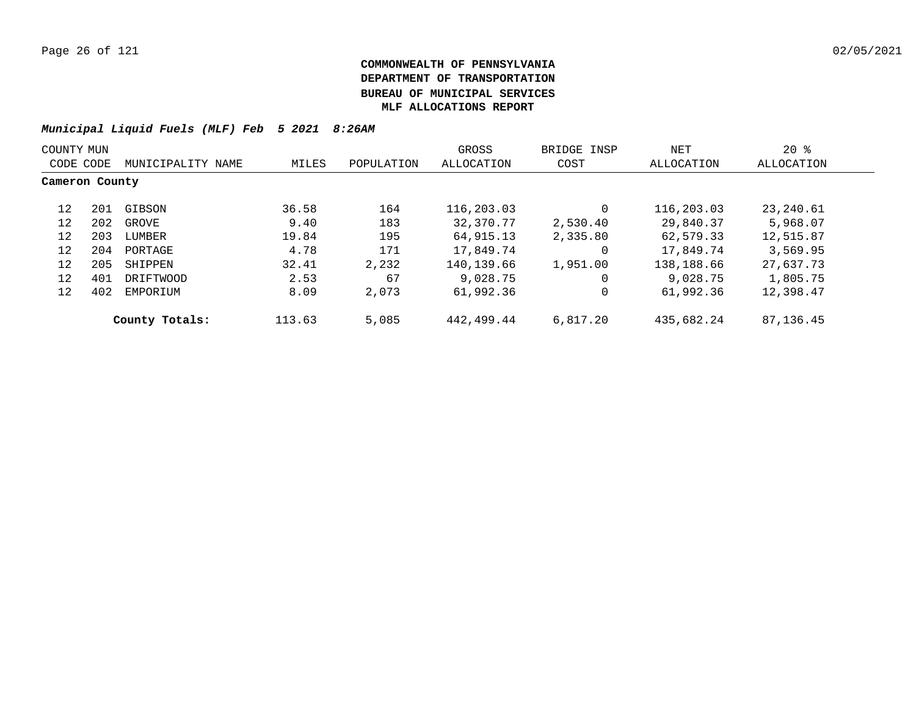**COMMONWEALTH OF PENNSYLVANIA**
**DEPARTMENT OF TRANSPORTATION**
**BUREAU OF MUNICIPAL SERVICES**
**MLF ALLOCATIONS REPORT**

***Municipal Liquid Fuels (MLF) Feb 5 2021 8:26AM***

| COUNTY CODE | MUN CODE | MUNICIPALITY NAME | MILES | POPULATION | GROSS ALLOCATION | BRIDGE INSP COST | NET ALLOCATION | 20 % ALLOCATION |
|---|---|---|---|---|---|---|---|---|
| **Cameron County** | | | | | | | | |
| 12 | 201 | GIBSON | 36.58 | 164 | 116,203.03 | 0 | 116,203.03 | 23,240.61 |
| 12 | 202 | GROVE | 9.40 | 183 | 32,370.77 | 2,530.40 | 29,840.37 | 5,968.07 |
| 12 | 203 | LUMBER | 19.84 | 195 | 64,915.13 | 2,335.80 | 62,579.33 | 12,515.87 |
| 12 | 204 | PORTAGE | 4.78 | 171 | 17,849.74 | 0 | 17,849.74 | 3,569.95 |
| 12 | 205 | SHIPPEN | 32.41 | 2,232 | 140,139.66 | 1,951.00 | 138,188.66 | 27,637.73 |
| 12 | 401 | DRIFTWOOD | 2.53 | 67 | 9,028.75 | 0 | 9,028.75 | 1,805.75 |
| 12 | 402 | EMPORIUM | 8.09 | 2,073 | 61,992.36 | 0 | 61,992.36 | 12,398.47 |
| | | **County Totals:** | 113.63 | 5,085 | 442,499.44 | 6,817.20 | 435,682.24 | 87,136.45 |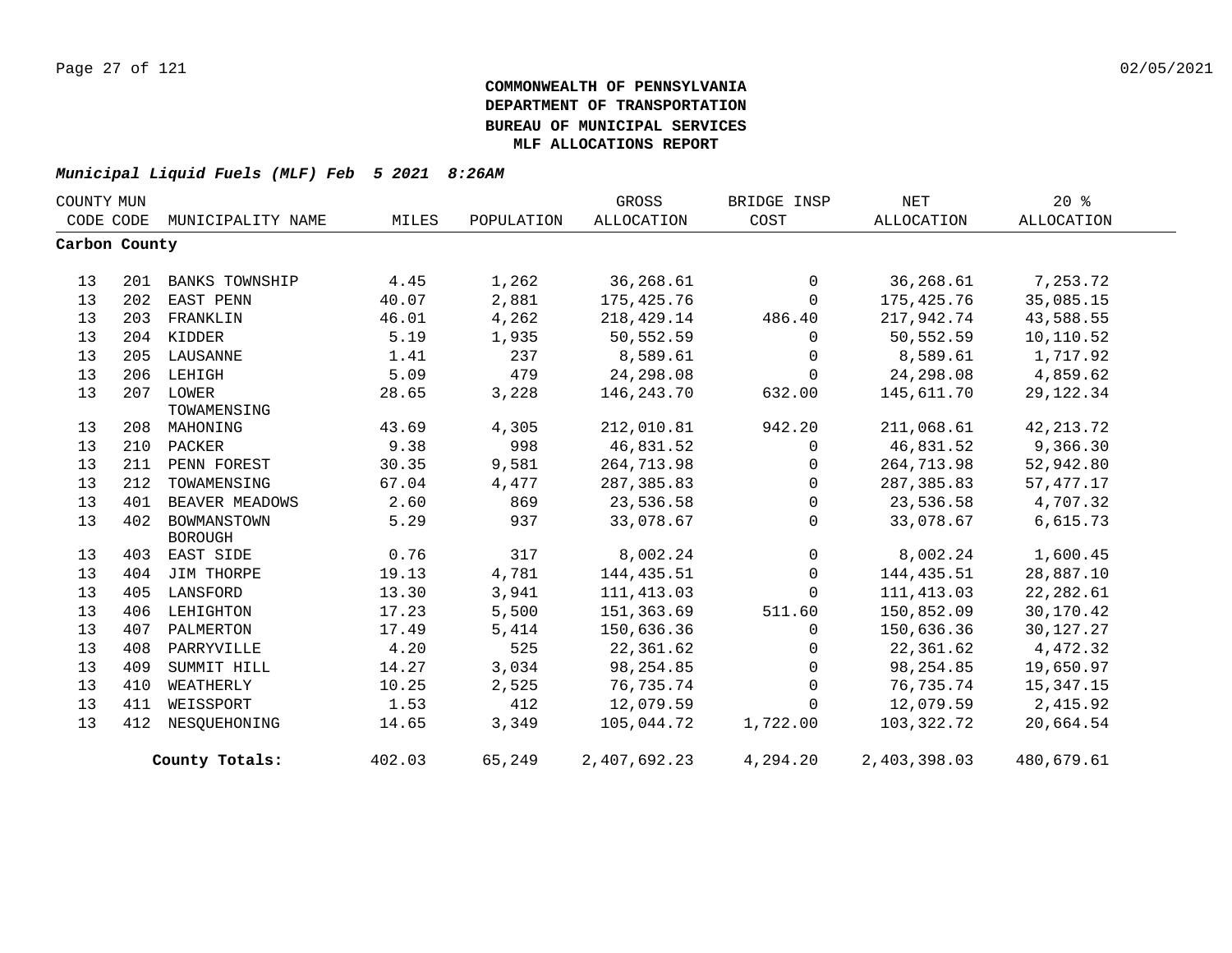# COMMONWEALTH OF PENNSYLVANIA
## DEPARTMENT OF TRANSPORTATION
## BUREAU OF MUNICIPAL SERVICES
## MLF ALLOCATIONS REPORT

***Municipal Liquid Fuels (MLF) Feb 5 2021 8:26AM***

| COUNTY CODE | MUN CODE | MUNICIPALITY NAME | MILES | POPULATION | GROSS ALLOCATION | BRIDGE INSP COST | NET ALLOCATION | 20 % ALLOCATION |
|---|---|---|---|---|---|---|---|---|
| **Carbon County** | | | | | | | | |
| 13 | 201 | BANKS TOWNSHIP | 4.45 | 1,262 | 36,268.61 | 0 | 36,268.61 | 7,253.72 |
| 13 | 202 | EAST PENN | 40.07 | 2,881 | 175,425.76 | 0 | 175,425.76 | 35,085.15 |
| 13 | 203 | FRANKLIN | 46.01 | 4,262 | 218,429.14 | 486.40 | 217,942.74 | 43,588.55 |
| 13 | 204 | KIDDER | 5.19 | 1,935 | 50,552.59 | 0 | 50,552.59 | 10,110.52 |
| 13 | 205 | LAUSANNE | 1.41 | 237 | 8,589.61 | 0 | 8,589.61 | 1,717.92 |
| 13 | 206 | LEHIGH | 5.09 | 479 | 24,298.08 | 0 | 24,298.08 | 4,859.62 |
| 13 | 207 | LOWER TOWAMENSING | 28.65 | 3,228 | 146,243.70 | 632.00 | 145,611.70 | 29,122.34 |
| 13 | 208 | MAHONING | 43.69 | 4,305 | 212,010.81 | 942.20 | 211,068.61 | 42,213.72 |
| 13 | 210 | PACKER | 9.38 | 998 | 46,831.52 | 0 | 46,831.52 | 9,366.30 |
| 13 | 211 | PENN FOREST | 30.35 | 9,581 | 264,713.98 | 0 | 264,713.98 | 52,942.80 |
| 13 | 212 | TOWAMENSING | 67.04 | 4,477 | 287,385.83 | 0 | 287,385.83 | 57,477.17 |
| 13 | 401 | BEAVER MEADOWS | 2.60 | 869 | 23,536.58 | 0 | 23,536.58 | 4,707.32 |
| 13 | 402 | BOWMANSTOWN BOROUGH | 5.29 | 937 | 33,078.67 | 0 | 33,078.67 | 6,615.73 |
| 13 | 403 | EAST SIDE | 0.76 | 317 | 8,002.24 | 0 | 8,002.24 | 1,600.45 |
| 13 | 404 | JIM THORPE | 19.13 | 4,781 | 144,435.51 | 0 | 144,435.51 | 28,887.10 |
| 13 | 405 | LANSFORD | 13.30 | 3,941 | 111,413.03 | 0 | 111,413.03 | 22,282.61 |
| 13 | 406 | LEHIGHTON | 17.23 | 5,500 | 151,363.69 | 511.60 | 150,852.09 | 30,170.42 |
| 13 | 407 | PALMERTON | 17.49 | 5,414 | 150,636.36 | 0 | 150,636.36 | 30,127.27 |
| 13 | 408 | PARRYVILLE | 4.20 | 525 | 22,361.62 | 0 | 22,361.62 | 4,472.32 |
| 13 | 409 | SUMMIT HILL | 14.27 | 3,034 | 98,254.85 | 0 | 98,254.85 | 19,650.97 |
| 13 | 410 | WEATHERLY | 10.25 | 2,525 | 76,735.74 | 0 | 76,735.74 | 15,347.15 |
| 13 | 411 | WEISSPORT | 1.53 | 412 | 12,079.59 | 0 | 12,079.59 | 2,415.92 |
| 13 | 412 | NESQUEHONING | 14.65 | 3,349 | 105,044.72 | 1,722.00 | 103,322.72 | 20,664.54 |
| | | **County Totals:** | 402.03 | 65,249 | 2,407,692.23 | 4,294.20 | 2,403,398.03 | 480,679.61 |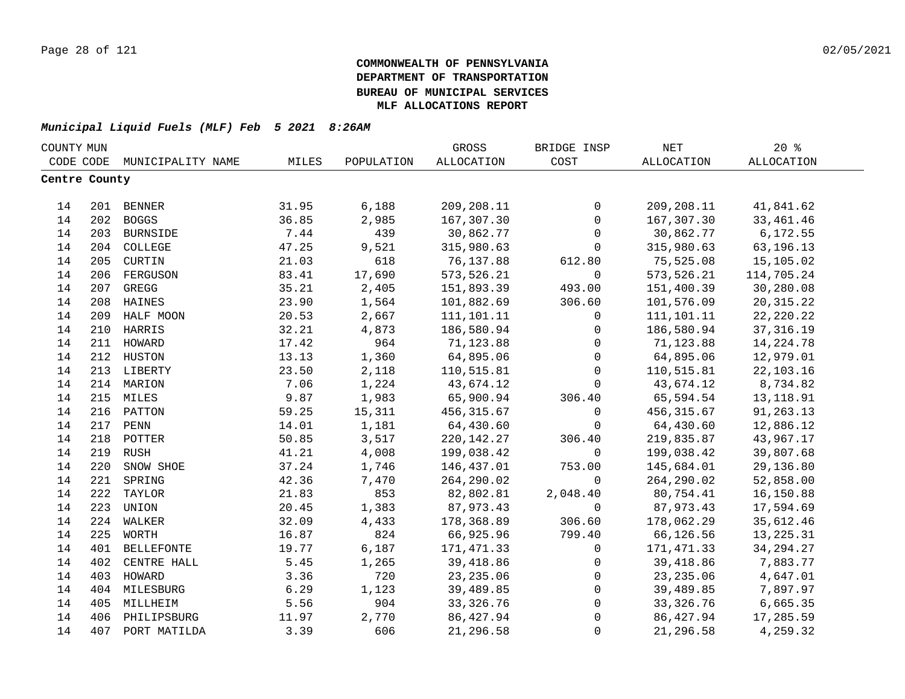**COMMONWEALTH OF PENNSYLVANIA**
**DEPARTMENT OF TRANSPORTATION**
**BUREAU OF MUNICIPAL SERVICES**
**MLF ALLOCATIONS REPORT**

***Municipal Liquid Fuels (MLF) Feb 5 2021 8:26AM***

| COUNTY CODE | MUN CODE | MUNICIPALITY NAME | MILES | POPULATION | GROSS ALLOCATION | BRIDGE INSP COST | NET ALLOCATION | 20 % ALLOCATION |
|---|---|---|---|---|---|---|---|---|
| **Centre County** | | | | | | | | |
| 14 | 201 | BENNER | 31.95 | 6,188 | 209,208.11 | 0 | 209,208.11 | 41,841.62 |
| 14 | 202 | BOGGS | 36.85 | 2,985 | 167,307.30 | 0 | 167,307.30 | 33,461.46 |
| 14 | 203 | BURNSIDE | 7.44 | 439 | 30,862.77 | 0 | 30,862.77 | 6,172.55 |
| 14 | 204 | COLLEGE | 47.25 | 9,521 | 315,980.63 | 0 | 315,980.63 | 63,196.13 |
| 14 | 205 | CURTIN | 21.03 | 618 | 76,137.88 | 612.80 | 75,525.08 | 15,105.02 |
| 14 | 206 | FERGUSON | 83.41 | 17,690 | 573,526.21 | 0 | 573,526.21 | 114,705.24 |
| 14 | 207 | GREGG | 35.21 | 2,405 | 151,893.39 | 493.00 | 151,400.39 | 30,280.08 |
| 14 | 208 | HAINES | 23.90 | 1,564 | 101,882.69 | 306.60 | 101,576.09 | 20,315.22 |
| 14 | 209 | HALF MOON | 20.53 | 2,667 | 111,101.11 | 0 | 111,101.11 | 22,220.22 |
| 14 | 210 | HARRIS | 32.21 | 4,873 | 186,580.94 | 0 | 186,580.94 | 37,316.19 |
| 14 | 211 | HOWARD | 17.42 | 964 | 71,123.88 | 0 | 71,123.88 | 14,224.78 |
| 14 | 212 | HUSTON | 13.13 | 1,360 | 64,895.06 | 0 | 64,895.06 | 12,979.01 |
| 14 | 213 | LIBERTY | 23.50 | 2,118 | 110,515.81 | 0 | 110,515.81 | 22,103.16 |
| 14 | 214 | MARION | 7.06 | 1,224 | 43,674.12 | 0 | 43,674.12 | 8,734.82 |
| 14 | 215 | MILES | 9.87 | 1,983 | 65,900.94 | 306.40 | 65,594.54 | 13,118.91 |
| 14 | 216 | PATTON | 59.25 | 15,311 | 456,315.67 | 0 | 456,315.67 | 91,263.13 |
| 14 | 217 | PENN | 14.01 | 1,181 | 64,430.60 | 0 | 64,430.60 | 12,886.12 |
| 14 | 218 | POTTER | 50.85 | 3,517 | 220,142.27 | 306.40 | 219,835.87 | 43,967.17 |
| 14 | 219 | RUSH | 41.21 | 4,008 | 199,038.42 | 0 | 199,038.42 | 39,807.68 |
| 14 | 220 | SNOW SHOE | 37.24 | 1,746 | 146,437.01 | 753.00 | 145,684.01 | 29,136.80 |
| 14 | 221 | SPRING | 42.36 | 7,470 | 264,290.02 | 0 | 264,290.02 | 52,858.00 |
| 14 | 222 | TAYLOR | 21.83 | 853 | 82,802.81 | 2,048.40 | 80,754.41 | 16,150.88 |
| 14 | 223 | UNION | 20.45 | 1,383 | 87,973.43 | 0 | 87,973.43 | 17,594.69 |
| 14 | 224 | WALKER | 32.09 | 4,433 | 178,368.89 | 306.60 | 178,062.29 | 35,612.46 |
| 14 | 225 | WORTH | 16.87 | 824 | 66,925.96 | 799.40 | 66,126.56 | 13,225.31 |
| 14 | 401 | BELLEFONTE | 19.77 | 6,187 | 171,471.33 | 0 | 171,471.33 | 34,294.27 |
| 14 | 402 | CENTRE HALL | 5.45 | 1,265 | 39,418.86 | 0 | 39,418.86 | 7,883.77 |
| 14 | 403 | HOWARD | 3.36 | 720 | 23,235.06 | 0 | 23,235.06 | 4,647.01 |
| 14 | 404 | MILESBURG | 6.29 | 1,123 | 39,489.85 | 0 | 39,489.85 | 7,897.97 |
| 14 | 405 | MILLHEIM | 5.56 | 904 | 33,326.76 | 0 | 33,326.76 | 6,665.35 |
| 14 | 406 | PHILIPSBURG | 11.97 | 2,770 | 86,427.94 | 0 | 86,427.94 | 17,285.59 |
| 14 | 407 | PORT MATILDA | 3.39 | 606 | 21,296.58 | 0 | 21,296.58 | 4,259.32 |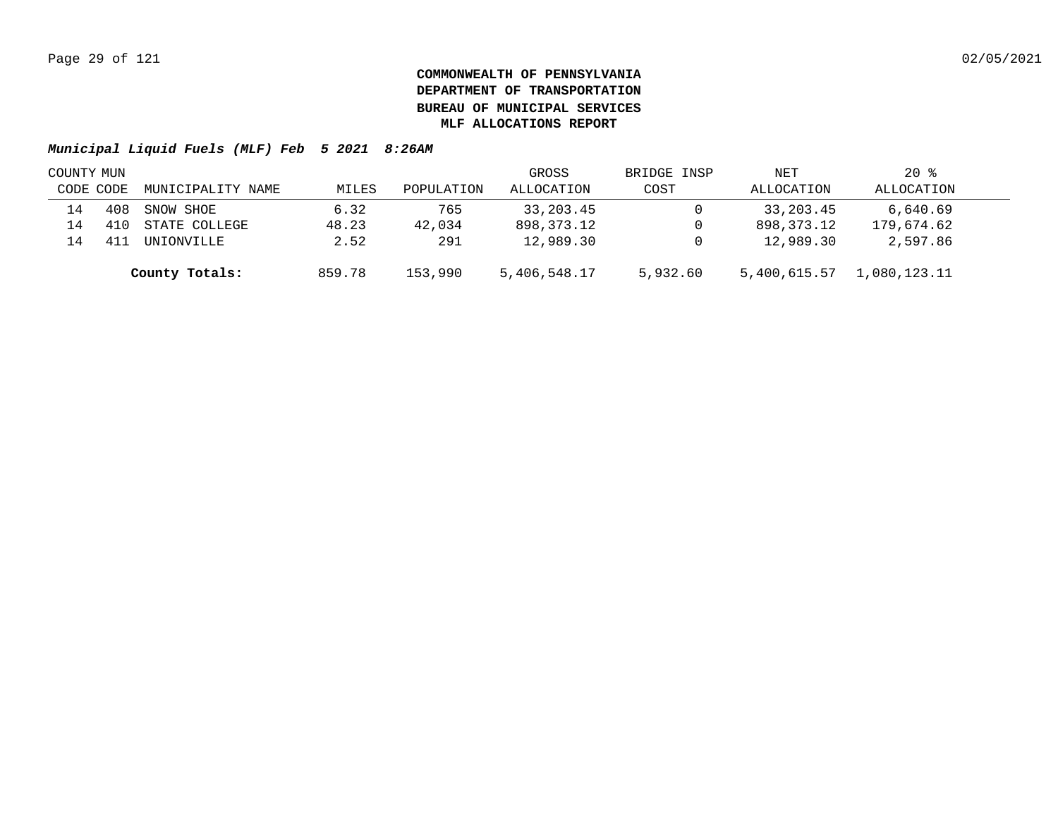**COMMONWEALTH OF PENNSYLVANIA**
**DEPARTMENT OF TRANSPORTATION**
**BUREAU OF MUNICIPAL SERVICES**
**MLF ALLOCATIONS REPORT**

***Municipal Liquid Fuels (MLF) Feb 5 2021 8:26AM***

| COUNTY CODE | MUN CODE | MUNICIPALITY NAME | MILES | POPULATION | GROSS ALLOCATION | BRIDGE INSP COST | NET ALLOCATION | 20 % ALLOCATION |
|---|---|---|---|---|---|---|---|---|
| 14 | 408 | SNOW SHOE | 6.32 | 765 | 33,203.45 | 0 | 33,203.45 | 6,640.69 |
| 14 | 410 | STATE COLLEGE | 48.23 | 42,034 | 898,373.12 | 0 | 898,373.12 | 179,674.62 |
| 14 | 411 | UNIONVILLE | 2.52 | 291 | 12,989.30 | 0 | 12,989.30 | 2,597.86 |
| | | **County Totals:** | 859.78 | 153,990 | 5,406,548.17 | 5,932.60 | 5,400,615.57 | 1,080,123.11 |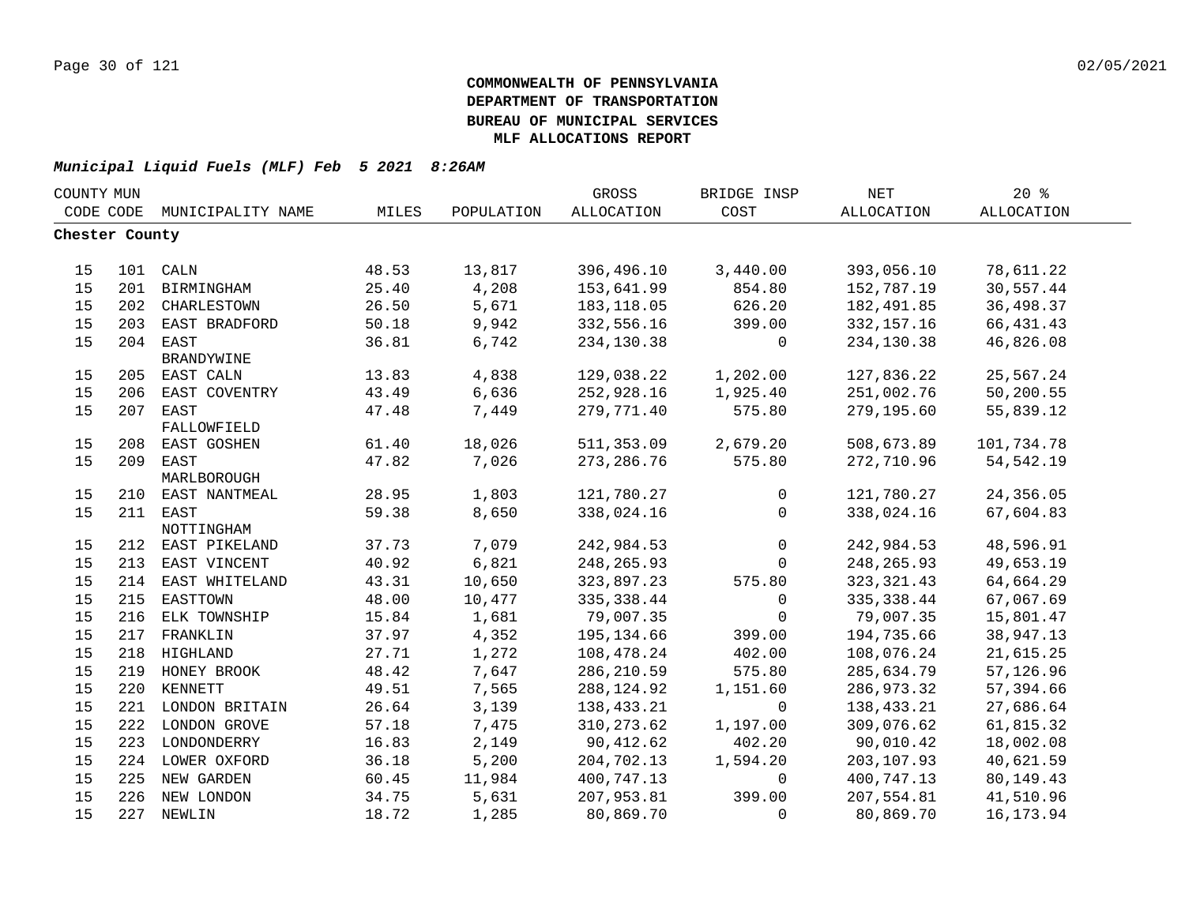**COMMONWEALTH OF PENNSYLVANIA**
**DEPARTMENT OF TRANSPORTATION**
**BUREAU OF MUNICIPAL SERVICES**
**MLF ALLOCATIONS REPORT**

***Municipal Liquid Fuels (MLF) Feb 5 2021 8:26AM***

| COUNTY CODE | MUN CODE | MUNICIPALITY NAME | MILES | POPULATION | GROSS ALLOCATION | BRIDGE INSP COST | NET ALLOCATION | 20 % ALLOCATION |
|---|---|---|---|---|---|---|---|---|
| **Chester County** | | | | | | | | |
| 15 | 101 | CALN | 48.53 | 13,817 | 396,496.10 | 3,440.00 | 393,056.10 | 78,611.22 |
| 15 | 201 | BIRMINGHAM | 25.40 | 4,208 | 153,641.99 | 854.80 | 152,787.19 | 30,557.44 |
| 15 | 202 | CHARLESTOWN | 26.50 | 5,671 | 183,118.05 | 626.20 | 182,491.85 | 36,498.37 |
| 15 | 203 | EAST BRADFORD | 50.18 | 9,942 | 332,556.16 | 399.00 | 332,157.16 | 66,431.43 |
| 15 | 204 | EAST BRANDYWINE | 36.81 | 6,742 | 234,130.38 | 0 | 234,130.38 | 46,826.08 |
| 15 | 205 | EAST CALN | 13.83 | 4,838 | 129,038.22 | 1,202.00 | 127,836.22 | 25,567.24 |
| 15 | 206 | EAST COVENTRY | 43.49 | 6,636 | 252,928.16 | 1,925.40 | 251,002.76 | 50,200.55 |
| 15 | 207 | EAST FALLOWFIELD | 47.48 | 7,449 | 279,771.40 | 575.80 | 279,195.60 | 55,839.12 |
| 15 | 208 | EAST GOSHEN | 61.40 | 18,026 | 511,353.09 | 2,679.20 | 508,673.89 | 101,734.78 |
| 15 | 209 | EAST MARLBOROUGH | 47.82 | 7,026 | 273,286.76 | 575.80 | 272,710.96 | 54,542.19 |
| 15 | 210 | EAST NANTMEAL | 28.95 | 1,803 | 121,780.27 | 0 | 121,780.27 | 24,356.05 |
| 15 | 211 | EAST NOTTINGHAM | 59.38 | 8,650 | 338,024.16 | 0 | 338,024.16 | 67,604.83 |
| 15 | 212 | EAST PIKELAND | 37.73 | 7,079 | 242,984.53 | 0 | 242,984.53 | 48,596.91 |
| 15 | 213 | EAST VINCENT | 40.92 | 6,821 | 248,265.93 | 0 | 248,265.93 | 49,653.19 |
| 15 | 214 | EAST WHITELAND | 43.31 | 10,650 | 323,897.23 | 575.80 | 323,321.43 | 64,664.29 |
| 15 | 215 | EASTTOWN | 48.00 | 10,477 | 335,338.44 | 0 | 335,338.44 | 67,067.69 |
| 15 | 216 | ELK TOWNSHIP | 15.84 | 1,681 | 79,007.35 | 0 | 79,007.35 | 15,801.47 |
| 15 | 217 | FRANKLIN | 37.97 | 4,352 | 195,134.66 | 399.00 | 194,735.66 | 38,947.13 |
| 15 | 218 | HIGHLAND | 27.71 | 1,272 | 108,478.24 | 402.00 | 108,076.24 | 21,615.25 |
| 15 | 219 | HONEY BROOK | 48.42 | 7,647 | 286,210.59 | 575.80 | 285,634.79 | 57,126.96 |
| 15 | 220 | KENNETT | 49.51 | 7,565 | 288,124.92 | 1,151.60 | 286,973.32 | 57,394.66 |
| 15 | 221 | LONDON BRITAIN | 26.64 | 3,139 | 138,433.21 | 0 | 138,433.21 | 27,686.64 |
| 15 | 222 | LONDON GROVE | 57.18 | 7,475 | 310,273.62 | 1,197.00 | 309,076.62 | 61,815.32 |
| 15 | 223 | LONDONDERRY | 16.83 | 2,149 | 90,412.62 | 402.20 | 90,010.42 | 18,002.08 |
| 15 | 224 | LOWER OXFORD | 36.18 | 5,200 | 204,702.13 | 1,594.20 | 203,107.93 | 40,621.59 |
| 15 | 225 | NEW GARDEN | 60.45 | 11,984 | 400,747.13 | 0 | 400,747.13 | 80,149.43 |
| 15 | 226 | NEW LONDON | 34.75 | 5,631 | 207,953.81 | 399.00 | 207,554.81 | 41,510.96 |
| 15 | 227 | NEWLIN | 18.72 | 1,285 | 80,869.70 | 0 | 80,869.70 | 16,173.94 |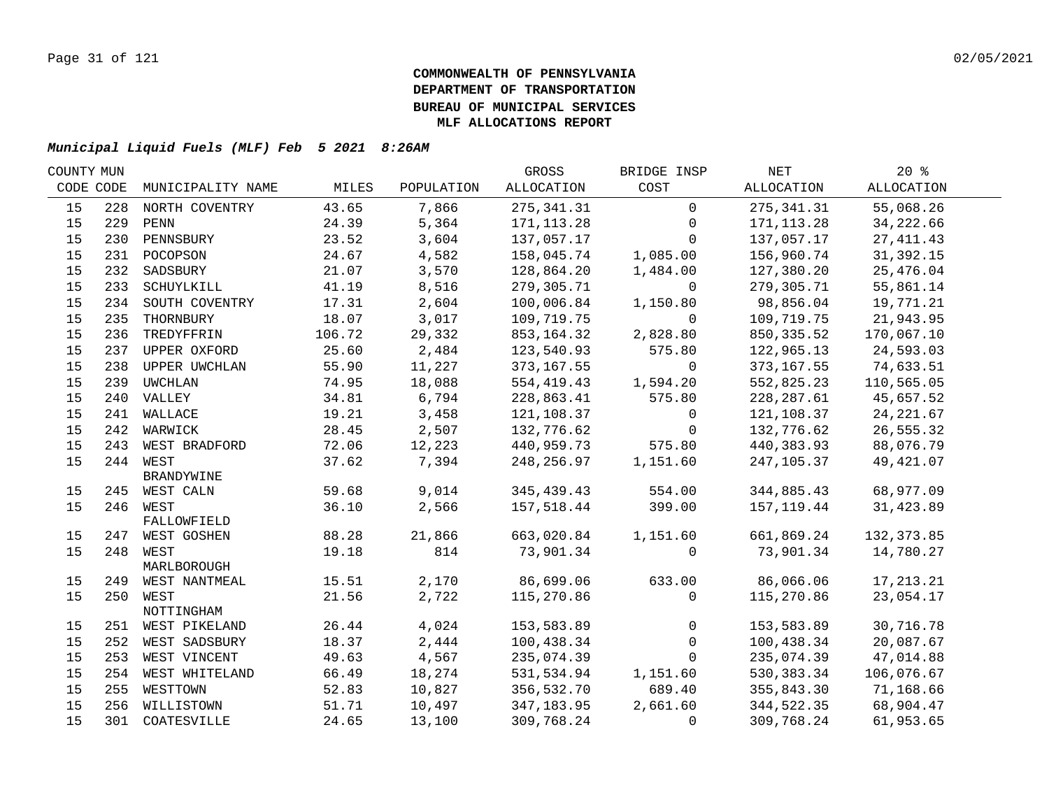# COMMONWEALTH OF PENNSYLVANIA
# DEPARTMENT OF TRANSPORTATION
# BUREAU OF MUNICIPAL SERVICES
# MLF ALLOCATIONS REPORT

***Municipal Liquid Fuels (MLF) Feb 5 2021 8:26AM***

| COUNTY CODE | MUN CODE | MUNICIPALITY NAME | MILES | POPULATION | GROSS ALLOCATION | BRIDGE INSP COST | NET ALLOCATION | 20 % ALLOCATION |
|---|---|---|---|---|---|---|---|---|
| 15 | 228 | NORTH COVENTRY | 43.65 | 7,866 | 275,341.31 | 0 | 275,341.31 | 55,068.26 |
| 15 | 229 | PENN | 24.39 | 5,364 | 171,113.28 | 0 | 171,113.28 | 34,222.66 |
| 15 | 230 | PENNSBURY | 23.52 | 3,604 | 137,057.17 | 0 | 137,057.17 | 27,411.43 |
| 15 | 231 | POCOPSON | 24.67 | 4,582 | 158,045.74 | 1,085.00 | 156,960.74 | 31,392.15 |
| 15 | 232 | SADSBURY | 21.07 | 3,570 | 128,864.20 | 1,484.00 | 127,380.20 | 25,476.04 |
| 15 | 233 | SCHUYLKILL | 41.19 | 8,516 | 279,305.71 | 0 | 279,305.71 | 55,861.14 |
| 15 | 234 | SOUTH COVENTRY | 17.31 | 2,604 | 100,006.84 | 1,150.80 | 98,856.04 | 19,771.21 |
| 15 | 235 | THORNBURY | 18.07 | 3,017 | 109,719.75 | 0 | 109,719.75 | 21,943.95 |
| 15 | 236 | TREDYFFRIN | 106.72 | 29,332 | 853,164.32 | 2,828.80 | 850,335.52 | 170,067.10 |
| 15 | 237 | UPPER OXFORD | 25.60 | 2,484 | 123,540.93 | 575.80 | 122,965.13 | 24,593.03 |
| 15 | 238 | UPPER UWCHLAN | 55.90 | 11,227 | 373,167.55 | 0 | 373,167.55 | 74,633.51 |
| 15 | 239 | UWCHLAN | 74.95 | 18,088 | 554,419.43 | 1,594.20 | 552,825.23 | 110,565.05 |
| 15 | 240 | VALLEY | 34.81 | 6,794 | 228,863.41 | 575.80 | 228,287.61 | 45,657.52 |
| 15 | 241 | WALLACE | 19.21 | 3,458 | 121,108.37 | 0 | 121,108.37 | 24,221.67 |
| 15 | 242 | WARWICK | 28.45 | 2,507 | 132,776.62 | 0 | 132,776.62 | 26,555.32 |
| 15 | 243 | WEST BRADFORD | 72.06 | 12,223 | 440,959.73 | 575.80 | 440,383.93 | 88,076.79 |
| 15 | 244 | WEST BRANDYWINE | 37.62 | 7,394 | 248,256.97 | 1,151.60 | 247,105.37 | 49,421.07 |
| 15 | 245 | WEST CALN | 59.68 | 9,014 | 345,439.43 | 554.00 | 344,885.43 | 68,977.09 |
| 15 | 246 | WEST FALLOWFIELD | 36.10 | 2,566 | 157,518.44 | 399.00 | 157,119.44 | 31,423.89 |
| 15 | 247 | WEST GOSHEN | 88.28 | 21,866 | 663,020.84 | 1,151.60 | 661,869.24 | 132,373.85 |
| 15 | 248 | WEST MARLBOROUGH | 19.18 | 814 | 73,901.34 | 0 | 73,901.34 | 14,780.27 |
| 15 | 249 | WEST NANTMEAL | 15.51 | 2,170 | 86,699.06 | 633.00 | 86,066.06 | 17,213.21 |
| 15 | 250 | WEST NOTTINGHAM | 21.56 | 2,722 | 115,270.86 | 0 | 115,270.86 | 23,054.17 |
| 15 | 251 | WEST PIKELAND | 26.44 | 4,024 | 153,583.89 | 0 | 153,583.89 | 30,716.78 |
| 15 | 252 | WEST SADSBURY | 18.37 | 2,444 | 100,438.34 | 0 | 100,438.34 | 20,087.67 |
| 15 | 253 | WEST VINCENT | 49.63 | 4,567 | 235,074.39 | 0 | 235,074.39 | 47,014.88 |
| 15 | 254 | WEST WHITELAND | 66.49 | 18,274 | 531,534.94 | 1,151.60 | 530,383.34 | 106,076.67 |
| 15 | 255 | WESTTOWN | 52.83 | 10,827 | 356,532.70 | 689.40 | 355,843.30 | 71,168.66 |
| 15 | 256 | WILLISTOWN | 51.71 | 10,497 | 347,183.95 | 2,661.60 | 344,522.35 | 68,904.47 |
| 15 | 301 | COATESVILLE | 24.65 | 13,100 | 309,768.24 | 0 | 309,768.24 | 61,953.65 |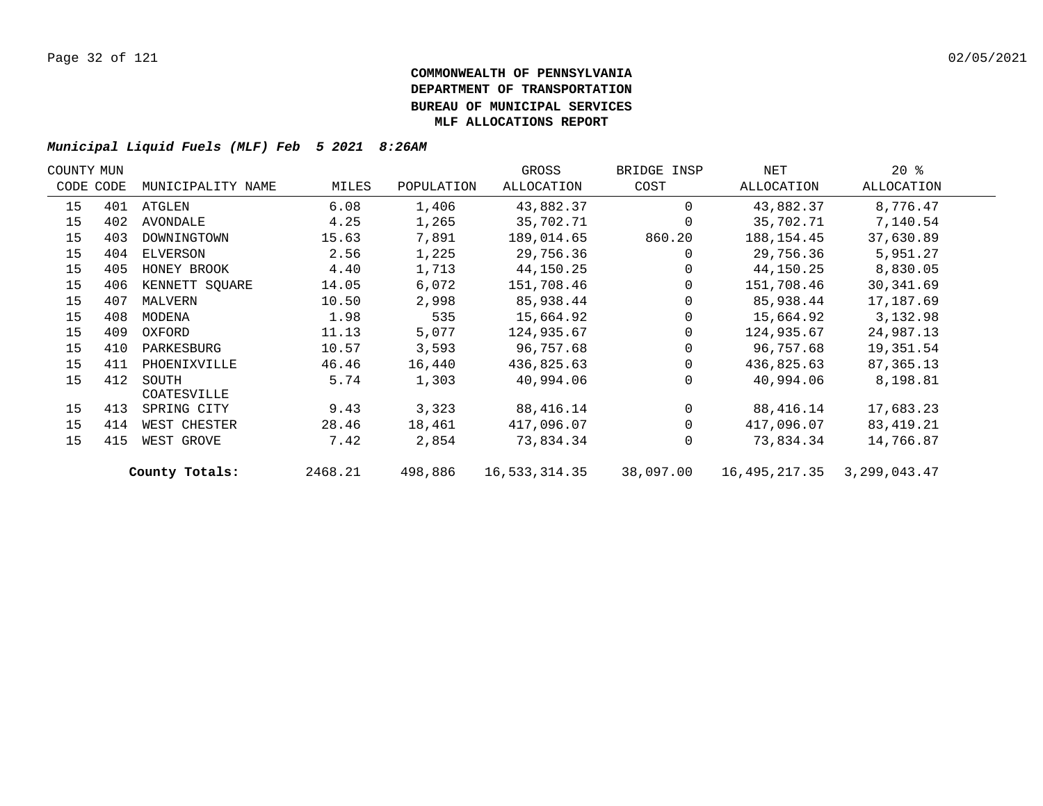**COMMONWEALTH OF PENNSYLVANIA**
**DEPARTMENT OF TRANSPORTATION**
**BUREAU OF MUNICIPAL SERVICES**
**MLF ALLOCATIONS REPORT**

***Municipal Liquid Fuels (MLF) Feb 5 2021 8:26AM***

| COUNTY CODE | MUN CODE | MUNICIPALITY NAME | MILES | POPULATION | GROSS ALLOCATION | BRIDGE INSP COST | NET ALLOCATION | 20 % ALLOCATION |
|---|---|---|---|---|---|---|---|---|
| 15 | 401 | ATGLEN | 6.08 | 1,406 | 43,882.37 | 0 | 43,882.37 | 8,776.47 |
| 15 | 402 | AVONDALE | 4.25 | 1,265 | 35,702.71 | 0 | 35,702.71 | 7,140.54 |
| 15 | 403 | DOWNINGTOWN | 15.63 | 7,891 | 189,014.65 | 860.20 | 188,154.45 | 37,630.89 |
| 15 | 404 | ELVERSON | 2.56 | 1,225 | 29,756.36 | 0 | 29,756.36 | 5,951.27 |
| 15 | 405 | HONEY BROOK | 4.40 | 1,713 | 44,150.25 | 0 | 44,150.25 | 8,830.05 |
| 15 | 406 | KENNETT SQUARE | 14.05 | 6,072 | 151,708.46 | 0 | 151,708.46 | 30,341.69 |
| 15 | 407 | MALVERN | 10.50 | 2,998 | 85,938.44 | 0 | 85,938.44 | 17,187.69 |
| 15 | 408 | MODENA | 1.98 | 535 | 15,664.92 | 0 | 15,664.92 | 3,132.98 |
| 15 | 409 | OXFORD | 11.13 | 5,077 | 124,935.67 | 0 | 124,935.67 | 24,987.13 |
| 15 | 410 | PARKESBURG | 10.57 | 3,593 | 96,757.68 | 0 | 96,757.68 | 19,351.54 |
| 15 | 411 | PHOENIXVILLE | 46.46 | 16,440 | 436,825.63 | 0 | 436,825.63 | 87,365.13 |
| 15 | 412 | SOUTH COATESVILLE | 5.74 | 1,303 | 40,994.06 | 0 | 40,994.06 | 8,198.81 |
| 15 | 413 | SPRING CITY | 9.43 | 3,323 | 88,416.14 | 0 | 88,416.14 | 17,683.23 |
| 15 | 414 | WEST CHESTER | 28.46 | 18,461 | 417,096.07 | 0 | 417,096.07 | 83,419.21 |
| 15 | 415 | WEST GROVE | 7.42 | 2,854 | 73,834.34 | 0 | 73,834.34 | 14,766.87 |
| | | **County Totals:** | 2468.21 | 498,886 | 16,533,314.35 | 38,097.00 | 16,495,217.35 | 3,299,043.47 |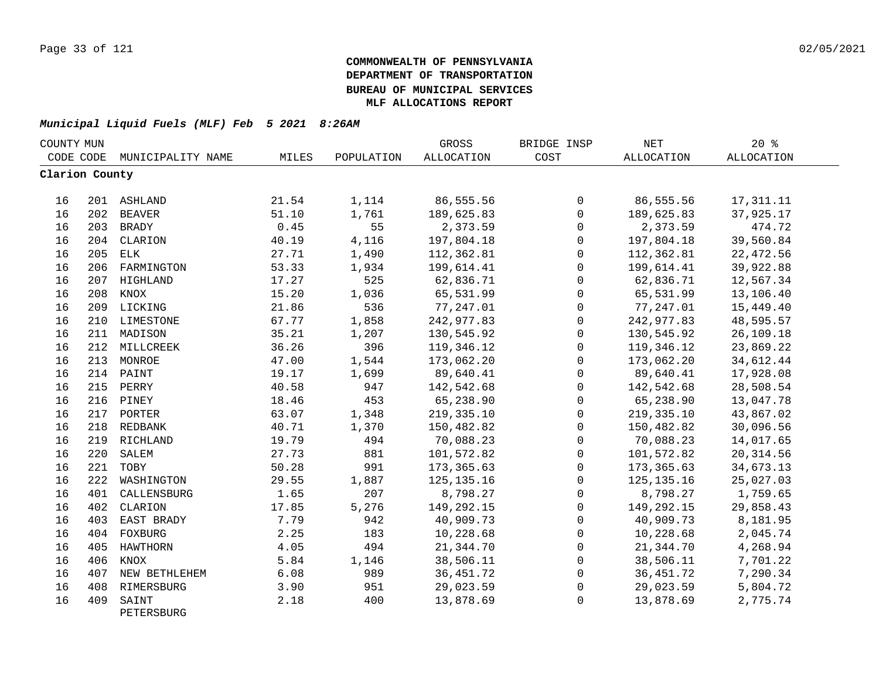**COMMONWEALTH OF PENNSYLVANIA**
**DEPARTMENT OF TRANSPORTATION**
**BUREAU OF MUNICIPAL SERVICES**
**MLF ALLOCATIONS REPORT**

***Municipal Liquid Fuels (MLF) Feb 5 2021 8:26AM***

| COUNTY CODE | MUN CODE | MUNICIPALITY NAME | MILES | POPULATION | GROSS ALLOCATION | BRIDGE INSP COST | NET ALLOCATION | 20 % ALLOCATION |
|---|---|---|---|---|---|---|---|---|
| **Clarion County** | | | | | | | | |
| 16 | 201 | ASHLAND | 21.54 | 1,114 | 86,555.56 | 0 | 86,555.56 | 17,311.11 |
| 16 | 202 | BEAVER | 51.10 | 1,761 | 189,625.83 | 0 | 189,625.83 | 37,925.17 |
| 16 | 203 | BRADY | 0.45 | 55 | 2,373.59 | 0 | 2,373.59 | 474.72 |
| 16 | 204 | CLARION | 40.19 | 4,116 | 197,804.18 | 0 | 197,804.18 | 39,560.84 |
| 16 | 205 | ELK | 27.71 | 1,490 | 112,362.81 | 0 | 112,362.81 | 22,472.56 |
| 16 | 206 | FARMINGTON | 53.33 | 1,934 | 199,614.41 | 0 | 199,614.41 | 39,922.88 |
| 16 | 207 | HIGHLAND | 17.27 | 525 | 62,836.71 | 0 | 62,836.71 | 12,567.34 |
| 16 | 208 | KNOX | 15.20 | 1,036 | 65,531.99 | 0 | 65,531.99 | 13,106.40 |
| 16 | 209 | LICKING | 21.86 | 536 | 77,247.01 | 0 | 77,247.01 | 15,449.40 |
| 16 | 210 | LIMESTONE | 67.77 | 1,858 | 242,977.83 | 0 | 242,977.83 | 48,595.57 |
| 16 | 211 | MADISON | 35.21 | 1,207 | 130,545.92 | 0 | 130,545.92 | 26,109.18 |
| 16 | 212 | MILLCREEK | 36.26 | 396 | 119,346.12 | 0 | 119,346.12 | 23,869.22 |
| 16 | 213 | MONROE | 47.00 | 1,544 | 173,062.20 | 0 | 173,062.20 | 34,612.44 |
| 16 | 214 | PAINT | 19.17 | 1,699 | 89,640.41 | 0 | 89,640.41 | 17,928.08 |
| 16 | 215 | PERRY | 40.58 | 947 | 142,542.68 | 0 | 142,542.68 | 28,508.54 |
| 16 | 216 | PINEY | 18.46 | 453 | 65,238.90 | 0 | 65,238.90 | 13,047.78 |
| 16 | 217 | PORTER | 63.07 | 1,348 | 219,335.10 | 0 | 219,335.10 | 43,867.02 |
| 16 | 218 | REDBANK | 40.71 | 1,370 | 150,482.82 | 0 | 150,482.82 | 30,096.56 |
| 16 | 219 | RICHLAND | 19.79 | 494 | 70,088.23 | 0 | 70,088.23 | 14,017.65 |
| 16 | 220 | SALEM | 27.73 | 881 | 101,572.82 | 0 | 101,572.82 | 20,314.56 |
| 16 | 221 | TOBY | 50.28 | 991 | 173,365.63 | 0 | 173,365.63 | 34,673.13 |
| 16 | 222 | WASHINGTON | 29.55 | 1,887 | 125,135.16 | 0 | 125,135.16 | 25,027.03 |
| 16 | 401 | CALLENSBURG | 1.65 | 207 | 8,798.27 | 0 | 8,798.27 | 1,759.65 |
| 16 | 402 | CLARION | 17.85 | 5,276 | 149,292.15 | 0 | 149,292.15 | 29,858.43 |
| 16 | 403 | EAST BRADY | 7.79 | 942 | 40,909.73 | 0 | 40,909.73 | 8,181.95 |
| 16 | 404 | FOXBURG | 2.25 | 183 | 10,228.68 | 0 | 10,228.68 | 2,045.74 |
| 16 | 405 | HAWTHORN | 4.05 | 494 | 21,344.70 | 0 | 21,344.70 | 4,268.94 |
| 16 | 406 | KNOX | 5.84 | 1,146 | 38,506.11 | 0 | 38,506.11 | 7,701.22 |
| 16 | 407 | NEW BETHLEHEM | 6.08 | 989 | 36,451.72 | 0 | 36,451.72 | 7,290.34 |
| 16 | 408 | RIMERSBURG | 3.90 | 951 | 29,023.59 | 0 | 29,023.59 | 5,804.72 |
| 16 | 409 | SAINT PETERSBURG | 2.18 | 400 | 13,878.69 | 0 | 13,878.69 | 2,775.74 |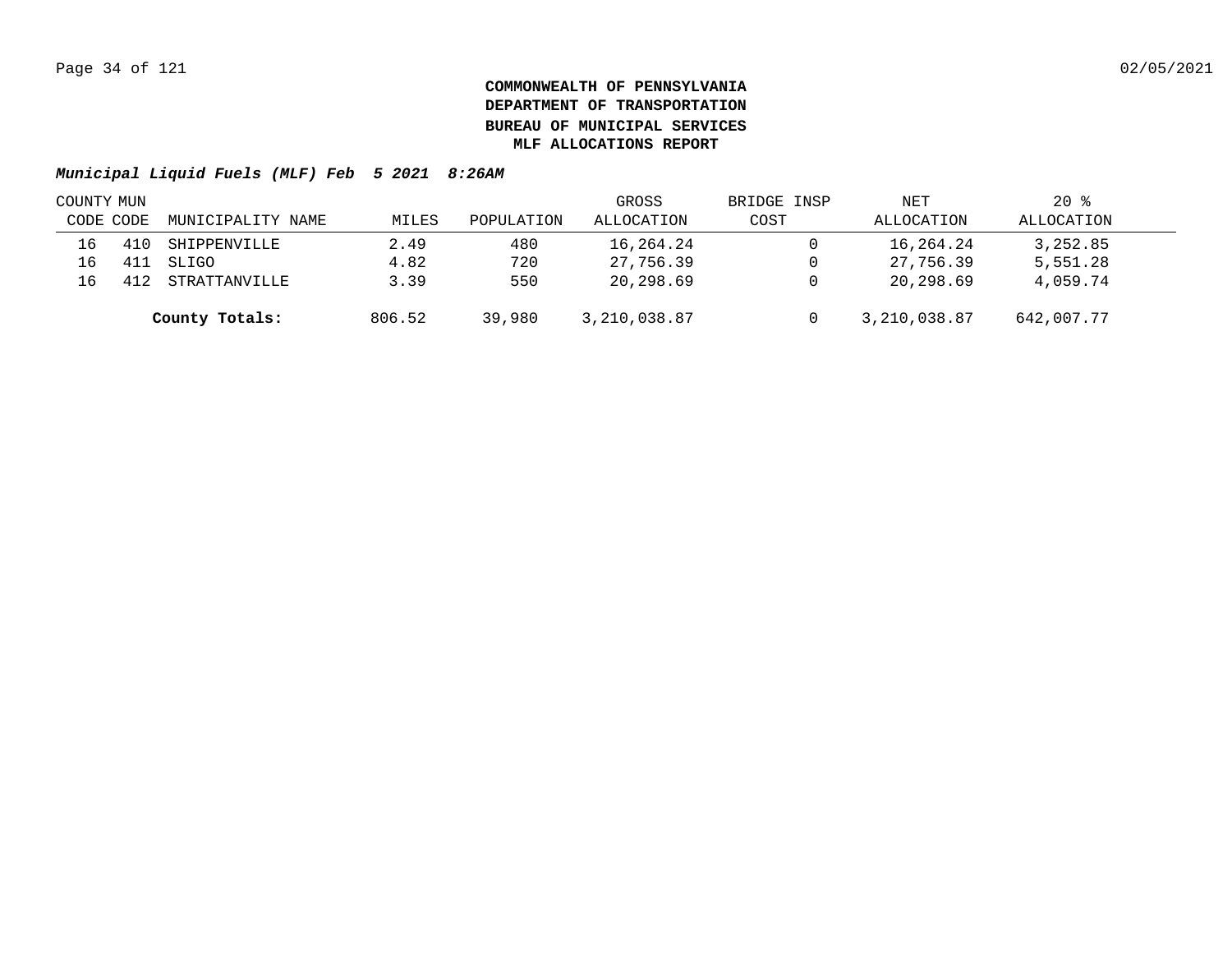**COMMONWEALTH OF PENNSYLVANIA**
**DEPARTMENT OF TRANSPORTATION**
**BUREAU OF MUNICIPAL SERVICES**
**MLF ALLOCATIONS REPORT**

***Municipal Liquid Fuels (MLF) Feb 5 2021 8:26AM***

| COUNTY CODE | MUN CODE | MUNICIPALITY NAME | MILES | POPULATION | GROSS ALLOCATION | BRIDGE INSP COST | NET ALLOCATION | 20 % ALLOCATION |
|---|---|---|---|---|---|---|---|---|
| 16 | 410 | SHIPPENVILLE | 2.49 | 480 | 16,264.24 | 0 | 16,264.24 | 3,252.85 |
| 16 | 411 | SLIGO | 4.82 | 720 | 27,756.39 | 0 | 27,756.39 | 5,551.28 |
| 16 | 412 | STRATTANVILLE | 3.39 | 550 | 20,298.69 | 0 | 20,298.69 | 4,059.74 |
| | | **County Totals:** | 806.52 | 39,980 | 3,210,038.87 | 0 | 3,210,038.87 | 642,007.77 |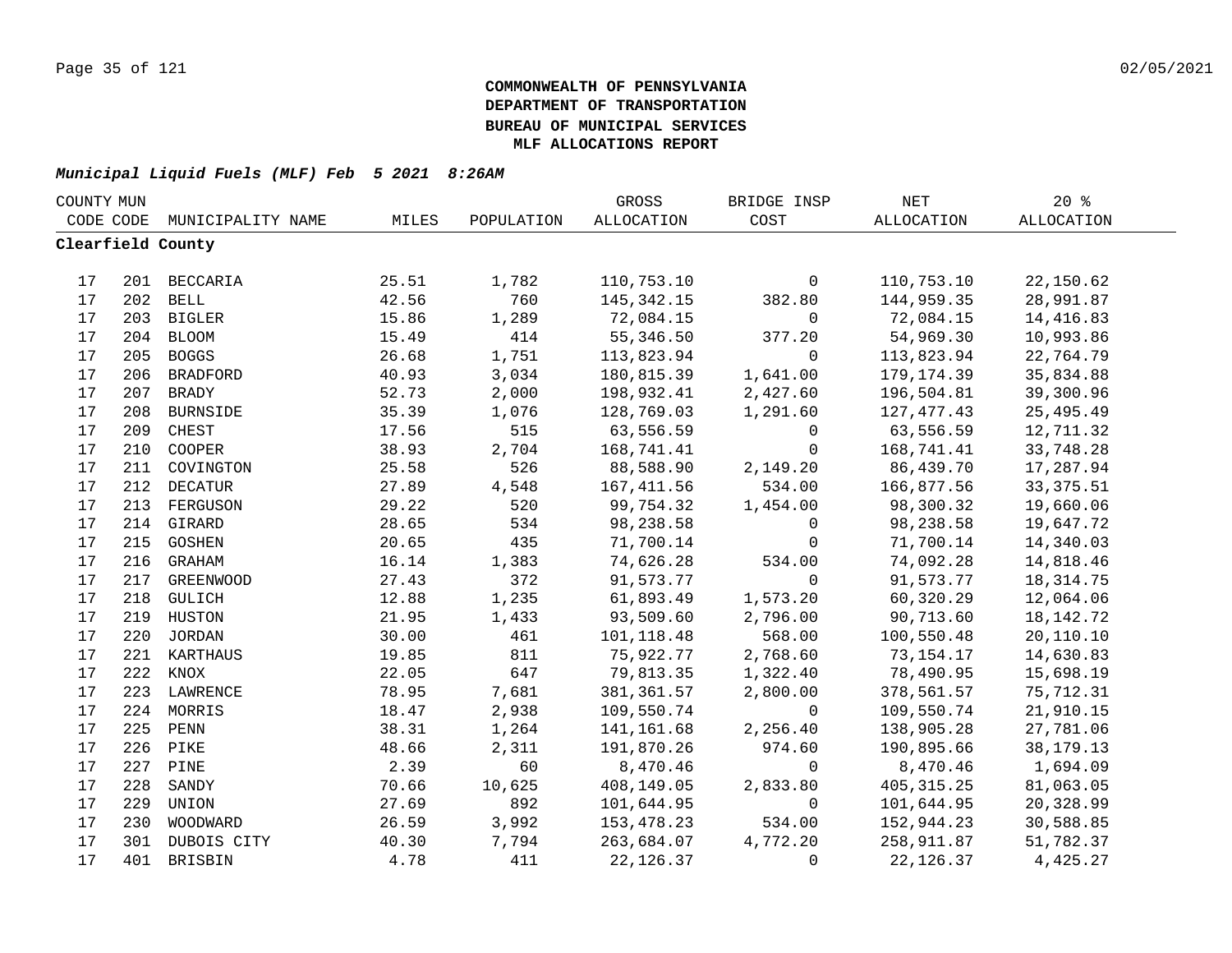**COMMONWEALTH OF PENNSYLVANIA**
**DEPARTMENT OF TRANSPORTATION**
**BUREAU OF MUNICIPAL SERVICES**
**MLF ALLOCATIONS REPORT**

***Municipal Liquid Fuels (MLF) Feb 5 2021 8:26AM***

| COUNTY CODE | MUN CODE | MUNICIPALITY NAME | MILES | POPULATION | GROSS ALLOCATION | BRIDGE INSP COST | NET ALLOCATION | 20 % ALLOCATION |
|---|---|---|---|---|---|---|---|---|
| **Clearfield County** | | | | | | | | |
| 17 | 201 | BECCARIA | 25.51 | 1,782 | 110,753.10 | 0 | 110,753.10 | 22,150.62 |
| 17 | 202 | BELL | 42.56 | 760 | 145,342.15 | 382.80 | 144,959.35 | 28,991.87 |
| 17 | 203 | BIGLER | 15.86 | 1,289 | 72,084.15 | 0 | 72,084.15 | 14,416.83 |
| 17 | 204 | BLOOM | 15.49 | 414 | 55,346.50 | 377.20 | 54,969.30 | 10,993.86 |
| 17 | 205 | BOGGS | 26.68 | 1,751 | 113,823.94 | 0 | 113,823.94 | 22,764.79 |
| 17 | 206 | BRADFORD | 40.93 | 3,034 | 180,815.39 | 1,641.00 | 179,174.39 | 35,834.88 |
| 17 | 207 | BRADY | 52.73 | 2,000 | 198,932.41 | 2,427.60 | 196,504.81 | 39,300.96 |
| 17 | 208 | BURNSIDE | 35.39 | 1,076 | 128,769.03 | 1,291.60 | 127,477.43 | 25,495.49 |
| 17 | 209 | CHEST | 17.56 | 515 | 63,556.59 | 0 | 63,556.59 | 12,711.32 |
| 17 | 210 | COOPER | 38.93 | 2,704 | 168,741.41 | 0 | 168,741.41 | 33,748.28 |
| 17 | 211 | COVINGTON | 25.58 | 526 | 88,588.90 | 2,149.20 | 86,439.70 | 17,287.94 |
| 17 | 212 | DECATUR | 27.89 | 4,548 | 167,411.56 | 534.00 | 166,877.56 | 33,375.51 |
| 17 | 213 | FERGUSON | 29.22 | 520 | 99,754.32 | 1,454.00 | 98,300.32 | 19,660.06 |
| 17 | 214 | GIRARD | 28.65 | 534 | 98,238.58 | 0 | 98,238.58 | 19,647.72 |
| 17 | 215 | GOSHEN | 20.65 | 435 | 71,700.14 | 0 | 71,700.14 | 14,340.03 |
| 17 | 216 | GRAHAM | 16.14 | 1,383 | 74,626.28 | 534.00 | 74,092.28 | 14,818.46 |
| 17 | 217 | GREENWOOD | 27.43 | 372 | 91,573.77 | 0 | 91,573.77 | 18,314.75 |
| 17 | 218 | GULICH | 12.88 | 1,235 | 61,893.49 | 1,573.20 | 60,320.29 | 12,064.06 |
| 17 | 219 | HUSTON | 21.95 | 1,433 | 93,509.60 | 2,796.00 | 90,713.60 | 18,142.72 |
| 17 | 220 | JORDAN | 30.00 | 461 | 101,118.48 | 568.00 | 100,550.48 | 20,110.10 |
| 17 | 221 | KARTHAUS | 19.85 | 811 | 75,922.77 | 2,768.60 | 73,154.17 | 14,630.83 |
| 17 | 222 | KNOX | 22.05 | 647 | 79,813.35 | 1,322.40 | 78,490.95 | 15,698.19 |
| 17 | 223 | LAWRENCE | 78.95 | 7,681 | 381,361.57 | 2,800.00 | 378,561.57 | 75,712.31 |
| 17 | 224 | MORRIS | 18.47 | 2,938 | 109,550.74 | 0 | 109,550.74 | 21,910.15 |
| 17 | 225 | PENN | 38.31 | 1,264 | 141,161.68 | 2,256.40 | 138,905.28 | 27,781.06 |
| 17 | 226 | PIKE | 48.66 | 2,311 | 191,870.26 | 974.60 | 190,895.66 | 38,179.13 |
| 17 | 227 | PINE | 2.39 | 60 | 8,470.46 | 0 | 8,470.46 | 1,694.09 |
| 17 | 228 | SANDY | 70.66 | 10,625 | 408,149.05 | 2,833.80 | 405,315.25 | 81,063.05 |
| 17 | 229 | UNION | 27.69 | 892 | 101,644.95 | 0 | 101,644.95 | 20,328.99 |
| 17 | 230 | WOODWARD | 26.59 | 3,992 | 153,478.23 | 534.00 | 152,944.23 | 30,588.85 |
| 17 | 301 | DUBOIS CITY | 40.30 | 7,794 | 263,684.07 | 4,772.20 | 258,911.87 | 51,782.37 |
| 17 | 401 | BRISBIN | 4.78 | 411 | 22,126.37 | 0 | 22,126.37 | 4,425.27 |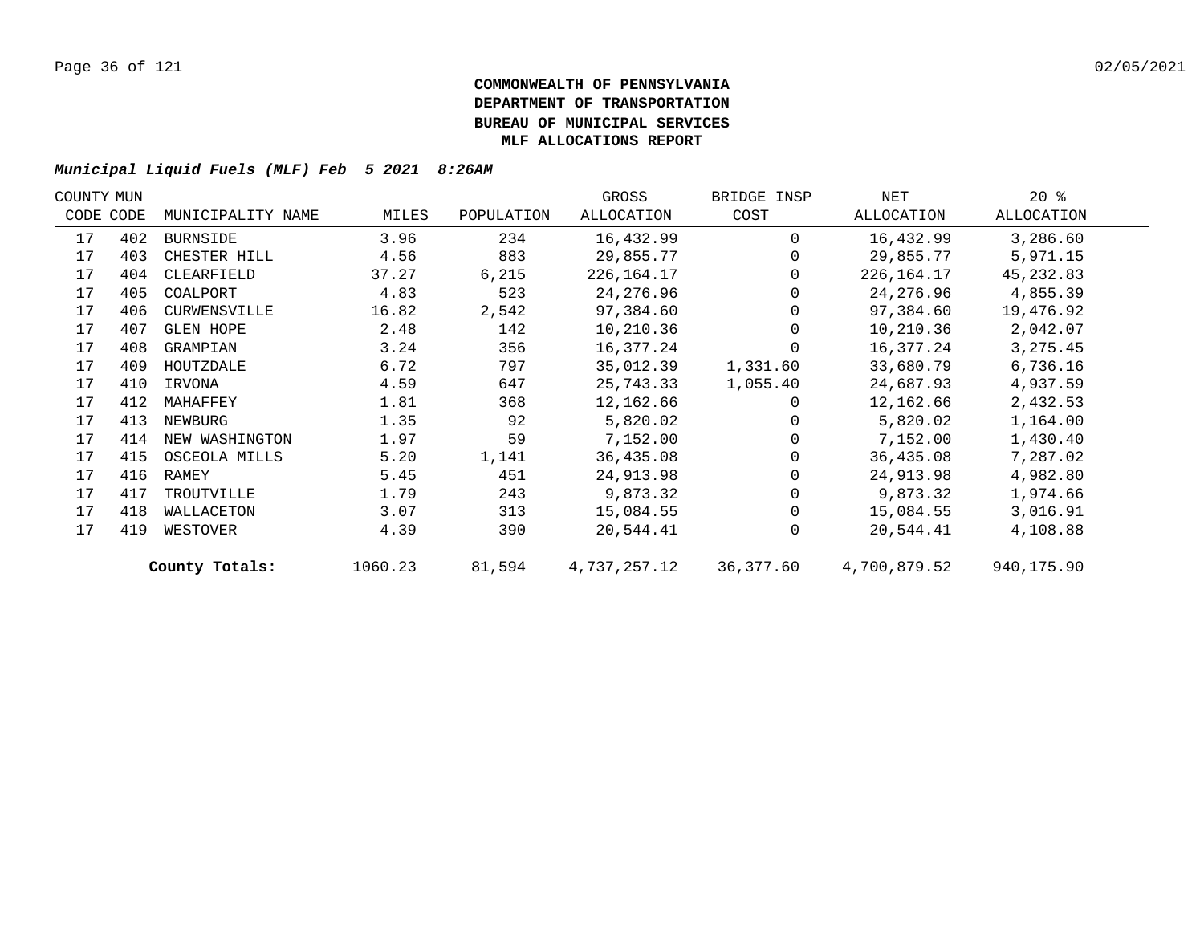**COMMONWEALTH OF PENNSYLVANIA**
**DEPARTMENT OF TRANSPORTATION**
**BUREAU OF MUNICIPAL SERVICES**
**MLF ALLOCATIONS REPORT**

***Municipal Liquid Fuels (MLF) Feb 5 2021 8:26AM***

| COUNTY CODE | MUN CODE | MUNICIPALITY NAME | MILES | POPULATION | GROSS ALLOCATION | BRIDGE INSP COST | NET ALLOCATION | 20 % ALLOCATION |
|---|---|---|---|---|---|---|---|---|
| 17 | 402 | BURNSIDE | 3.96 | 234 | 16,432.99 | 0 | 16,432.99 | 3,286.60 |
| 17 | 403 | CHESTER HILL | 4.56 | 883 | 29,855.77 | 0 | 29,855.77 | 5,971.15 |
| 17 | 404 | CLEARFIELD | 37.27 | 6,215 | 226,164.17 | 0 | 226,164.17 | 45,232.83 |
| 17 | 405 | COALPORT | 4.83 | 523 | 24,276.96 | 0 | 24,276.96 | 4,855.39 |
| 17 | 406 | CURWENSVILLE | 16.82 | 2,542 | 97,384.60 | 0 | 97,384.60 | 19,476.92 |
| 17 | 407 | GLEN HOPE | 2.48 | 142 | 10,210.36 | 0 | 10,210.36 | 2,042.07 |
| 17 | 408 | GRAMPIAN | 3.24 | 356 | 16,377.24 | 0 | 16,377.24 | 3,275.45 |
| 17 | 409 | HOUTZDALE | 6.72 | 797 | 35,012.39 | 1,331.60 | 33,680.79 | 6,736.16 |
| 17 | 410 | IRVONA | 4.59 | 647 | 25,743.33 | 1,055.40 | 24,687.93 | 4,937.59 |
| 17 | 412 | MAHAFFEY | 1.81 | 368 | 12,162.66 | 0 | 12,162.66 | 2,432.53 |
| 17 | 413 | NEWBURG | 1.35 | 92 | 5,820.02 | 0 | 5,820.02 | 1,164.00 |
| 17 | 414 | NEW WASHINGTON | 1.97 | 59 | 7,152.00 | 0 | 7,152.00 | 1,430.40 |
| 17 | 415 | OSCEOLA MILLS | 5.20 | 1,141 | 36,435.08 | 0 | 36,435.08 | 7,287.02 |
| 17 | 416 | RAMEY | 5.45 | 451 | 24,913.98 | 0 | 24,913.98 | 4,982.80 |
| 17 | 417 | TROUTVILLE | 1.79 | 243 | 9,873.32 | 0 | 9,873.32 | 1,974.66 |
| 17 | 418 | WALLACETON | 3.07 | 313 | 15,084.55 | 0 | 15,084.55 | 3,016.91 |
| 17 | 419 | WESTOVER | 4.39 | 390 | 20,544.41 | 0 | 20,544.41 | 4,108.88 |
| | | **County Totals:** | 1060.23 | 81,594 | 4,737,257.12 | 36,377.60 | 4,700,879.52 | 940,175.90 |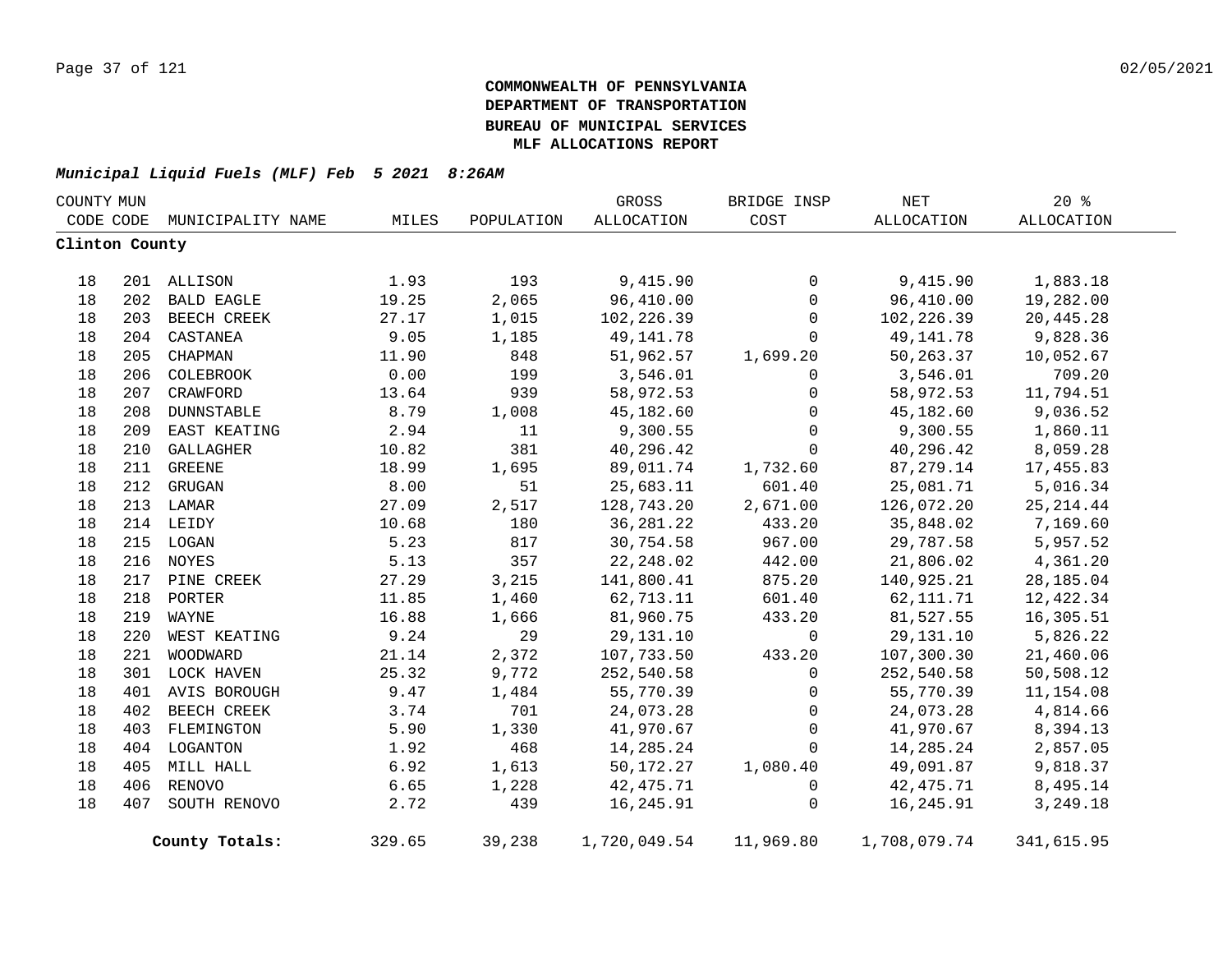**COMMONWEALTH OF PENNSYLVANIA**
**DEPARTMENT OF TRANSPORTATION**
**BUREAU OF MUNICIPAL SERVICES**
**MLF ALLOCATIONS REPORT**

***Municipal Liquid Fuels (MLF) Feb 5 2021 8:26AM***

| COUNTY CODE | MUN CODE | MUNICIPALITY NAME | MILES | POPULATION | GROSS ALLOCATION | BRIDGE INSP COST | NET ALLOCATION | 20 % ALLOCATION |
|---|---|---|---|---|---|---|---|---|
| **Clinton County** | | | | | | | | |
| 18 | 201 | ALLISON | 1.93 | 193 | 9,415.90 | 0 | 9,415.90 | 1,883.18 |
| 18 | 202 | BALD EAGLE | 19.25 | 2,065 | 96,410.00 | 0 | 96,410.00 | 19,282.00 |
| 18 | 203 | BEECH CREEK | 27.17 | 1,015 | 102,226.39 | 0 | 102,226.39 | 20,445.28 |
| 18 | 204 | CASTANEA | 9.05 | 1,185 | 49,141.78 | 0 | 49,141.78 | 9,828.36 |
| 18 | 205 | CHAPMAN | 11.90 | 848 | 51,962.57 | 1,699.20 | 50,263.37 | 10,052.67 |
| 18 | 206 | COLEBROOK | 0.00 | 199 | 3,546.01 | 0 | 3,546.01 | 709.20 |
| 18 | 207 | CRAWFORD | 13.64 | 939 | 58,972.53 | 0 | 58,972.53 | 11,794.51 |
| 18 | 208 | DUNNSTABLE | 8.79 | 1,008 | 45,182.60 | 0 | 45,182.60 | 9,036.52 |
| 18 | 209 | EAST KEATING | 2.94 | 11 | 9,300.55 | 0 | 9,300.55 | 1,860.11 |
| 18 | 210 | GALLAGHER | 10.82 | 381 | 40,296.42 | 0 | 40,296.42 | 8,059.28 |
| 18 | 211 | GREENE | 18.99 | 1,695 | 89,011.74 | 1,732.60 | 87,279.14 | 17,455.83 |
| 18 | 212 | GRUGAN | 8.00 | 51 | 25,683.11 | 601.40 | 25,081.71 | 5,016.34 |
| 18 | 213 | LAMAR | 27.09 | 2,517 | 128,743.20 | 2,671.00 | 126,072.20 | 25,214.44 |
| 18 | 214 | LEIDY | 10.68 | 180 | 36,281.22 | 433.20 | 35,848.02 | 7,169.60 |
| 18 | 215 | LOGAN | 5.23 | 817 | 30,754.58 | 967.00 | 29,787.58 | 5,957.52 |
| 18 | 216 | NOYES | 5.13 | 357 | 22,248.02 | 442.00 | 21,806.02 | 4,361.20 |
| 18 | 217 | PINE CREEK | 27.29 | 3,215 | 141,800.41 | 875.20 | 140,925.21 | 28,185.04 |
| 18 | 218 | PORTER | 11.85 | 1,460 | 62,713.11 | 601.40 | 62,111.71 | 12,422.34 |
| 18 | 219 | WAYNE | 16.88 | 1,666 | 81,960.75 | 433.20 | 81,527.55 | 16,305.51 |
| 18 | 220 | WEST KEATING | 9.24 | 29 | 29,131.10 | 0 | 29,131.10 | 5,826.22 |
| 18 | 221 | WOODWARD | 21.14 | 2,372 | 107,733.50 | 433.20 | 107,300.30 | 21,460.06 |
| 18 | 301 | LOCK HAVEN | 25.32 | 9,772 | 252,540.58 | 0 | 252,540.58 | 50,508.12 |
| 18 | 401 | AVIS BOROUGH | 9.47 | 1,484 | 55,770.39 | 0 | 55,770.39 | 11,154.08 |
| 18 | 402 | BEECH CREEK | 3.74 | 701 | 24,073.28 | 0 | 24,073.28 | 4,814.66 |
| 18 | 403 | FLEMINGTON | 5.90 | 1,330 | 41,970.67 | 0 | 41,970.67 | 8,394.13 |
| 18 | 404 | LOGANTON | 1.92 | 468 | 14,285.24 | 0 | 14,285.24 | 2,857.05 |
| 18 | 405 | MILL HALL | 6.92 | 1,613 | 50,172.27 | 1,080.40 | 49,091.87 | 9,818.37 |
| 18 | 406 | RENOVO | 6.65 | 1,228 | 42,475.71 | 0 | 42,475.71 | 8,495.14 |
| 18 | 407 | SOUTH RENOVO | 2.72 | 439 | 16,245.91 | 0 | 16,245.91 | 3,249.18 |
| | | **County Totals:** | 329.65 | 39,238 | 1,720,049.54 | 11,969.80 | 1,708,079.74 | 341,615.95 |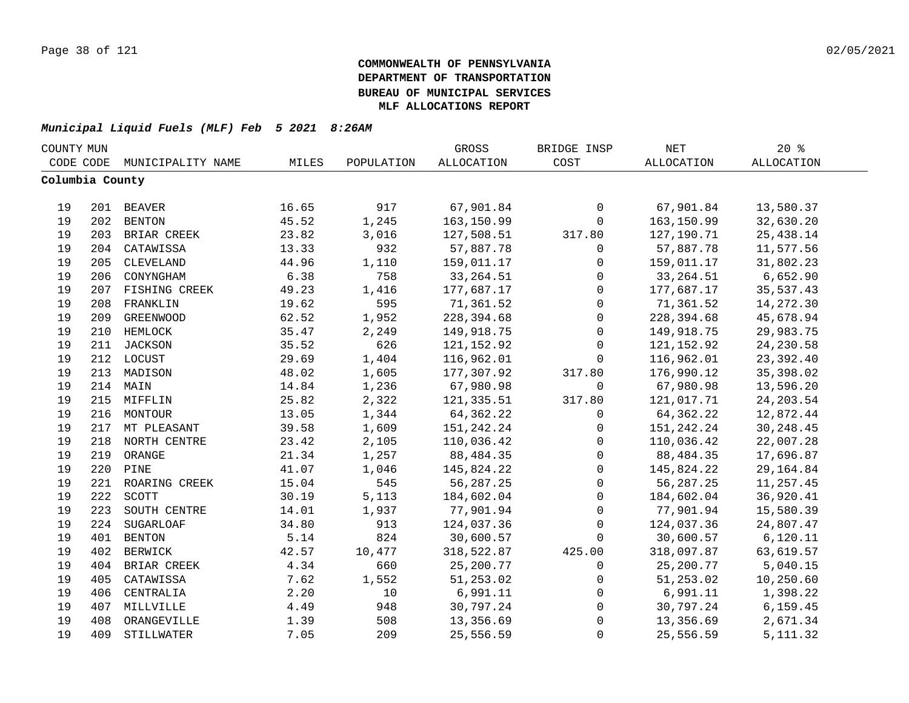**COMMONWEALTH OF PENNSYLVANIA**
**DEPARTMENT OF TRANSPORTATION**
**BUREAU OF MUNICIPAL SERVICES**
**MLF ALLOCATIONS REPORT**

***Municipal Liquid Fuels (MLF) Feb 5 2021 8:26AM***

| COUNTY CODE | MUN CODE | MUNICIPALITY NAME | MILES | POPULATION | GROSS ALLOCATION | BRIDGE INSP COST | NET ALLOCATION | 20 % ALLOCATION |
|---|---|---|---|---|---|---|---|---|
| **Columbia County** | | | | | | | | |
| 19 | 201 | BEAVER | 16.65 | 917 | 67,901.84 | 0 | 67,901.84 | 13,580.37 |
| 19 | 202 | BENTON | 45.52 | 1,245 | 163,150.99 | 0 | 163,150.99 | 32,630.20 |
| 19 | 203 | BRIAR CREEK | 23.82 | 3,016 | 127,508.51 | 317.80 | 127,190.71 | 25,438.14 |
| 19 | 204 | CATAWISSA | 13.33 | 932 | 57,887.78 | 0 | 57,887.78 | 11,577.56 |
| 19 | 205 | CLEVELAND | 44.96 | 1,110 | 159,011.17 | 0 | 159,011.17 | 31,802.23 |
| 19 | 206 | CONYNGHAM | 6.38 | 758 | 33,264.51 | 0 | 33,264.51 | 6,652.90 |
| 19 | 207 | FISHING CREEK | 49.23 | 1,416 | 177,687.17 | 0 | 177,687.17 | 35,537.43 |
| 19 | 208 | FRANKLIN | 19.62 | 595 | 71,361.52 | 0 | 71,361.52 | 14,272.30 |
| 19 | 209 | GREENWOOD | 62.52 | 1,952 | 228,394.68 | 0 | 228,394.68 | 45,678.94 |
| 19 | 210 | HEMLOCK | 35.47 | 2,249 | 149,918.75 | 0 | 149,918.75 | 29,983.75 |
| 19 | 211 | JACKSON | 35.52 | 626 | 121,152.92 | 0 | 121,152.92 | 24,230.58 |
| 19 | 212 | LOCUST | 29.69 | 1,404 | 116,962.01 | 0 | 116,962.01 | 23,392.40 |
| 19 | 213 | MADISON | 48.02 | 1,605 | 177,307.92 | 317.80 | 176,990.12 | 35,398.02 |
| 19 | 214 | MAIN | 14.84 | 1,236 | 67,980.98 | 0 | 67,980.98 | 13,596.20 |
| 19 | 215 | MIFFLIN | 25.82 | 2,322 | 121,335.51 | 317.80 | 121,017.71 | 24,203.54 |
| 19 | 216 | MONTOUR | 13.05 | 1,344 | 64,362.22 | 0 | 64,362.22 | 12,872.44 |
| 19 | 217 | MT PLEASANT | 39.58 | 1,609 | 151,242.24 | 0 | 151,242.24 | 30,248.45 |
| 19 | 218 | NORTH CENTRE | 23.42 | 2,105 | 110,036.42 | 0 | 110,036.42 | 22,007.28 |
| 19 | 219 | ORANGE | 21.34 | 1,257 | 88,484.35 | 0 | 88,484.35 | 17,696.87 |
| 19 | 220 | PINE | 41.07 | 1,046 | 145,824.22 | 0 | 145,824.22 | 29,164.84 |
| 19 | 221 | ROARING CREEK | 15.04 | 545 | 56,287.25 | 0 | 56,287.25 | 11,257.45 |
| 19 | 222 | SCOTT | 30.19 | 5,113 | 184,602.04 | 0 | 184,602.04 | 36,920.41 |
| 19 | 223 | SOUTH CENTRE | 14.01 | 1,937 | 77,901.94 | 0 | 77,901.94 | 15,580.39 |
| 19 | 224 | SUGARLOAF | 34.80 | 913 | 124,037.36 | 0 | 124,037.36 | 24,807.47 |
| 19 | 401 | BENTON | 5.14 | 824 | 30,600.57 | 0 | 30,600.57 | 6,120.11 |
| 19 | 402 | BERWICK | 42.57 | 10,477 | 318,522.87 | 425.00 | 318,097.87 | 63,619.57 |
| 19 | 404 | BRIAR CREEK | 4.34 | 660 | 25,200.77 | 0 | 25,200.77 | 5,040.15 |
| 19 | 405 | CATAWISSA | 7.62 | 1,552 | 51,253.02 | 0 | 51,253.02 | 10,250.60 |
| 19 | 406 | CENTRALIA | 2.20 | 10 | 6,991.11 | 0 | 6,991.11 | 1,398.22 |
| 19 | 407 | MILLVILLE | 4.49 | 948 | 30,797.24 | 0 | 30,797.24 | 6,159.45 |
| 19 | 408 | ORANGEVILLE | 1.39 | 508 | 13,356.69 | 0 | 13,356.69 | 2,671.34 |
| 19 | 409 | STILLWATER | 7.05 | 209 | 25,556.59 | 0 | 25,556.59 | 5,111.32 |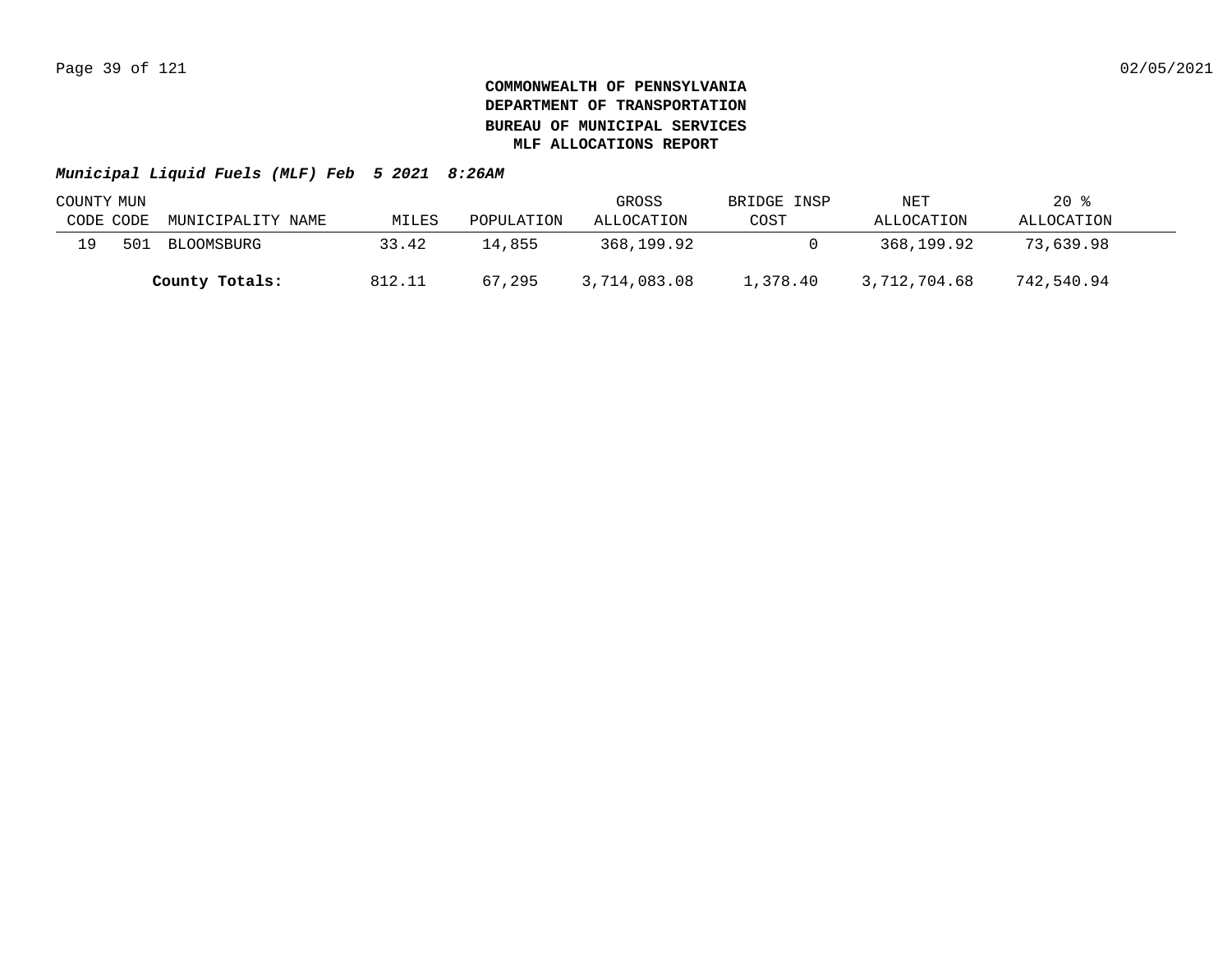**COMMONWEALTH OF PENNSYLVANIA**
**DEPARTMENT OF TRANSPORTATION**
**BUREAU OF MUNICIPAL SERVICES**
**MLF ALLOCATIONS REPORT**

***Municipal Liquid Fuels (MLF) Feb 5 2021 8:26AM***

| COUNTY CODE | MUN CODE | MUNICIPALITY NAME | MILES | POPULATION | GROSS ALLOCATION | BRIDGE INSP COST | NET ALLOCATION | 20 % ALLOCATION |
|---|---|---|---|---|---|---|---|---|
| 19 | 501 | BLOOMSBURG | 33.42 | 14,855 | 368,199.92 | 0 | 368,199.92 | 73,639.98 |
| | | **County Totals:** | 812.11 | 67,295 | 3,714,083.08 | 1,378.40 | 3,712,704.68 | 742,540.94 |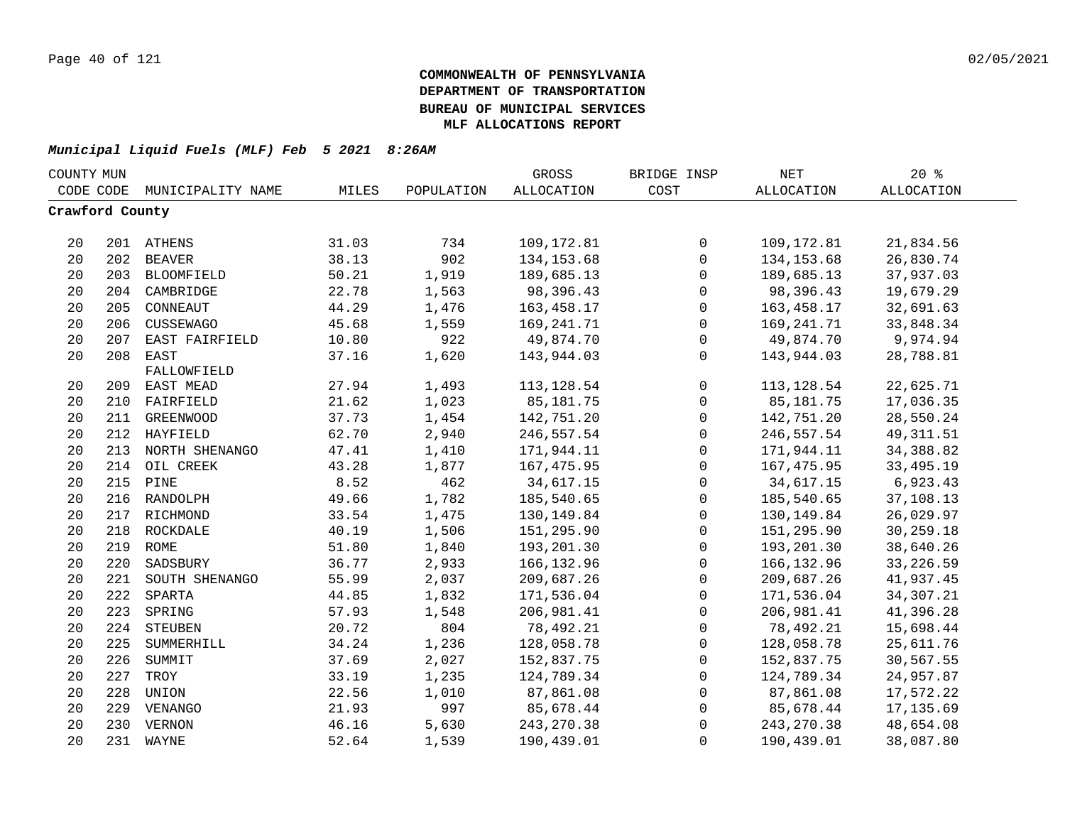**COMMONWEALTH OF PENNSYLVANIA**
**DEPARTMENT OF TRANSPORTATION**
**BUREAU OF MUNICIPAL SERVICES**
**MLF ALLOCATIONS REPORT**

***Municipal Liquid Fuels (MLF) Feb 5 2021 8:26AM***

| COUNTY CODE | MUN CODE | MUNICIPALITY NAME | MILES | POPULATION | GROSS ALLOCATION | BRIDGE INSP COST | NET ALLOCATION | 20 % ALLOCATION |
|---|---|---|---|---|---|---|---|---|
| **Crawford County** | | | | | | | | |
| 20 | 201 | ATHENS | 31.03 | 734 | 109,172.81 | 0 | 109,172.81 | 21,834.56 |
| 20 | 202 | BEAVER | 38.13 | 902 | 134,153.68 | 0 | 134,153.68 | 26,830.74 |
| 20 | 203 | BLOOMFIELD | 50.21 | 1,919 | 189,685.13 | 0 | 189,685.13 | 37,937.03 |
| 20 | 204 | CAMBRIDGE | 22.78 | 1,563 | 98,396.43 | 0 | 98,396.43 | 19,679.29 |
| 20 | 205 | CONNEAUT | 44.29 | 1,476 | 163,458.17 | 0 | 163,458.17 | 32,691.63 |
| 20 | 206 | CUSSEWAGO | 45.68 | 1,559 | 169,241.71 | 0 | 169,241.71 | 33,848.34 |
| 20 | 207 | EAST FAIRFIELD | 10.80 | 922 | 49,874.70 | 0 | 49,874.70 | 9,974.94 |
| 20 | 208 | EAST FALLOWFIELD | 37.16 | 1,620 | 143,944.03 | 0 | 143,944.03 | 28,788.81 |
| 20 | 209 | EAST MEAD | 27.94 | 1,493 | 113,128.54 | 0 | 113,128.54 | 22,625.71 |
| 20 | 210 | FAIRFIELD | 21.62 | 1,023 | 85,181.75 | 0 | 85,181.75 | 17,036.35 |
| 20 | 211 | GREENWOOD | 37.73 | 1,454 | 142,751.20 | 0 | 142,751.20 | 28,550.24 |
| 20 | 212 | HAYFIELD | 62.70 | 2,940 | 246,557.54 | 0 | 246,557.54 | 49,311.51 |
| 20 | 213 | NORTH SHENANGO | 47.41 | 1,410 | 171,944.11 | 0 | 171,944.11 | 34,388.82 |
| 20 | 214 | OIL CREEK | 43.28 | 1,877 | 167,475.95 | 0 | 167,475.95 | 33,495.19 |
| 20 | 215 | PINE | 8.52 | 462 | 34,617.15 | 0 | 34,617.15 | 6,923.43 |
| 20 | 216 | RANDOLPH | 49.66 | 1,782 | 185,540.65 | 0 | 185,540.65 | 37,108.13 |
| 20 | 217 | RICHMOND | 33.54 | 1,475 | 130,149.84 | 0 | 130,149.84 | 26,029.97 |
| 20 | 218 | ROCKDALE | 40.19 | 1,506 | 151,295.90 | 0 | 151,295.90 | 30,259.18 |
| 20 | 219 | ROME | 51.80 | 1,840 | 193,201.30 | 0 | 193,201.30 | 38,640.26 |
| 20 | 220 | SADSBURY | 36.77 | 2,933 | 166,132.96 | 0 | 166,132.96 | 33,226.59 |
| 20 | 221 | SOUTH SHENANGO | 55.99 | 2,037 | 209,687.26 | 0 | 209,687.26 | 41,937.45 |
| 20 | 222 | SPARTA | 44.85 | 1,832 | 171,536.04 | 0 | 171,536.04 | 34,307.21 |
| 20 | 223 | SPRING | 57.93 | 1,548 | 206,981.41 | 0 | 206,981.41 | 41,396.28 |
| 20 | 224 | STEUBEN | 20.72 | 804 | 78,492.21 | 0 | 78,492.21 | 15,698.44 |
| 20 | 225 | SUMMERHILL | 34.24 | 1,236 | 128,058.78 | 0 | 128,058.78 | 25,611.76 |
| 20 | 226 | SUMMIT | 37.69 | 2,027 | 152,837.75 | 0 | 152,837.75 | 30,567.55 |
| 20 | 227 | TROY | 33.19 | 1,235 | 124,789.34 | 0 | 124,789.34 | 24,957.87 |
| 20 | 228 | UNION | 22.56 | 1,010 | 87,861.08 | 0 | 87,861.08 | 17,572.22 |
| 20 | 229 | VENANGO | 21.93 | 997 | 85,678.44 | 0 | 85,678.44 | 17,135.69 |
| 20 | 230 | VERNON | 46.16 | 5,630 | 243,270.38 | 0 | 243,270.38 | 48,654.08 |
| 20 | 231 | WAYNE | 52.64 | 1,539 | 190,439.01 | 0 | 190,439.01 | 38,087.80 |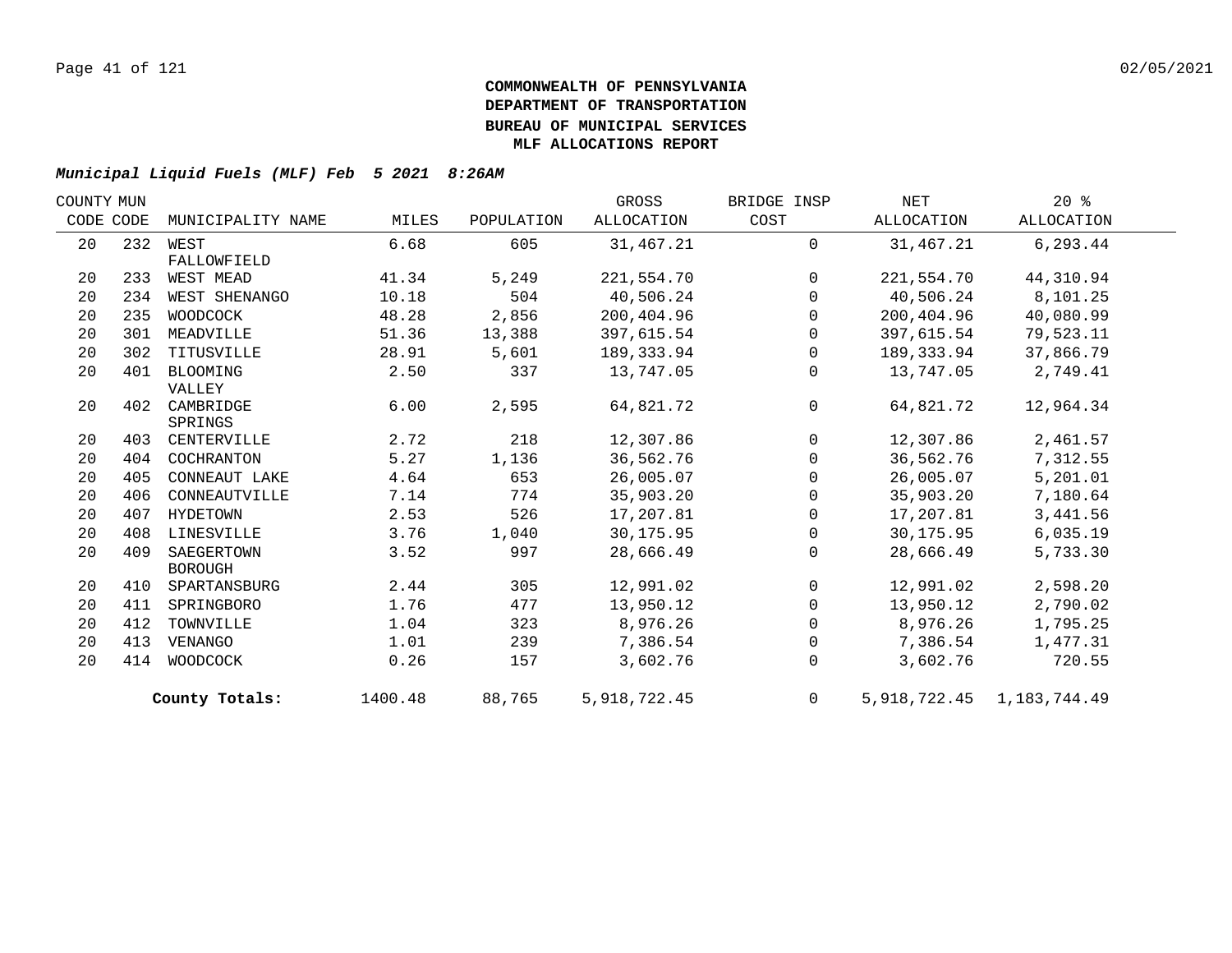**COMMONWEALTH OF PENNSYLVANIA**
**DEPARTMENT OF TRANSPORTATION**
**BUREAU OF MUNICIPAL SERVICES**
**MLF ALLOCATIONS REPORT**

***Municipal Liquid Fuels (MLF) Feb 5 2021 8:26AM***

| COUNTY CODE | MUN CODE | MUNICIPALITY NAME | MILES | POPULATION | GROSS ALLOCATION | BRIDGE INSP COST | NET ALLOCATION | 20 % ALLOCATION |
|---|---|---|---|---|---|---|---|---|
| 20 | 232 | WEST FALLOWFIELD | 6.68 | 605 | 31,467.21 | 0 | 31,467.21 | 6,293.44 |
| 20 | 233 | WEST MEAD | 41.34 | 5,249 | 221,554.70 | 0 | 221,554.70 | 44,310.94 |
| 20 | 234 | WEST SHENANGO | 10.18 | 504 | 40,506.24 | 0 | 40,506.24 | 8,101.25 |
| 20 | 235 | WOODCOCK | 48.28 | 2,856 | 200,404.96 | 0 | 200,404.96 | 40,080.99 |
| 20 | 301 | MEADVILLE | 51.36 | 13,388 | 397,615.54 | 0 | 397,615.54 | 79,523.11 |
| 20 | 302 | TITUSVILLE | 28.91 | 5,601 | 189,333.94 | 0 | 189,333.94 | 37,866.79 |
| 20 | 401 | BLOOMING VALLEY | 2.50 | 337 | 13,747.05 | 0 | 13,747.05 | 2,749.41 |
| 20 | 402 | CAMBRIDGE SPRINGS | 6.00 | 2,595 | 64,821.72 | 0 | 64,821.72 | 12,964.34 |
| 20 | 403 | CENTERVILLE | 2.72 | 218 | 12,307.86 | 0 | 12,307.86 | 2,461.57 |
| 20 | 404 | COCHRANTON | 5.27 | 1,136 | 36,562.76 | 0 | 36,562.76 | 7,312.55 |
| 20 | 405 | CONNEAUT LAKE | 4.64 | 653 | 26,005.07 | 0 | 26,005.07 | 5,201.01 |
| 20 | 406 | CONNEAUTVILLE | 7.14 | 774 | 35,903.20 | 0 | 35,903.20 | 7,180.64 |
| 20 | 407 | HYDETOWN | 2.53 | 526 | 17,207.81 | 0 | 17,207.81 | 3,441.56 |
| 20 | 408 | LINESVILLE | 3.76 | 1,040 | 30,175.95 | 0 | 30,175.95 | 6,035.19 |
| 20 | 409 | SAEGERTOWN BOROUGH | 3.52 | 997 | 28,666.49 | 0 | 28,666.49 | 5,733.30 |
| 20 | 410 | SPARTANSBURG | 2.44 | 305 | 12,991.02 | 0 | 12,991.02 | 2,598.20 |
| 20 | 411 | SPRINGBORO | 1.76 | 477 | 13,950.12 | 0 | 13,950.12 | 2,790.02 |
| 20 | 412 | TOWNVILLE | 1.04 | 323 | 8,976.26 | 0 | 8,976.26 | 1,795.25 |
| 20 | 413 | VENANGO | 1.01 | 239 | 7,386.54 | 0 | 7,386.54 | 1,477.31 |
| 20 | 414 | WOODCOCK | 0.26 | 157 | 3,602.76 | 0 | 3,602.76 | 720.55 |
| | | **County Totals:** | 1400.48 | 88,765 | 5,918,722.45 | 0 | 5,918,722.45 | 1,183,744.49 |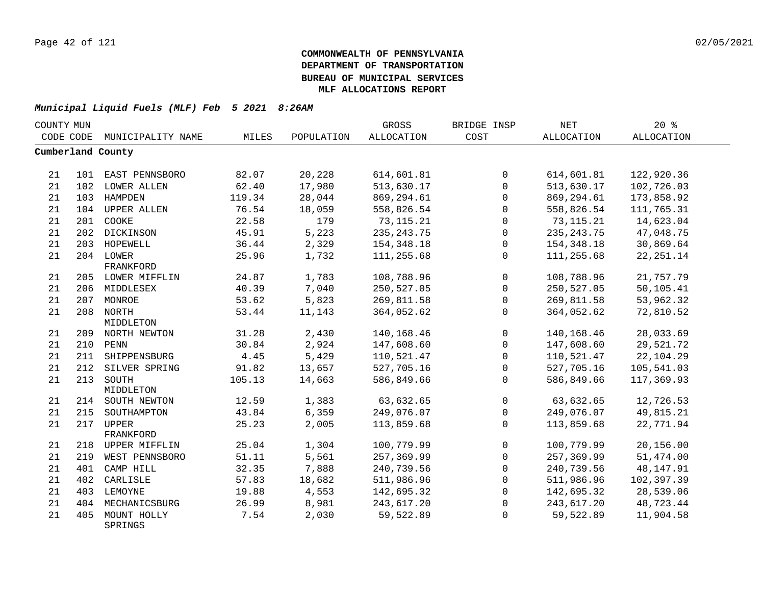**COMMONWEALTH OF PENNSYLVANIA**
**DEPARTMENT OF TRANSPORTATION**
**BUREAU OF MUNICIPAL SERVICES**
**MLF ALLOCATIONS REPORT**

***Municipal Liquid Fuels (MLF) Feb 5 2021 8:26AM***

| COUNTY CODE | MUN CODE | MUNICIPALITY NAME | MILES | POPULATION | GROSS ALLOCATION | BRIDGE INSP COST | NET ALLOCATION | 20 % ALLOCATION |
|---|---|---|---|---|---|---|---|---|
| **Cumberland County** | | | | | | | | |
| 21 | 101 | EAST PENNSBORO | 82.07 | 20,228 | 614,601.81 | 0 | 614,601.81 | 122,920.36 |
| 21 | 102 | LOWER ALLEN | 62.40 | 17,980 | 513,630.17 | 0 | 513,630.17 | 102,726.03 |
| 21 | 103 | HAMPDEN | 119.34 | 28,044 | 869,294.61 | 0 | 869,294.61 | 173,858.92 |
| 21 | 104 | UPPER ALLEN | 76.54 | 18,059 | 558,826.54 | 0 | 558,826.54 | 111,765.31 |
| 21 | 201 | COOKE | 22.58 | 179 | 73,115.21 | 0 | 73,115.21 | 14,623.04 |
| 21 | 202 | DICKINSON | 45.91 | 5,223 | 235,243.75 | 0 | 235,243.75 | 47,048.75 |
| 21 | 203 | HOPEWELL | 36.44 | 2,329 | 154,348.18 | 0 | 154,348.18 | 30,869.64 |
| 21 | 204 | LOWER FRANKFORD | 25.96 | 1,732 | 111,255.68 | 0 | 111,255.68 | 22,251.14 |
| 21 | 205 | LOWER MIFFLIN | 24.87 | 1,783 | 108,788.96 | 0 | 108,788.96 | 21,757.79 |
| 21 | 206 | MIDDLESEX | 40.39 | 7,040 | 250,527.05 | 0 | 250,527.05 | 50,105.41 |
| 21 | 207 | MONROE | 53.62 | 5,823 | 269,811.58 | 0 | 269,811.58 | 53,962.32 |
| 21 | 208 | NORTH MIDDLETON | 53.44 | 11,143 | 364,052.62 | 0 | 364,052.62 | 72,810.52 |
| 21 | 209 | NORTH NEWTON | 31.28 | 2,430 | 140,168.46 | 0 | 140,168.46 | 28,033.69 |
| 21 | 210 | PENN | 30.84 | 2,924 | 147,608.60 | 0 | 147,608.60 | 29,521.72 |
| 21 | 211 | SHIPPENSBURG | 4.45 | 5,429 | 110,521.47 | 0 | 110,521.47 | 22,104.29 |
| 21 | 212 | SILVER SPRING | 91.82 | 13,657 | 527,705.16 | 0 | 527,705.16 | 105,541.03 |
| 21 | 213 | SOUTH MIDDLETON | 105.13 | 14,663 | 586,849.66 | 0 | 586,849.66 | 117,369.93 |
| 21 | 214 | SOUTH NEWTON | 12.59 | 1,383 | 63,632.65 | 0 | 63,632.65 | 12,726.53 |
| 21 | 215 | SOUTHAMPTON | 43.84 | 6,359 | 249,076.07 | 0 | 249,076.07 | 49,815.21 |
| 21 | 217 | UPPER FRANKFORD | 25.23 | 2,005 | 113,859.68 | 0 | 113,859.68 | 22,771.94 |
| 21 | 218 | UPPER MIFFLIN | 25.04 | 1,304 | 100,779.99 | 0 | 100,779.99 | 20,156.00 |
| 21 | 219 | WEST PENNSBORO | 51.11 | 5,561 | 257,369.99 | 0 | 257,369.99 | 51,474.00 |
| 21 | 401 | CAMP HILL | 32.35 | 7,888 | 240,739.56 | 0 | 240,739.56 | 48,147.91 |
| 21 | 402 | CARLISLE | 57.83 | 18,682 | 511,986.96 | 0 | 511,986.96 | 102,397.39 |
| 21 | 403 | LEMOYNE | 19.88 | 4,553 | 142,695.32 | 0 | 142,695.32 | 28,539.06 |
| 21 | 404 | MECHANICSBURG | 26.99 | 8,981 | 243,617.20 | 0 | 243,617.20 | 48,723.44 |
| 21 | 405 | MOUNT HOLLY SPRINGS | 7.54 | 2,030 | 59,522.89 | 0 | 59,522.89 | 11,904.58 |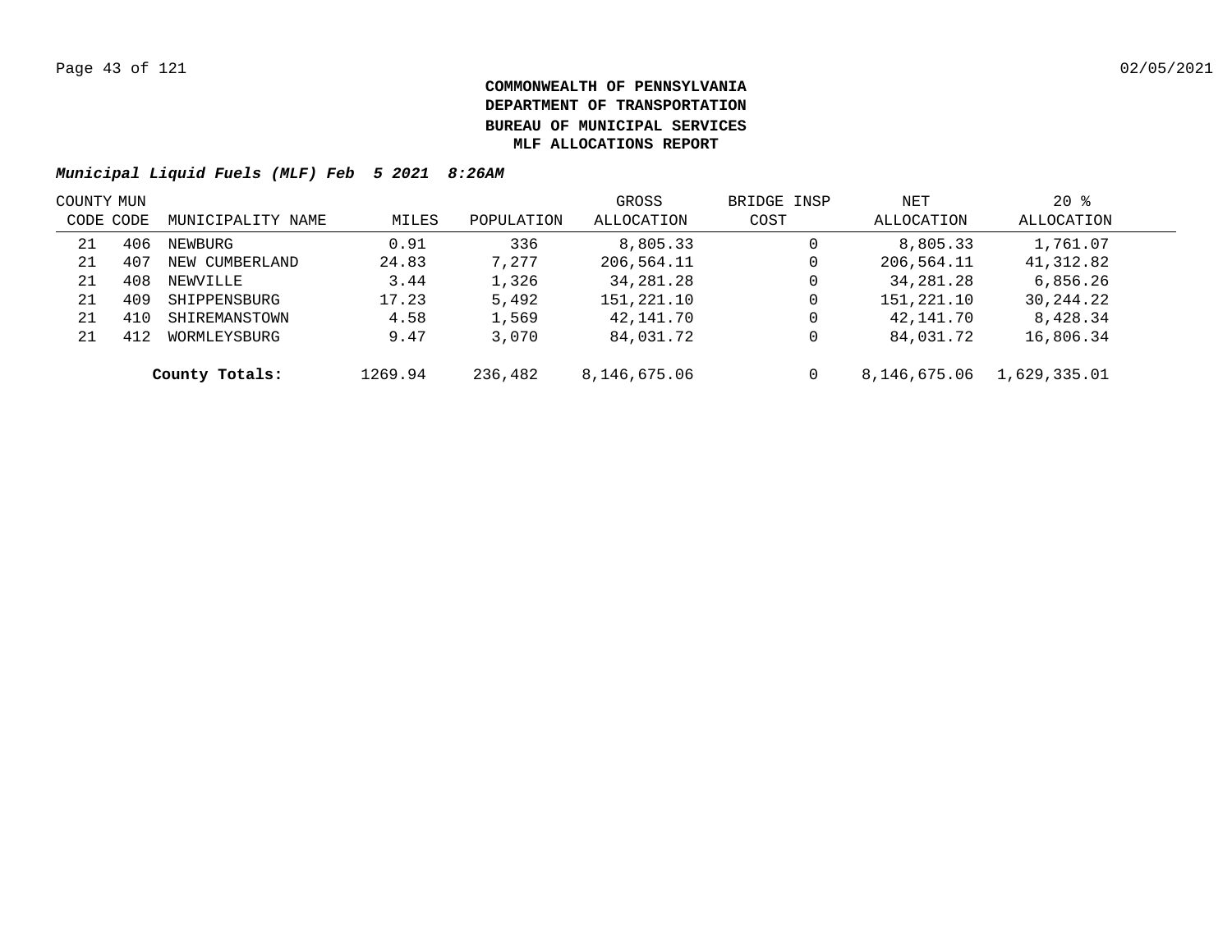**COMMONWEALTH OF PENNSYLVANIA**
**DEPARTMENT OF TRANSPORTATION**
**BUREAU OF MUNICIPAL SERVICES**
**MLF ALLOCATIONS REPORT**

***Municipal Liquid Fuels (MLF) Feb 5 2021 8:26AM***

| COUNTY CODE | MUN CODE | MUNICIPALITY NAME | MILES | POPULATION | GROSS ALLOCATION | BRIDGE INSP COST | NET ALLOCATION | 20 % ALLOCATION |
|---|---|---|---|---|---|---|---|---|
| 21 | 406 | NEWBURG | 0.91 | 336 | 8,805.33 | 0 | 8,805.33 | 1,761.07 |
| 21 | 407 | NEW CUMBERLAND | 24.83 | 7,277 | 206,564.11 | 0 | 206,564.11 | 41,312.82 |
| 21 | 408 | NEWVILLE | 3.44 | 1,326 | 34,281.28 | 0 | 34,281.28 | 6,856.26 |
| 21 | 409 | SHIPPENSBURG | 17.23 | 5,492 | 151,221.10 | 0 | 151,221.10 | 30,244.22 |
| 21 | 410 | SHIREMANSTOWN | 4.58 | 1,569 | 42,141.70 | 0 | 42,141.70 | 8,428.34 |
| 21 | 412 | WORMLEYSBURG | 9.47 | 3,070 | 84,031.72 | 0 | 84,031.72 | 16,806.34 |
| | | **County Totals:** | 1269.94 | 236,482 | 8,146,675.06 | 0 | 8,146,675.06 | 1,629,335.01 |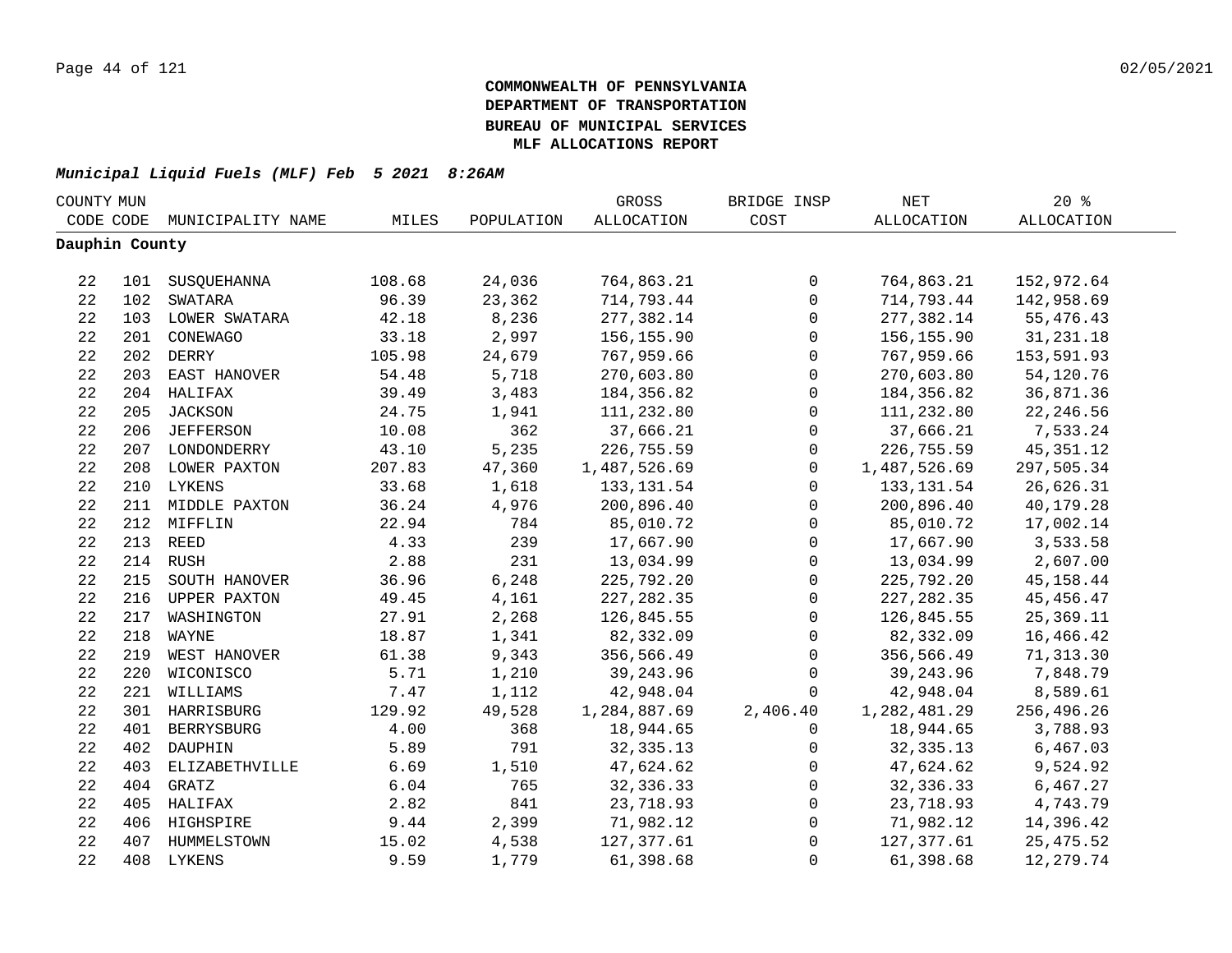**COMMONWEALTH OF PENNSYLVANIA**
**DEPARTMENT OF TRANSPORTATION**
**BUREAU OF MUNICIPAL SERVICES**
**MLF ALLOCATIONS REPORT**

***Municipal Liquid Fuels (MLF) Feb 5 2021 8:26AM***

| COUNTY CODE | MUN CODE | MUNICIPALITY NAME | MILES | POPULATION | GROSS ALLOCATION | BRIDGE INSP COST | NET ALLOCATION | 20 % ALLOCATION |
|---|---|---|---|---|---|---|---|---|
| **Dauphin County** | | | | | | | | |
| 22 | 101 | SUSQUEHANNA | 108.68 | 24,036 | 764,863.21 | 0 | 764,863.21 | 152,972.64 |
| 22 | 102 | SWATARA | 96.39 | 23,362 | 714,793.44 | 0 | 714,793.44 | 142,958.69 |
| 22 | 103 | LOWER SWATARA | 42.18 | 8,236 | 277,382.14 | 0 | 277,382.14 | 55,476.43 |
| 22 | 201 | CONEWAGO | 33.18 | 2,997 | 156,155.90 | 0 | 156,155.90 | 31,231.18 |
| 22 | 202 | DERRY | 105.98 | 24,679 | 767,959.66 | 0 | 767,959.66 | 153,591.93 |
| 22 | 203 | EAST HANOVER | 54.48 | 5,718 | 270,603.80 | 0 | 270,603.80 | 54,120.76 |
| 22 | 204 | HALIFAX | 39.49 | 3,483 | 184,356.82 | 0 | 184,356.82 | 36,871.36 |
| 22 | 205 | JACKSON | 24.75 | 1,941 | 111,232.80 | 0 | 111,232.80 | 22,246.56 |
| 22 | 206 | JEFFERSON | 10.08 | 362 | 37,666.21 | 0 | 37,666.21 | 7,533.24 |
| 22 | 207 | LONDONDERRY | 43.10 | 5,235 | 226,755.59 | 0 | 226,755.59 | 45,351.12 |
| 22 | 208 | LOWER PAXTON | 207.83 | 47,360 | 1,487,526.69 | 0 | 1,487,526.69 | 297,505.34 |
| 22 | 210 | LYKENS | 33.68 | 1,618 | 133,131.54 | 0 | 133,131.54 | 26,626.31 |
| 22 | 211 | MIDDLE PAXTON | 36.24 | 4,976 | 200,896.40 | 0 | 200,896.40 | 40,179.28 |
| 22 | 212 | MIFFLIN | 22.94 | 784 | 85,010.72 | 0 | 85,010.72 | 17,002.14 |
| 22 | 213 | REED | 4.33 | 239 | 17,667.90 | 0 | 17,667.90 | 3,533.58 |
| 22 | 214 | RUSH | 2.88 | 231 | 13,034.99 | 0 | 13,034.99 | 2,607.00 |
| 22 | 215 | SOUTH HANOVER | 36.96 | 6,248 | 225,792.20 | 0 | 225,792.20 | 45,158.44 |
| 22 | 216 | UPPER PAXTON | 49.45 | 4,161 | 227,282.35 | 0 | 227,282.35 | 45,456.47 |
| 22 | 217 | WASHINGTON | 27.91 | 2,268 | 126,845.55 | 0 | 126,845.55 | 25,369.11 |
| 22 | 218 | WAYNE | 18.87 | 1,341 | 82,332.09 | 0 | 82,332.09 | 16,466.42 |
| 22 | 219 | WEST HANOVER | 61.38 | 9,343 | 356,566.49 | 0 | 356,566.49 | 71,313.30 |
| 22 | 220 | WICONISCO | 5.71 | 1,210 | 39,243.96 | 0 | 39,243.96 | 7,848.79 |
| 22 | 221 | WILLIAMS | 7.47 | 1,112 | 42,948.04 | 0 | 42,948.04 | 8,589.61 |
| 22 | 301 | HARRISBURG | 129.92 | 49,528 | 1,284,887.69 | 2,406.40 | 1,282,481.29 | 256,496.26 |
| 22 | 401 | BERRYSBURG | 4.00 | 368 | 18,944.65 | 0 | 18,944.65 | 3,788.93 |
| 22 | 402 | DAUPHIN | 5.89 | 791 | 32,335.13 | 0 | 32,335.13 | 6,467.03 |
| 22 | 403 | ELIZABETHVILLE | 6.69 | 1,510 | 47,624.62 | 0 | 47,624.62 | 9,524.92 |
| 22 | 404 | GRATZ | 6.04 | 765 | 32,336.33 | 0 | 32,336.33 | 6,467.27 |
| 22 | 405 | HALIFAX | 2.82 | 841 | 23,718.93 | 0 | 23,718.93 | 4,743.79 |
| 22 | 406 | HIGHSPIRE | 9.44 | 2,399 | 71,982.12 | 0 | 71,982.12 | 14,396.42 |
| 22 | 407 | HUMMELSTOWN | 15.02 | 4,538 | 127,377.61 | 0 | 127,377.61 | 25,475.52 |
| 22 | 408 | LYKENS | 9.59 | 1,779 | 61,398.68 | 0 | 61,398.68 | 12,279.74 |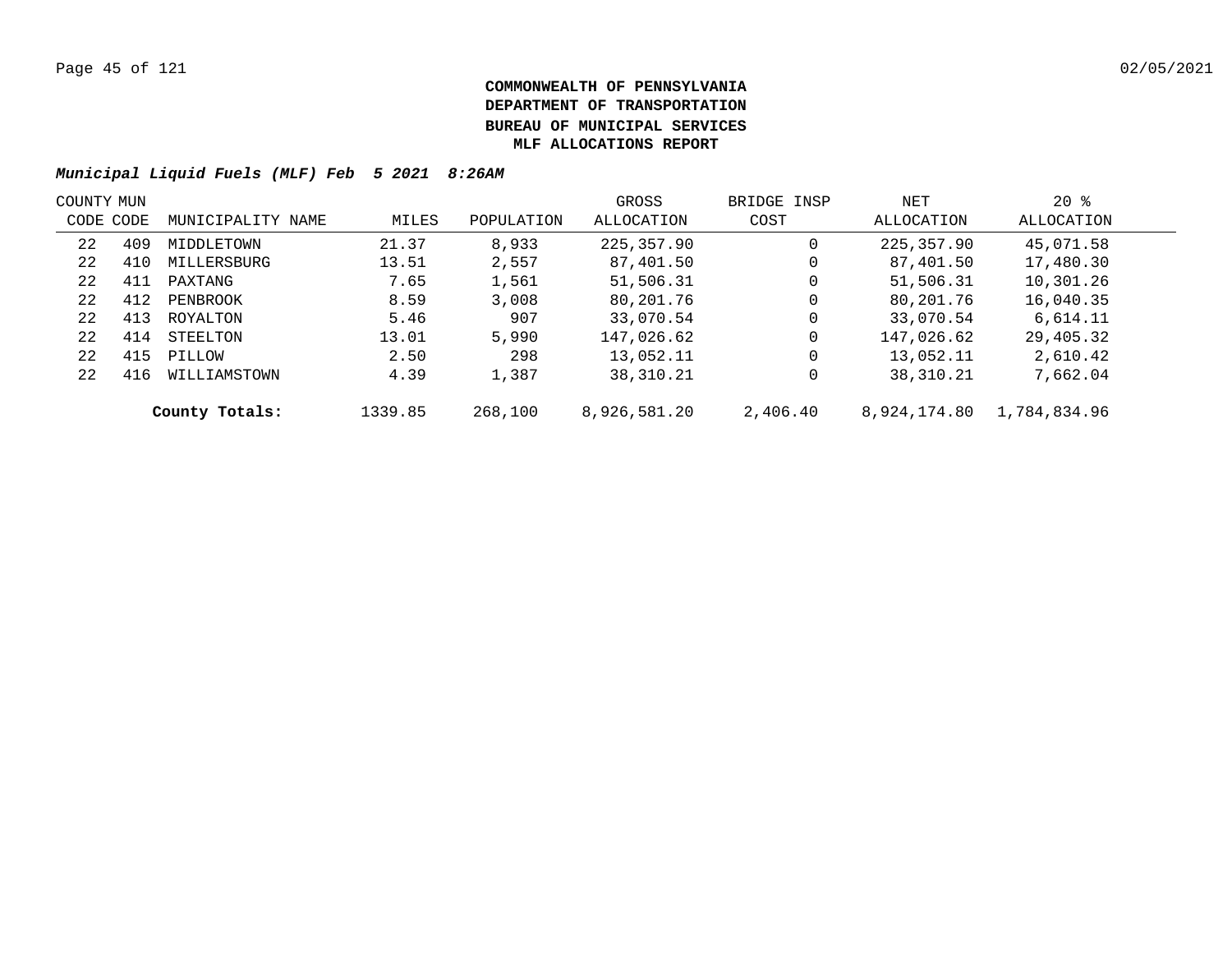**COMMONWEALTH OF PENNSYLVANIA**
**DEPARTMENT OF TRANSPORTATION**
**BUREAU OF MUNICIPAL SERVICES**
**MLF ALLOCATIONS REPORT**

***Municipal Liquid Fuels (MLF) Feb 5 2021 8:26AM***

| COUNTY CODE | MUN CODE | MUNICIPALITY NAME | MILES | POPULATION | GROSS ALLOCATION | BRIDGE INSP COST | NET ALLOCATION | 20 % ALLOCATION |
|---|---|---|---|---|---|---|---|---|
| 22 | 409 | MIDDLETOWN | 21.37 | 8,933 | 225,357.90 | 0 | 225,357.90 | 45,071.58 |
| 22 | 410 | MILLERSBURG | 13.51 | 2,557 | 87,401.50 | 0 | 87,401.50 | 17,480.30 |
| 22 | 411 | PAXTANG | 7.65 | 1,561 | 51,506.31 | 0 | 51,506.31 | 10,301.26 |
| 22 | 412 | PENBROOK | 8.59 | 3,008 | 80,201.76 | 0 | 80,201.76 | 16,040.35 |
| 22 | 413 | ROYALTON | 5.46 | 907 | 33,070.54 | 0 | 33,070.54 | 6,614.11 |
| 22 | 414 | STEELTON | 13.01 | 5,990 | 147,026.62 | 0 | 147,026.62 | 29,405.32 |
| 22 | 415 | PILLOW | 2.50 | 298 | 13,052.11 | 0 | 13,052.11 | 2,610.42 |
| 22 | 416 | WILLIAMSTOWN | 4.39 | 1,387 | 38,310.21 | 0 | 38,310.21 | 7,662.04 |
| | | **County Totals:** | 1339.85 | 268,100 | 8,926,581.20 | 2,406.40 | 8,924,174.80 | 1,784,834.96 |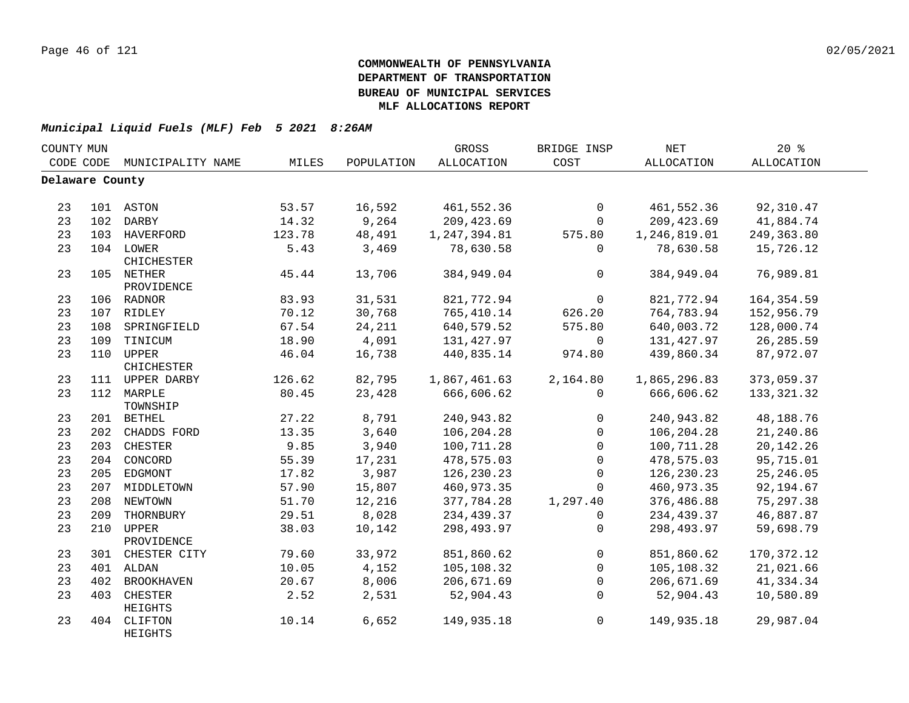**COMMONWEALTH OF PENNSYLVANIA**
**DEPARTMENT OF TRANSPORTATION**
**BUREAU OF MUNICIPAL SERVICES**
**MLF ALLOCATIONS REPORT**

***Municipal Liquid Fuels (MLF) Feb 5 2021 8:26AM***

| COUNTY CODE | MUN CODE | MUNICIPALITY NAME | MILES | POPULATION | GROSS ALLOCATION | BRIDGE INSP COST | NET ALLOCATION | 20 % ALLOCATION |
|---|---|---|---|---|---|---|---|---|
| **Delaware County** | | | | | | | | |
| 23 | 101 | ASTON | 53.57 | 16,592 | 461,552.36 | 0 | 461,552.36 | 92,310.47 |
| 23 | 102 | DARBY | 14.32 | 9,264 | 209,423.69 | 0 | 209,423.69 | 41,884.74 |
| 23 | 103 | HAVERFORD | 123.78 | 48,491 | 1,247,394.81 | 575.80 | 1,246,819.01 | 249,363.80 |
| 23 | 104 | LOWER CHICHESTER | 5.43 | 3,469 | 78,630.58 | 0 | 78,630.58 | 15,726.12 |
| 23 | 105 | NETHER PROVIDENCE | 45.44 | 13,706 | 384,949.04 | 0 | 384,949.04 | 76,989.81 |
| 23 | 106 | RADNOR | 83.93 | 31,531 | 821,772.94 | 0 | 821,772.94 | 164,354.59 |
| 23 | 107 | RIDLEY | 70.12 | 30,768 | 765,410.14 | 626.20 | 764,783.94 | 152,956.79 |
| 23 | 108 | SPRINGFIELD | 67.54 | 24,211 | 640,579.52 | 575.80 | 640,003.72 | 128,000.74 |
| 23 | 109 | TINICUM | 18.90 | 4,091 | 131,427.97 | 0 | 131,427.97 | 26,285.59 |
| 23 | 110 | UPPER CHICHESTER | 46.04 | 16,738 | 440,835.14 | 974.80 | 439,860.34 | 87,972.07 |
| 23 | 111 | UPPER DARBY | 126.62 | 82,795 | 1,867,461.63 | 2,164.80 | 1,865,296.83 | 373,059.37 |
| 23 | 112 | MARPLE TOWNSHIP | 80.45 | 23,428 | 666,606.62 | 0 | 666,606.62 | 133,321.32 |
| 23 | 201 | BETHEL | 27.22 | 8,791 | 240,943.82 | 0 | 240,943.82 | 48,188.76 |
| 23 | 202 | CHADDS FORD | 13.35 | 3,640 | 106,204.28 | 0 | 106,204.28 | 21,240.86 |
| 23 | 203 | CHESTER | 9.85 | 3,940 | 100,711.28 | 0 | 100,711.28 | 20,142.26 |
| 23 | 204 | CONCORD | 55.39 | 17,231 | 478,575.03 | 0 | 478,575.03 | 95,715.01 |
| 23 | 205 | EDGMONT | 17.82 | 3,987 | 126,230.23 | 0 | 126,230.23 | 25,246.05 |
| 23 | 207 | MIDDLETOWN | 57.90 | 15,807 | 460,973.35 | 0 | 460,973.35 | 92,194.67 |
| 23 | 208 | NEWTOWN | 51.70 | 12,216 | 377,784.28 | 1,297.40 | 376,486.88 | 75,297.38 |
| 23 | 209 | THORNBURY | 29.51 | 8,028 | 234,439.37 | 0 | 234,439.37 | 46,887.87 |
| 23 | 210 | UPPER PROVIDENCE | 38.03 | 10,142 | 298,493.97 | 0 | 298,493.97 | 59,698.79 |
| 23 | 301 | CHESTER CITY | 79.60 | 33,972 | 851,860.62 | 0 | 851,860.62 | 170,372.12 |
| 23 | 401 | ALDAN | 10.05 | 4,152 | 105,108.32 | 0 | 105,108.32 | 21,021.66 |
| 23 | 402 | BROOKHAVEN | 20.67 | 8,006 | 206,671.69 | 0 | 206,671.69 | 41,334.34 |
| 23 | 403 | CHESTER HEIGHTS | 2.52 | 2,531 | 52,904.43 | 0 | 52,904.43 | 10,580.89 |
| 23 | 404 | CLIFTON HEIGHTS | 10.14 | 6,652 | 149,935.18 | 0 | 149,935.18 | 29,987.04 |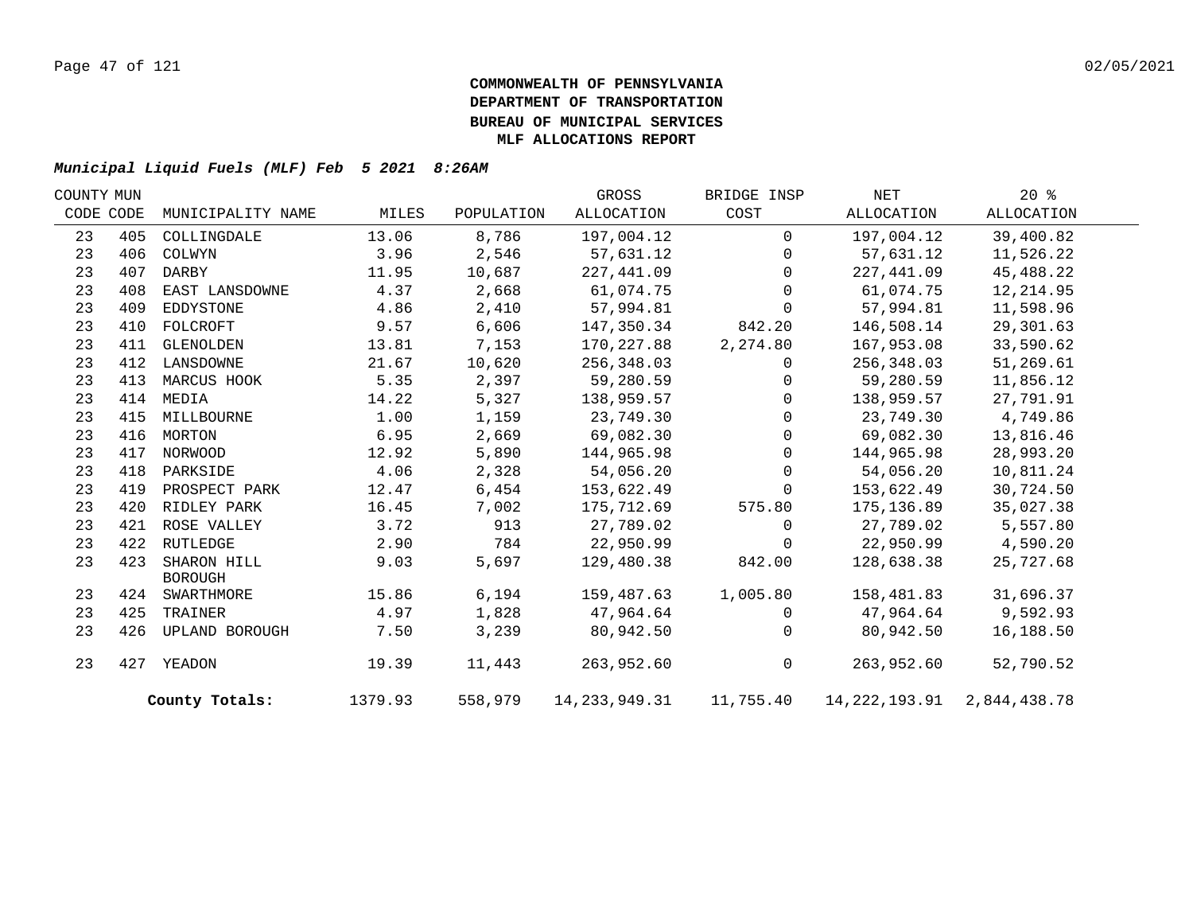**COMMONWEALTH OF PENNSYLVANIA**
**DEPARTMENT OF TRANSPORTATION**
**BUREAU OF MUNICIPAL SERVICES**
**MLF ALLOCATIONS REPORT**

***Municipal Liquid Fuels (MLF) Feb 5 2021 8:26AM***

| COUNTY CODE | MUN CODE | MUNICIPALITY NAME | MILES | POPULATION | GROSS ALLOCATION | BRIDGE INSP COST | NET ALLOCATION | 20 % ALLOCATION |
|---|---|---|---|---|---|---|---|---|
| 23 | 405 | COLLINGDALE | 13.06 | 8,786 | 197,004.12 | 0 | 197,004.12 | 39,400.82 |
| 23 | 406 | COLWYN | 3.96 | 2,546 | 57,631.12 | 0 | 57,631.12 | 11,526.22 |
| 23 | 407 | DARBY | 11.95 | 10,687 | 227,441.09 | 0 | 227,441.09 | 45,488.22 |
| 23 | 408 | EAST LANSDOWNE | 4.37 | 2,668 | 61,074.75 | 0 | 61,074.75 | 12,214.95 |
| 23 | 409 | EDDYSTONE | 4.86 | 2,410 | 57,994.81 | 0 | 57,994.81 | 11,598.96 |
| 23 | 410 | FOLCROFT | 9.57 | 6,606 | 147,350.34 | 842.20 | 146,508.14 | 29,301.63 |
| 23 | 411 | GLENOLDEN | 13.81 | 7,153 | 170,227.88 | 2,274.80 | 167,953.08 | 33,590.62 |
| 23 | 412 | LANSDOWNE | 21.67 | 10,620 | 256,348.03 | 0 | 256,348.03 | 51,269.61 |
| 23 | 413 | MARCUS HOOK | 5.35 | 2,397 | 59,280.59 | 0 | 59,280.59 | 11,856.12 |
| 23 | 414 | MEDIA | 14.22 | 5,327 | 138,959.57 | 0 | 138,959.57 | 27,791.91 |
| 23 | 415 | MILLBOURNE | 1.00 | 1,159 | 23,749.30 | 0 | 23,749.30 | 4,749.86 |
| 23 | 416 | MORTON | 6.95 | 2,669 | 69,082.30 | 0 | 69,082.30 | 13,816.46 |
| 23 | 417 | NORWOOD | 12.92 | 5,890 | 144,965.98 | 0 | 144,965.98 | 28,993.20 |
| 23 | 418 | PARKSIDE | 4.06 | 2,328 | 54,056.20 | 0 | 54,056.20 | 10,811.24 |
| 23 | 419 | PROSPECT PARK | 12.47 | 6,454 | 153,622.49 | 0 | 153,622.49 | 30,724.50 |
| 23 | 420 | RIDLEY PARK | 16.45 | 7,002 | 175,712.69 | 575.80 | 175,136.89 | 35,027.38 |
| 23 | 421 | ROSE VALLEY | 3.72 | 913 | 27,789.02 | 0 | 27,789.02 | 5,557.80 |
| 23 | 422 | RUTLEDGE | 2.90 | 784 | 22,950.99 | 0 | 22,950.99 | 4,590.20 |
| 23 | 423 | SHARON HILL BOROUGH | 9.03 | 5,697 | 129,480.38 | 842.00 | 128,638.38 | 25,727.68 |
| 23 | 424 | SWARTHMORE | 15.86 | 6,194 | 159,487.63 | 1,005.80 | 158,481.83 | 31,696.37 |
| 23 | 425 | TRAINER | 4.97 | 1,828 | 47,964.64 | 0 | 47,964.64 | 9,592.93 |
| 23 | 426 | UPLAND BOROUGH | 7.50 | 3,239 | 80,942.50 | 0 | 80,942.50 | 16,188.50 |
| 23 | 427 | YEADON | 19.39 | 11,443 | 263,952.60 | 0 | 263,952.60 | 52,790.52 |
| | | **County Totals:** | 1379.93 | 558,979 | 14,233,949.31 | 11,755.40 | 14,222,193.91 | 2,844,438.78 |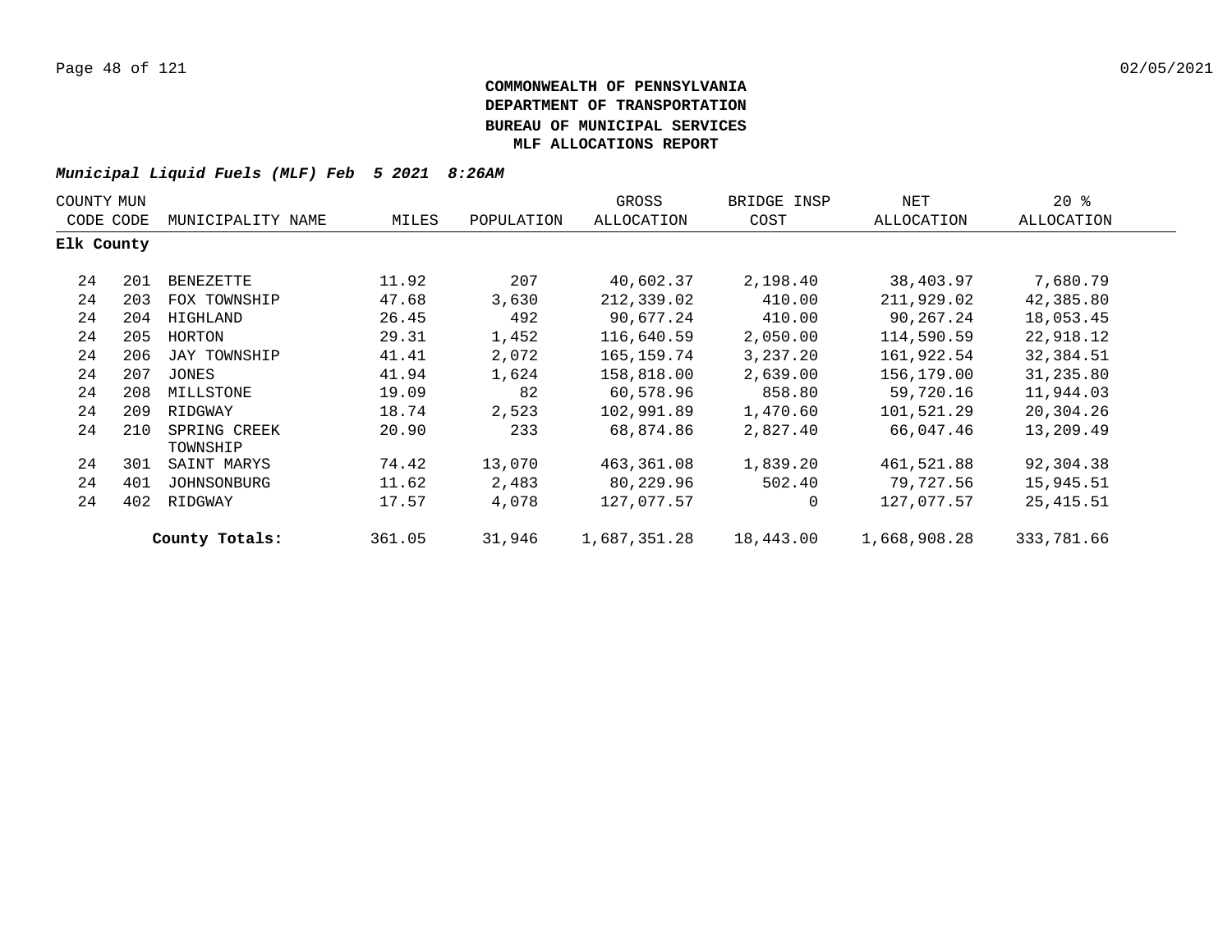**COMMONWEALTH OF PENNSYLVANIA**
**DEPARTMENT OF TRANSPORTATION**
**BUREAU OF MUNICIPAL SERVICES**
**MLF ALLOCATIONS REPORT**

***Municipal Liquid Fuels (MLF) Feb 5 2021 8:26AM***

| COUNTY CODE | MUN CODE | MUNICIPALITY NAME | MILES | POPULATION | GROSS ALLOCATION | BRIDGE INSP COST | NET ALLOCATION | 20 % ALLOCATION |
|---|---|---|---|---|---|---|---|---|
| **Elk County** | | | | | | | | |
| 24 | 201 | BENEZETTE | 11.92 | 207 | 40,602.37 | 2,198.40 | 38,403.97 | 7,680.79 |
| 24 | 203 | FOX TOWNSHIP | 47.68 | 3,630 | 212,339.02 | 410.00 | 211,929.02 | 42,385.80 |
| 24 | 204 | HIGHLAND | 26.45 | 492 | 90,677.24 | 410.00 | 90,267.24 | 18,053.45 |
| 24 | 205 | HORTON | 29.31 | 1,452 | 116,640.59 | 2,050.00 | 114,590.59 | 22,918.12 |
| 24 | 206 | JAY TOWNSHIP | 41.41 | 2,072 | 165,159.74 | 3,237.20 | 161,922.54 | 32,384.51 |
| 24 | 207 | JONES | 41.94 | 1,624 | 158,818.00 | 2,639.00 | 156,179.00 | 31,235.80 |
| 24 | 208 | MILLSTONE | 19.09 | 82 | 60,578.96 | 858.80 | 59,720.16 | 11,944.03 |
| 24 | 209 | RIDGWAY | 18.74 | 2,523 | 102,991.89 | 1,470.60 | 101,521.29 | 20,304.26 |
| 24 | 210 | SPRING CREEK TOWNSHIP | 20.90 | 233 | 68,874.86 | 2,827.40 | 66,047.46 | 13,209.49 |
| 24 | 301 | SAINT MARYS | 74.42 | 13,070 | 463,361.08 | 1,839.20 | 461,521.88 | 92,304.38 |
| 24 | 401 | JOHNSONBURG | 11.62 | 2,483 | 80,229.96 | 502.40 | 79,727.56 | 15,945.51 |
| 24 | 402 | RIDGWAY | 17.57 | 4,078 | 127,077.57 | 0 | 127,077.57 | 25,415.51 |
| | | **County Totals:** | 361.05 | 31,946 | 1,687,351.28 | 18,443.00 | 1,668,908.28 | 333,781.66 |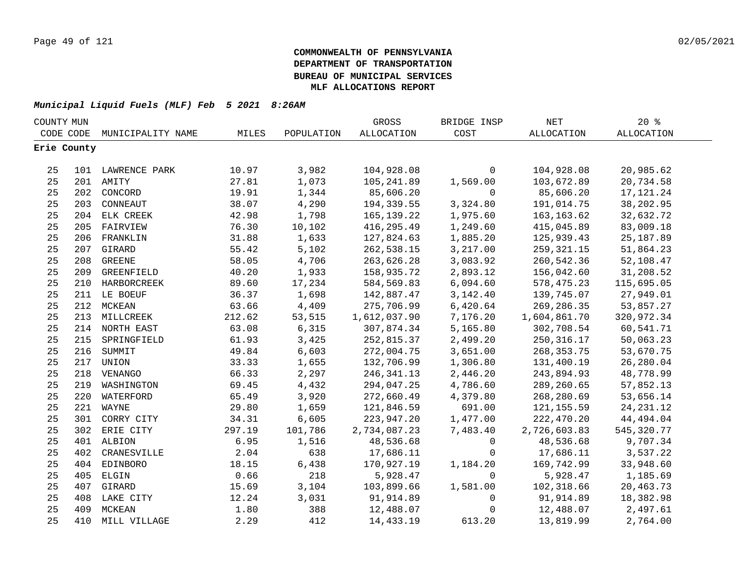**COMMONWEALTH OF PENNSYLVANIA**
**DEPARTMENT OF TRANSPORTATION**
**BUREAU OF MUNICIPAL SERVICES**
**MLF ALLOCATIONS REPORT**

***Municipal Liquid Fuels (MLF) Feb 5 2021 8:26AM***

| COUNTY CODE | MUN CODE | MUNICIPALITY NAME | MILES | POPULATION | GROSS ALLOCATION | BRIDGE INSP COST | NET ALLOCATION | 20 % ALLOCATION |
|---|---|---|---|---|---|---|---|---|
| **Erie County** | | | | | | | | |
| 25 | 101 | LAWRENCE PARK | 10.97 | 3,982 | 104,928.08 | 0 | 104,928.08 | 20,985.62 |
| 25 | 201 | AMITY | 27.81 | 1,073 | 105,241.89 | 1,569.00 | 103,672.89 | 20,734.58 |
| 25 | 202 | CONCORD | 19.91 | 1,344 | 85,606.20 | 0 | 85,606.20 | 17,121.24 |
| 25 | 203 | CONNEAUT | 38.07 | 4,290 | 194,339.55 | 3,324.80 | 191,014.75 | 38,202.95 |
| 25 | 204 | ELK CREEK | 42.98 | 1,798 | 165,139.22 | 1,975.60 | 163,163.62 | 32,632.72 |
| 25 | 205 | FAIRVIEW | 76.30 | 10,102 | 416,295.49 | 1,249.60 | 415,045.89 | 83,009.18 |
| 25 | 206 | FRANKLIN | 31.88 | 1,633 | 127,824.63 | 1,885.20 | 125,939.43 | 25,187.89 |
| 25 | 207 | GIRARD | 55.42 | 5,102 | 262,538.15 | 3,217.00 | 259,321.15 | 51,864.23 |
| 25 | 208 | GREENE | 58.05 | 4,706 | 263,626.28 | 3,083.92 | 260,542.36 | 52,108.47 |
| 25 | 209 | GREENFIELD | 40.20 | 1,933 | 158,935.72 | 2,893.12 | 156,042.60 | 31,208.52 |
| 25 | 210 | HARBORCREEK | 89.60 | 17,234 | 584,569.83 | 6,094.60 | 578,475.23 | 115,695.05 |
| 25 | 211 | LE BOEUF | 36.37 | 1,698 | 142,887.47 | 3,142.40 | 139,745.07 | 27,949.01 |
| 25 | 212 | MCKEAN | 63.66 | 4,409 | 275,706.99 | 6,420.64 | 269,286.35 | 53,857.27 |
| 25 | 213 | MILLCREEK | 212.62 | 53,515 | 1,612,037.90 | 7,176.20 | 1,604,861.70 | 320,972.34 |
| 25 | 214 | NORTH EAST | 63.08 | 6,315 | 307,874.34 | 5,165.80 | 302,708.54 | 60,541.71 |
| 25 | 215 | SPRINGFIELD | 61.93 | 3,425 | 252,815.37 | 2,499.20 | 250,316.17 | 50,063.23 |
| 25 | 216 | SUMMIT | 49.84 | 6,603 | 272,004.75 | 3,651.00 | 268,353.75 | 53,670.75 |
| 25 | 217 | UNION | 33.33 | 1,655 | 132,706.99 | 1,306.80 | 131,400.19 | 26,280.04 |
| 25 | 218 | VENANGO | 66.33 | 2,297 | 246,341.13 | 2,446.20 | 243,894.93 | 48,778.99 |
| 25 | 219 | WASHINGTON | 69.45 | 4,432 | 294,047.25 | 4,786.60 | 289,260.65 | 57,852.13 |
| 25 | 220 | WATERFORD | 65.49 | 3,920 | 272,660.49 | 4,379.80 | 268,280.69 | 53,656.14 |
| 25 | 221 | WAYNE | 29.80 | 1,659 | 121,846.59 | 691.00 | 121,155.59 | 24,231.12 |
| 25 | 301 | CORRY CITY | 34.31 | 6,605 | 223,947.20 | 1,477.00 | 222,470.20 | 44,494.04 |
| 25 | 302 | ERIE CITY | 297.19 | 101,786 | 2,734,087.23 | 7,483.40 | 2,726,603.83 | 545,320.77 |
| 25 | 401 | ALBION | 6.95 | 1,516 | 48,536.68 | 0 | 48,536.68 | 9,707.34 |
| 25 | 402 | CRANESVILLE | 2.04 | 638 | 17,686.11 | 0 | 17,686.11 | 3,537.22 |
| 25 | 404 | EDINBORO | 18.15 | 6,438 | 170,927.19 | 1,184.20 | 169,742.99 | 33,948.60 |
| 25 | 405 | ELGIN | 0.66 | 218 | 5,928.47 | 0 | 5,928.47 | 1,185.69 |
| 25 | 407 | GIRARD | 15.69 | 3,104 | 103,899.66 | 1,581.00 | 102,318.66 | 20,463.73 |
| 25 | 408 | LAKE CITY | 12.24 | 3,031 | 91,914.89 | 0 | 91,914.89 | 18,382.98 |
| 25 | 409 | MCKEAN | 1.80 | 388 | 12,488.07 | 0 | 12,488.07 | 2,497.61 |
| 25 | 410 | MILL VILLAGE | 2.29 | 412 | 14,433.19 | 613.20 | 13,819.99 | 2,764.00 |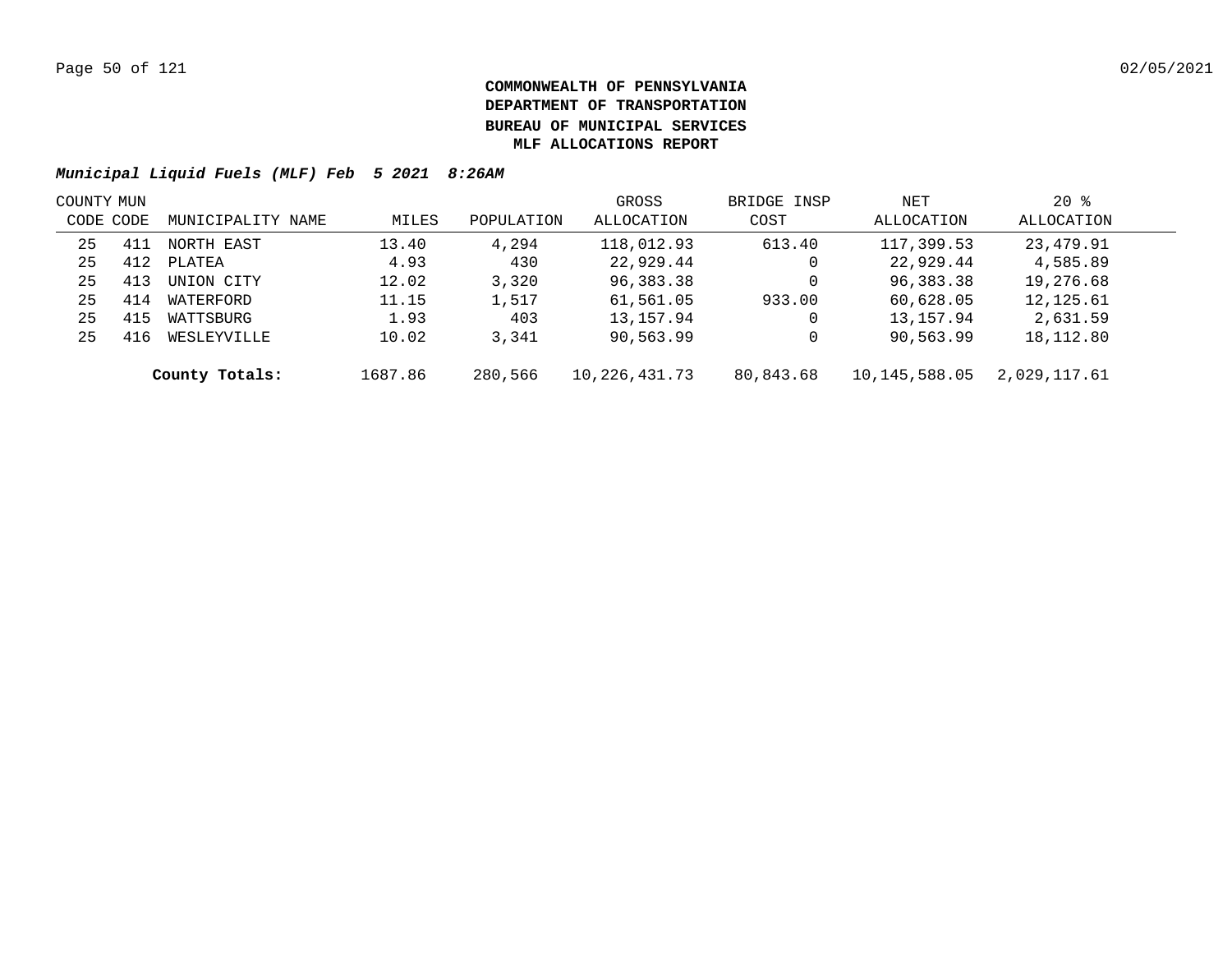**COMMONWEALTH OF PENNSYLVANIA**
**DEPARTMENT OF TRANSPORTATION**
**BUREAU OF MUNICIPAL SERVICES**
**MLF ALLOCATIONS REPORT**

***Municipal Liquid Fuels (MLF) Feb 5 2021 8:26AM***

| COUNTY CODE | MUN CODE | MUNICIPALITY NAME | MILES | POPULATION | GROSS ALLOCATION | BRIDGE INSP COST | NET ALLOCATION | 20 % ALLOCATION |
|---|---|---|---|---|---|---|---|---|
| 25 | 411 | NORTH EAST | 13.40 | 4,294 | 118,012.93 | 613.40 | 117,399.53 | 23,479.91 |
| 25 | 412 | PLATEA | 4.93 | 430 | 22,929.44 | 0 | 22,929.44 | 4,585.89 |
| 25 | 413 | UNION CITY | 12.02 | 3,320 | 96,383.38 | 0 | 96,383.38 | 19,276.68 |
| 25 | 414 | WATERFORD | 11.15 | 1,517 | 61,561.05 | 933.00 | 60,628.05 | 12,125.61 |
| 25 | 415 | WATTSBURG | 1.93 | 403 | 13,157.94 | 0 | 13,157.94 | 2,631.59 |
| 25 | 416 | WESLEYVILLE | 10.02 | 3,341 | 90,563.99 | 0 | 90,563.99 | 18,112.80 |
| | | **County Totals:** | 1687.86 | 280,566 | 10,226,431.73 | 80,843.68 | 10,145,588.05 | 2,029,117.61 |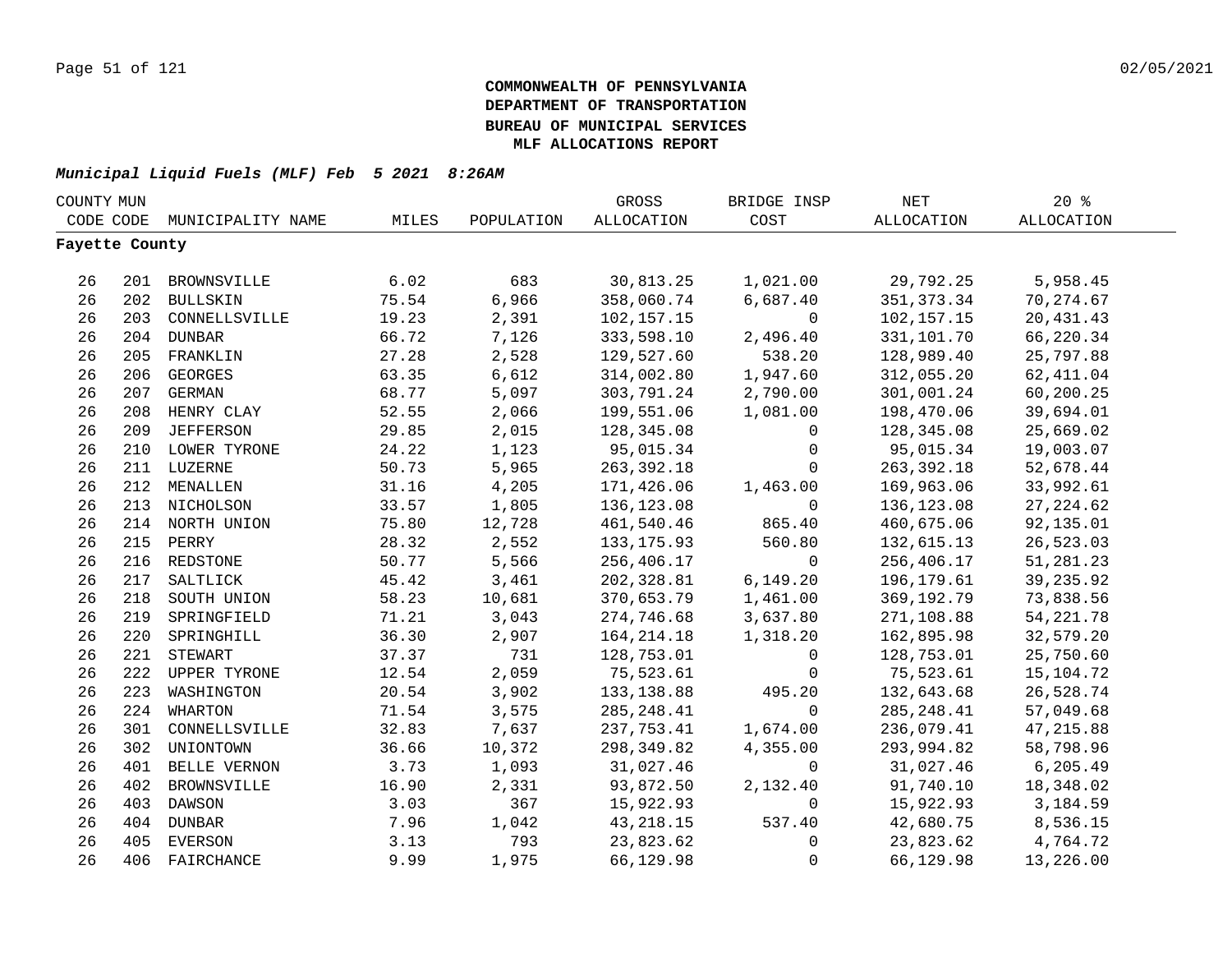**COMMONWEALTH OF PENNSYLVANIA**
**DEPARTMENT OF TRANSPORTATION**
**BUREAU OF MUNICIPAL SERVICES**
**MLF ALLOCATIONS REPORT**

***Municipal Liquid Fuels (MLF) Feb 5 2021 8:26AM***

| COUNTY CODE | MUN CODE | MUNICIPALITY NAME | MILES | POPULATION | GROSS ALLOCATION | BRIDGE INSP COST | NET ALLOCATION | 20 % ALLOCATION |
|---|---|---|---|---|---|---|---|---|
| **Fayette County** | | | | | | | | |
| 26 | 201 | BROWNSVILLE | 6.02 | 683 | 30,813.25 | 1,021.00 | 29,792.25 | 5,958.45 |
| 26 | 202 | BULLSKIN | 75.54 | 6,966 | 358,060.74 | 6,687.40 | 351,373.34 | 70,274.67 |
| 26 | 203 | CONNELLSVILLE | 19.23 | 2,391 | 102,157.15 | 0 | 102,157.15 | 20,431.43 |
| 26 | 204 | DUNBAR | 66.72 | 7,126 | 333,598.10 | 2,496.40 | 331,101.70 | 66,220.34 |
| 26 | 205 | FRANKLIN | 27.28 | 2,528 | 129,527.60 | 538.20 | 128,989.40 | 25,797.88 |
| 26 | 206 | GEORGES | 63.35 | 6,612 | 314,002.80 | 1,947.60 | 312,055.20 | 62,411.04 |
| 26 | 207 | GERMAN | 68.77 | 5,097 | 303,791.24 | 2,790.00 | 301,001.24 | 60,200.25 |
| 26 | 208 | HENRY CLAY | 52.55 | 2,066 | 199,551.06 | 1,081.00 | 198,470.06 | 39,694.01 |
| 26 | 209 | JEFFERSON | 29.85 | 2,015 | 128,345.08 | 0 | 128,345.08 | 25,669.02 |
| 26 | 210 | LOWER TYRONE | 24.22 | 1,123 | 95,015.34 | 0 | 95,015.34 | 19,003.07 |
| 26 | 211 | LUZERNE | 50.73 | 5,965 | 263,392.18 | 0 | 263,392.18 | 52,678.44 |
| 26 | 212 | MENALLEN | 31.16 | 4,205 | 171,426.06 | 1,463.00 | 169,963.06 | 33,992.61 |
| 26 | 213 | NICHOLSON | 33.57 | 1,805 | 136,123.08 | 0 | 136,123.08 | 27,224.62 |
| 26 | 214 | NORTH UNION | 75.80 | 12,728 | 461,540.46 | 865.40 | 460,675.06 | 92,135.01 |
| 26 | 215 | PERRY | 28.32 | 2,552 | 133,175.93 | 560.80 | 132,615.13 | 26,523.03 |
| 26 | 216 | REDSTONE | 50.77 | 5,566 | 256,406.17 | 0 | 256,406.17 | 51,281.23 |
| 26 | 217 | SALTLICK | 45.42 | 3,461 | 202,328.81 | 6,149.20 | 196,179.61 | 39,235.92 |
| 26 | 218 | SOUTH UNION | 58.23 | 10,681 | 370,653.79 | 1,461.00 | 369,192.79 | 73,838.56 |
| 26 | 219 | SPRINGFIELD | 71.21 | 3,043 | 274,746.68 | 3,637.80 | 271,108.88 | 54,221.78 |
| 26 | 220 | SPRINGHILL | 36.30 | 2,907 | 164,214.18 | 1,318.20 | 162,895.98 | 32,579.20 |
| 26 | 221 | STEWART | 37.37 | 731 | 128,753.01 | 0 | 128,753.01 | 25,750.60 |
| 26 | 222 | UPPER TYRONE | 12.54 | 2,059 | 75,523.61 | 0 | 75,523.61 | 15,104.72 |
| 26 | 223 | WASHINGTON | 20.54 | 3,902 | 133,138.88 | 495.20 | 132,643.68 | 26,528.74 |
| 26 | 224 | WHARTON | 71.54 | 3,575 | 285,248.41 | 0 | 285,248.41 | 57,049.68 |
| 26 | 301 | CONNELLSVILLE | 32.83 | 7,637 | 237,753.41 | 1,674.00 | 236,079.41 | 47,215.88 |
| 26 | 302 | UNIONTOWN | 36.66 | 10,372 | 298,349.82 | 4,355.00 | 293,994.82 | 58,798.96 |
| 26 | 401 | BELLE VERNON | 3.73 | 1,093 | 31,027.46 | 0 | 31,027.46 | 6,205.49 |
| 26 | 402 | BROWNSVILLE | 16.90 | 2,331 | 93,872.50 | 2,132.40 | 91,740.10 | 18,348.02 |
| 26 | 403 | DAWSON | 3.03 | 367 | 15,922.93 | 0 | 15,922.93 | 3,184.59 |
| 26 | 404 | DUNBAR | 7.96 | 1,042 | 43,218.15 | 537.40 | 42,680.75 | 8,536.15 |
| 26 | 405 | EVERSON | 3.13 | 793 | 23,823.62 | 0 | 23,823.62 | 4,764.72 |
| 26 | 406 | FAIRCHANCE | 9.99 | 1,975 | 66,129.98 | 0 | 66,129.98 | 13,226.00 |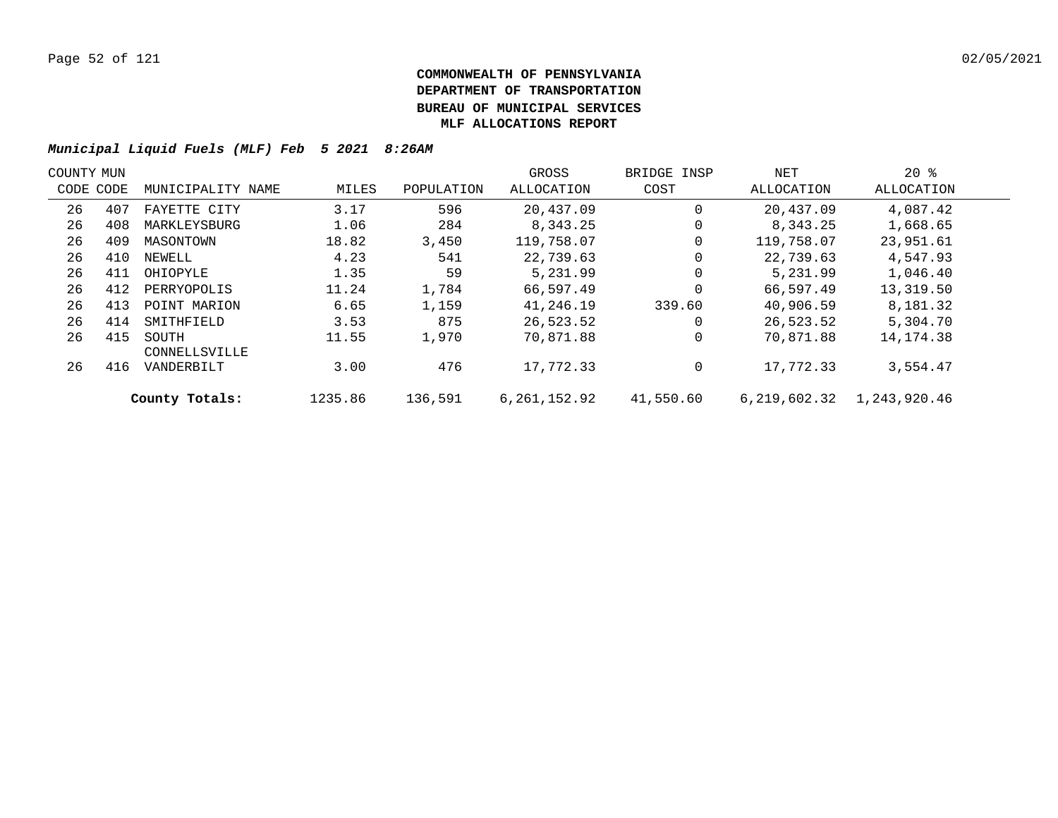**COMMONWEALTH OF PENNSYLVANIA**
**DEPARTMENT OF TRANSPORTATION**
**BUREAU OF MUNICIPAL SERVICES**
**MLF ALLOCATIONS REPORT**

***Municipal Liquid Fuels (MLF) Feb 5 2021 8:26AM***

| COUNTY CODE | MUN CODE | MUNICIPALITY NAME | MILES | POPULATION | GROSS ALLOCATION | BRIDGE INSP COST | NET ALLOCATION | 20 % ALLOCATION |
|---|---|---|---|---|---|---|---|---|
| 26 | 407 | FAYETTE CITY | 3.17 | 596 | 20,437.09 | 0 | 20,437.09 | 4,087.42 |
| 26 | 408 | MARKLEYSBURG | 1.06 | 284 | 8,343.25 | 0 | 8,343.25 | 1,668.65 |
| 26 | 409 | MASONTOWN | 18.82 | 3,450 | 119,758.07 | 0 | 119,758.07 | 23,951.61 |
| 26 | 410 | NEWELL | 4.23 | 541 | 22,739.63 | 0 | 22,739.63 | 4,547.93 |
| 26 | 411 | OHIOPYLE | 1.35 | 59 | 5,231.99 | 0 | 5,231.99 | 1,046.40 |
| 26 | 412 | PERRYOPOLIS | 11.24 | 1,784 | 66,597.49 | 0 | 66,597.49 | 13,319.50 |
| 26 | 413 | POINT MARION | 6.65 | 1,159 | 41,246.19 | 339.60 | 40,906.59 | 8,181.32 |
| 26 | 414 | SMITHFIELD | 3.53 | 875 | 26,523.52 | 0 | 26,523.52 | 5,304.70 |
| 26 | 415 | SOUTH CONNELLSVILLE | 11.55 | 1,970 | 70,871.88 | 0 | 70,871.88 | 14,174.38 |
| 26 | 416 | VANDERBILT | 3.00 | 476 | 17,772.33 | 0 | 17,772.33 | 3,554.47 |
| | | **County Totals:** | 1235.86 | 136,591 | 6,261,152.92 | 41,550.60 | 6,219,602.32 | 1,243,920.46 |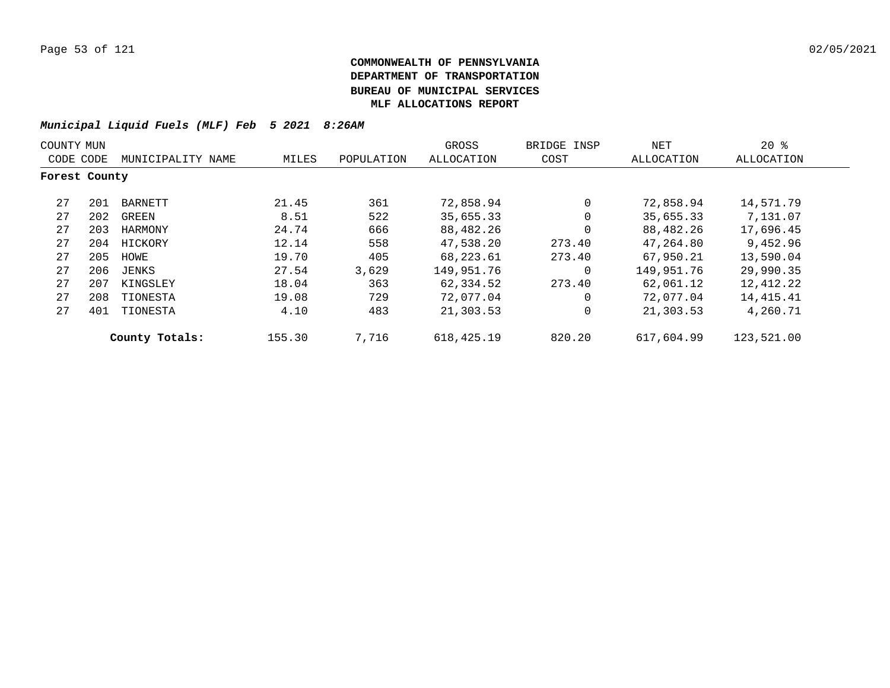**COMMONWEALTH OF PENNSYLVANIA**
**DEPARTMENT OF TRANSPORTATION**
**BUREAU OF MUNICIPAL SERVICES**
**MLF ALLOCATIONS REPORT**

***Municipal Liquid Fuels (MLF) Feb 5 2021 8:26AM***

| COUNTY CODE | MUN CODE | MUNICIPALITY NAME | MILES | POPULATION | GROSS ALLOCATION | BRIDGE INSP COST | NET ALLOCATION | 20 % ALLOCATION |
|---|---|---|---|---|---|---|---|---|
| **Forest County** | | | | | | | | |
| 27 | 201 | BARNETT | 21.45 | 361 | 72,858.94 | 0 | 72,858.94 | 14,571.79 |
| 27 | 202 | GREEN | 8.51 | 522 | 35,655.33 | 0 | 35,655.33 | 7,131.07 |
| 27 | 203 | HARMONY | 24.74 | 666 | 88,482.26 | 0 | 88,482.26 | 17,696.45 |
| 27 | 204 | HICKORY | 12.14 | 558 | 47,538.20 | 273.40 | 47,264.80 | 9,452.96 |
| 27 | 205 | HOWE | 19.70 | 405 | 68,223.61 | 273.40 | 67,950.21 | 13,590.04 |
| 27 | 206 | JENKS | 27.54 | 3,629 | 149,951.76 | 0 | 149,951.76 | 29,990.35 |
| 27 | 207 | KINGSLEY | 18.04 | 363 | 62,334.52 | 273.40 | 62,061.12 | 12,412.22 |
| 27 | 208 | TIONESTA | 19.08 | 729 | 72,077.04 | 0 | 72,077.04 | 14,415.41 |
| 27 | 401 | TIONESTA | 4.10 | 483 | 21,303.53 | 0 | 21,303.53 | 4,260.71 |
| | | **County Totals:** | 155.30 | 7,716 | 618,425.19 | 820.20 | 617,604.99 | 123,521.00 |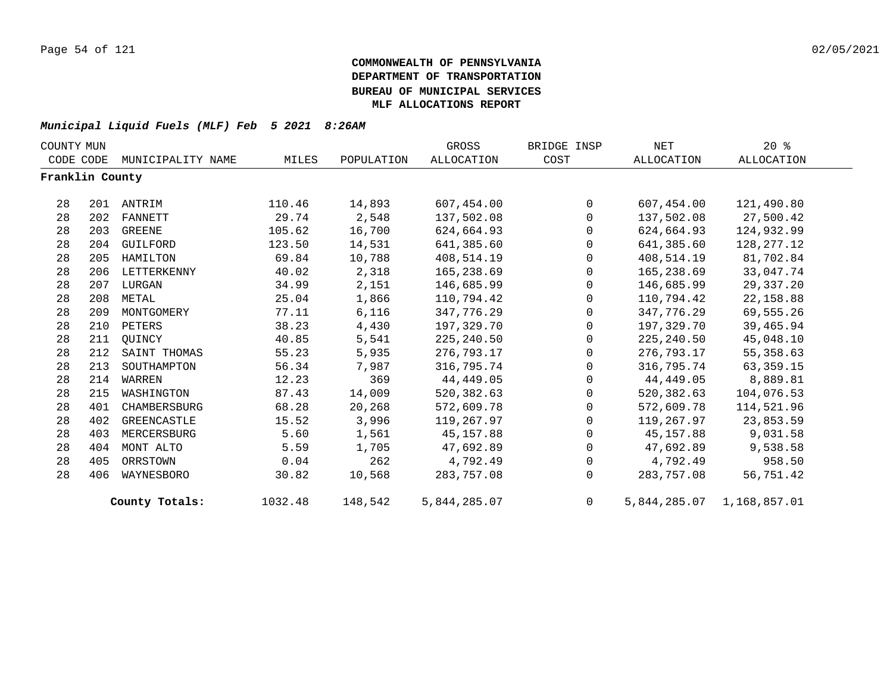# COMMONWEALTH OF PENNSYLVANIA
# DEPARTMENT OF TRANSPORTATION
# BUREAU OF MUNICIPAL SERVICES
# MLF ALLOCATIONS REPORT

*Municipal Liquid Fuels (MLF) Feb 5 2021 8:26AM*

| COUNTY CODE | MUN CODE | MUNICIPALITY NAME | MILES | POPULATION | GROSS ALLOCATION | BRIDGE INSP COST | NET ALLOCATION | 20 % ALLOCATION |
|---|---|---|---|---|---|---|---|---|
| **Franklin County** | | | | | | | | |
| 28 | 201 | ANTRIM | 110.46 | 14,893 | 607,454.00 | 0 | 607,454.00 | 121,490.80 |
| 28 | 202 | FANNETT | 29.74 | 2,548 | 137,502.08 | 0 | 137,502.08 | 27,500.42 |
| 28 | 203 | GREENE | 105.62 | 16,700 | 624,664.93 | 0 | 624,664.93 | 124,932.99 |
| 28 | 204 | GUILFORD | 123.50 | 14,531 | 641,385.60 | 0 | 641,385.60 | 128,277.12 |
| 28 | 205 | HAMILTON | 69.84 | 10,788 | 408,514.19 | 0 | 408,514.19 | 81,702.84 |
| 28 | 206 | LETTERKENNY | 40.02 | 2,318 | 165,238.69 | 0 | 165,238.69 | 33,047.74 |
| 28 | 207 | LURGAN | 34.99 | 2,151 | 146,685.99 | 0 | 146,685.99 | 29,337.20 |
| 28 | 208 | METAL | 25.04 | 1,866 | 110,794.42 | 0 | 110,794.42 | 22,158.88 |
| 28 | 209 | MONTGOMERY | 77.11 | 6,116 | 347,776.29 | 0 | 347,776.29 | 69,555.26 |
| 28 | 210 | PETERS | 38.23 | 4,430 | 197,329.70 | 0 | 197,329.70 | 39,465.94 |
| 28 | 211 | QUINCY | 40.85 | 5,541 | 225,240.50 | 0 | 225,240.50 | 45,048.10 |
| 28 | 212 | SAINT THOMAS | 55.23 | 5,935 | 276,793.17 | 0 | 276,793.17 | 55,358.63 |
| 28 | 213 | SOUTHAMPTON | 56.34 | 7,987 | 316,795.74 | 0 | 316,795.74 | 63,359.15 |
| 28 | 214 | WARREN | 12.23 | 369 | 44,449.05 | 0 | 44,449.05 | 8,889.81 |
| 28 | 215 | WASHINGTON | 87.43 | 14,009 | 520,382.63 | 0 | 520,382.63 | 104,076.53 |
| 28 | 401 | CHAMBERSBURG | 68.28 | 20,268 | 572,609.78 | 0 | 572,609.78 | 114,521.96 |
| 28 | 402 | GREENCASTLE | 15.52 | 3,996 | 119,267.97 | 0 | 119,267.97 | 23,853.59 |
| 28 | 403 | MERCERSBURG | 5.60 | 1,561 | 45,157.88 | 0 | 45,157.88 | 9,031.58 |
| 28 | 404 | MONT ALTO | 5.59 | 1,705 | 47,692.89 | 0 | 47,692.89 | 9,538.58 |
| 28 | 405 | ORRSTOWN | 0.04 | 262 | 4,792.49 | 0 | 4,792.49 | 958.50 |
| 28 | 406 | WAYNESBORO | 30.82 | 10,568 | 283,757.08 | 0 | 283,757.08 | 56,751.42 |
| | | **County Totals:** | 1032.48 | 148,542 | 5,844,285.07 | 0 | 5,844,285.07 | 1,168,857.01 |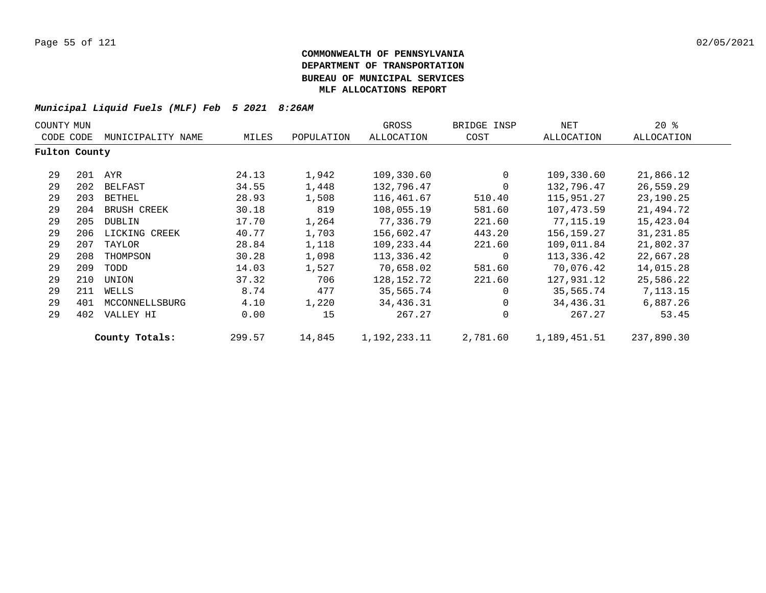**COMMONWEALTH OF PENNSYLVANIA**
**DEPARTMENT OF TRANSPORTATION**
**BUREAU OF MUNICIPAL SERVICES**
**MLF ALLOCATIONS REPORT**

*Municipal Liquid Fuels (MLF) Feb 5 2021 8:26AM*

| COUNTY CODE | MUN CODE | MUNICIPALITY NAME | MILES | POPULATION | GROSS ALLOCATION | BRIDGE INSP COST | NET ALLOCATION | 20 % ALLOCATION |
|---|---|---|---|---|---|---|---|---|
| **Fulton County** | | | | | | | | |
| 29 | 201 | AYR | 24.13 | 1,942 | 109,330.60 | 0 | 109,330.60 | 21,866.12 |
| 29 | 202 | BELFAST | 34.55 | 1,448 | 132,796.47 | 0 | 132,796.47 | 26,559.29 |
| 29 | 203 | BETHEL | 28.93 | 1,508 | 116,461.67 | 510.40 | 115,951.27 | 23,190.25 |
| 29 | 204 | BRUSH CREEK | 30.18 | 819 | 108,055.19 | 581.60 | 107,473.59 | 21,494.72 |
| 29 | 205 | DUBLIN | 17.70 | 1,264 | 77,336.79 | 221.60 | 77,115.19 | 15,423.04 |
| 29 | 206 | LICKING CREEK | 40.77 | 1,703 | 156,602.47 | 443.20 | 156,159.27 | 31,231.85 |
| 29 | 207 | TAYLOR | 28.84 | 1,118 | 109,233.44 | 221.60 | 109,011.84 | 21,802.37 |
| 29 | 208 | THOMPSON | 30.28 | 1,098 | 113,336.42 | 0 | 113,336.42 | 22,667.28 |
| 29 | 209 | TODD | 14.03 | 1,527 | 70,658.02 | 581.60 | 70,076.42 | 14,015.28 |
| 29 | 210 | UNION | 37.32 | 706 | 128,152.72 | 221.60 | 127,931.12 | 25,586.22 |
| 29 | 211 | WELLS | 8.74 | 477 | 35,565.74 | 0 | 35,565.74 | 7,113.15 |
| 29 | 401 | MCCONNELLSBURG | 4.10 | 1,220 | 34,436.31 | 0 | 34,436.31 | 6,887.26 |
| 29 | 402 | VALLEY HI | 0.00 | 15 | 267.27 | 0 | 267.27 | 53.45 |
| | | **County Totals:** | 299.57 | 14,845 | 1,192,233.11 | 2,781.60 | 1,189,451.51 | 237,890.30 |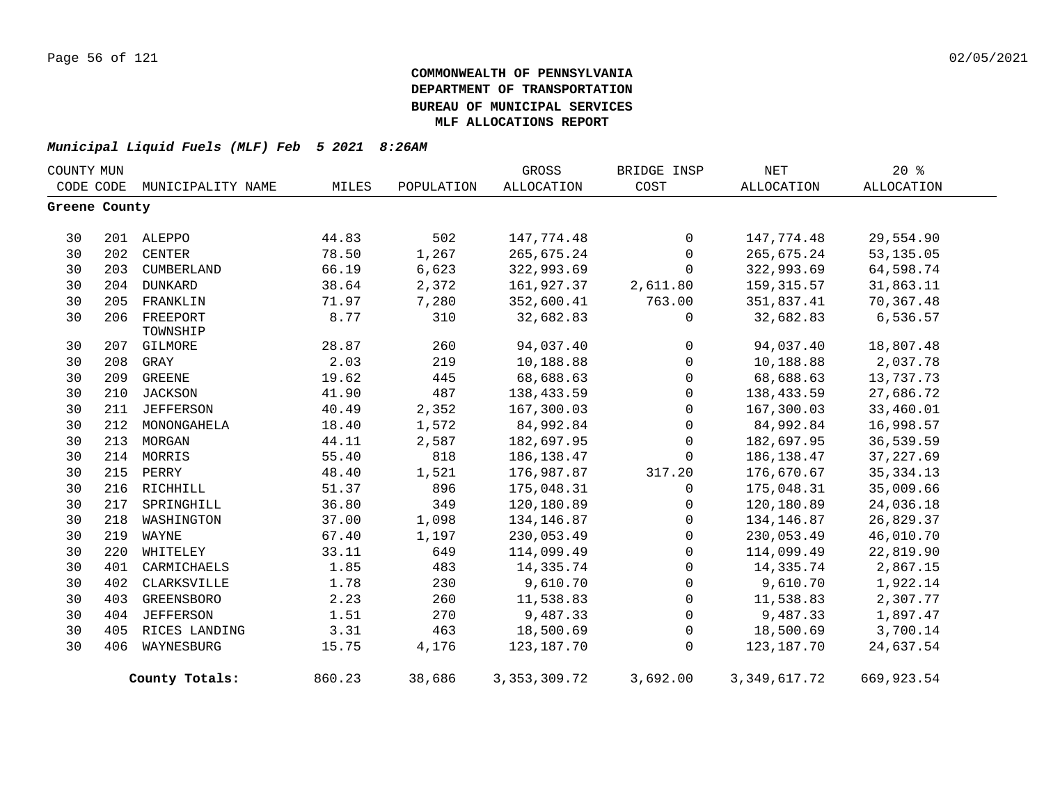# COMMONWEALTH OF PENNSYLVANIA
## DEPARTMENT OF TRANSPORTATION
## BUREAU OF MUNICIPAL SERVICES
## MLF ALLOCATIONS REPORT

***Municipal Liquid Fuels (MLF) Feb 5 2021 8:26AM***

| COUNTY CODE | MUN CODE | MUNICIPALITY NAME | MILES | POPULATION | GROSS ALLOCATION | BRIDGE INSP COST | NET ALLOCATION | 20 % ALLOCATION |
|---|---|---|---|---|---|---|---|---|
| **Greene County** | | | | | | | | |
| 30 | 201 | ALEPPO | 44.83 | 502 | 147,774.48 | 0 | 147,774.48 | 29,554.90 |
| 30 | 202 | CENTER | 78.50 | 1,267 | 265,675.24 | 0 | 265,675.24 | 53,135.05 |
| 30 | 203 | CUMBERLAND | 66.19 | 6,623 | 322,993.69 | 0 | 322,993.69 | 64,598.74 |
| 30 | 204 | DUNKARD | 38.64 | 2,372 | 161,927.37 | 2,611.80 | 159,315.57 | 31,863.11 |
| 30 | 205 | FRANKLIN | 71.97 | 7,280 | 352,600.41 | 763.00 | 351,837.41 | 70,367.48 |
| 30 | 206 | FREEPORT TOWNSHIP | 8.77 | 310 | 32,682.83 | 0 | 32,682.83 | 6,536.57 |
| 30 | 207 | GILMORE | 28.87 | 260 | 94,037.40 | 0 | 94,037.40 | 18,807.48 |
| 30 | 208 | GRAY | 2.03 | 219 | 10,188.88 | 0 | 10,188.88 | 2,037.78 |
| 30 | 209 | GREENE | 19.62 | 445 | 68,688.63 | 0 | 68,688.63 | 13,737.73 |
| 30 | 210 | JACKSON | 41.90 | 487 | 138,433.59 | 0 | 138,433.59 | 27,686.72 |
| 30 | 211 | JEFFERSON | 40.49 | 2,352 | 167,300.03 | 0 | 167,300.03 | 33,460.01 |
| 30 | 212 | MONONGAHELA | 18.40 | 1,572 | 84,992.84 | 0 | 84,992.84 | 16,998.57 |
| 30 | 213 | MORGAN | 44.11 | 2,587 | 182,697.95 | 0 | 182,697.95 | 36,539.59 |
| 30 | 214 | MORRIS | 55.40 | 818 | 186,138.47 | 0 | 186,138.47 | 37,227.69 |
| 30 | 215 | PERRY | 48.40 | 1,521 | 176,987.87 | 317.20 | 176,670.67 | 35,334.13 |
| 30 | 216 | RICHHILL | 51.37 | 896 | 175,048.31 | 0 | 175,048.31 | 35,009.66 |
| 30 | 217 | SPRINGHILL | 36.80 | 349 | 120,180.89 | 0 | 120,180.89 | 24,036.18 |
| 30 | 218 | WASHINGTON | 37.00 | 1,098 | 134,146.87 | 0 | 134,146.87 | 26,829.37 |
| 30 | 219 | WAYNE | 67.40 | 1,197 | 230,053.49 | 0 | 230,053.49 | 46,010.70 |
| 30 | 220 | WHITELEY | 33.11 | 649 | 114,099.49 | 0 | 114,099.49 | 22,819.90 |
| 30 | 401 | CARMICHAELS | 1.85 | 483 | 14,335.74 | 0 | 14,335.74 | 2,867.15 |
| 30 | 402 | CLARKSVILLE | 1.78 | 230 | 9,610.70 | 0 | 9,610.70 | 1,922.14 |
| 30 | 403 | GREENSBORO | 2.23 | 260 | 11,538.83 | 0 | 11,538.83 | 2,307.77 |
| 30 | 404 | JEFFERSON | 1.51 | 270 | 9,487.33 | 0 | 9,487.33 | 1,897.47 |
| 30 | 405 | RICES LANDING | 3.31 | 463 | 18,500.69 | 0 | 18,500.69 | 3,700.14 |
| 30 | 406 | WAYNESBURG | 15.75 | 4,176 | 123,187.70 | 0 | 123,187.70 | 24,637.54 |
| | | **County Totals:** | 860.23 | 38,686 | 3,353,309.72 | 3,692.00 | 3,349,617.72 | 669,923.54 |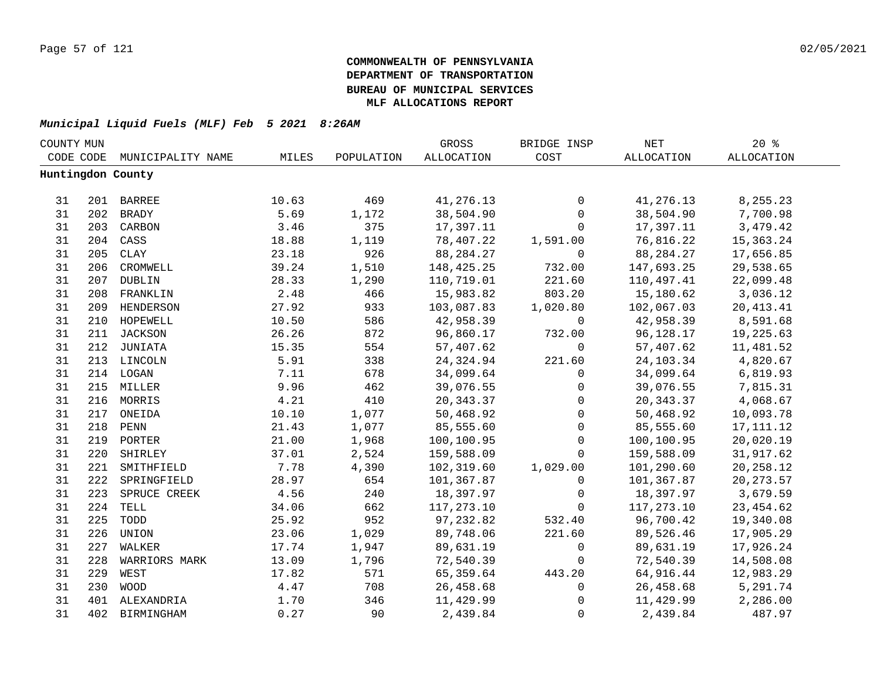**COMMONWEALTH OF PENNSYLVANIA**
**DEPARTMENT OF TRANSPORTATION**
**BUREAU OF MUNICIPAL SERVICES**
**MLF ALLOCATIONS REPORT**

***Municipal Liquid Fuels (MLF) Feb 5 2021 8:26AM***

| COUNTY CODE | MUN CODE | MUNICIPALITY NAME | MILES | POPULATION | GROSS ALLOCATION | BRIDGE INSP COST | NET ALLOCATION | 20 % ALLOCATION |
|---|---|---|---|---|---|---|---|---|
| **Huntingdon County** | | | | | | | | |
| 31 | 201 | BARREE | 10.63 | 469 | 41,276.13 | 0 | 41,276.13 | 8,255.23 |
| 31 | 202 | BRADY | 5.69 | 1,172 | 38,504.90 | 0 | 38,504.90 | 7,700.98 |
| 31 | 203 | CARBON | 3.46 | 375 | 17,397.11 | 0 | 17,397.11 | 3,479.42 |
| 31 | 204 | CASS | 18.88 | 1,119 | 78,407.22 | 1,591.00 | 76,816.22 | 15,363.24 |
| 31 | 205 | CLAY | 23.18 | 926 | 88,284.27 | 0 | 88,284.27 | 17,656.85 |
| 31 | 206 | CROMWELL | 39.24 | 1,510 | 148,425.25 | 732.00 | 147,693.25 | 29,538.65 |
| 31 | 207 | DUBLIN | 28.33 | 1,290 | 110,719.01 | 221.60 | 110,497.41 | 22,099.48 |
| 31 | 208 | FRANKLIN | 2.48 | 466 | 15,983.82 | 803.20 | 15,180.62 | 3,036.12 |
| 31 | 209 | HENDERSON | 27.92 | 933 | 103,087.83 | 1,020.80 | 102,067.03 | 20,413.41 |
| 31 | 210 | HOPEWELL | 10.50 | 586 | 42,958.39 | 0 | 42,958.39 | 8,591.68 |
| 31 | 211 | JACKSON | 26.26 | 872 | 96,860.17 | 732.00 | 96,128.17 | 19,225.63 |
| 31 | 212 | JUNIATA | 15.35 | 554 | 57,407.62 | 0 | 57,407.62 | 11,481.52 |
| 31 | 213 | LINCOLN | 5.91 | 338 | 24,324.94 | 221.60 | 24,103.34 | 4,820.67 |
| 31 | 214 | LOGAN | 7.11 | 678 | 34,099.64 | 0 | 34,099.64 | 6,819.93 |
| 31 | 215 | MILLER | 9.96 | 462 | 39,076.55 | 0 | 39,076.55 | 7,815.31 |
| 31 | 216 | MORRIS | 4.21 | 410 | 20,343.37 | 0 | 20,343.37 | 4,068.67 |
| 31 | 217 | ONEIDA | 10.10 | 1,077 | 50,468.92 | 0 | 50,468.92 | 10,093.78 |
| 31 | 218 | PENN | 21.43 | 1,077 | 85,555.60 | 0 | 85,555.60 | 17,111.12 |
| 31 | 219 | PORTER | 21.00 | 1,968 | 100,100.95 | 0 | 100,100.95 | 20,020.19 |
| 31 | 220 | SHIRLEY | 37.01 | 2,524 | 159,588.09 | 0 | 159,588.09 | 31,917.62 |
| 31 | 221 | SMITHFIELD | 7.78 | 4,390 | 102,319.60 | 1,029.00 | 101,290.60 | 20,258.12 |
| 31 | 222 | SPRINGFIELD | 28.97 | 654 | 101,367.87 | 0 | 101,367.87 | 20,273.57 |
| 31 | 223 | SPRUCE CREEK | 4.56 | 240 | 18,397.97 | 0 | 18,397.97 | 3,679.59 |
| 31 | 224 | TELL | 34.06 | 662 | 117,273.10 | 0 | 117,273.10 | 23,454.62 |
| 31 | 225 | TODD | 25.92 | 952 | 97,232.82 | 532.40 | 96,700.42 | 19,340.08 |
| 31 | 226 | UNION | 23.06 | 1,029 | 89,748.06 | 221.60 | 89,526.46 | 17,905.29 |
| 31 | 227 | WALKER | 17.74 | 1,947 | 89,631.19 | 0 | 89,631.19 | 17,926.24 |
| 31 | 228 | WARRIORS MARK | 13.09 | 1,796 | 72,540.39 | 0 | 72,540.39 | 14,508.08 |
| 31 | 229 | WEST | 17.82 | 571 | 65,359.64 | 443.20 | 64,916.44 | 12,983.29 |
| 31 | 230 | WOOD | 4.47 | 708 | 26,458.68 | 0 | 26,458.68 | 5,291.74 |
| 31 | 401 | ALEXANDRIA | 1.70 | 346 | 11,429.99 | 0 | 11,429.99 | 2,286.00 |
| 31 | 402 | BIRMINGHAM | 0.27 | 90 | 2,439.84 | 0 | 2,439.84 | 487.97 |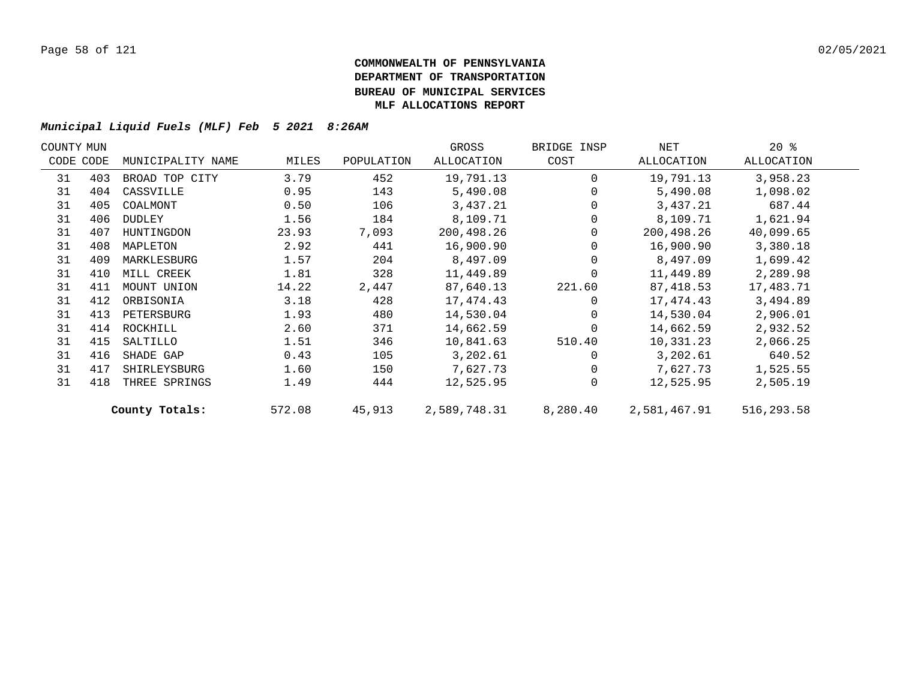**COMMONWEALTH OF PENNSYLVANIA**
**DEPARTMENT OF TRANSPORTATION**
**BUREAU OF MUNICIPAL SERVICES**
**MLF ALLOCATIONS REPORT**

***Municipal Liquid Fuels (MLF) Feb 5 2021 8:26AM***

| COUNTY CODE | MUN CODE | MUNICIPALITY NAME | MILES | POPULATION | GROSS ALLOCATION | BRIDGE INSP COST | NET ALLOCATION | 20 % ALLOCATION |
|---|---|---|---|---|---|---|---|---|
| 31 | 403 | BROAD TOP CITY | 3.79 | 452 | 19,791.13 | 0 | 19,791.13 | 3,958.23 |
| 31 | 404 | CASSVILLE | 0.95 | 143 | 5,490.08 | 0 | 5,490.08 | 1,098.02 |
| 31 | 405 | COALMONT | 0.50 | 106 | 3,437.21 | 0 | 3,437.21 | 687.44 |
| 31 | 406 | DUDLEY | 1.56 | 184 | 8,109.71 | 0 | 8,109.71 | 1,621.94 |
| 31 | 407 | HUNTINGDON | 23.93 | 7,093 | 200,498.26 | 0 | 200,498.26 | 40,099.65 |
| 31 | 408 | MAPLETON | 2.92 | 441 | 16,900.90 | 0 | 16,900.90 | 3,380.18 |
| 31 | 409 | MARKLESBURG | 1.57 | 204 | 8,497.09 | 0 | 8,497.09 | 1,699.42 |
| 31 | 410 | MILL CREEK | 1.81 | 328 | 11,449.89 | 0 | 11,449.89 | 2,289.98 |
| 31 | 411 | MOUNT UNION | 14.22 | 2,447 | 87,640.13 | 221.60 | 87,418.53 | 17,483.71 |
| 31 | 412 | ORBISONIA | 3.18 | 428 | 17,474.43 | 0 | 17,474.43 | 3,494.89 |
| 31 | 413 | PETERSBURG | 1.93 | 480 | 14,530.04 | 0 | 14,530.04 | 2,906.01 |
| 31 | 414 | ROCKHILL | 2.60 | 371 | 14,662.59 | 0 | 14,662.59 | 2,932.52 |
| 31 | 415 | SALTILLO | 1.51 | 346 | 10,841.63 | 510.40 | 10,331.23 | 2,066.25 |
| 31 | 416 | SHADE GAP | 0.43 | 105 | 3,202.61 | 0 | 3,202.61 | 640.52 |
| 31 | 417 | SHIRLEYSBURG | 1.60 | 150 | 7,627.73 | 0 | 7,627.73 | 1,525.55 |
| 31 | 418 | THREE SPRINGS | 1.49 | 444 | 12,525.95 | 0 | 12,525.95 | 2,505.19 |
| | | **County Totals:** | 572.08 | 45,913 | 2,589,748.31 | 8,280.40 | 2,581,467.91 | 516,293.58 |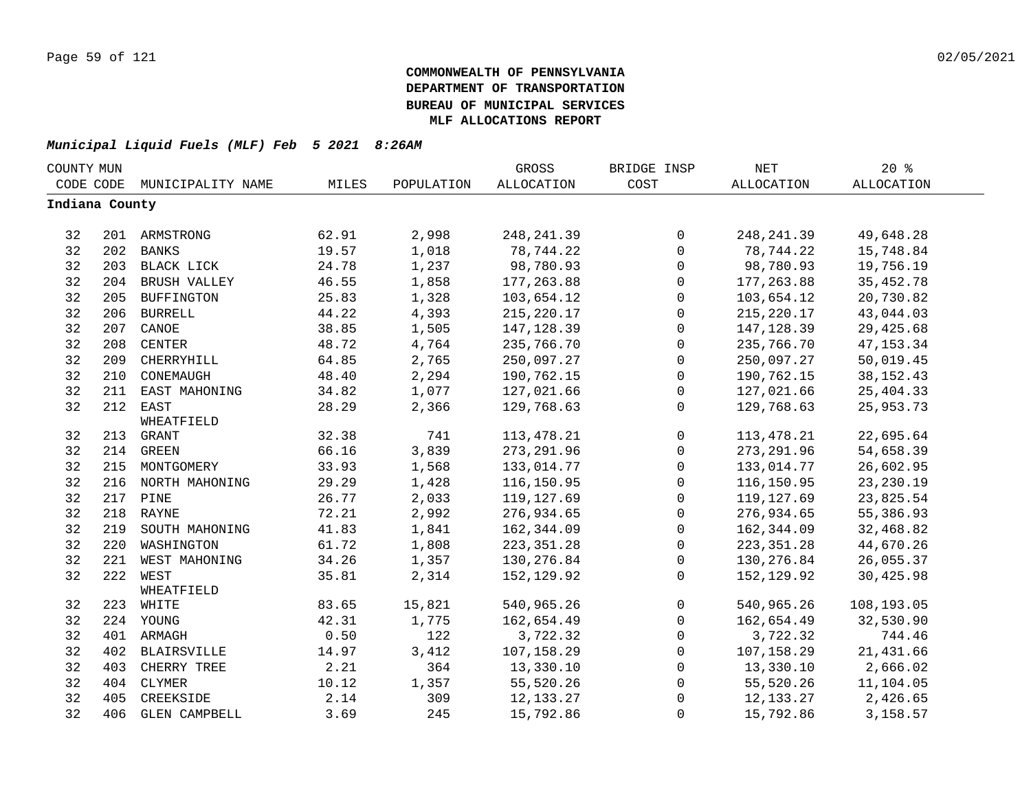**COMMONWEALTH OF PENNSYLVANIA**
**DEPARTMENT OF TRANSPORTATION**
**BUREAU OF MUNICIPAL SERVICES**
**MLF ALLOCATIONS REPORT**

***Municipal Liquid Fuels (MLF) Feb 5 2021 8:26AM***

| COUNTY CODE | MUN CODE | MUNICIPALITY NAME | MILES | POPULATION | GROSS ALLOCATION | BRIDGE INSP COST | NET ALLOCATION | 20 % ALLOCATION |
|---|---|---|---|---|---|---|---|---|
| **Indiana County** | | | | | | | | |
| 32 | 201 | ARMSTRONG | 62.91 | 2,998 | 248,241.39 | 0 | 248,241.39 | 49,648.28 |
| 32 | 202 | BANKS | 19.57 | 1,018 | 78,744.22 | 0 | 78,744.22 | 15,748.84 |
| 32 | 203 | BLACK LICK | 24.78 | 1,237 | 98,780.93 | 0 | 98,780.93 | 19,756.19 |
| 32 | 204 | BRUSH VALLEY | 46.55 | 1,858 | 177,263.88 | 0 | 177,263.88 | 35,452.78 |
| 32 | 205 | BUFFINGTON | 25.83 | 1,328 | 103,654.12 | 0 | 103,654.12 | 20,730.82 |
| 32 | 206 | BURRELL | 44.22 | 4,393 | 215,220.17 | 0 | 215,220.17 | 43,044.03 |
| 32 | 207 | CANOE | 38.85 | 1,505 | 147,128.39 | 0 | 147,128.39 | 29,425.68 |
| 32 | 208 | CENTER | 48.72 | 4,764 | 235,766.70 | 0 | 235,766.70 | 47,153.34 |
| 32 | 209 | CHERRYHILL | 64.85 | 2,765 | 250,097.27 | 0 | 250,097.27 | 50,019.45 |
| 32 | 210 | CONEMAUGH | 48.40 | 2,294 | 190,762.15 | 0 | 190,762.15 | 38,152.43 |
| 32 | 211 | EAST MAHONING | 34.82 | 1,077 | 127,021.66 | 0 | 127,021.66 | 25,404.33 |
| 32 | 212 | EAST WHEATFIELD | 28.29 | 2,366 | 129,768.63 | 0 | 129,768.63 | 25,953.73 |
| 32 | 213 | GRANT | 32.38 | 741 | 113,478.21 | 0 | 113,478.21 | 22,695.64 |
| 32 | 214 | GREEN | 66.16 | 3,839 | 273,291.96 | 0 | 273,291.96 | 54,658.39 |
| 32 | 215 | MONTGOMERY | 33.93 | 1,568 | 133,014.77 | 0 | 133,014.77 | 26,602.95 |
| 32 | 216 | NORTH MAHONING | 29.29 | 1,428 | 116,150.95 | 0 | 116,150.95 | 23,230.19 |
| 32 | 217 | PINE | 26.77 | 2,033 | 119,127.69 | 0 | 119,127.69 | 23,825.54 |
| 32 | 218 | RAYNE | 72.21 | 2,992 | 276,934.65 | 0 | 276,934.65 | 55,386.93 |
| 32 | 219 | SOUTH MAHONING | 41.83 | 1,841 | 162,344.09 | 0 | 162,344.09 | 32,468.82 |
| 32 | 220 | WASHINGTON | 61.72 | 1,808 | 223,351.28 | 0 | 223,351.28 | 44,670.26 |
| 32 | 221 | WEST MAHONING | 34.26 | 1,357 | 130,276.84 | 0 | 130,276.84 | 26,055.37 |
| 32 | 222 | WEST WHEATFIELD | 35.81 | 2,314 | 152,129.92 | 0 | 152,129.92 | 30,425.98 |
| 32 | 223 | WHITE | 83.65 | 15,821 | 540,965.26 | 0 | 540,965.26 | 108,193.05 |
| 32 | 224 | YOUNG | 42.31 | 1,775 | 162,654.49 | 0 | 162,654.49 | 32,530.90 |
| 32 | 401 | ARMAGH | 0.50 | 122 | 3,722.32 | 0 | 3,722.32 | 744.46 |
| 32 | 402 | BLAIRSVILLE | 14.97 | 3,412 | 107,158.29 | 0 | 107,158.29 | 21,431.66 |
| 32 | 403 | CHERRY TREE | 2.21 | 364 | 13,330.10 | 0 | 13,330.10 | 2,666.02 |
| 32 | 404 | CLYMER | 10.12 | 1,357 | 55,520.26 | 0 | 55,520.26 | 11,104.05 |
| 32 | 405 | CREEKSIDE | 2.14 | 309 | 12,133.27 | 0 | 12,133.27 | 2,426.65 |
| 32 | 406 | GLEN CAMPBELL | 3.69 | 245 | 15,792.86 | 0 | 15,792.86 | 3,158.57 |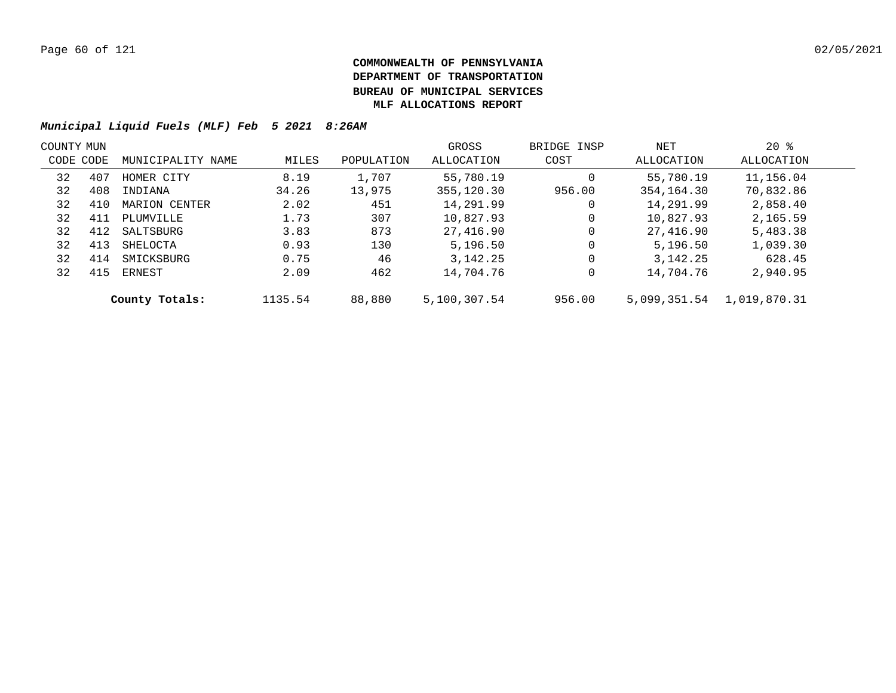**COMMONWEALTH OF PENNSYLVANIA**
**DEPARTMENT OF TRANSPORTATION**
**BUREAU OF MUNICIPAL SERVICES**
**MLF ALLOCATIONS REPORT**

***Municipal Liquid Fuels (MLF) Feb 5 2021 8:26AM***

| COUNTY CODE | MUN CODE | MUNICIPALITY NAME | MILES | POPULATION | GROSS ALLOCATION | BRIDGE INSP COST | NET ALLOCATION | 20 % ALLOCATION |
|---|---|---|---|---|---|---|---|---|
| 32 | 407 | HOMER CITY | 8.19 | 1,707 | 55,780.19 | 0 | 55,780.19 | 11,156.04 |
| 32 | 408 | INDIANA | 34.26 | 13,975 | 355,120.30 | 956.00 | 354,164.30 | 70,832.86 |
| 32 | 410 | MARION CENTER | 2.02 | 451 | 14,291.99 | 0 | 14,291.99 | 2,858.40 |
| 32 | 411 | PLUMVILLE | 1.73 | 307 | 10,827.93 | 0 | 10,827.93 | 2,165.59 |
| 32 | 412 | SALTSBURG | 3.83 | 873 | 27,416.90 | 0 | 27,416.90 | 5,483.38 |
| 32 | 413 | SHELOCTA | 0.93 | 130 | 5,196.50 | 0 | 5,196.50 | 1,039.30 |
| 32 | 414 | SMICKSBURG | 0.75 | 46 | 3,142.25 | 0 | 3,142.25 | 628.45 |
| 32 | 415 | ERNEST | 2.09 | 462 | 14,704.76 | 0 | 14,704.76 | 2,940.95 |
| | | **County Totals:** | 1135.54 | 88,880 | 5,100,307.54 | 956.00 | 5,099,351.54 | 1,019,870.31 |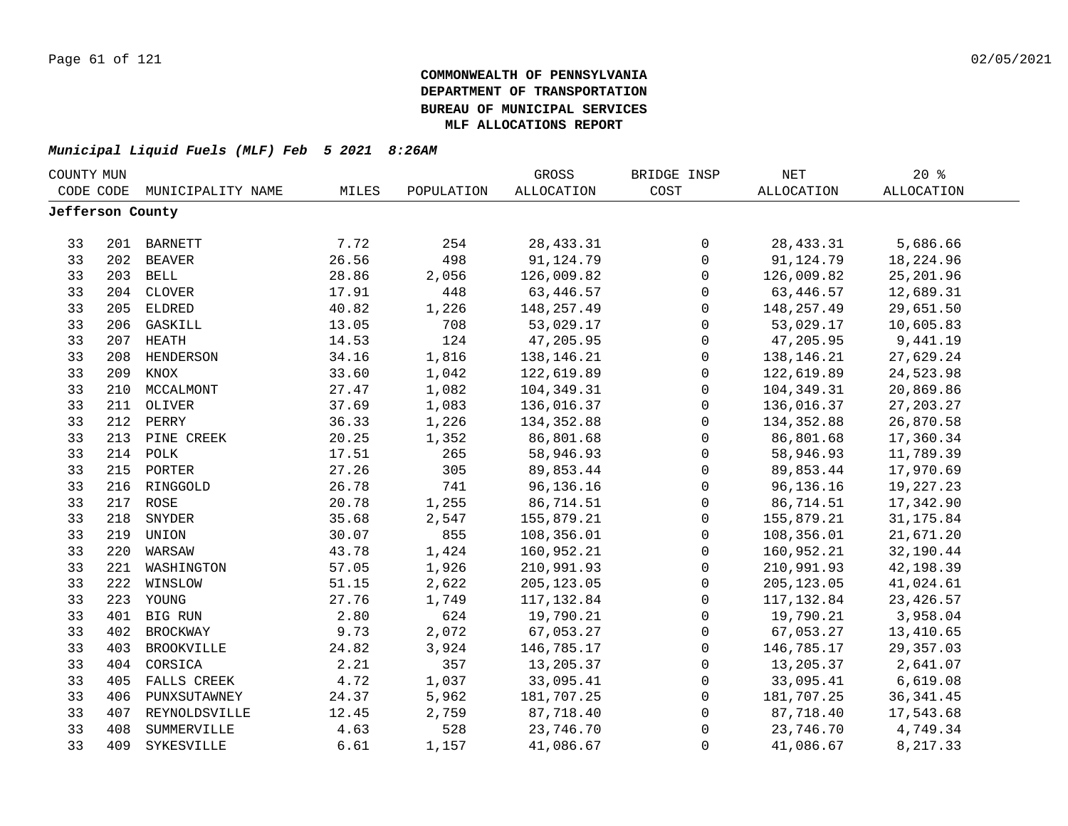**COMMONWEALTH OF PENNSYLVANIA**
**DEPARTMENT OF TRANSPORTATION**
**BUREAU OF MUNICIPAL SERVICES**
**MLF ALLOCATIONS REPORT**

***Municipal Liquid Fuels (MLF) Feb 5 2021 8:26AM***

| COUNTY CODE | MUN CODE | MUNICIPALITY NAME | MILES | POPULATION | GROSS ALLOCATION | BRIDGE INSP COST | NET ALLOCATION | 20 % ALLOCATION |
|---|---|---|---|---|---|---|---|---|
| **Jefferson County** | | | | | | | | |
| 33 | 201 | BARNETT | 7.72 | 254 | 28,433.31 | 0 | 28,433.31 | 5,686.66 |
| 33 | 202 | BEAVER | 26.56 | 498 | 91,124.79 | 0 | 91,124.79 | 18,224.96 |
| 33 | 203 | BELL | 28.86 | 2,056 | 126,009.82 | 0 | 126,009.82 | 25,201.96 |
| 33 | 204 | CLOVER | 17.91 | 448 | 63,446.57 | 0 | 63,446.57 | 12,689.31 |
| 33 | 205 | ELDRED | 40.82 | 1,226 | 148,257.49 | 0 | 148,257.49 | 29,651.50 |
| 33 | 206 | GASKILL | 13.05 | 708 | 53,029.17 | 0 | 53,029.17 | 10,605.83 |
| 33 | 207 | HEATH | 14.53 | 124 | 47,205.95 | 0 | 47,205.95 | 9,441.19 |
| 33 | 208 | HENDERSON | 34.16 | 1,816 | 138,146.21 | 0 | 138,146.21 | 27,629.24 |
| 33 | 209 | KNOX | 33.60 | 1,042 | 122,619.89 | 0 | 122,619.89 | 24,523.98 |
| 33 | 210 | MCCALMONT | 27.47 | 1,082 | 104,349.31 | 0 | 104,349.31 | 20,869.86 |
| 33 | 211 | OLIVER | 37.69 | 1,083 | 136,016.37 | 0 | 136,016.37 | 27,203.27 |
| 33 | 212 | PERRY | 36.33 | 1,226 | 134,352.88 | 0 | 134,352.88 | 26,870.58 |
| 33 | 213 | PINE CREEK | 20.25 | 1,352 | 86,801.68 | 0 | 86,801.68 | 17,360.34 |
| 33 | 214 | POLK | 17.51 | 265 | 58,946.93 | 0 | 58,946.93 | 11,789.39 |
| 33 | 215 | PORTER | 27.26 | 305 | 89,853.44 | 0 | 89,853.44 | 17,970.69 |
| 33 | 216 | RINGGOLD | 26.78 | 741 | 96,136.16 | 0 | 96,136.16 | 19,227.23 |
| 33 | 217 | ROSE | 20.78 | 1,255 | 86,714.51 | 0 | 86,714.51 | 17,342.90 |
| 33 | 218 | SNYDER | 35.68 | 2,547 | 155,879.21 | 0 | 155,879.21 | 31,175.84 |
| 33 | 219 | UNION | 30.07 | 855 | 108,356.01 | 0 | 108,356.01 | 21,671.20 |
| 33 | 220 | WARSAW | 43.78 | 1,424 | 160,952.21 | 0 | 160,952.21 | 32,190.44 |
| 33 | 221 | WASHINGTON | 57.05 | 1,926 | 210,991.93 | 0 | 210,991.93 | 42,198.39 |
| 33 | 222 | WINSLOW | 51.15 | 2,622 | 205,123.05 | 0 | 205,123.05 | 41,024.61 |
| 33 | 223 | YOUNG | 27.76 | 1,749 | 117,132.84 | 0 | 117,132.84 | 23,426.57 |
| 33 | 401 | BIG RUN | 2.80 | 624 | 19,790.21 | 0 | 19,790.21 | 3,958.04 |
| 33 | 402 | BROCKWAY | 9.73 | 2,072 | 67,053.27 | 0 | 67,053.27 | 13,410.65 |
| 33 | 403 | BROOKVILLE | 24.82 | 3,924 | 146,785.17 | 0 | 146,785.17 | 29,357.03 |
| 33 | 404 | CORSICA | 2.21 | 357 | 13,205.37 | 0 | 13,205.37 | 2,641.07 |
| 33 | 405 | FALLS CREEK | 4.72 | 1,037 | 33,095.41 | 0 | 33,095.41 | 6,619.08 |
| 33 | 406 | PUNXSUTAWNEY | 24.37 | 5,962 | 181,707.25 | 0 | 181,707.25 | 36,341.45 |
| 33 | 407 | REYNOLDSVILLE | 12.45 | 2,759 | 87,718.40 | 0 | 87,718.40 | 17,543.68 |
| 33 | 408 | SUMMERVILLE | 4.63 | 528 | 23,746.70 | 0 | 23,746.70 | 4,749.34 |
| 33 | 409 | SYKESVILLE | 6.61 | 1,157 | 41,086.67 | 0 | 41,086.67 | 8,217.33 |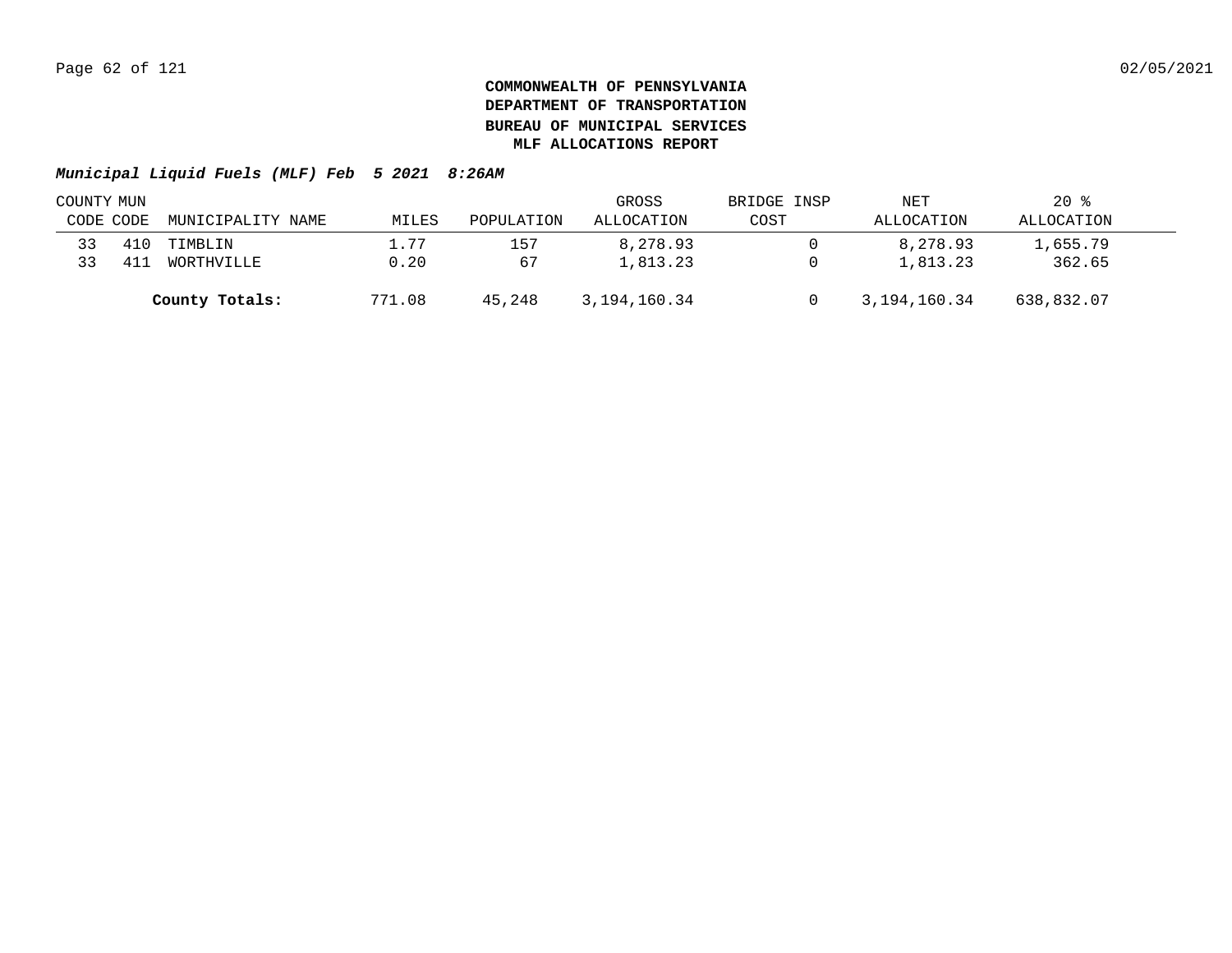**COMMONWEALTH OF PENNSYLVANIA**
**DEPARTMENT OF TRANSPORTATION**
**BUREAU OF MUNICIPAL SERVICES**
**MLF ALLOCATIONS REPORT**

***Municipal Liquid Fuels (MLF) Feb 5 2021 8:26AM***

| COUNTY CODE | MUN CODE | MUNICIPALITY NAME | MILES | POPULATION | GROSS ALLOCATION | BRIDGE INSP COST | NET ALLOCATION | 20 % ALLOCATION |
|---|---|---|---|---|---|---|---|---|
| 33 | 410 | TIMBLIN | 1.77 | 157 | 8,278.93 | 0 | 8,278.93 | 1,655.79 |
| 33 | 411 | WORTHVILLE | 0.20 | 67 | 1,813.23 | 0 | 1,813.23 | 362.65 |
| | | **County Totals:** | 771.08 | 45,248 | 3,194,160.34 | 0 | 3,194,160.34 | 638,832.07 |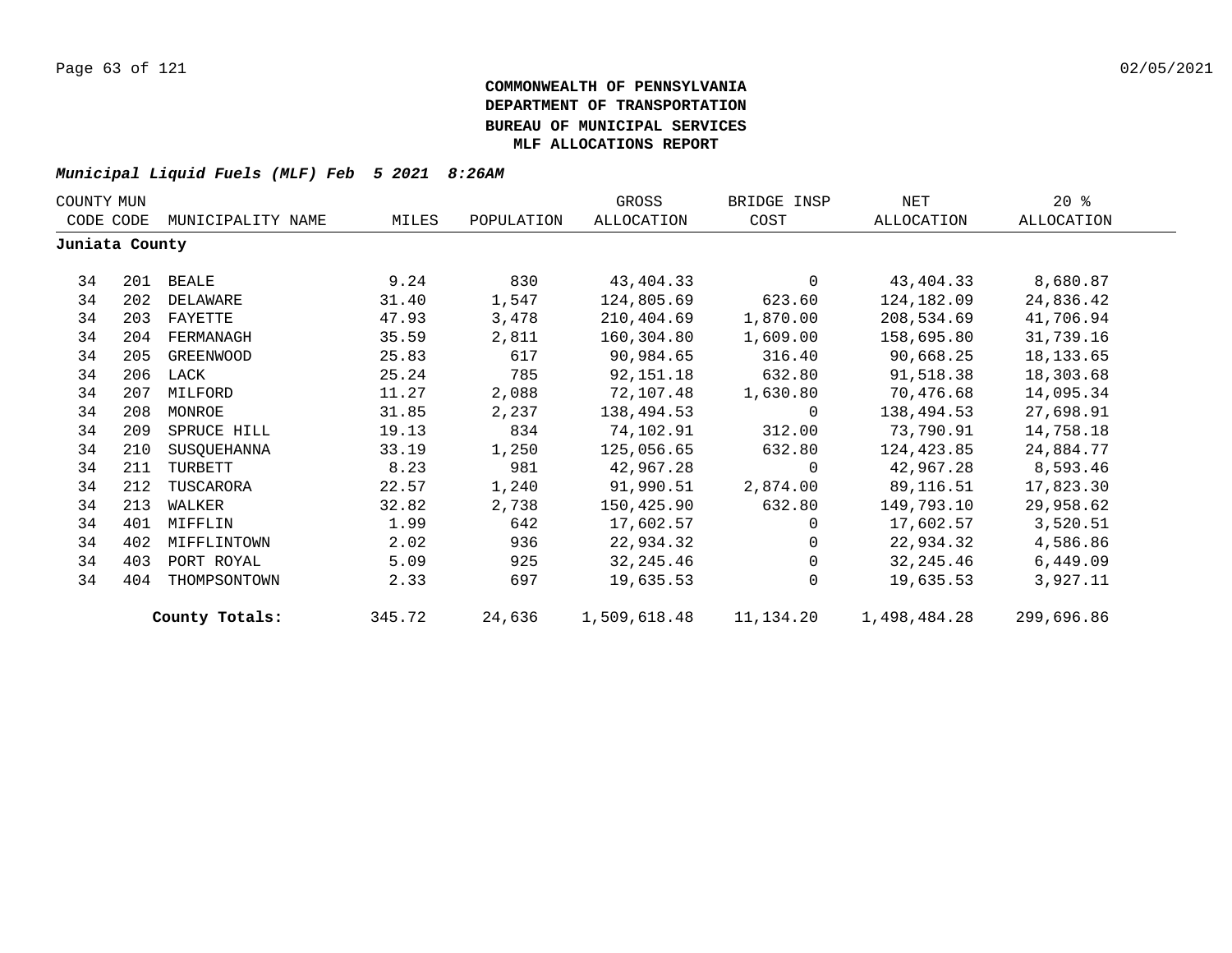**COMMONWEALTH OF PENNSYLVANIA**
**DEPARTMENT OF TRANSPORTATION**
**BUREAU OF MUNICIPAL SERVICES**
**MLF ALLOCATIONS REPORT**

***Municipal Liquid Fuels (MLF) Feb 5 2021 8:26AM***

| COUNTY CODE | MUN CODE | MUNICIPALITY NAME | MILES | POPULATION | GROSS ALLOCATION | BRIDGE INSP COST | NET ALLOCATION | 20 % ALLOCATION |
|---|---|---|---|---|---|---|---|---|
| **Juniata County** | | | | | | | | |
| 34 | 201 | BEALE | 9.24 | 830 | 43,404.33 | 0 | 43,404.33 | 8,680.87 |
| 34 | 202 | DELAWARE | 31.40 | 1,547 | 124,805.69 | 623.60 | 124,182.09 | 24,836.42 |
| 34 | 203 | FAYETTE | 47.93 | 3,478 | 210,404.69 | 1,870.00 | 208,534.69 | 41,706.94 |
| 34 | 204 | FERMANAGH | 35.59 | 2,811 | 160,304.80 | 1,609.00 | 158,695.80 | 31,739.16 |
| 34 | 205 | GREENWOOD | 25.83 | 617 | 90,984.65 | 316.40 | 90,668.25 | 18,133.65 |
| 34 | 206 | LACK | 25.24 | 785 | 92,151.18 | 632.80 | 91,518.38 | 18,303.68 |
| 34 | 207 | MILFORD | 11.27 | 2,088 | 72,107.48 | 1,630.80 | 70,476.68 | 14,095.34 |
| 34 | 208 | MONROE | 31.85 | 2,237 | 138,494.53 | 0 | 138,494.53 | 27,698.91 |
| 34 | 209 | SPRUCE HILL | 19.13 | 834 | 74,102.91 | 312.00 | 73,790.91 | 14,758.18 |
| 34 | 210 | SUSQUEHANNA | 33.19 | 1,250 | 125,056.65 | 632.80 | 124,423.85 | 24,884.77 |
| 34 | 211 | TURBETT | 8.23 | 981 | 42,967.28 | 0 | 42,967.28 | 8,593.46 |
| 34 | 212 | TUSCARORA | 22.57 | 1,240 | 91,990.51 | 2,874.00 | 89,116.51 | 17,823.30 |
| 34 | 213 | WALKER | 32.82 | 2,738 | 150,425.90 | 632.80 | 149,793.10 | 29,958.62 |
| 34 | 401 | MIFFLIN | 1.99 | 642 | 17,602.57 | 0 | 17,602.57 | 3,520.51 |
| 34 | 402 | MIFFLINTOWN | 2.02 | 936 | 22,934.32 | 0 | 22,934.32 | 4,586.86 |
| 34 | 403 | PORT ROYAL | 5.09 | 925 | 32,245.46 | 0 | 32,245.46 | 6,449.09 |
| 34 | 404 | THOMPSONTOWN | 2.33 | 697 | 19,635.53 | 0 | 19,635.53 | 3,927.11 |
| | | **County Totals:** | 345.72 | 24,636 | 1,509,618.48 | 11,134.20 | 1,498,484.28 | 299,696.86 |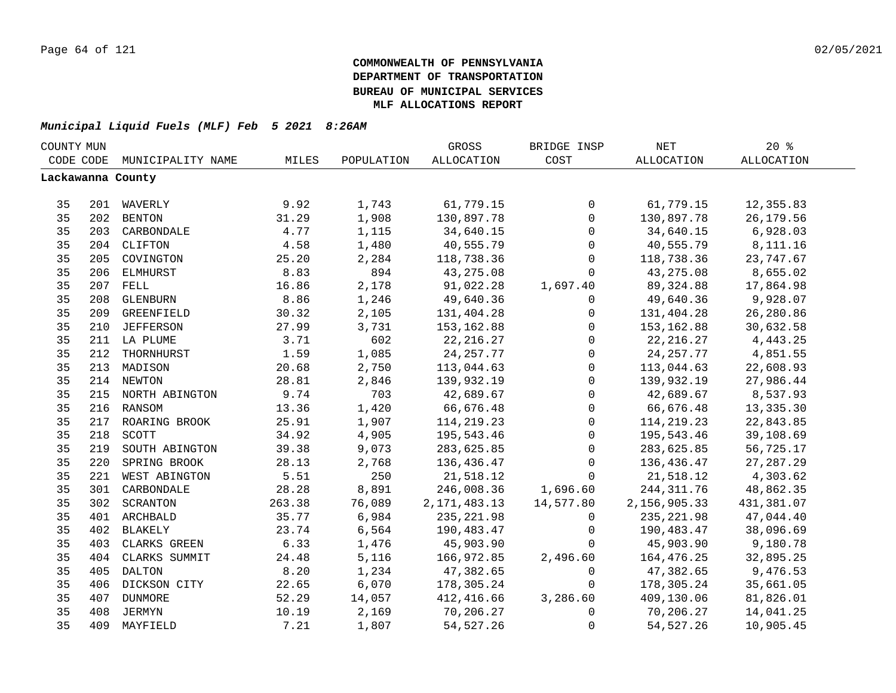**COMMONWEALTH OF PENNSYLVANIA**
**DEPARTMENT OF TRANSPORTATION**
**BUREAU OF MUNICIPAL SERVICES**
**MLF ALLOCATIONS REPORT**

***Municipal Liquid Fuels (MLF) Feb 5 2021 8:26AM***

| COUNTY CODE | MUN CODE | MUNICIPALITY NAME | MILES | POPULATION | GROSS ALLOCATION | BRIDGE INSP COST | NET ALLOCATION | 20 % ALLOCATION |
|---|---|---|---|---|---|---|---|---|
| **Lackawanna County** | | | | | | | | |
| 35 | 201 | WAVERLY | 9.92 | 1,743 | 61,779.15 | 0 | 61,779.15 | 12,355.83 |
| 35 | 202 | BENTON | 31.29 | 1,908 | 130,897.78 | 0 | 130,897.78 | 26,179.56 |
| 35 | 203 | CARBONDALE | 4.77 | 1,115 | 34,640.15 | 0 | 34,640.15 | 6,928.03 |
| 35 | 204 | CLIFTON | 4.58 | 1,480 | 40,555.79 | 0 | 40,555.79 | 8,111.16 |
| 35 | 205 | COVINGTON | 25.20 | 2,284 | 118,738.36 | 0 | 118,738.36 | 23,747.67 |
| 35 | 206 | ELMHURST | 8.83 | 894 | 43,275.08 | 0 | 43,275.08 | 8,655.02 |
| 35 | 207 | FELL | 16.86 | 2,178 | 91,022.28 | 1,697.40 | 89,324.88 | 17,864.98 |
| 35 | 208 | GLENBURN | 8.86 | 1,246 | 49,640.36 | 0 | 49,640.36 | 9,928.07 |
| 35 | 209 | GREENFIELD | 30.32 | 2,105 | 131,404.28 | 0 | 131,404.28 | 26,280.86 |
| 35 | 210 | JEFFERSON | 27.99 | 3,731 | 153,162.88 | 0 | 153,162.88 | 30,632.58 |
| 35 | 211 | LA PLUME | 3.71 | 602 | 22,216.27 | 0 | 22,216.27 | 4,443.25 |
| 35 | 212 | THORNHURST | 1.59 | 1,085 | 24,257.77 | 0 | 24,257.77 | 4,851.55 |
| 35 | 213 | MADISON | 20.68 | 2,750 | 113,044.63 | 0 | 113,044.63 | 22,608.93 |
| 35 | 214 | NEWTON | 28.81 | 2,846 | 139,932.19 | 0 | 139,932.19 | 27,986.44 |
| 35 | 215 | NORTH ABINGTON | 9.74 | 703 | 42,689.67 | 0 | 42,689.67 | 8,537.93 |
| 35 | 216 | RANSOM | 13.36 | 1,420 | 66,676.48 | 0 | 66,676.48 | 13,335.30 |
| 35 | 217 | ROARING BROOK | 25.91 | 1,907 | 114,219.23 | 0 | 114,219.23 | 22,843.85 |
| 35 | 218 | SCOTT | 34.92 | 4,905 | 195,543.46 | 0 | 195,543.46 | 39,108.69 |
| 35 | 219 | SOUTH ABINGTON | 39.38 | 9,073 | 283,625.85 | 0 | 283,625.85 | 56,725.17 |
| 35 | 220 | SPRING BROOK | 28.13 | 2,768 | 136,436.47 | 0 | 136,436.47 | 27,287.29 |
| 35 | 221 | WEST ABINGTON | 5.51 | 250 | 21,518.12 | 0 | 21,518.12 | 4,303.62 |
| 35 | 301 | CARBONDALE | 28.28 | 8,891 | 246,008.36 | 1,696.60 | 244,311.76 | 48,862.35 |
| 35 | 302 | SCRANTON | 263.38 | 76,089 | 2,171,483.13 | 14,577.80 | 2,156,905.33 | 431,381.07 |
| 35 | 401 | ARCHBALD | 35.77 | 6,984 | 235,221.98 | 0 | 235,221.98 | 47,044.40 |
| 35 | 402 | BLAKELY | 23.74 | 6,564 | 190,483.47 | 0 | 190,483.47 | 38,096.69 |
| 35 | 403 | CLARKS GREEN | 6.33 | 1,476 | 45,903.90 | 0 | 45,903.90 | 9,180.78 |
| 35 | 404 | CLARKS SUMMIT | 24.48 | 5,116 | 166,972.85 | 2,496.60 | 164,476.25 | 32,895.25 |
| 35 | 405 | DALTON | 8.20 | 1,234 | 47,382.65 | 0 | 47,382.65 | 9,476.53 |
| 35 | 406 | DICKSON CITY | 22.65 | 6,070 | 178,305.24 | 0 | 178,305.24 | 35,661.05 |
| 35 | 407 | DUNMORE | 52.29 | 14,057 | 412,416.66 | 3,286.60 | 409,130.06 | 81,826.01 |
| 35 | 408 | JERMYN | 10.19 | 2,169 | 70,206.27 | 0 | 70,206.27 | 14,041.25 |
| 35 | 409 | MAYFIELD | 7.21 | 1,807 | 54,527.26 | 0 | 54,527.26 | 10,905.45 |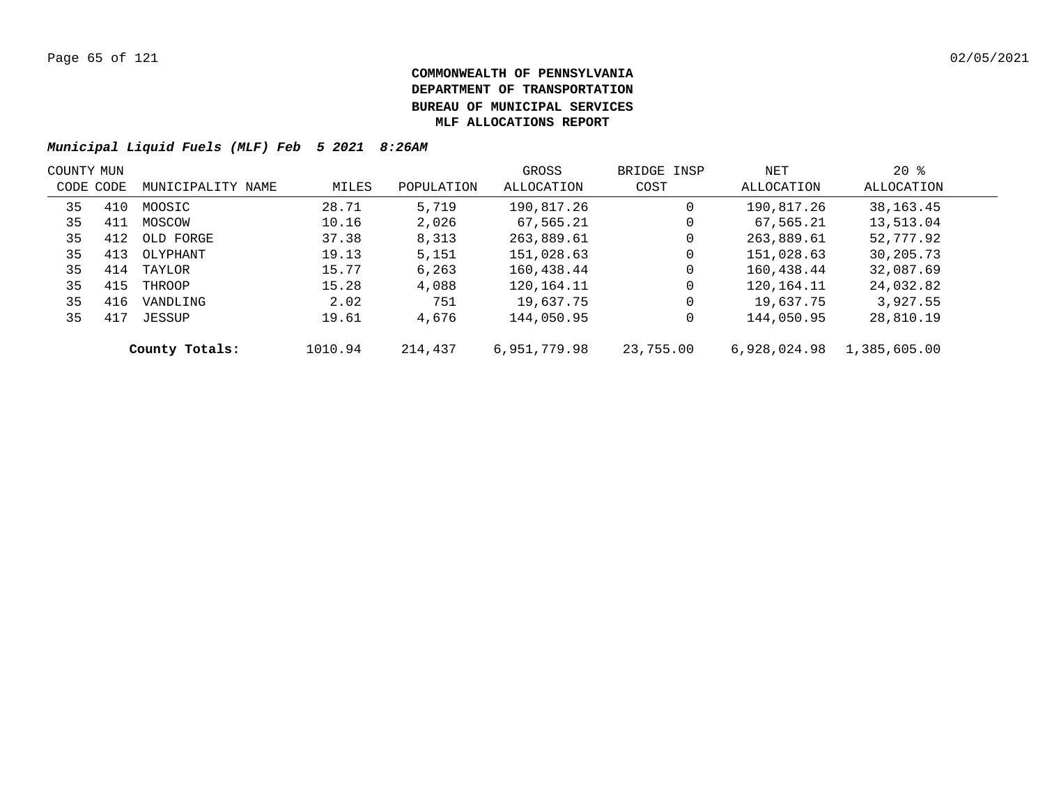**COMMONWEALTH OF PENNSYLVANIA**
**DEPARTMENT OF TRANSPORTATION**
**BUREAU OF MUNICIPAL SERVICES**
**MLF ALLOCATIONS REPORT**

***Municipal Liquid Fuels (MLF) Feb 5 2021 8:26AM***

| COUNTY CODE | MUN CODE | MUNICIPALITY NAME | MILES | POPULATION | GROSS ALLOCATION | BRIDGE INSP COST | NET ALLOCATION | 20 % ALLOCATION |
|---|---|---|---|---|---|---|---|---|
| 35 | 410 | MOOSIC | 28.71 | 5,719 | 190,817.26 | 0 | 190,817.26 | 38,163.45 |
| 35 | 411 | MOSCOW | 10.16 | 2,026 | 67,565.21 | 0 | 67,565.21 | 13,513.04 |
| 35 | 412 | OLD FORGE | 37.38 | 8,313 | 263,889.61 | 0 | 263,889.61 | 52,777.92 |
| 35 | 413 | OLYPHANT | 19.13 | 5,151 | 151,028.63 | 0 | 151,028.63 | 30,205.73 |
| 35 | 414 | TAYLOR | 15.77 | 6,263 | 160,438.44 | 0 | 160,438.44 | 32,087.69 |
| 35 | 415 | THROOP | 15.28 | 4,088 | 120,164.11 | 0 | 120,164.11 | 24,032.82 |
| 35 | 416 | VANDLING | 2.02 | 751 | 19,637.75 | 0 | 19,637.75 | 3,927.55 |
| 35 | 417 | JESSUP | 19.61 | 4,676 | 144,050.95 | 0 | 144,050.95 | 28,810.19 |
| | | **County Totals:** | 1010.94 | 214,437 | 6,951,779.98 | 23,755.00 | 6,928,024.98 | 1,385,605.00 |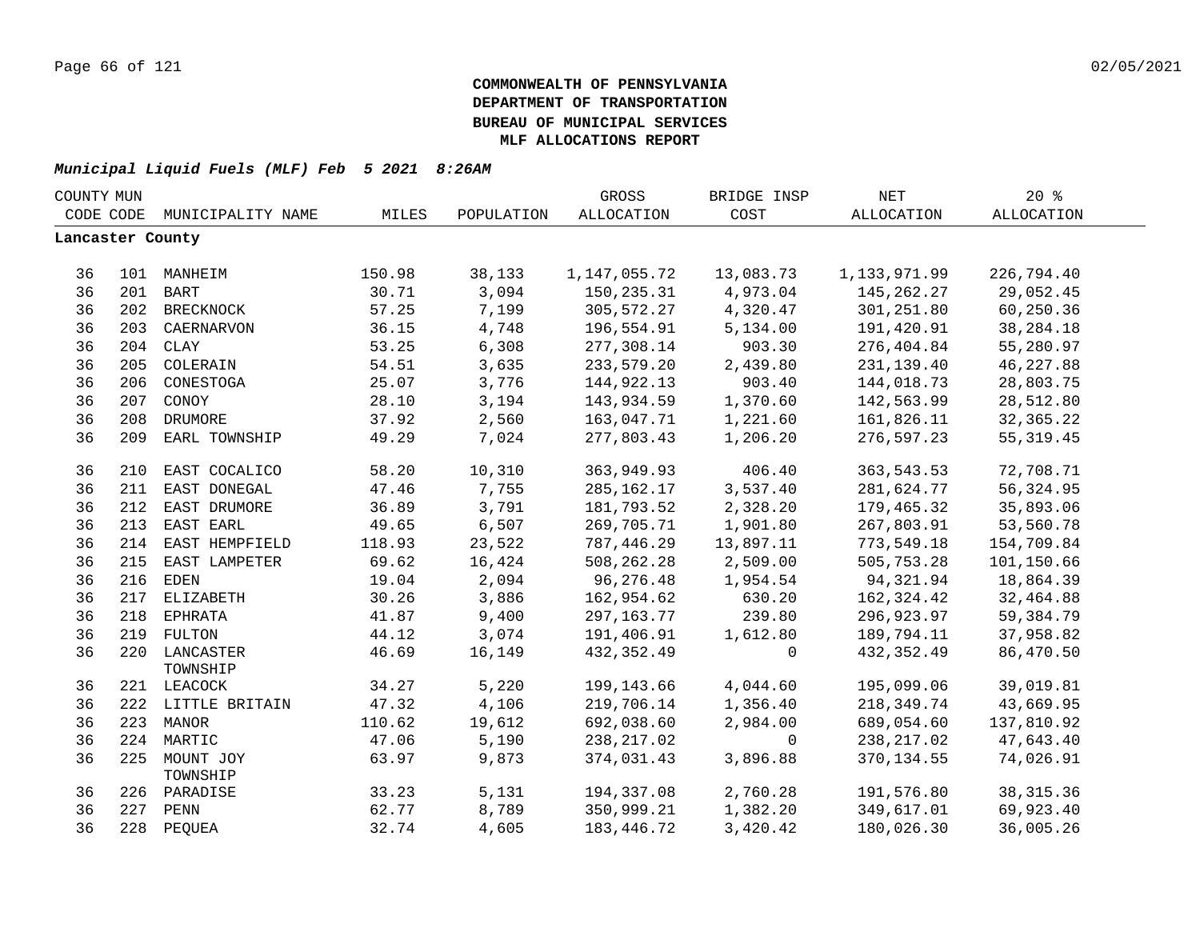**COMMONWEALTH OF PENNSYLVANIA**
**DEPARTMENT OF TRANSPORTATION**
**BUREAU OF MUNICIPAL SERVICES**
**MLF ALLOCATIONS REPORT**

***Municipal Liquid Fuels (MLF) Feb 5 2021 8:26AM***

| COUNTY CODE | MUN CODE | MUNICIPALITY NAME | MILES | POPULATION | GROSS ALLOCATION | BRIDGE INSP COST | NET ALLOCATION | 20 % ALLOCATION |
|---|---|---|---|---|---|---|---|---|
| **Lancaster County** | | | | | | | | |
| 36 | 101 | MANHEIM | 150.98 | 38,133 | 1,147,055.72 | 13,083.73 | 1,133,971.99 | 226,794.40 |
| 36 | 201 | BART | 30.71 | 3,094 | 150,235.31 | 4,973.04 | 145,262.27 | 29,052.45 |
| 36 | 202 | BRECKNOCK | 57.25 | 7,199 | 305,572.27 | 4,320.47 | 301,251.80 | 60,250.36 |
| 36 | 203 | CAERNARVON | 36.15 | 4,748 | 196,554.91 | 5,134.00 | 191,420.91 | 38,284.18 |
| 36 | 204 | CLAY | 53.25 | 6,308 | 277,308.14 | 903.30 | 276,404.84 | 55,280.97 |
| 36 | 205 | COLERAIN | 54.51 | 3,635 | 233,579.20 | 2,439.80 | 231,139.40 | 46,227.88 |
| 36 | 206 | CONESTOGA | 25.07 | 3,776 | 144,922.13 | 903.40 | 144,018.73 | 28,803.75 |
| 36 | 207 | CONOY | 28.10 | 3,194 | 143,934.59 | 1,370.60 | 142,563.99 | 28,512.80 |
| 36 | 208 | DRUMORE | 37.92 | 2,560 | 163,047.71 | 1,221.60 | 161,826.11 | 32,365.22 |
| 36 | 209 | EARL TOWNSHIP | 49.29 | 7,024 | 277,803.43 | 1,206.20 | 276,597.23 | 55,319.45 |
| 36 | 210 | EAST COCALICO | 58.20 | 10,310 | 363,949.93 | 406.40 | 363,543.53 | 72,708.71 |
| 36 | 211 | EAST DONEGAL | 47.46 | 7,755 | 285,162.17 | 3,537.40 | 281,624.77 | 56,324.95 |
| 36 | 212 | EAST DRUMORE | 36.89 | 3,791 | 181,793.52 | 2,328.20 | 179,465.32 | 35,893.06 |
| 36 | 213 | EAST EARL | 49.65 | 6,507 | 269,705.71 | 1,901.80 | 267,803.91 | 53,560.78 |
| 36 | 214 | EAST HEMPFIELD | 118.93 | 23,522 | 787,446.29 | 13,897.11 | 773,549.18 | 154,709.84 |
| 36 | 215 | EAST LAMPETER | 69.62 | 16,424 | 508,262.28 | 2,509.00 | 505,753.28 | 101,150.66 |
| 36 | 216 | EDEN | 19.04 | 2,094 | 96,276.48 | 1,954.54 | 94,321.94 | 18,864.39 |
| 36 | 217 | ELIZABETH | 30.26 | 3,886 | 162,954.62 | 630.20 | 162,324.42 | 32,464.88 |
| 36 | 218 | EPHRATA | 41.87 | 9,400 | 297,163.77 | 239.80 | 296,923.97 | 59,384.79 |
| 36 | 219 | FULTON | 44.12 | 3,074 | 191,406.91 | 1,612.80 | 189,794.11 | 37,958.82 |
| 36 | 220 | LANCASTER TOWNSHIP | 46.69 | 16,149 | 432,352.49 | 0 | 432,352.49 | 86,470.50 |
| 36 | 221 | LEACOCK | 34.27 | 5,220 | 199,143.66 | 4,044.60 | 195,099.06 | 39,019.81 |
| 36 | 222 | LITTLE BRITAIN | 47.32 | 4,106 | 219,706.14 | 1,356.40 | 218,349.74 | 43,669.95 |
| 36 | 223 | MANOR | 110.62 | 19,612 | 692,038.60 | 2,984.00 | 689,054.60 | 137,810.92 |
| 36 | 224 | MARTIC | 47.06 | 5,190 | 238,217.02 | 0 | 238,217.02 | 47,643.40 |
| 36 | 225 | MOUNT JOY TOWNSHIP | 63.97 | 9,873 | 374,031.43 | 3,896.88 | 370,134.55 | 74,026.91 |
| 36 | 226 | PARADISE | 33.23 | 5,131 | 194,337.08 | 2,760.28 | 191,576.80 | 38,315.36 |
| 36 | 227 | PENN | 62.77 | 8,789 | 350,999.21 | 1,382.20 | 349,617.01 | 69,923.40 |
| 36 | 228 | PEQUEA | 32.74 | 4,605 | 183,446.72 | 3,420.42 | 180,026.30 | 36,005.26 |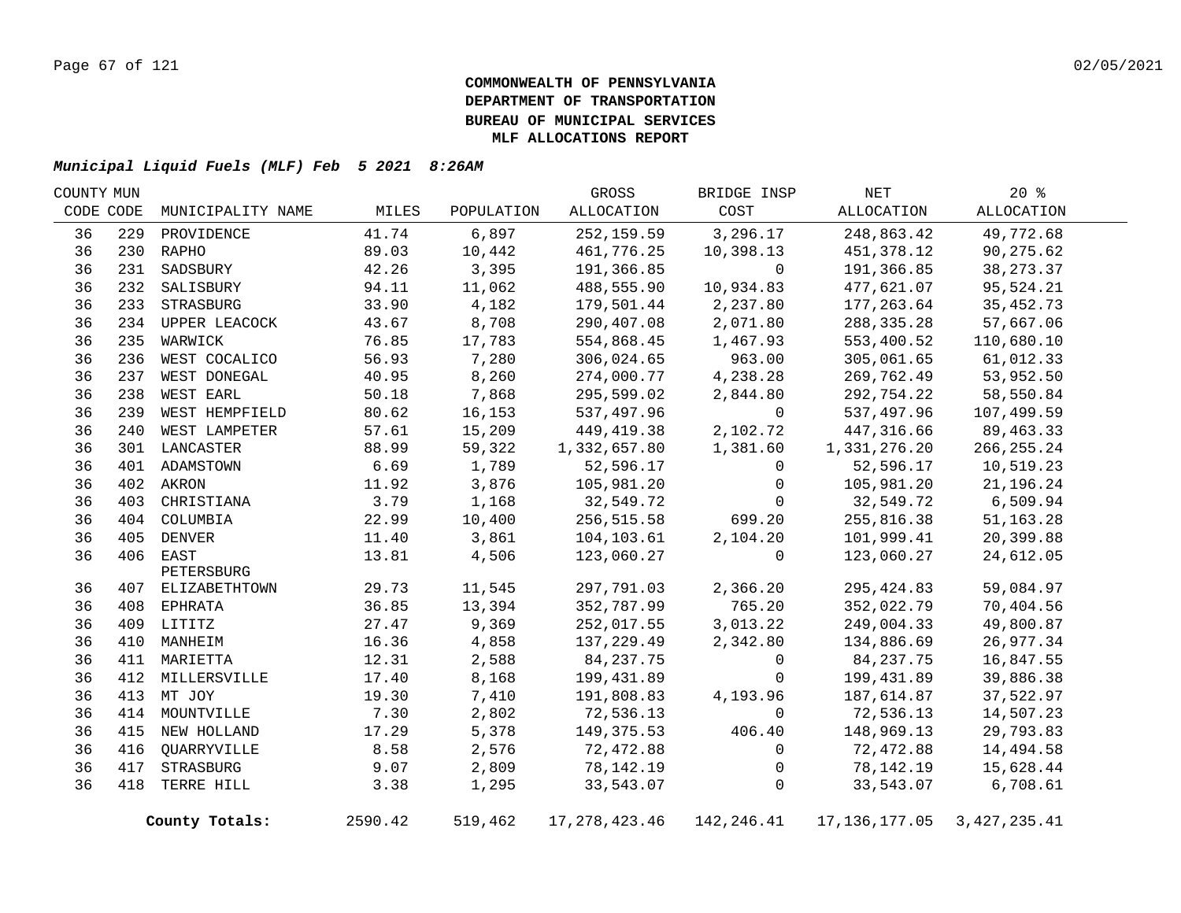**COMMONWEALTH OF PENNSYLVANIA**
**DEPARTMENT OF TRANSPORTATION**
**BUREAU OF MUNICIPAL SERVICES**
**MLF ALLOCATIONS REPORT**

***Municipal Liquid Fuels (MLF) Feb 5 2021 8:26AM***

| COUNTY CODE | MUN CODE | MUNICIPALITY NAME | MILES | POPULATION | GROSS ALLOCATION | BRIDGE INSP COST | NET ALLOCATION | 20 % ALLOCATION |
|---|---|---|---|---|---|---|---|---|
| 36 | 229 | PROVIDENCE | 41.74 | 6,897 | 252,159.59 | 3,296.17 | 248,863.42 | 49,772.68 |
| 36 | 230 | RAPHO | 89.03 | 10,442 | 461,776.25 | 10,398.13 | 451,378.12 | 90,275.62 |
| 36 | 231 | SADSBURY | 42.26 | 3,395 | 191,366.85 | 0 | 191,366.85 | 38,273.37 |
| 36 | 232 | SALISBURY | 94.11 | 11,062 | 488,555.90 | 10,934.83 | 477,621.07 | 95,524.21 |
| 36 | 233 | STRASBURG | 33.90 | 4,182 | 179,501.44 | 2,237.80 | 177,263.64 | 35,452.73 |
| 36 | 234 | UPPER LEACOCK | 43.67 | 8,708 | 290,407.08 | 2,071.80 | 288,335.28 | 57,667.06 |
| 36 | 235 | WARWICK | 76.85 | 17,783 | 554,868.45 | 1,467.93 | 553,400.52 | 110,680.10 |
| 36 | 236 | WEST COCALICO | 56.93 | 7,280 | 306,024.65 | 963.00 | 305,061.65 | 61,012.33 |
| 36 | 237 | WEST DONEGAL | 40.95 | 8,260 | 274,000.77 | 4,238.28 | 269,762.49 | 53,952.50 |
| 36 | 238 | WEST EARL | 50.18 | 7,868 | 295,599.02 | 2,844.80 | 292,754.22 | 58,550.84 |
| 36 | 239 | WEST HEMPFIELD | 80.62 | 16,153 | 537,497.96 | 0 | 537,497.96 | 107,499.59 |
| 36 | 240 | WEST LAMPETER | 57.61 | 15,209 | 449,419.38 | 2,102.72 | 447,316.66 | 89,463.33 |
| 36 | 301 | LANCASTER | 88.99 | 59,322 | 1,332,657.80 | 1,381.60 | 1,331,276.20 | 266,255.24 |
| 36 | 401 | ADAMSTOWN | 6.69 | 1,789 | 52,596.17 | 0 | 52,596.17 | 10,519.23 |
| 36 | 402 | AKRON | 11.92 | 3,876 | 105,981.20 | 0 | 105,981.20 | 21,196.24 |
| 36 | 403 | CHRISTIANA | 3.79 | 1,168 | 32,549.72 | 0 | 32,549.72 | 6,509.94 |
| 36 | 404 | COLUMBIA | 22.99 | 10,400 | 256,515.58 | 699.20 | 255,816.38 | 51,163.28 |
| 36 | 405 | DENVER | 11.40 | 3,861 | 104,103.61 | 2,104.20 | 101,999.41 | 20,399.88 |
| 36 | 406 | EAST PETERSBURG | 13.81 | 4,506 | 123,060.27 | 0 | 123,060.27 | 24,612.05 |
| 36 | 407 | ELIZABETHTOWN | 29.73 | 11,545 | 297,791.03 | 2,366.20 | 295,424.83 | 59,084.97 |
| 36 | 408 | EPHRATA | 36.85 | 13,394 | 352,787.99 | 765.20 | 352,022.79 | 70,404.56 |
| 36 | 409 | LITITZ | 27.47 | 9,369 | 252,017.55 | 3,013.22 | 249,004.33 | 49,800.87 |
| 36 | 410 | MANHEIM | 16.36 | 4,858 | 137,229.49 | 2,342.80 | 134,886.69 | 26,977.34 |
| 36 | 411 | MARIETTA | 12.31 | 2,588 | 84,237.75 | 0 | 84,237.75 | 16,847.55 |
| 36 | 412 | MILLERSVILLE | 17.40 | 8,168 | 199,431.89 | 0 | 199,431.89 | 39,886.38 |
| 36 | 413 | MT JOY | 19.30 | 7,410 | 191,808.83 | 4,193.96 | 187,614.87 | 37,522.97 |
| 36 | 414 | MOUNTVILLE | 7.30 | 2,802 | 72,536.13 | 0 | 72,536.13 | 14,507.23 |
| 36 | 415 | NEW HOLLAND | 17.29 | 5,378 | 149,375.53 | 406.40 | 148,969.13 | 29,793.83 |
| 36 | 416 | QUARRYVILLE | 8.58 | 2,576 | 72,472.88 | 0 | 72,472.88 | 14,494.58 |
| 36 | 417 | STRASBURG | 9.07 | 2,809 | 78,142.19 | 0 | 78,142.19 | 15,628.44 |
| 36 | 418 | TERRE HILL | 3.38 | 1,295 | 33,543.07 | 0 | 33,543.07 | 6,708.61 |
| | | **County Totals:** | 2590.42 | 519,462 | 17,278,423.46 | 142,246.41 | 17,136,177.05 | 3,427,235.41 |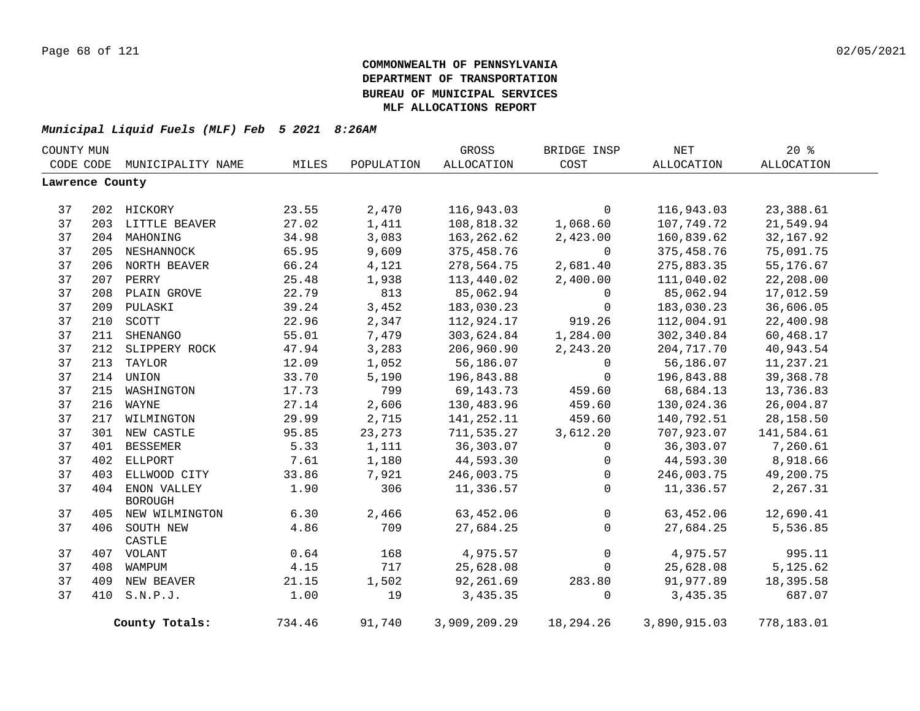# COMMONWEALTH OF PENNSYLVANIA
# DEPARTMENT OF TRANSPORTATION
# BUREAU OF MUNICIPAL SERVICES
# MLF ALLOCATIONS REPORT

***Municipal Liquid Fuels (MLF) Feb 5 2021 8:26AM***

| COUNTY CODE | MUN CODE | MUNICIPALITY NAME | MILES | POPULATION | GROSS ALLOCATION | BRIDGE INSP COST | NET ALLOCATION | 20 % ALLOCATION |
|---|---|---|---|---|---|---|---|---|
| **Lawrence County** | | | | | | | | |
| 37 | 202 | HICKORY | 23.55 | 2,470 | 116,943.03 | 0 | 116,943.03 | 23,388.61 |
| 37 | 203 | LITTLE BEAVER | 27.02 | 1,411 | 108,818.32 | 1,068.60 | 107,749.72 | 21,549.94 |
| 37 | 204 | MAHONING | 34.98 | 3,083 | 163,262.62 | 2,423.00 | 160,839.62 | 32,167.92 |
| 37 | 205 | NESHANNOCK | 65.95 | 9,609 | 375,458.76 | 0 | 375,458.76 | 75,091.75 |
| 37 | 206 | NORTH BEAVER | 66.24 | 4,121 | 278,564.75 | 2,681.40 | 275,883.35 | 55,176.67 |
| 37 | 207 | PERRY | 25.48 | 1,938 | 113,440.02 | 2,400.00 | 111,040.02 | 22,208.00 |
| 37 | 208 | PLAIN GROVE | 22.79 | 813 | 85,062.94 | 0 | 85,062.94 | 17,012.59 |
| 37 | 209 | PULASKI | 39.24 | 3,452 | 183,030.23 | 0 | 183,030.23 | 36,606.05 |
| 37 | 210 | SCOTT | 22.96 | 2,347 | 112,924.17 | 919.26 | 112,004.91 | 22,400.98 |
| 37 | 211 | SHENANGO | 55.01 | 7,479 | 303,624.84 | 1,284.00 | 302,340.84 | 60,468.17 |
| 37 | 212 | SLIPPERY ROCK | 47.94 | 3,283 | 206,960.90 | 2,243.20 | 204,717.70 | 40,943.54 |
| 37 | 213 | TAYLOR | 12.09 | 1,052 | 56,186.07 | 0 | 56,186.07 | 11,237.21 |
| 37 | 214 | UNION | 33.70 | 5,190 | 196,843.88 | 0 | 196,843.88 | 39,368.78 |
| 37 | 215 | WASHINGTON | 17.73 | 799 | 69,143.73 | 459.60 | 68,684.13 | 13,736.83 |
| 37 | 216 | WAYNE | 27.14 | 2,606 | 130,483.96 | 459.60 | 130,024.36 | 26,004.87 |
| 37 | 217 | WILMINGTON | 29.99 | 2,715 | 141,252.11 | 459.60 | 140,792.51 | 28,158.50 |
| 37 | 301 | NEW CASTLE | 95.85 | 23,273 | 711,535.27 | 3,612.20 | 707,923.07 | 141,584.61 |
| 37 | 401 | BESSEMER | 5.33 | 1,111 | 36,303.07 | 0 | 36,303.07 | 7,260.61 |
| 37 | 402 | ELLPORT | 7.61 | 1,180 | 44,593.30 | 0 | 44,593.30 | 8,918.66 |
| 37 | 403 | ELLWOOD CITY | 33.86 | 7,921 | 246,003.75 | 0 | 246,003.75 | 49,200.75 |
| 37 | 404 | ENON VALLEY BOROUGH | 1.90 | 306 | 11,336.57 | 0 | 11,336.57 | 2,267.31 |
| 37 | 405 | NEW WILMINGTON | 6.30 | 2,466 | 63,452.06 | 0 | 63,452.06 | 12,690.41 |
| 37 | 406 | SOUTH NEW CASTLE | 4.86 | 709 | 27,684.25 | 0 | 27,684.25 | 5,536.85 |
| 37 | 407 | VOLANT | 0.64 | 168 | 4,975.57 | 0 | 4,975.57 | 995.11 |
| 37 | 408 | WAMPUM | 4.15 | 717 | 25,628.08 | 0 | 25,628.08 | 5,125.62 |
| 37 | 409 | NEW BEAVER | 21.15 | 1,502 | 92,261.69 | 283.80 | 91,977.89 | 18,395.58 |
| 37 | 410 | S.N.P.J. | 1.00 | 19 | 3,435.35 | 0 | 3,435.35 | 687.07 |
| | | **County Totals:** | 734.46 | 91,740 | 3,909,209.29 | 18,294.26 | 3,890,915.03 | 778,183.01 |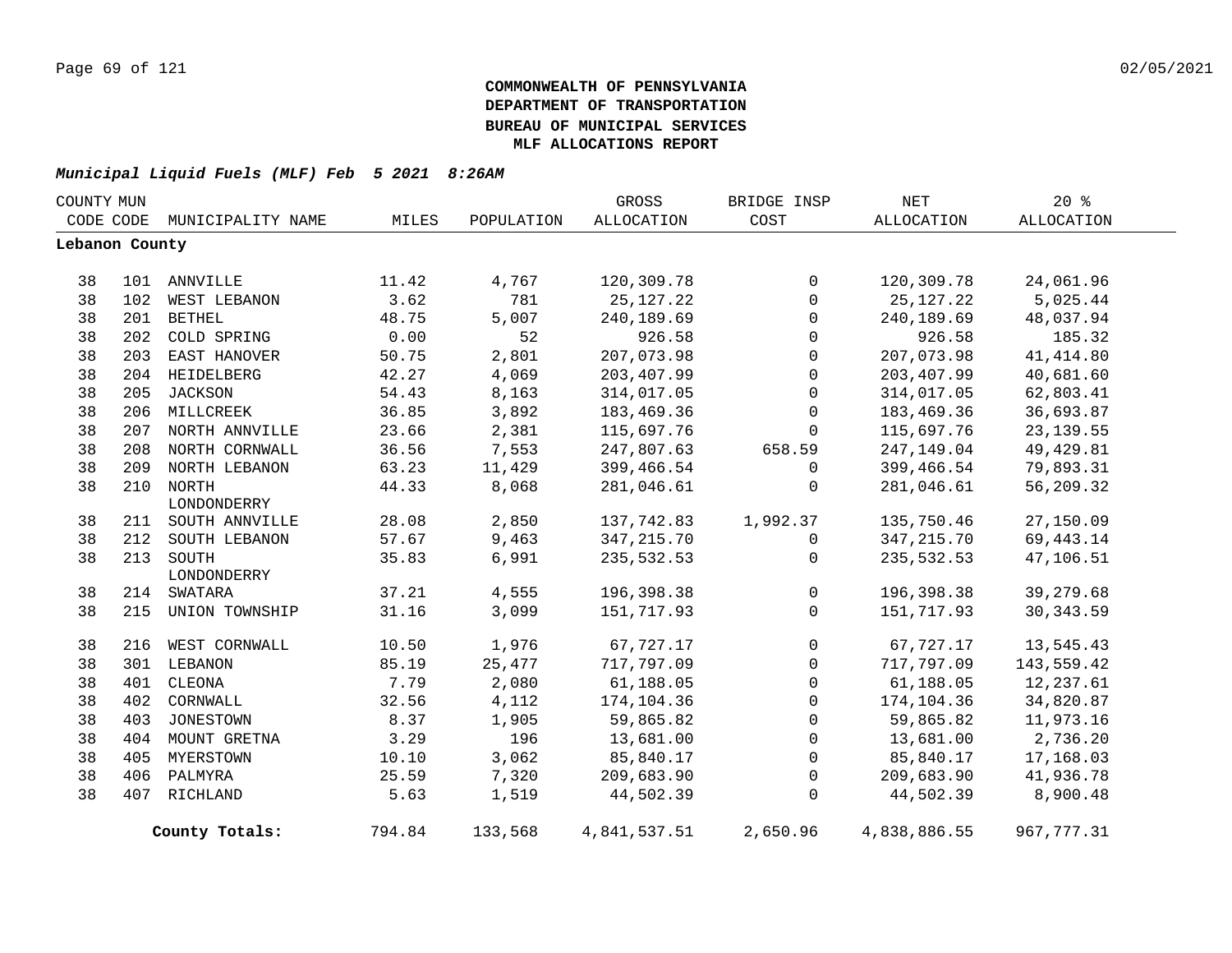**COMMONWEALTH OF PENNSYLVANIA**
**DEPARTMENT OF TRANSPORTATION**
**BUREAU OF MUNICIPAL SERVICES**
**MLF ALLOCATIONS REPORT**

***Municipal Liquid Fuels (MLF) Feb 5 2021 8:26AM***

| COUNTY CODE | MUN CODE | MUNICIPALITY NAME | MILES | POPULATION | GROSS ALLOCATION | BRIDGE INSP COST | NET ALLOCATION | 20 % ALLOCATION |
|---|---|---|---|---|---|---|---|---|
| **Lebanon County** | | | | | | | | |
| 38 | 101 | ANNVILLE | 11.42 | 4,767 | 120,309.78 | 0 | 120,309.78 | 24,061.96 |
| 38 | 102 | WEST LEBANON | 3.62 | 781 | 25,127.22 | 0 | 25,127.22 | 5,025.44 |
| 38 | 201 | BETHEL | 48.75 | 5,007 | 240,189.69 | 0 | 240,189.69 | 48,037.94 |
| 38 | 202 | COLD SPRING | 0.00 | 52 | 926.58 | 0 | 926.58 | 185.32 |
| 38 | 203 | EAST HANOVER | 50.75 | 2,801 | 207,073.98 | 0 | 207,073.98 | 41,414.80 |
| 38 | 204 | HEIDELBERG | 42.27 | 4,069 | 203,407.99 | 0 | 203,407.99 | 40,681.60 |
| 38 | 205 | JACKSON | 54.43 | 8,163 | 314,017.05 | 0 | 314,017.05 | 62,803.41 |
| 38 | 206 | MILLCREEK | 36.85 | 3,892 | 183,469.36 | 0 | 183,469.36 | 36,693.87 |
| 38 | 207 | NORTH ANNVILLE | 23.66 | 2,381 | 115,697.76 | 0 | 115,697.76 | 23,139.55 |
| 38 | 208 | NORTH CORNWALL | 36.56 | 7,553 | 247,807.63 | 658.59 | 247,149.04 | 49,429.81 |
| 38 | 209 | NORTH LEBANON | 63.23 | 11,429 | 399,466.54 | 0 | 399,466.54 | 79,893.31 |
| 38 | 210 | NORTH LONDONDERRY | 44.33 | 8,068 | 281,046.61 | 0 | 281,046.61 | 56,209.32 |
| 38 | 211 | SOUTH ANNVILLE | 28.08 | 2,850 | 137,742.83 | 1,992.37 | 135,750.46 | 27,150.09 |
| 38 | 212 | SOUTH LEBANON | 57.67 | 9,463 | 347,215.70 | 0 | 347,215.70 | 69,443.14 |
| 38 | 213 | SOUTH LONDONDERRY | 35.83 | 6,991 | 235,532.53 | 0 | 235,532.53 | 47,106.51 |
| 38 | 214 | SWATARA | 37.21 | 4,555 | 196,398.38 | 0 | 196,398.38 | 39,279.68 |
| 38 | 215 | UNION TOWNSHIP | 31.16 | 3,099 | 151,717.93 | 0 | 151,717.93 | 30,343.59 |
| 38 | 216 | WEST CORNWALL | 10.50 | 1,976 | 67,727.17 | 0 | 67,727.17 | 13,545.43 |
| 38 | 301 | LEBANON | 85.19 | 25,477 | 717,797.09 | 0 | 717,797.09 | 143,559.42 |
| 38 | 401 | CLEONA | 7.79 | 2,080 | 61,188.05 | 0 | 61,188.05 | 12,237.61 |
| 38 | 402 | CORNWALL | 32.56 | 4,112 | 174,104.36 | 0 | 174,104.36 | 34,820.87 |
| 38 | 403 | JONESTOWN | 8.37 | 1,905 | 59,865.82 | 0 | 59,865.82 | 11,973.16 |
| 38 | 404 | MOUNT GRETNA | 3.29 | 196 | 13,681.00 | 0 | 13,681.00 | 2,736.20 |
| 38 | 405 | MYERSTOWN | 10.10 | 3,062 | 85,840.17 | 0 | 85,840.17 | 17,168.03 |
| 38 | 406 | PALMYRA | 25.59 | 7,320 | 209,683.90 | 0 | 209,683.90 | 41,936.78 |
| 38 | 407 | RICHLAND | 5.63 | 1,519 | 44,502.39 | 0 | 44,502.39 | 8,900.48 |
| | | **County Totals:** | 794.84 | 133,568 | 4,841,537.51 | 2,650.96 | 4,838,886.55 | 967,777.31 |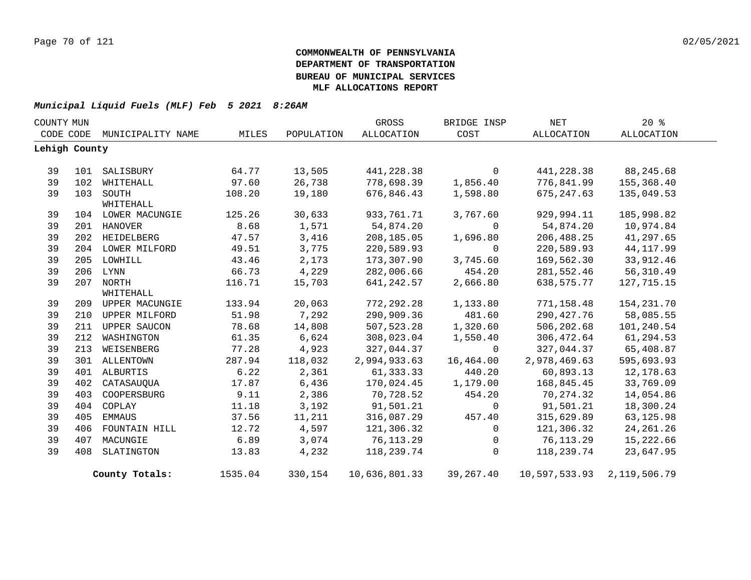# COMMONWEALTH OF PENNSYLVANIA
# DEPARTMENT OF TRANSPORTATION
# BUREAU OF MUNICIPAL SERVICES
# MLF ALLOCATIONS REPORT

*Municipal Liquid Fuels (MLF) Feb 5 2021 8:26AM*

| COUNTY CODE | MUN CODE | MUNICIPALITY NAME | MILES | POPULATION | GROSS ALLOCATION | BRIDGE INSP COST | NET ALLOCATION | 20 % ALLOCATION |
|---|---|---|---|---|---|---|---|---|
| **Lehigh County** | | | | | | | | |
| 39 | 101 | SALISBURY | 64.77 | 13,505 | 441,228.38 | 0 | 441,228.38 | 88,245.68 |
| 39 | 102 | WHITEHALL | 97.60 | 26,738 | 778,698.39 | 1,856.40 | 776,841.99 | 155,368.40 |
| 39 | 103 | SOUTH WHITEHALL | 108.20 | 19,180 | 676,846.43 | 1,598.80 | 675,247.63 | 135,049.53 |
| 39 | 104 | LOWER MACUNGIE | 125.26 | 30,633 | 933,761.71 | 3,767.60 | 929,994.11 | 185,998.82 |
| 39 | 201 | HANOVER | 8.68 | 1,571 | 54,874.20 | 0 | 54,874.20 | 10,974.84 |
| 39 | 202 | HEIDELBERG | 47.57 | 3,416 | 208,185.05 | 1,696.80 | 206,488.25 | 41,297.65 |
| 39 | 204 | LOWER MILFORD | 49.51 | 3,775 | 220,589.93 | 0 | 220,589.93 | 44,117.99 |
| 39 | 205 | LOWHILL | 43.46 | 2,173 | 173,307.90 | 3,745.60 | 169,562.30 | 33,912.46 |
| 39 | 206 | LYNN | 66.73 | 4,229 | 282,006.66 | 454.20 | 281,552.46 | 56,310.49 |
| 39 | 207 | NORTH WHITEHALL | 116.71 | 15,703 | 641,242.57 | 2,666.80 | 638,575.77 | 127,715.15 |
| 39 | 209 | UPPER MACUNGIE | 133.94 | 20,063 | 772,292.28 | 1,133.80 | 771,158.48 | 154,231.70 |
| 39 | 210 | UPPER MILFORD | 51.98 | 7,292 | 290,909.36 | 481.60 | 290,427.76 | 58,085.55 |
| 39 | 211 | UPPER SAUCON | 78.68 | 14,808 | 507,523.28 | 1,320.60 | 506,202.68 | 101,240.54 |
| 39 | 212 | WASHINGTON | 61.35 | 6,624 | 308,023.04 | 1,550.40 | 306,472.64 | 61,294.53 |
| 39 | 213 | WEISENBERG | 77.28 | 4,923 | 327,044.37 | 0 | 327,044.37 | 65,408.87 |
| 39 | 301 | ALLENTOWN | 287.94 | 118,032 | 2,994,933.63 | 16,464.00 | 2,978,469.63 | 595,693.93 |
| 39 | 401 | ALBURTIS | 6.22 | 2,361 | 61,333.33 | 440.20 | 60,893.13 | 12,178.63 |
| 39 | 402 | CATASAUQUA | 17.87 | 6,436 | 170,024.45 | 1,179.00 | 168,845.45 | 33,769.09 |
| 39 | 403 | COOPERSBURG | 9.11 | 2,386 | 70,728.52 | 454.20 | 70,274.32 | 14,054.86 |
| 39 | 404 | COPLAY | 11.18 | 3,192 | 91,501.21 | 0 | 91,501.21 | 18,300.24 |
| 39 | 405 | EMMAUS | 37.56 | 11,211 | 316,087.29 | 457.40 | 315,629.89 | 63,125.98 |
| 39 | 406 | FOUNTAIN HILL | 12.72 | 4,597 | 121,306.32 | 0 | 121,306.32 | 24,261.26 |
| 39 | 407 | MACUNGIE | 6.89 | 3,074 | 76,113.29 | 0 | 76,113.29 | 15,222.66 |
| 39 | 408 | SLATINGTON | 13.83 | 4,232 | 118,239.74 | 0 | 118,239.74 | 23,647.95 |
| | | **County Totals:** | 1535.04 | 330,154 | 10,636,801.33 | 39,267.40 | 10,597,533.93 | 2,119,506.79 |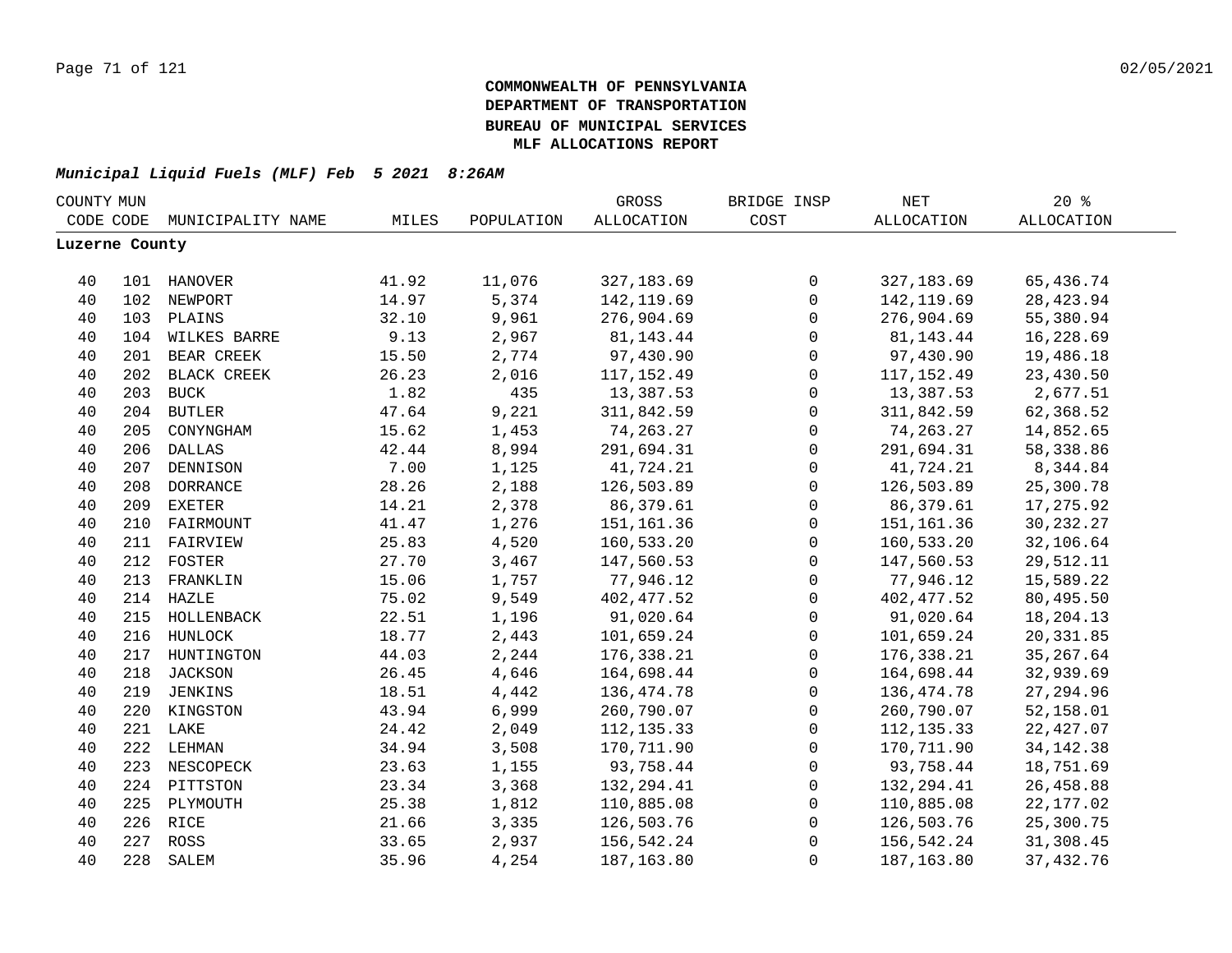**COMMONWEALTH OF PENNSYLVANIA**
**DEPARTMENT OF TRANSPORTATION**
**BUREAU OF MUNICIPAL SERVICES**
**MLF ALLOCATIONS REPORT**

***Municipal Liquid Fuels (MLF) Feb 5 2021 8:26AM***

| COUNTY CODE | MUN CODE | MUNICIPALITY NAME | MILES | POPULATION | GROSS ALLOCATION | BRIDGE INSP COST | NET ALLOCATION | 20 % ALLOCATION |
|---|---|---|---|---|---|---|---|---|
| **Luzerne County** | | | | | | | | |
| 40 | 101 | HANOVER | 41.92 | 11,076 | 327,183.69 | 0 | 327,183.69 | 65,436.74 |
| 40 | 102 | NEWPORT | 14.97 | 5,374 | 142,119.69 | 0 | 142,119.69 | 28,423.94 |
| 40 | 103 | PLAINS | 32.10 | 9,961 | 276,904.69 | 0 | 276,904.69 | 55,380.94 |
| 40 | 104 | WILKES BARRE | 9.13 | 2,967 | 81,143.44 | 0 | 81,143.44 | 16,228.69 |
| 40 | 201 | BEAR CREEK | 15.50 | 2,774 | 97,430.90 | 0 | 97,430.90 | 19,486.18 |
| 40 | 202 | BLACK CREEK | 26.23 | 2,016 | 117,152.49 | 0 | 117,152.49 | 23,430.50 |
| 40 | 203 | BUCK | 1.82 | 435 | 13,387.53 | 0 | 13,387.53 | 2,677.51 |
| 40 | 204 | BUTLER | 47.64 | 9,221 | 311,842.59 | 0 | 311,842.59 | 62,368.52 |
| 40 | 205 | CONYNGHAM | 15.62 | 1,453 | 74,263.27 | 0 | 74,263.27 | 14,852.65 |
| 40 | 206 | DALLAS | 42.44 | 8,994 | 291,694.31 | 0 | 291,694.31 | 58,338.86 |
| 40 | 207 | DENNISON | 7.00 | 1,125 | 41,724.21 | 0 | 41,724.21 | 8,344.84 |
| 40 | 208 | DORRANCE | 28.26 | 2,188 | 126,503.89 | 0 | 126,503.89 | 25,300.78 |
| 40 | 209 | EXETER | 14.21 | 2,378 | 86,379.61 | 0 | 86,379.61 | 17,275.92 |
| 40 | 210 | FAIRMOUNT | 41.47 | 1,276 | 151,161.36 | 0 | 151,161.36 | 30,232.27 |
| 40 | 211 | FAIRVIEW | 25.83 | 4,520 | 160,533.20 | 0 | 160,533.20 | 32,106.64 |
| 40 | 212 | FOSTER | 27.70 | 3,467 | 147,560.53 | 0 | 147,560.53 | 29,512.11 |
| 40 | 213 | FRANKLIN | 15.06 | 1,757 | 77,946.12 | 0 | 77,946.12 | 15,589.22 |
| 40 | 214 | HAZLE | 75.02 | 9,549 | 402,477.52 | 0 | 402,477.52 | 80,495.50 |
| 40 | 215 | HOLLENBACK | 22.51 | 1,196 | 91,020.64 | 0 | 91,020.64 | 18,204.13 |
| 40 | 216 | HUNLOCK | 18.77 | 2,443 | 101,659.24 | 0 | 101,659.24 | 20,331.85 |
| 40 | 217 | HUNTINGTON | 44.03 | 2,244 | 176,338.21 | 0 | 176,338.21 | 35,267.64 |
| 40 | 218 | JACKSON | 26.45 | 4,646 | 164,698.44 | 0 | 164,698.44 | 32,939.69 |
| 40 | 219 | JENKINS | 18.51 | 4,442 | 136,474.78 | 0 | 136,474.78 | 27,294.96 |
| 40 | 220 | KINGSTON | 43.94 | 6,999 | 260,790.07 | 0 | 260,790.07 | 52,158.01 |
| 40 | 221 | LAKE | 24.42 | 2,049 | 112,135.33 | 0 | 112,135.33 | 22,427.07 |
| 40 | 222 | LEHMAN | 34.94 | 3,508 | 170,711.90 | 0 | 170,711.90 | 34,142.38 |
| 40 | 223 | NESCOPECK | 23.63 | 1,155 | 93,758.44 | 0 | 93,758.44 | 18,751.69 |
| 40 | 224 | PITTSTON | 23.34 | 3,368 | 132,294.41 | 0 | 132,294.41 | 26,458.88 |
| 40 | 225 | PLYMOUTH | 25.38 | 1,812 | 110,885.08 | 0 | 110,885.08 | 22,177.02 |
| 40 | 226 | RICE | 21.66 | 3,335 | 126,503.76 | 0 | 126,503.76 | 25,300.75 |
| 40 | 227 | ROSS | 33.65 | 2,937 | 156,542.24 | 0 | 156,542.24 | 31,308.45 |
| 40 | 228 | SALEM | 35.96 | 4,254 | 187,163.80 | 0 | 187,163.80 | 37,432.76 |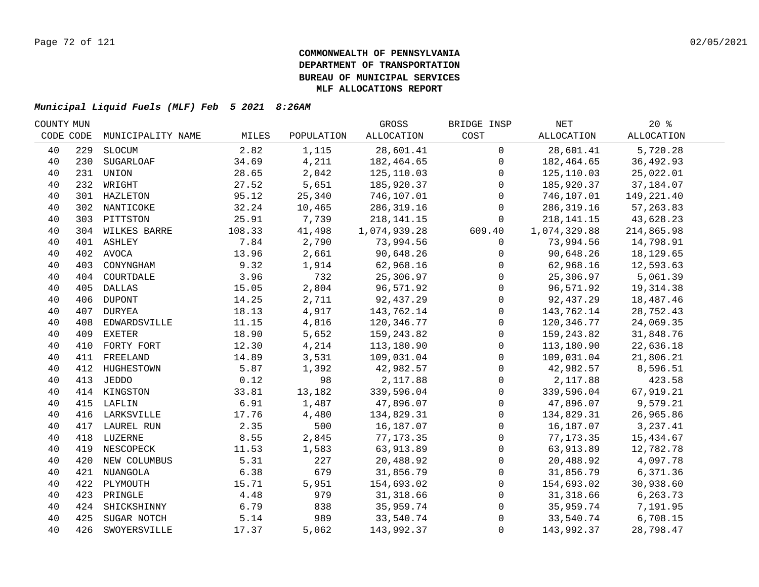**COMMONWEALTH OF PENNSYLVANIA**
**DEPARTMENT OF TRANSPORTATION**
**BUREAU OF MUNICIPAL SERVICES**
**MLF ALLOCATIONS REPORT**

***Municipal Liquid Fuels (MLF) Feb 5 2021 8:26AM***

| COUNTY CODE | MUN CODE | MUNICIPALITY NAME | MILES | POPULATION | GROSS ALLOCATION | BRIDGE INSP COST | NET ALLOCATION | 20 % ALLOCATION |
|---|---|---|---|---|---|---|---|---|
| 40 | 229 | SLOCUM | 2.82 | 1,115 | 28,601.41 | 0 | 28,601.41 | 5,720.28 |
| 40 | 230 | SUGARLOAF | 34.69 | 4,211 | 182,464.65 | 0 | 182,464.65 | 36,492.93 |
| 40 | 231 | UNION | 28.65 | 2,042 | 125,110.03 | 0 | 125,110.03 | 25,022.01 |
| 40 | 232 | WRIGHT | 27.52 | 5,651 | 185,920.37 | 0 | 185,920.37 | 37,184.07 |
| 40 | 301 | HAZLETON | 95.12 | 25,340 | 746,107.01 | 0 | 746,107.01 | 149,221.40 |
| 40 | 302 | NANTICOKE | 32.24 | 10,465 | 286,319.16 | 0 | 286,319.16 | 57,263.83 |
| 40 | 303 | PITTSTON | 25.91 | 7,739 | 218,141.15 | 0 | 218,141.15 | 43,628.23 |
| 40 | 304 | WILKES BARRE | 108.33 | 41,498 | 1,074,939.28 | 609.40 | 1,074,329.88 | 214,865.98 |
| 40 | 401 | ASHLEY | 7.84 | 2,790 | 73,994.56 | 0 | 73,994.56 | 14,798.91 |
| 40 | 402 | AVOCA | 13.96 | 2,661 | 90,648.26 | 0 | 90,648.26 | 18,129.65 |
| 40 | 403 | CONYNGHAM | 9.32 | 1,914 | 62,968.16 | 0 | 62,968.16 | 12,593.63 |
| 40 | 404 | COURTDALE | 3.96 | 732 | 25,306.97 | 0 | 25,306.97 | 5,061.39 |
| 40 | 405 | DALLAS | 15.05 | 2,804 | 96,571.92 | 0 | 96,571.92 | 19,314.38 |
| 40 | 406 | DUPONT | 14.25 | 2,711 | 92,437.29 | 0 | 92,437.29 | 18,487.46 |
| 40 | 407 | DURYEA | 18.13 | 4,917 | 143,762.14 | 0 | 143,762.14 | 28,752.43 |
| 40 | 408 | EDWARDSVILLE | 11.15 | 4,816 | 120,346.77 | 0 | 120,346.77 | 24,069.35 |
| 40 | 409 | EXETER | 18.90 | 5,652 | 159,243.82 | 0 | 159,243.82 | 31,848.76 |
| 40 | 410 | FORTY FORT | 12.30 | 4,214 | 113,180.90 | 0 | 113,180.90 | 22,636.18 |
| 40 | 411 | FREELAND | 14.89 | 3,531 | 109,031.04 | 0 | 109,031.04 | 21,806.21 |
| 40 | 412 | HUGHESTOWN | 5.87 | 1,392 | 42,982.57 | 0 | 42,982.57 | 8,596.51 |
| 40 | 413 | JEDDO | 0.12 | 98 | 2,117.88 | 0 | 2,117.88 | 423.58 |
| 40 | 414 | KINGSTON | 33.81 | 13,182 | 339,596.04 | 0 | 339,596.04 | 67,919.21 |
| 40 | 415 | LAFLIN | 6.91 | 1,487 | 47,896.07 | 0 | 47,896.07 | 9,579.21 |
| 40 | 416 | LARKSVILLE | 17.76 | 4,480 | 134,829.31 | 0 | 134,829.31 | 26,965.86 |
| 40 | 417 | LAUREL RUN | 2.35 | 500 | 16,187.07 | 0 | 16,187.07 | 3,237.41 |
| 40 | 418 | LUZERNE | 8.55 | 2,845 | 77,173.35 | 0 | 77,173.35 | 15,434.67 |
| 40 | 419 | NESCOPECK | 11.53 | 1,583 | 63,913.89 | 0 | 63,913.89 | 12,782.78 |
| 40 | 420 | NEW COLUMBUS | 5.31 | 227 | 20,488.92 | 0 | 20,488.92 | 4,097.78 |
| 40 | 421 | NUANGOLA | 6.38 | 679 | 31,856.79 | 0 | 31,856.79 | 6,371.36 |
| 40 | 422 | PLYMOUTH | 15.71 | 5,951 | 154,693.02 | 0 | 154,693.02 | 30,938.60 |
| 40 | 423 | PRINGLE | 4.48 | 979 | 31,318.66 | 0 | 31,318.66 | 6,263.73 |
| 40 | 424 | SHICKSHINNY | 6.79 | 838 | 35,959.74 | 0 | 35,959.74 | 7,191.95 |
| 40 | 425 | SUGAR NOTCH | 5.14 | 989 | 33,540.74 | 0 | 33,540.74 | 6,708.15 |
| 40 | 426 | SWOYERSVILLE | 17.37 | 5,062 | 143,992.37 | 0 | 143,992.37 | 28,798.47 |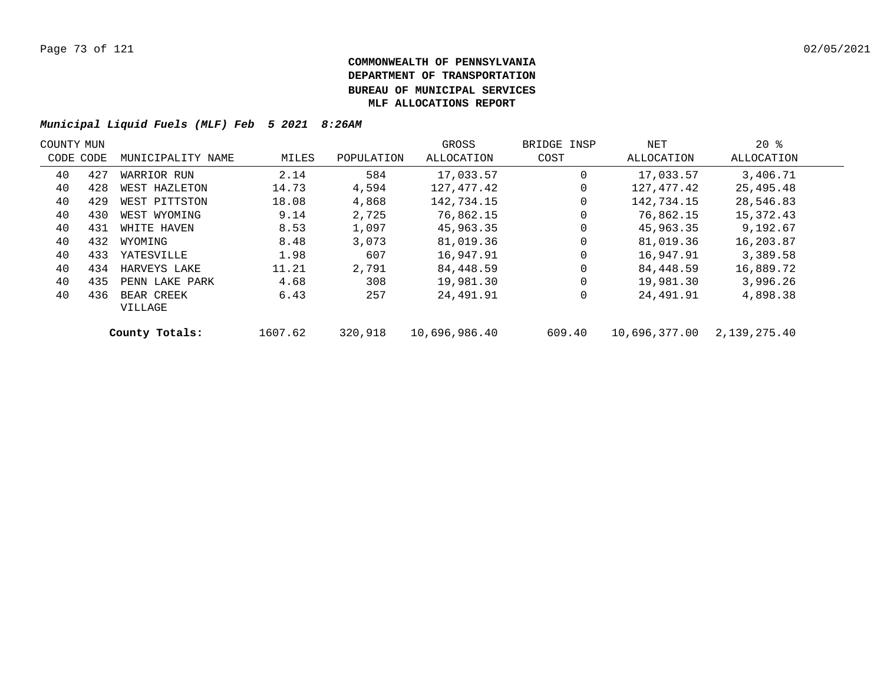**COMMONWEALTH OF PENNSYLVANIA**
**DEPARTMENT OF TRANSPORTATION**
**BUREAU OF MUNICIPAL SERVICES**
**MLF ALLOCATIONS REPORT**

***Municipal Liquid Fuels (MLF) Feb 5 2021 8:26AM***

| COUNTY CODE | MUN CODE | MUNICIPALITY NAME | MILES | POPULATION | GROSS ALLOCATION | BRIDGE INSP COST | NET ALLOCATION | 20 % ALLOCATION |
|---|---|---|---|---|---|---|---|---|
| 40 | 427 | WARRIOR RUN | 2.14 | 584 | 17,033.57 | 0 | 17,033.57 | 3,406.71 |
| 40 | 428 | WEST HAZLETON | 14.73 | 4,594 | 127,477.42 | 0 | 127,477.42 | 25,495.48 |
| 40 | 429 | WEST PITTSTON | 18.08 | 4,868 | 142,734.15 | 0 | 142,734.15 | 28,546.83 |
| 40 | 430 | WEST WYOMING | 9.14 | 2,725 | 76,862.15 | 0 | 76,862.15 | 15,372.43 |
| 40 | 431 | WHITE HAVEN | 8.53 | 1,097 | 45,963.35 | 0 | 45,963.35 | 9,192.67 |
| 40 | 432 | WYOMING | 8.48 | 3,073 | 81,019.36 | 0 | 81,019.36 | 16,203.87 |
| 40 | 433 | YATESVILLE | 1.98 | 607 | 16,947.91 | 0 | 16,947.91 | 3,389.58 |
| 40 | 434 | HARVEYS LAKE | 11.21 | 2,791 | 84,448.59 | 0 | 84,448.59 | 16,889.72 |
| 40 | 435 | PENN LAKE PARK | 4.68 | 308 | 19,981.30 | 0 | 19,981.30 | 3,996.26 |
| 40 | 436 | BEAR CREEK VILLAGE | 6.43 | 257 | 24,491.91 | 0 | 24,491.91 | 4,898.38 |
| | | **County Totals:** | 1607.62 | 320,918 | 10,696,986.40 | 609.40 | 10,696,377.00 | 2,139,275.40 |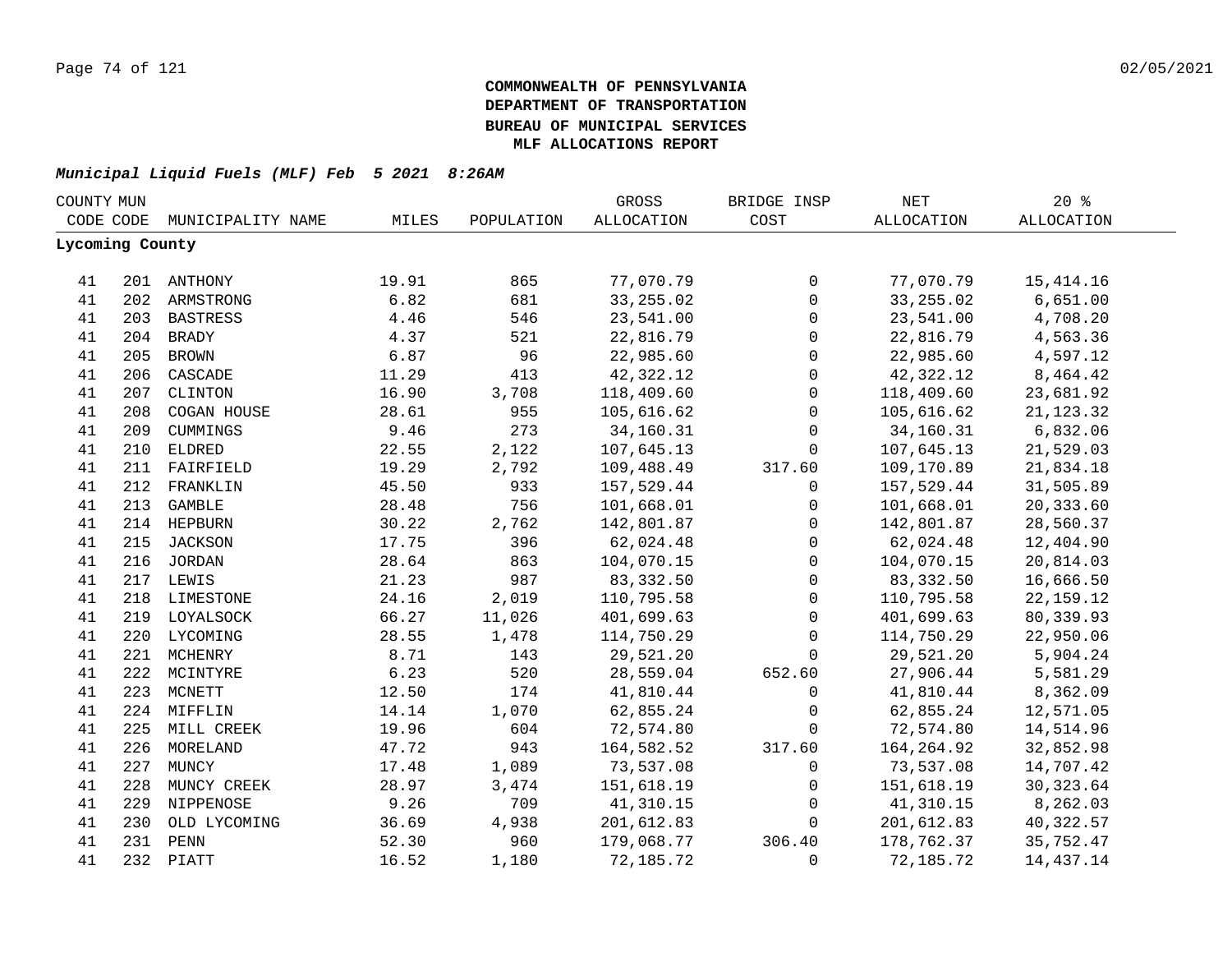**COMMONWEALTH OF PENNSYLVANIA**
**DEPARTMENT OF TRANSPORTATION**
**BUREAU OF MUNICIPAL SERVICES**
**MLF ALLOCATIONS REPORT**

***Municipal Liquid Fuels (MLF) Feb 5 2021 8:26AM***

| COUNTY CODE | MUN CODE | MUNICIPALITY NAME | MILES | POPULATION | GROSS ALLOCATION | BRIDGE INSP COST | NET ALLOCATION | 20 % ALLOCATION |
|---|---|---|---|---|---|---|---|---|
| **Lycoming County** | | | | | | | | |
| 41 | 201 | ANTHONY | 19.91 | 865 | 77,070.79 | 0 | 77,070.79 | 15,414.16 |
| 41 | 202 | ARMSTRONG | 6.82 | 681 | 33,255.02 | 0 | 33,255.02 | 6,651.00 |
| 41 | 203 | BASTRESS | 4.46 | 546 | 23,541.00 | 0 | 23,541.00 | 4,708.20 |
| 41 | 204 | BRADY | 4.37 | 521 | 22,816.79 | 0 | 22,816.79 | 4,563.36 |
| 41 | 205 | BROWN | 6.87 | 96 | 22,985.60 | 0 | 22,985.60 | 4,597.12 |
| 41 | 206 | CASCADE | 11.29 | 413 | 42,322.12 | 0 | 42,322.12 | 8,464.42 |
| 41 | 207 | CLINTON | 16.90 | 3,708 | 118,409.60 | 0 | 118,409.60 | 23,681.92 |
| 41 | 208 | COGAN HOUSE | 28.61 | 955 | 105,616.62 | 0 | 105,616.62 | 21,123.32 |
| 41 | 209 | CUMMINGS | 9.46 | 273 | 34,160.31 | 0 | 34,160.31 | 6,832.06 |
| 41 | 210 | ELDRED | 22.55 | 2,122 | 107,645.13 | 0 | 107,645.13 | 21,529.03 |
| 41 | 211 | FAIRFIELD | 19.29 | 2,792 | 109,488.49 | 317.60 | 109,170.89 | 21,834.18 |
| 41 | 212 | FRANKLIN | 45.50 | 933 | 157,529.44 | 0 | 157,529.44 | 31,505.89 |
| 41 | 213 | GAMBLE | 28.48 | 756 | 101,668.01 | 0 | 101,668.01 | 20,333.60 |
| 41 | 214 | HEPBURN | 30.22 | 2,762 | 142,801.87 | 0 | 142,801.87 | 28,560.37 |
| 41 | 215 | JACKSON | 17.75 | 396 | 62,024.48 | 0 | 62,024.48 | 12,404.90 |
| 41 | 216 | JORDAN | 28.64 | 863 | 104,070.15 | 0 | 104,070.15 | 20,814.03 |
| 41 | 217 | LEWIS | 21.23 | 987 | 83,332.50 | 0 | 83,332.50 | 16,666.50 |
| 41 | 218 | LIMESTONE | 24.16 | 2,019 | 110,795.58 | 0 | 110,795.58 | 22,159.12 |
| 41 | 219 | LOYALSOCK | 66.27 | 11,026 | 401,699.63 | 0 | 401,699.63 | 80,339.93 |
| 41 | 220 | LYCOMING | 28.55 | 1,478 | 114,750.29 | 0 | 114,750.29 | 22,950.06 |
| 41 | 221 | MCHENRY | 8.71 | 143 | 29,521.20 | 0 | 29,521.20 | 5,904.24 |
| 41 | 222 | MCINTYRE | 6.23 | 520 | 28,559.04 | 652.60 | 27,906.44 | 5,581.29 |
| 41 | 223 | MCNETT | 12.50 | 174 | 41,810.44 | 0 | 41,810.44 | 8,362.09 |
| 41 | 224 | MIFFLIN | 14.14 | 1,070 | 62,855.24 | 0 | 62,855.24 | 12,571.05 |
| 41 | 225 | MILL CREEK | 19.96 | 604 | 72,574.80 | 0 | 72,574.80 | 14,514.96 |
| 41 | 226 | MORELAND | 47.72 | 943 | 164,582.52 | 317.60 | 164,264.92 | 32,852.98 |
| 41 | 227 | MUNCY | 17.48 | 1,089 | 73,537.08 | 0 | 73,537.08 | 14,707.42 |
| 41 | 228 | MUNCY CREEK | 28.97 | 3,474 | 151,618.19 | 0 | 151,618.19 | 30,323.64 |
| 41 | 229 | NIPPENOSE | 9.26 | 709 | 41,310.15 | 0 | 41,310.15 | 8,262.03 |
| 41 | 230 | OLD LYCOMING | 36.69 | 4,938 | 201,612.83 | 0 | 201,612.83 | 40,322.57 |
| 41 | 231 | PENN | 52.30 | 960 | 179,068.77 | 306.40 | 178,762.37 | 35,752.47 |
| 41 | 232 | PIATT | 16.52 | 1,180 | 72,185.72 | 0 | 72,185.72 | 14,437.14 |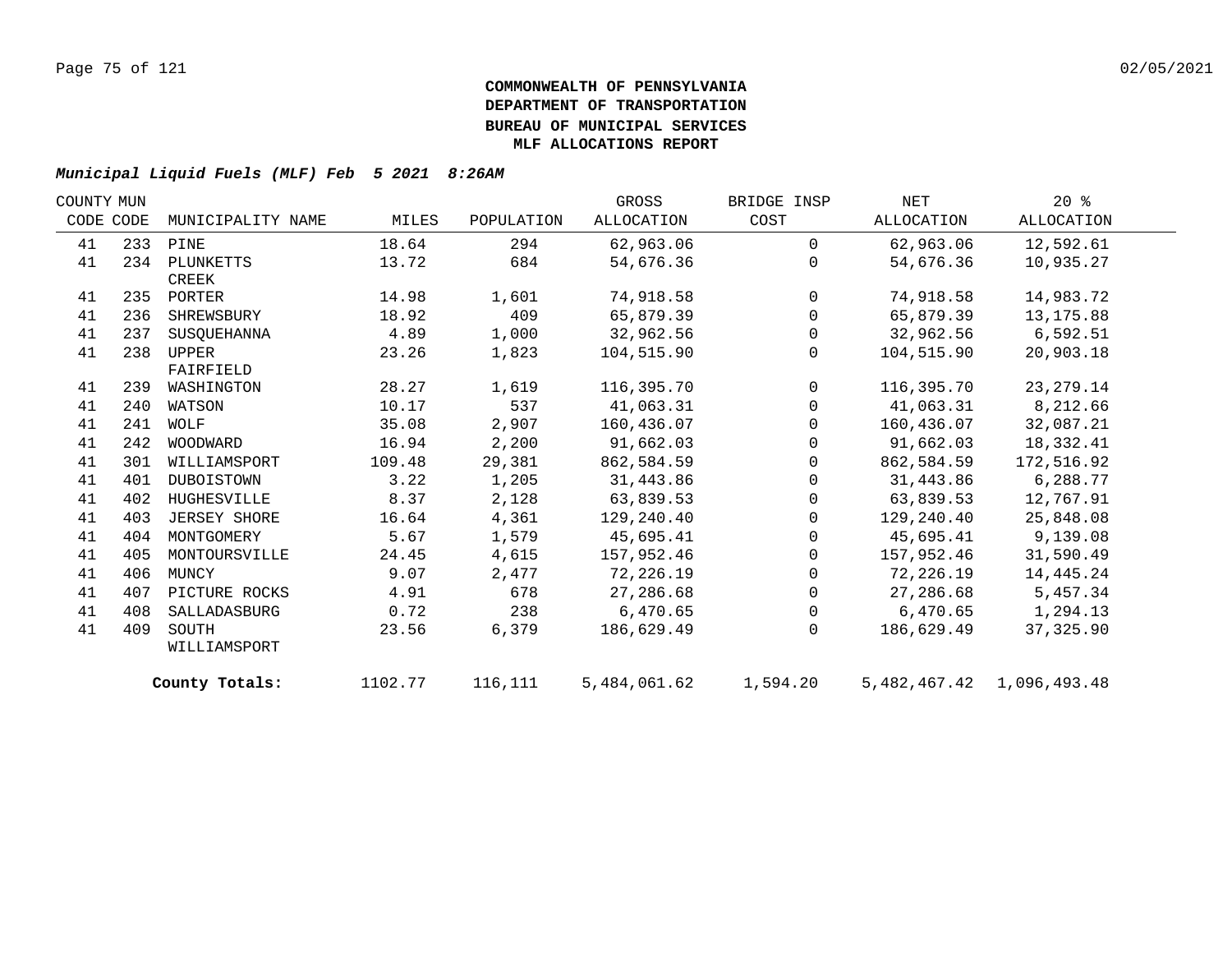**COMMONWEALTH OF PENNSYLVANIA**
**DEPARTMENT OF TRANSPORTATION**
**BUREAU OF MUNICIPAL SERVICES**
**MLF ALLOCATIONS REPORT**

***Municipal Liquid Fuels (MLF) Feb 5 2021 8:26AM***

| COUNTY CODE | MUN CODE | MUNICIPALITY NAME | MILES | POPULATION | GROSS ALLOCATION | BRIDGE INSP COST | NET ALLOCATION | 20 % ALLOCATION |
|---|---|---|---|---|---|---|---|---|
| 41 | 233 | PINE | 18.64 | 294 | 62,963.06 | 0 | 62,963.06 | 12,592.61 |
| 41 | 234 | PLUNKETTS CREEK | 13.72 | 684 | 54,676.36 | 0 | 54,676.36 | 10,935.27 |
| 41 | 235 | PORTER | 14.98 | 1,601 | 74,918.58 | 0 | 74,918.58 | 14,983.72 |
| 41 | 236 | SHREWSBURY | 18.92 | 409 | 65,879.39 | 0 | 65,879.39 | 13,175.88 |
| 41 | 237 | SUSQUEHANNA | 4.89 | 1,000 | 32,962.56 | 0 | 32,962.56 | 6,592.51 |
| 41 | 238 | UPPER FAIRFIELD | 23.26 | 1,823 | 104,515.90 | 0 | 104,515.90 | 20,903.18 |
| 41 | 239 | WASHINGTON | 28.27 | 1,619 | 116,395.70 | 0 | 116,395.70 | 23,279.14 |
| 41 | 240 | WATSON | 10.17 | 537 | 41,063.31 | 0 | 41,063.31 | 8,212.66 |
| 41 | 241 | WOLF | 35.08 | 2,907 | 160,436.07 | 0 | 160,436.07 | 32,087.21 |
| 41 | 242 | WOODWARD | 16.94 | 2,200 | 91,662.03 | 0 | 91,662.03 | 18,332.41 |
| 41 | 301 | WILLIAMSPORT | 109.48 | 29,381 | 862,584.59 | 0 | 862,584.59 | 172,516.92 |
| 41 | 401 | DUBOISTOWN | 3.22 | 1,205 | 31,443.86 | 0 | 31,443.86 | 6,288.77 |
| 41 | 402 | HUGHESVILLE | 8.37 | 2,128 | 63,839.53 | 0 | 63,839.53 | 12,767.91 |
| 41 | 403 | JERSEY SHORE | 16.64 | 4,361 | 129,240.40 | 0 | 129,240.40 | 25,848.08 |
| 41 | 404 | MONTGOMERY | 5.67 | 1,579 | 45,695.41 | 0 | 45,695.41 | 9,139.08 |
| 41 | 405 | MONTOURSVILLE | 24.45 | 4,615 | 157,952.46 | 0 | 157,952.46 | 31,590.49 |
| 41 | 406 | MUNCY | 9.07 | 2,477 | 72,226.19 | 0 | 72,226.19 | 14,445.24 |
| 41 | 407 | PICTURE ROCKS | 4.91 | 678 | 27,286.68 | 0 | 27,286.68 | 5,457.34 |
| 41 | 408 | SALLADASBURG | 0.72 | 238 | 6,470.65 | 0 | 6,470.65 | 1,294.13 |
| 41 | 409 | SOUTH WILLIAMSPORT | 23.56 | 6,379 | 186,629.49 | 0 | 186,629.49 | 37,325.90 |
| | | **County Totals:** | 1102.77 | 116,111 | 5,484,061.62 | 1,594.20 | 5,482,467.42 | 1,096,493.48 |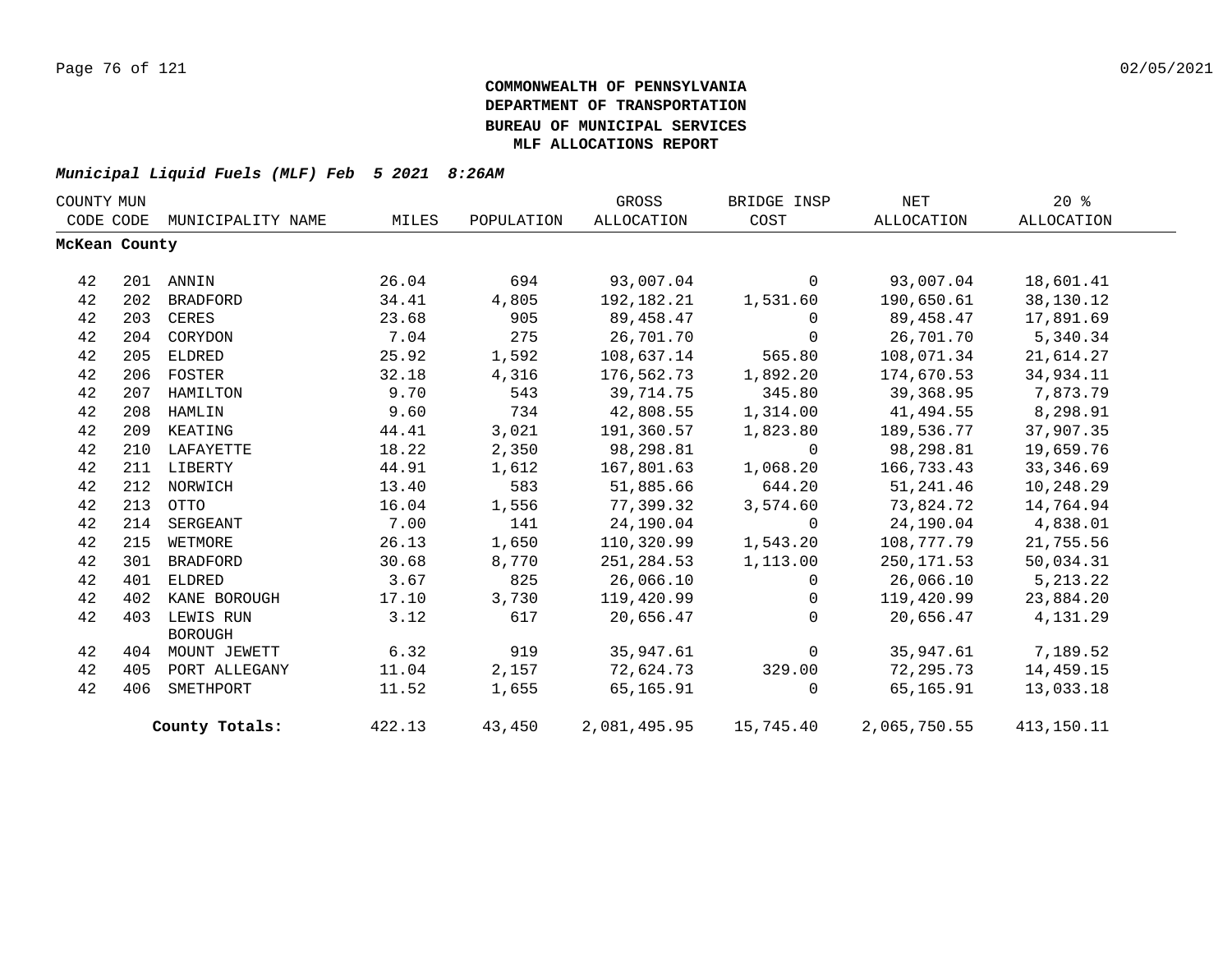**COMMONWEALTH OF PENNSYLVANIA**
**DEPARTMENT OF TRANSPORTATION**
**BUREAU OF MUNICIPAL SERVICES**
**MLF ALLOCATIONS REPORT**

***Municipal Liquid Fuels (MLF) Feb 5 2021 8:26AM***

| COUNTY CODE | MUN CODE | MUNICIPALITY NAME | MILES | POPULATION | GROSS ALLOCATION | BRIDGE INSP COST | NET ALLOCATION | 20 % ALLOCATION |
|---|---|---|---|---|---|---|---|---|
| **McKean County** | | | | | | | | |
| 42 | 201 | ANNIN | 26.04 | 694 | 93,007.04 | 0 | 93,007.04 | 18,601.41 |
| 42 | 202 | BRADFORD | 34.41 | 4,805 | 192,182.21 | 1,531.60 | 190,650.61 | 38,130.12 |
| 42 | 203 | CERES | 23.68 | 905 | 89,458.47 | 0 | 89,458.47 | 17,891.69 |
| 42 | 204 | CORYDON | 7.04 | 275 | 26,701.70 | 0 | 26,701.70 | 5,340.34 |
| 42 | 205 | ELDRED | 25.92 | 1,592 | 108,637.14 | 565.80 | 108,071.34 | 21,614.27 |
| 42 | 206 | FOSTER | 32.18 | 4,316 | 176,562.73 | 1,892.20 | 174,670.53 | 34,934.11 |
| 42 | 207 | HAMILTON | 9.70 | 543 | 39,714.75 | 345.80 | 39,368.95 | 7,873.79 |
| 42 | 208 | HAMLIN | 9.60 | 734 | 42,808.55 | 1,314.00 | 41,494.55 | 8,298.91 |
| 42 | 209 | KEATING | 44.41 | 3,021 | 191,360.57 | 1,823.80 | 189,536.77 | 37,907.35 |
| 42 | 210 | LAFAYETTE | 18.22 | 2,350 | 98,298.81 | 0 | 98,298.81 | 19,659.76 |
| 42 | 211 | LIBERTY | 44.91 | 1,612 | 167,801.63 | 1,068.20 | 166,733.43 | 33,346.69 |
| 42 | 212 | NORWICH | 13.40 | 583 | 51,885.66 | 644.20 | 51,241.46 | 10,248.29 |
| 42 | 213 | OTTO | 16.04 | 1,556 | 77,399.32 | 3,574.60 | 73,824.72 | 14,764.94 |
| 42 | 214 | SERGEANT | 7.00 | 141 | 24,190.04 | 0 | 24,190.04 | 4,838.01 |
| 42 | 215 | WETMORE | 26.13 | 1,650 | 110,320.99 | 1,543.20 | 108,777.79 | 21,755.56 |
| 42 | 301 | BRADFORD | 30.68 | 8,770 | 251,284.53 | 1,113.00 | 250,171.53 | 50,034.31 |
| 42 | 401 | ELDRED | 3.67 | 825 | 26,066.10 | 0 | 26,066.10 | 5,213.22 |
| 42 | 402 | KANE BOROUGH | 17.10 | 3,730 | 119,420.99 | 0 | 119,420.99 | 23,884.20 |
| 42 | 403 | LEWIS RUN BOROUGH | 3.12 | 617 | 20,656.47 | 0 | 20,656.47 | 4,131.29 |
| 42 | 404 | MOUNT JEWETT | 6.32 | 919 | 35,947.61 | 0 | 35,947.61 | 7,189.52 |
| 42 | 405 | PORT ALLEGANY | 11.04 | 2,157 | 72,624.73 | 329.00 | 72,295.73 | 14,459.15 |
| 42 | 406 | SMETHPORT | 11.52 | 1,655 | 65,165.91 | 0 | 65,165.91 | 13,033.18 |
| | | **County Totals:** | 422.13 | 43,450 | 2,081,495.95 | 15,745.40 | 2,065,750.55 | 413,150.11 |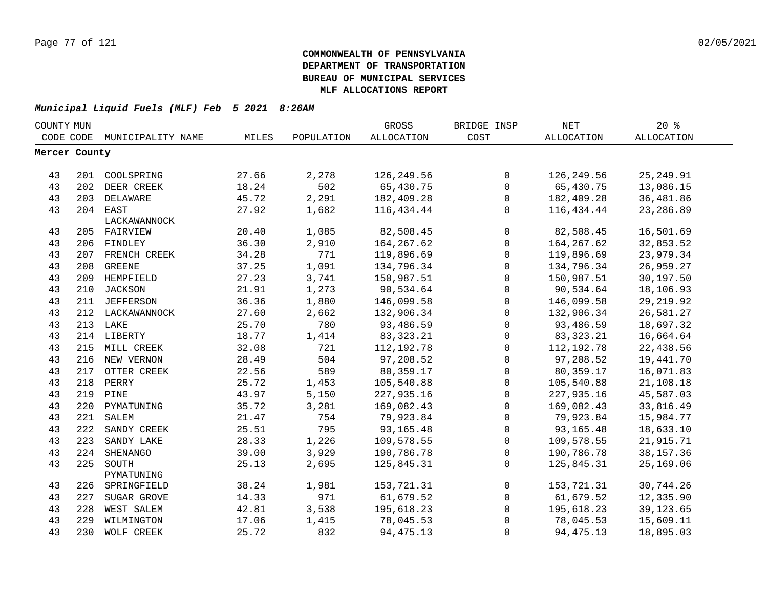**COMMONWEALTH OF PENNSYLVANIA**
**DEPARTMENT OF TRANSPORTATION**
**BUREAU OF MUNICIPAL SERVICES**
**MLF ALLOCATIONS REPORT**

***Municipal Liquid Fuels (MLF) Feb 5 2021 8:26AM***

| COUNTY CODE | MUN CODE | MUNICIPALITY NAME | MILES | POPULATION | GROSS ALLOCATION | BRIDGE INSP COST | NET ALLOCATION | 20 % ALLOCATION |
|---|---|---|---|---|---|---|---|---|
| **Mercer County** | | | | | | | | |
| 43 | 201 | COOLSPRING | 27.66 | 2,278 | 126,249.56 | 0 | 126,249.56 | 25,249.91 |
| 43 | 202 | DEER CREEK | 18.24 | 502 | 65,430.75 | 0 | 65,430.75 | 13,086.15 |
| 43 | 203 | DELAWARE | 45.72 | 2,291 | 182,409.28 | 0 | 182,409.28 | 36,481.86 |
| 43 | 204 | EAST LACKAWANNOCK | 27.92 | 1,682 | 116,434.44 | 0 | 116,434.44 | 23,286.89 |
| 43 | 205 | FAIRVIEW | 20.40 | 1,085 | 82,508.45 | 0 | 82,508.45 | 16,501.69 |
| 43 | 206 | FINDLEY | 36.30 | 2,910 | 164,267.62 | 0 | 164,267.62 | 32,853.52 |
| 43 | 207 | FRENCH CREEK | 34.28 | 771 | 119,896.69 | 0 | 119,896.69 | 23,979.34 |
| 43 | 208 | GREENE | 37.25 | 1,091 | 134,796.34 | 0 | 134,796.34 | 26,959.27 |
| 43 | 209 | HEMPFIELD | 27.23 | 3,741 | 150,987.51 | 0 | 150,987.51 | 30,197.50 |
| 43 | 210 | JACKSON | 21.91 | 1,273 | 90,534.64 | 0 | 90,534.64 | 18,106.93 |
| 43 | 211 | JEFFERSON | 36.36 | 1,880 | 146,099.58 | 0 | 146,099.58 | 29,219.92 |
| 43 | 212 | LACKAWANNOCK | 27.60 | 2,662 | 132,906.34 | 0 | 132,906.34 | 26,581.27 |
| 43 | 213 | LAKE | 25.70 | 780 | 93,486.59 | 0 | 93,486.59 | 18,697.32 |
| 43 | 214 | LIBERTY | 18.77 | 1,414 | 83,323.21 | 0 | 83,323.21 | 16,664.64 |
| 43 | 215 | MILL CREEK | 32.08 | 721 | 112,192.78 | 0 | 112,192.78 | 22,438.56 |
| 43 | 216 | NEW VERNON | 28.49 | 504 | 97,208.52 | 0 | 97,208.52 | 19,441.70 |
| 43 | 217 | OTTER CREEK | 22.56 | 589 | 80,359.17 | 0 | 80,359.17 | 16,071.83 |
| 43 | 218 | PERRY | 25.72 | 1,453 | 105,540.88 | 0 | 105,540.88 | 21,108.18 |
| 43 | 219 | PINE | 43.97 | 5,150 | 227,935.16 | 0 | 227,935.16 | 45,587.03 |
| 43 | 220 | PYMATUNING | 35.72 | 3,281 | 169,082.43 | 0 | 169,082.43 | 33,816.49 |
| 43 | 221 | SALEM | 21.47 | 754 | 79,923.84 | 0 | 79,923.84 | 15,984.77 |
| 43 | 222 | SANDY CREEK | 25.51 | 795 | 93,165.48 | 0 | 93,165.48 | 18,633.10 |
| 43 | 223 | SANDY LAKE | 28.33 | 1,226 | 109,578.55 | 0 | 109,578.55 | 21,915.71 |
| 43 | 224 | SHENANGO | 39.00 | 3,929 | 190,786.78 | 0 | 190,786.78 | 38,157.36 |
| 43 | 225 | SOUTH PYMATUNING | 25.13 | 2,695 | 125,845.31 | 0 | 125,845.31 | 25,169.06 |
| 43 | 226 | SPRINGFIELD | 38.24 | 1,981 | 153,721.31 | 0 | 153,721.31 | 30,744.26 |
| 43 | 227 | SUGAR GROVE | 14.33 | 971 | 61,679.52 | 0 | 61,679.52 | 12,335.90 |
| 43 | 228 | WEST SALEM | 42.81 | 3,538 | 195,618.23 | 0 | 195,618.23 | 39,123.65 |
| 43 | 229 | WILMINGTON | 17.06 | 1,415 | 78,045.53 | 0 | 78,045.53 | 15,609.11 |
| 43 | 230 | WOLF CREEK | 25.72 | 832 | 94,475.13 | 0 | 94,475.13 | 18,895.03 |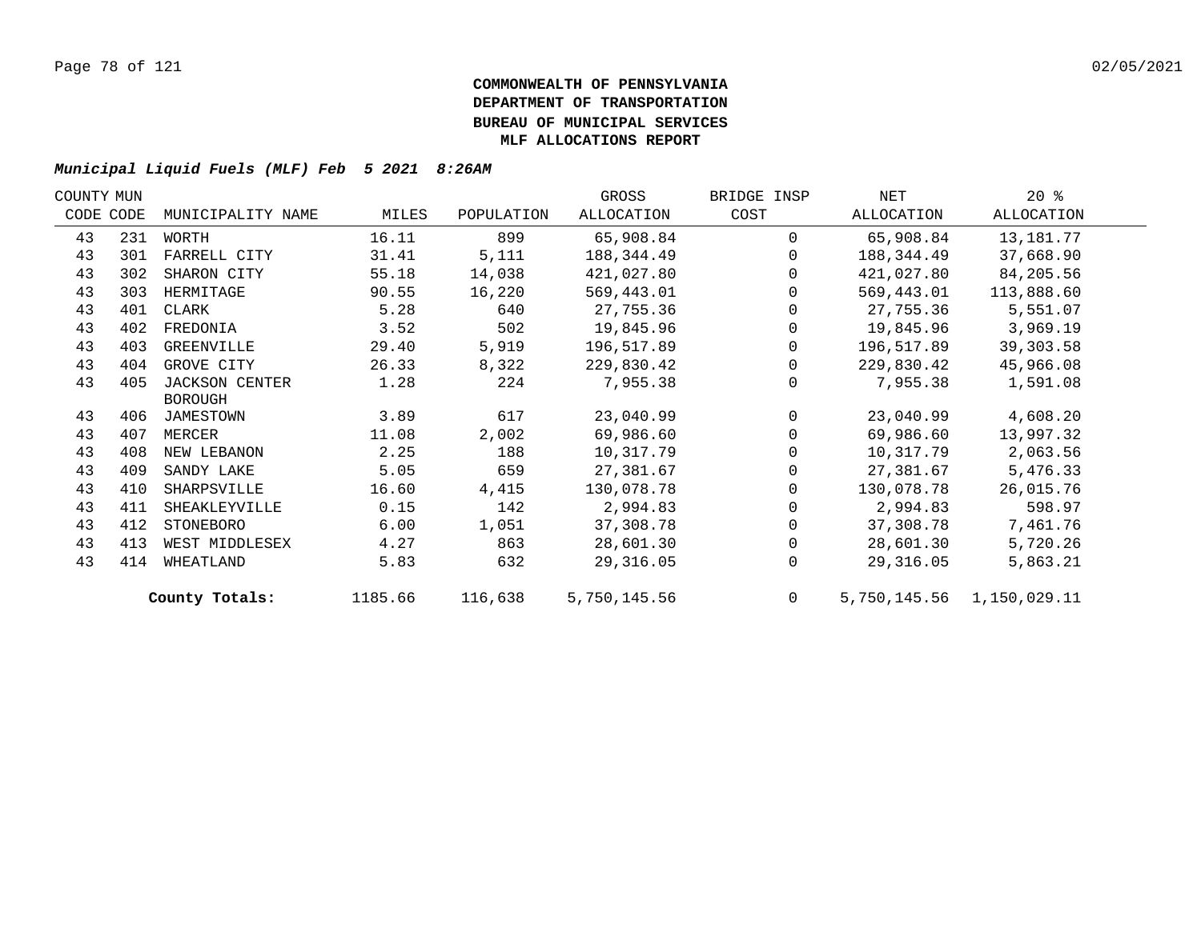# COMMONWEALTH OF PENNSYLVANIA
# DEPARTMENT OF TRANSPORTATION
# BUREAU OF MUNICIPAL SERVICES
# MLF ALLOCATIONS REPORT

***Municipal Liquid Fuels (MLF) Feb 5 2021 8:26AM***

| COUNTY CODE | MUN CODE | MUNICIPALITY NAME | MILES | POPULATION | GROSS ALLOCATION | BRIDGE INSP COST | NET ALLOCATION | 20 % ALLOCATION |
|---|---|---|---|---|---|---|---|---|
| 43 | 231 | WORTH | 16.11 | 899 | 65,908.84 | 0 | 65,908.84 | 13,181.77 |
| 43 | 301 | FARRELL CITY | 31.41 | 5,111 | 188,344.49 | 0 | 188,344.49 | 37,668.90 |
| 43 | 302 | SHARON CITY | 55.18 | 14,038 | 421,027.80 | 0 | 421,027.80 | 84,205.56 |
| 43 | 303 | HERMITAGE | 90.55 | 16,220 | 569,443.01 | 0 | 569,443.01 | 113,888.60 |
| 43 | 401 | CLARK | 5.28 | 640 | 27,755.36 | 0 | 27,755.36 | 5,551.07 |
| 43 | 402 | FREDONIA | 3.52 | 502 | 19,845.96 | 0 | 19,845.96 | 3,969.19 |
| 43 | 403 | GREENVILLE | 29.40 | 5,919 | 196,517.89 | 0 | 196,517.89 | 39,303.58 |
| 43 | 404 | GROVE CITY | 26.33 | 8,322 | 229,830.42 | 0 | 229,830.42 | 45,966.08 |
| 43 | 405 | JACKSON CENTER BOROUGH | 1.28 | 224 | 7,955.38 | 0 | 7,955.38 | 1,591.08 |
| 43 | 406 | JAMESTOWN | 3.89 | 617 | 23,040.99 | 0 | 23,040.99 | 4,608.20 |
| 43 | 407 | MERCER | 11.08 | 2,002 | 69,986.60 | 0 | 69,986.60 | 13,997.32 |
| 43 | 408 | NEW LEBANON | 2.25 | 188 | 10,317.79 | 0 | 10,317.79 | 2,063.56 |
| 43 | 409 | SANDY LAKE | 5.05 | 659 | 27,381.67 | 0 | 27,381.67 | 5,476.33 |
| 43 | 410 | SHARPSVILLE | 16.60 | 4,415 | 130,078.78 | 0 | 130,078.78 | 26,015.76 |
| 43 | 411 | SHEAKLEYVILLE | 0.15 | 142 | 2,994.83 | 0 | 2,994.83 | 598.97 |
| 43 | 412 | STONEBORO | 6.00 | 1,051 | 37,308.78 | 0 | 37,308.78 | 7,461.76 |
| 43 | 413 | WEST MIDDLESEX | 4.27 | 863 | 28,601.30 | 0 | 28,601.30 | 5,720.26 |
| 43 | 414 | WHEATLAND | 5.83 | 632 | 29,316.05 | 0 | 29,316.05 | 5,863.21 |
| | | **County Totals:** | 1185.66 | 116,638 | 5,750,145.56 | 0 | 5,750,145.56 | 1,150,029.11 |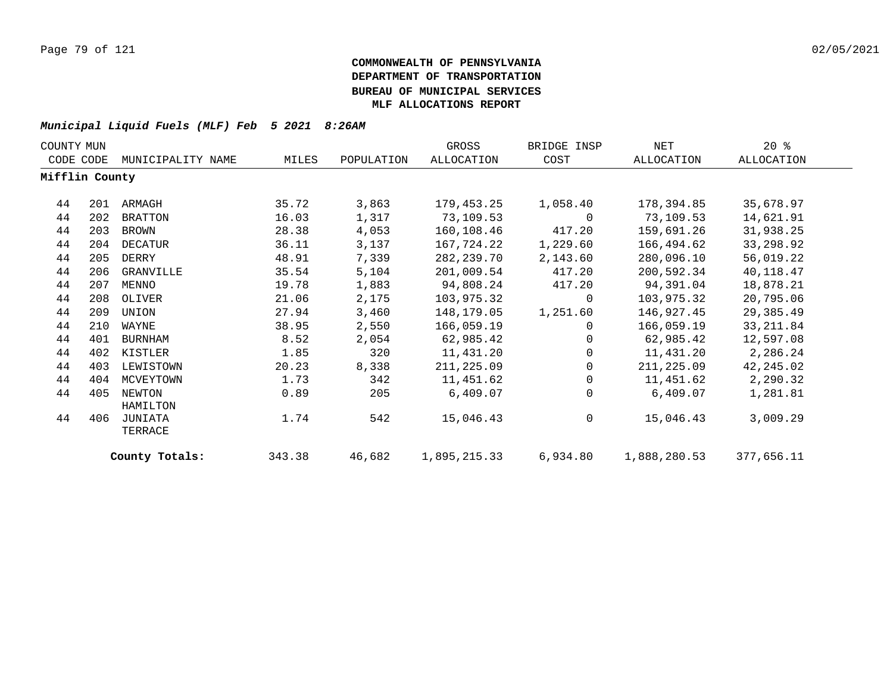**COMMONWEALTH OF PENNSYLVANIA**
**DEPARTMENT OF TRANSPORTATION**
**BUREAU OF MUNICIPAL SERVICES**
**MLF ALLOCATIONS REPORT**

***Municipal Liquid Fuels (MLF) Feb 5 2021 8:26AM***

| COUNTY CODE | MUN CODE | MUNICIPALITY NAME | MILES | POPULATION | GROSS ALLOCATION | BRIDGE INSP COST | NET ALLOCATION | 20 % ALLOCATION |
|---|---|---|---|---|---|---|---|---|
| **Mifflin County** | | | | | | | | |
| 44 | 201 | ARMAGH | 35.72 | 3,863 | 179,453.25 | 1,058.40 | 178,394.85 | 35,678.97 |
| 44 | 202 | BRATTON | 16.03 | 1,317 | 73,109.53 | 0 | 73,109.53 | 14,621.91 |
| 44 | 203 | BROWN | 28.38 | 4,053 | 160,108.46 | 417.20 | 159,691.26 | 31,938.25 |
| 44 | 204 | DECATUR | 36.11 | 3,137 | 167,724.22 | 1,229.60 | 166,494.62 | 33,298.92 |
| 44 | 205 | DERRY | 48.91 | 7,339 | 282,239.70 | 2,143.60 | 280,096.10 | 56,019.22 |
| 44 | 206 | GRANVILLE | 35.54 | 5,104 | 201,009.54 | 417.20 | 200,592.34 | 40,118.47 |
| 44 | 207 | MENNO | 19.78 | 1,883 | 94,808.24 | 417.20 | 94,391.04 | 18,878.21 |
| 44 | 208 | OLIVER | 21.06 | 2,175 | 103,975.32 | 0 | 103,975.32 | 20,795.06 |
| 44 | 209 | UNION | 27.94 | 3,460 | 148,179.05 | 1,251.60 | 146,927.45 | 29,385.49 |
| 44 | 210 | WAYNE | 38.95 | 2,550 | 166,059.19 | 0 | 166,059.19 | 33,211.84 |
| 44 | 401 | BURNHAM | 8.52 | 2,054 | 62,985.42 | 0 | 62,985.42 | 12,597.08 |
| 44 | 402 | KISTLER | 1.85 | 320 | 11,431.20 | 0 | 11,431.20 | 2,286.24 |
| 44 | 403 | LEWISTOWN | 20.23 | 8,338 | 211,225.09 | 0 | 211,225.09 | 42,245.02 |
| 44 | 404 | MCVEYTOWN | 1.73 | 342 | 11,451.62 | 0 | 11,451.62 | 2,290.32 |
| 44 | 405 | NEWTON HAMILTON | 0.89 | 205 | 6,409.07 | 0 | 6,409.07 | 1,281.81 |
| 44 | 406 | JUNIATA TERRACE | 1.74 | 542 | 15,046.43 | 0 | 15,046.43 | 3,009.29 |
| | | **County Totals:** | 343.38 | 46,682 | 1,895,215.33 | 6,934.80 | 1,888,280.53 | 377,656.11 |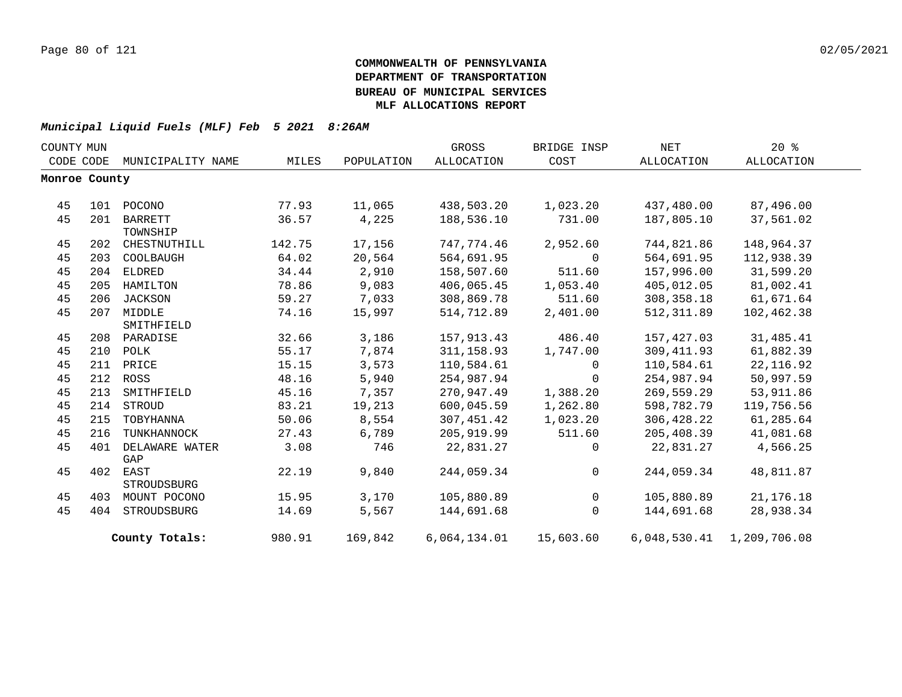**COMMONWEALTH OF PENNSYLVANIA**
**DEPARTMENT OF TRANSPORTATION**
**BUREAU OF MUNICIPAL SERVICES**
**MLF ALLOCATIONS REPORT**

***Municipal Liquid Fuels (MLF) Feb 5 2021 8:26AM***

| COUNTY CODE | MUN CODE | MUNICIPALITY NAME | MILES | POPULATION | GROSS ALLOCATION | BRIDGE INSP COST | NET ALLOCATION | 20 % ALLOCATION |
|---|---|---|---|---|---|---|---|---|
| **Monroe County** | | | | | | | | |
| 45 | 101 | POCONO | 77.93 | 11,065 | 438,503.20 | 1,023.20 | 437,480.00 | 87,496.00 |
| 45 | 201 | BARRETT TOWNSHIP | 36.57 | 4,225 | 188,536.10 | 731.00 | 187,805.10 | 37,561.02 |
| 45 | 202 | CHESTNUTHILL | 142.75 | 17,156 | 747,774.46 | 2,952.60 | 744,821.86 | 148,964.37 |
| 45 | 203 | COOLBAUGH | 64.02 | 20,564 | 564,691.95 | 0 | 564,691.95 | 112,938.39 |
| 45 | 204 | ELDRED | 34.44 | 2,910 | 158,507.60 | 511.60 | 157,996.00 | 31,599.20 |
| 45 | 205 | HAMILTON | 78.86 | 9,083 | 406,065.45 | 1,053.40 | 405,012.05 | 81,002.41 |
| 45 | 206 | JACKSON | 59.27 | 7,033 | 308,869.78 | 511.60 | 308,358.18 | 61,671.64 |
| 45 | 207 | MIDDLE SMITHFIELD | 74.16 | 15,997 | 514,712.89 | 2,401.00 | 512,311.89 | 102,462.38 |
| 45 | 208 | PARADISE | 32.66 | 3,186 | 157,913.43 | 486.40 | 157,427.03 | 31,485.41 |
| 45 | 210 | POLK | 55.17 | 7,874 | 311,158.93 | 1,747.00 | 309,411.93 | 61,882.39 |
| 45 | 211 | PRICE | 15.15 | 3,573 | 110,584.61 | 0 | 110,584.61 | 22,116.92 |
| 45 | 212 | ROSS | 48.16 | 5,940 | 254,987.94 | 0 | 254,987.94 | 50,997.59 |
| 45 | 213 | SMITHFIELD | 45.16 | 7,357 | 270,947.49 | 1,388.20 | 269,559.29 | 53,911.86 |
| 45 | 214 | STROUD | 83.21 | 19,213 | 600,045.59 | 1,262.80 | 598,782.79 | 119,756.56 |
| 45 | 215 | TOBYHANNA | 50.06 | 8,554 | 307,451.42 | 1,023.20 | 306,428.22 | 61,285.64 |
| 45 | 216 | TUNKHANNOCK | 27.43 | 6,789 | 205,919.99 | 511.60 | 205,408.39 | 41,081.68 |
| 45 | 401 | DELAWARE WATER GAP | 3.08 | 746 | 22,831.27 | 0 | 22,831.27 | 4,566.25 |
| 45 | 402 | EAST STROUDSBURG | 22.19 | 9,840 | 244,059.34 | 0 | 244,059.34 | 48,811.87 |
| 45 | 403 | MOUNT POCONO | 15.95 | 3,170 | 105,880.89 | 0 | 105,880.89 | 21,176.18 |
| 45 | 404 | STROUDSBURG | 14.69 | 5,567 | 144,691.68 | 0 | 144,691.68 | 28,938.34 |
| | | **County Totals:** | 980.91 | 169,842 | 6,064,134.01 | 15,603.60 | 6,048,530.41 | 1,209,706.08 |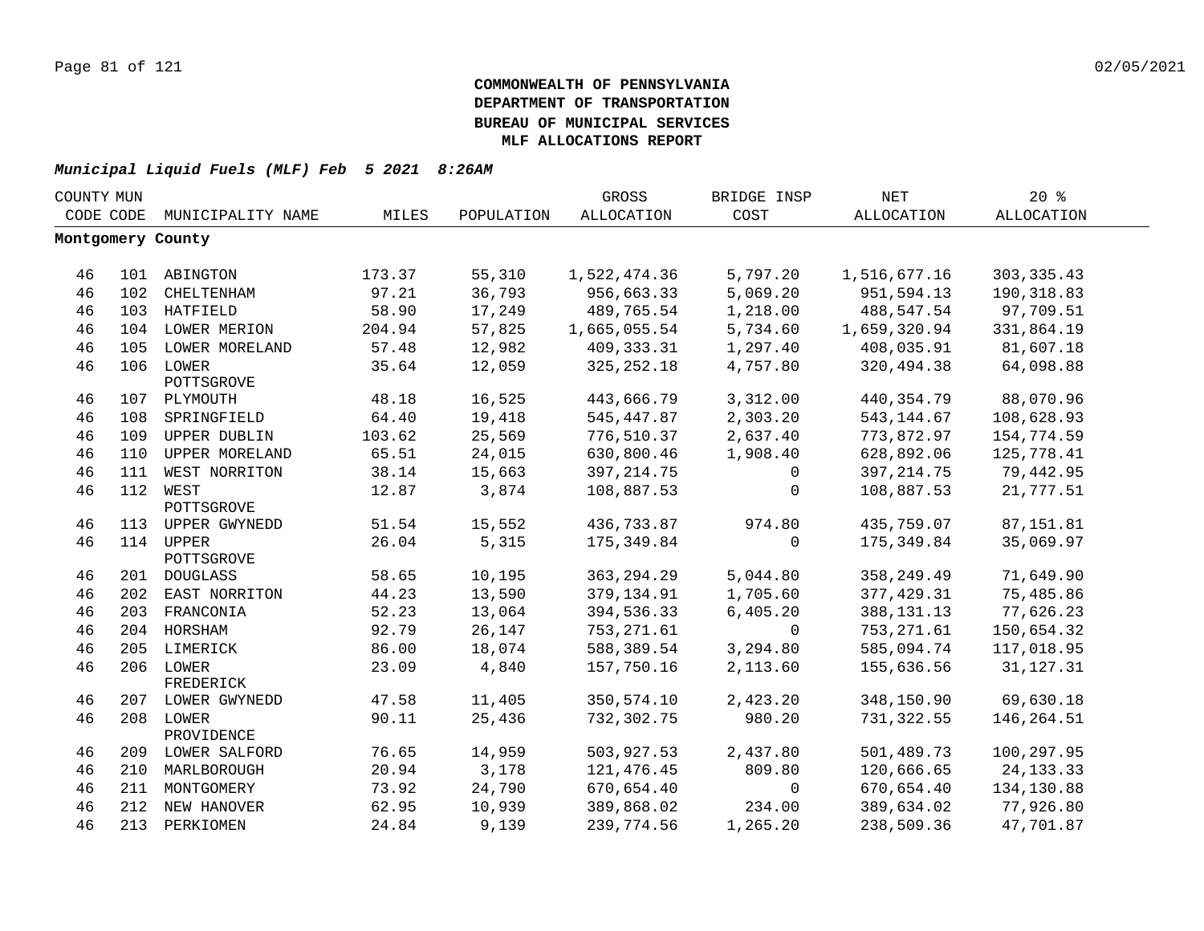**COMMONWEALTH OF PENNSYLVANIA**
**DEPARTMENT OF TRANSPORTATION**
**BUREAU OF MUNICIPAL SERVICES**
**MLF ALLOCATIONS REPORT**

***Municipal Liquid Fuels (MLF) Feb 5 2021 8:26AM***

| COUNTY CODE | MUN CODE | MUNICIPALITY NAME | MILES | POPULATION | GROSS ALLOCATION | BRIDGE INSP COST | NET ALLOCATION | 20 % ALLOCATION |
|---|---|---|---|---|---|---|---|---|
| **Montgomery County** | | | | | | | | |
| 46 | 101 | ABINGTON | 173.37 | 55,310 | 1,522,474.36 | 5,797.20 | 1,516,677.16 | 303,335.43 |
| 46 | 102 | CHELTENHAM | 97.21 | 36,793 | 956,663.33 | 5,069.20 | 951,594.13 | 190,318.83 |
| 46 | 103 | HATFIELD | 58.90 | 17,249 | 489,765.54 | 1,218.00 | 488,547.54 | 97,709.51 |
| 46 | 104 | LOWER MERION | 204.94 | 57,825 | 1,665,055.54 | 5,734.60 | 1,659,320.94 | 331,864.19 |
| 46 | 105 | LOWER MORELAND | 57.48 | 12,982 | 409,333.31 | 1,297.40 | 408,035.91 | 81,607.18 |
| 46 | 106 | LOWER POTTSGROVE | 35.64 | 12,059 | 325,252.18 | 4,757.80 | 320,494.38 | 64,098.88 |
| 46 | 107 | PLYMOUTH | 48.18 | 16,525 | 443,666.79 | 3,312.00 | 440,354.79 | 88,070.96 |
| 46 | 108 | SPRINGFIELD | 64.40 | 19,418 | 545,447.87 | 2,303.20 | 543,144.67 | 108,628.93 |
| 46 | 109 | UPPER DUBLIN | 103.62 | 25,569 | 776,510.37 | 2,637.40 | 773,872.97 | 154,774.59 |
| 46 | 110 | UPPER MORELAND | 65.51 | 24,015 | 630,800.46 | 1,908.40 | 628,892.06 | 125,778.41 |
| 46 | 111 | WEST NORRITON | 38.14 | 15,663 | 397,214.75 | 0 | 397,214.75 | 79,442.95 |
| 46 | 112 | WEST POTTSGROVE | 12.87 | 3,874 | 108,887.53 | 0 | 108,887.53 | 21,777.51 |
| 46 | 113 | UPPER GWYNEDD | 51.54 | 15,552 | 436,733.87 | 974.80 | 435,759.07 | 87,151.81 |
| 46 | 114 | UPPER POTTSGROVE | 26.04 | 5,315 | 175,349.84 | 0 | 175,349.84 | 35,069.97 |
| 46 | 201 | DOUGLASS | 58.65 | 10,195 | 363,294.29 | 5,044.80 | 358,249.49 | 71,649.90 |
| 46 | 202 | EAST NORRITON | 44.23 | 13,590 | 379,134.91 | 1,705.60 | 377,429.31 | 75,485.86 |
| 46 | 203 | FRANCONIA | 52.23 | 13,064 | 394,536.33 | 6,405.20 | 388,131.13 | 77,626.23 |
| 46 | 204 | HORSHAM | 92.79 | 26,147 | 753,271.61 | 0 | 753,271.61 | 150,654.32 |
| 46 | 205 | LIMERICK | 86.00 | 18,074 | 588,389.54 | 3,294.80 | 585,094.74 | 117,018.95 |
| 46 | 206 | LOWER FREDERICK | 23.09 | 4,840 | 157,750.16 | 2,113.60 | 155,636.56 | 31,127.31 |
| 46 | 207 | LOWER GWYNEDD | 47.58 | 11,405 | 350,574.10 | 2,423.20 | 348,150.90 | 69,630.18 |
| 46 | 208 | LOWER PROVIDENCE | 90.11 | 25,436 | 732,302.75 | 980.20 | 731,322.55 | 146,264.51 |
| 46 | 209 | LOWER SALFORD | 76.65 | 14,959 | 503,927.53 | 2,437.80 | 501,489.73 | 100,297.95 |
| 46 | 210 | MARLBOROUGH | 20.94 | 3,178 | 121,476.45 | 809.80 | 120,666.65 | 24,133.33 |
| 46 | 211 | MONTGOMERY | 73.92 | 24,790 | 670,654.40 | 0 | 670,654.40 | 134,130.88 |
| 46 | 212 | NEW HANOVER | 62.95 | 10,939 | 389,868.02 | 234.00 | 389,634.02 | 77,926.80 |
| 46 | 213 | PERKIOMEN | 24.84 | 9,139 | 239,774.56 | 1,265.20 | 238,509.36 | 47,701.87 |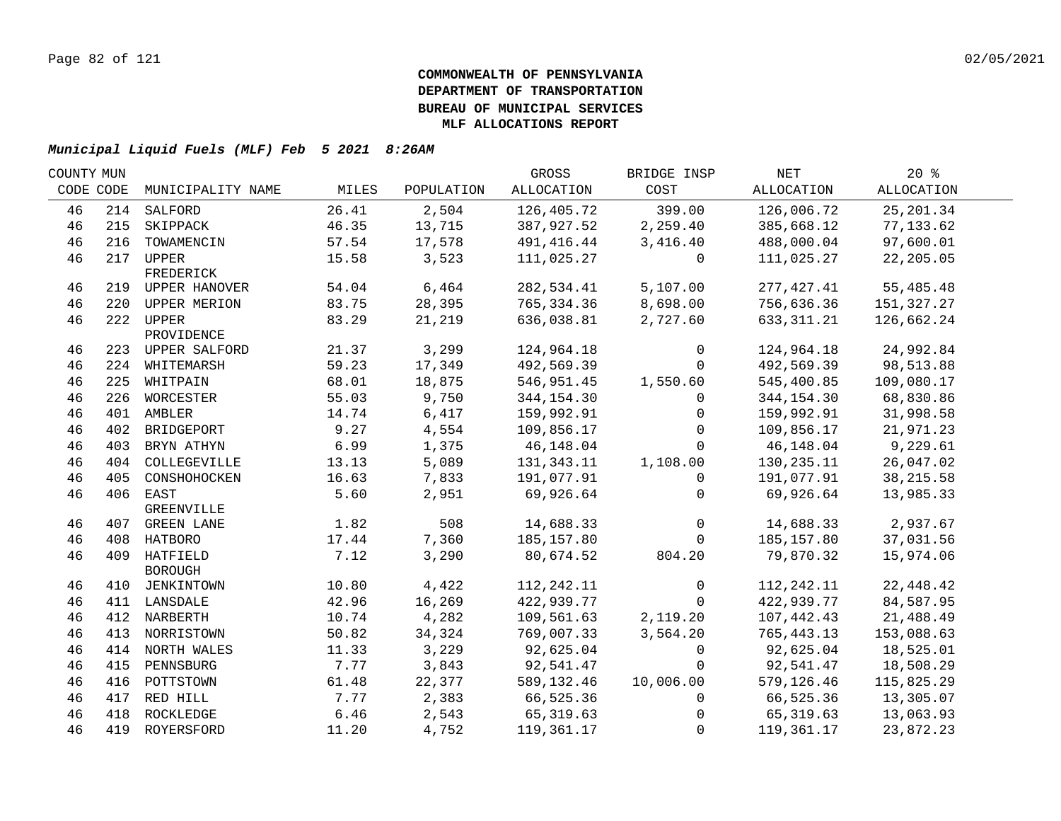**COMMONWEALTH OF PENNSYLVANIA**
**DEPARTMENT OF TRANSPORTATION**
**BUREAU OF MUNICIPAL SERVICES**
**MLF ALLOCATIONS REPORT**

***Municipal Liquid Fuels (MLF) Feb 5 2021 8:26AM***

| COUNTY CODE | MUN CODE | MUNICIPALITY NAME | MILES | POPULATION | GROSS ALLOCATION | BRIDGE INSP COST | NET ALLOCATION | 20 % ALLOCATION |
|---|---|---|---|---|---|---|---|---|
| 46 | 214 | SALFORD | 26.41 | 2,504 | 126,405.72 | 399.00 | 126,006.72 | 25,201.34 |
| 46 | 215 | SKIPPACK | 46.35 | 13,715 | 387,927.52 | 2,259.40 | 385,668.12 | 77,133.62 |
| 46 | 216 | TOWAMENCIN | 57.54 | 17,578 | 491,416.44 | 3,416.40 | 488,000.04 | 97,600.01 |
| 46 | 217 | UPPER FREDERICK | 15.58 | 3,523 | 111,025.27 | 0 | 111,025.27 | 22,205.05 |
| 46 | 219 | UPPER HANOVER | 54.04 | 6,464 | 282,534.41 | 5,107.00 | 277,427.41 | 55,485.48 |
| 46 | 220 | UPPER MERION | 83.75 | 28,395 | 765,334.36 | 8,698.00 | 756,636.36 | 151,327.27 |
| 46 | 222 | UPPER PROVIDENCE | 83.29 | 21,219 | 636,038.81 | 2,727.60 | 633,311.21 | 126,662.24 |
| 46 | 223 | UPPER SALFORD | 21.37 | 3,299 | 124,964.18 | 0 | 124,964.18 | 24,992.84 |
| 46 | 224 | WHITEMARSH | 59.23 | 17,349 | 492,569.39 | 0 | 492,569.39 | 98,513.88 |
| 46 | 225 | WHITPAIN | 68.01 | 18,875 | 546,951.45 | 1,550.60 | 545,400.85 | 109,080.17 |
| 46 | 226 | WORCESTER | 55.03 | 9,750 | 344,154.30 | 0 | 344,154.30 | 68,830.86 |
| 46 | 401 | AMBLER | 14.74 | 6,417 | 159,992.91 | 0 | 159,992.91 | 31,998.58 |
| 46 | 402 | BRIDGEPORT | 9.27 | 4,554 | 109,856.17 | 0 | 109,856.17 | 21,971.23 |
| 46 | 403 | BRYN ATHYN | 6.99 | 1,375 | 46,148.04 | 0 | 46,148.04 | 9,229.61 |
| 46 | 404 | COLLEGEVILLE | 13.13 | 5,089 | 131,343.11 | 1,108.00 | 130,235.11 | 26,047.02 |
| 46 | 405 | CONSHOHOCKEN | 16.63 | 7,833 | 191,077.91 | 0 | 191,077.91 | 38,215.58 |
| 46 | 406 | EAST GREENVILLE | 5.60 | 2,951 | 69,926.64 | 0 | 69,926.64 | 13,985.33 |
| 46 | 407 | GREEN LANE | 1.82 | 508 | 14,688.33 | 0 | 14,688.33 | 2,937.67 |
| 46 | 408 | HATBORO | 17.44 | 7,360 | 185,157.80 | 0 | 185,157.80 | 37,031.56 |
| 46 | 409 | HATFIELD BOROUGH | 7.12 | 3,290 | 80,674.52 | 804.20 | 79,870.32 | 15,974.06 |
| 46 | 410 | JENKINTOWN | 10.80 | 4,422 | 112,242.11 | 0 | 112,242.11 | 22,448.42 |
| 46 | 411 | LANSDALE | 42.96 | 16,269 | 422,939.77 | 0 | 422,939.77 | 84,587.95 |
| 46 | 412 | NARBERTH | 10.74 | 4,282 | 109,561.63 | 2,119.20 | 107,442.43 | 21,488.49 |
| 46 | 413 | NORRISTOWN | 50.82 | 34,324 | 769,007.33 | 3,564.20 | 765,443.13 | 153,088.63 |
| 46 | 414 | NORTH WALES | 11.33 | 3,229 | 92,625.04 | 0 | 92,625.04 | 18,525.01 |
| 46 | 415 | PENNSBURG | 7.77 | 3,843 | 92,541.47 | 0 | 92,541.47 | 18,508.29 |
| 46 | 416 | POTTSTOWN | 61.48 | 22,377 | 589,132.46 | 10,006.00 | 579,126.46 | 115,825.29 |
| 46 | 417 | RED HILL | 7.77 | 2,383 | 66,525.36 | 0 | 66,525.36 | 13,305.07 |
| 46 | 418 | ROCKLEDGE | 6.46 | 2,543 | 65,319.63 | 0 | 65,319.63 | 13,063.93 |
| 46 | 419 | ROYERSFORD | 11.20 | 4,752 | 119,361.17 | 0 | 119,361.17 | 23,872.23 |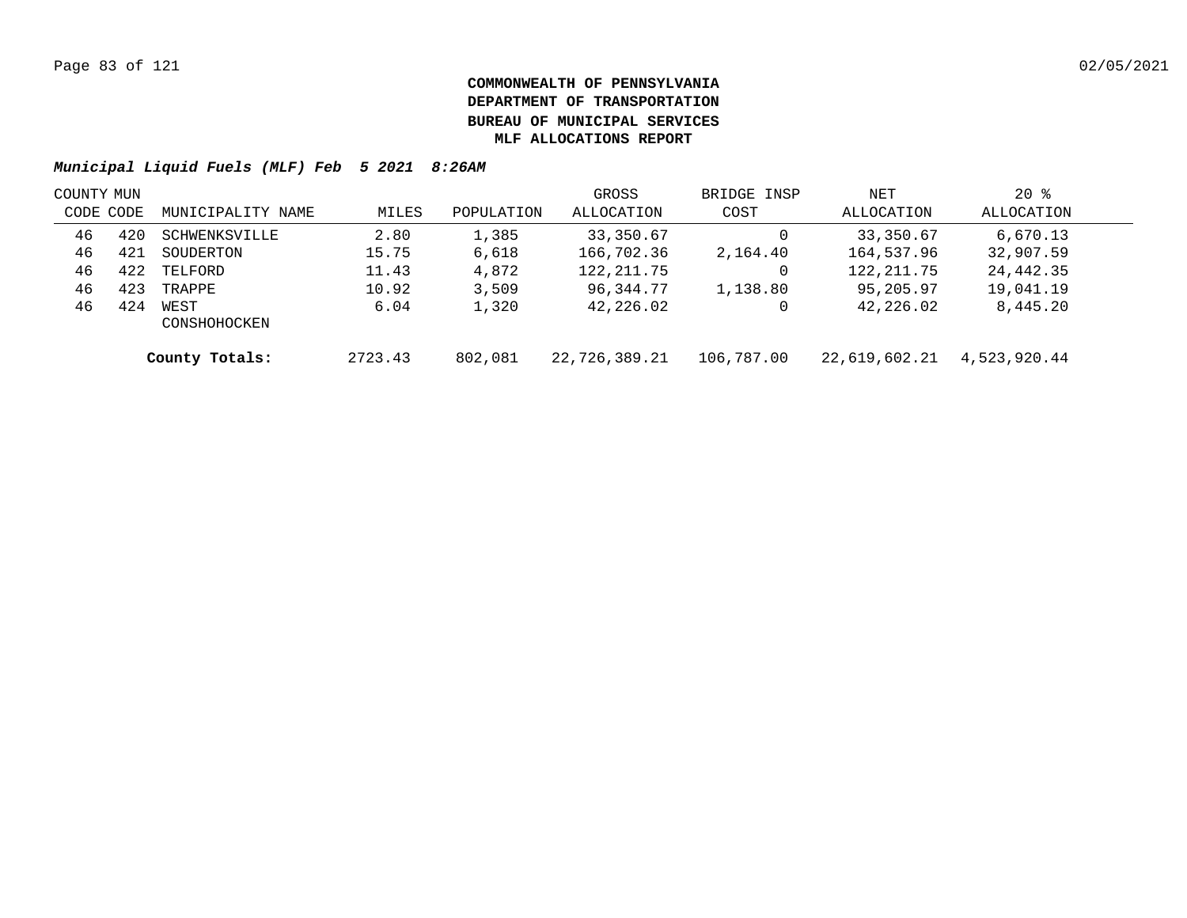**COMMONWEALTH OF PENNSYLVANIA**
**DEPARTMENT OF TRANSPORTATION**
**BUREAU OF MUNICIPAL SERVICES**
**MLF ALLOCATIONS REPORT**

***Municipal Liquid Fuels (MLF) Feb 5 2021 8:26AM***

| COUNTY CODE | MUN CODE | MUNICIPALITY NAME | MILES | POPULATION | GROSS ALLOCATION | BRIDGE INSP COST | NET ALLOCATION | 20 % ALLOCATION |
|---|---|---|---|---|---|---|---|---|
| 46 | 420 | SCHWENKSVILLE | 2.80 | 1,385 | 33,350.67 | 0 | 33,350.67 | 6,670.13 |
| 46 | 421 | SOUDERTON | 15.75 | 6,618 | 166,702.36 | 2,164.40 | 164,537.96 | 32,907.59 |
| 46 | 422 | TELFORD | 11.43 | 4,872 | 122,211.75 | 0 | 122,211.75 | 24,442.35 |
| 46 | 423 | TRAPPE | 10.92 | 3,509 | 96,344.77 | 1,138.80 | 95,205.97 | 19,041.19 |
| 46 | 424 | WEST CONSHOHOCKEN | 6.04 | 1,320 | 42,226.02 | 0 | 42,226.02 | 8,445.20 |
| | | **County Totals:** | 2723.43 | 802,081 | 22,726,389.21 | 106,787.00 | 22,619,602.21 | 4,523,920.44 |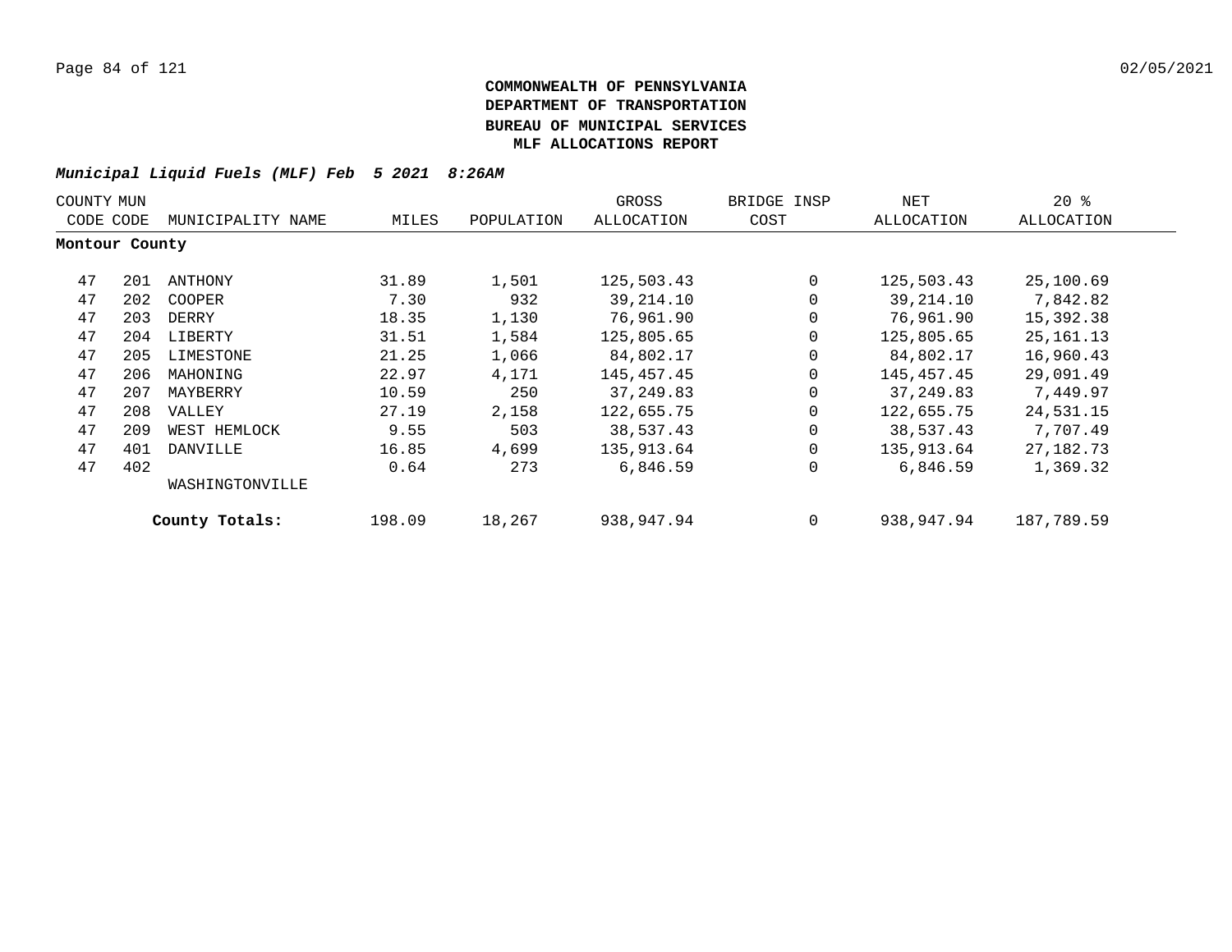# COMMONWEALTH OF PENNSYLVANIA
# DEPARTMENT OF TRANSPORTATION
# BUREAU OF MUNICIPAL SERVICES
# MLF ALLOCATIONS REPORT

***Municipal Liquid Fuels (MLF) Feb 5 2021 8:26AM***

| COUNTY CODE | MUN CODE | MUNICIPALITY NAME | MILES | POPULATION | GROSS ALLOCATION | BRIDGE INSP COST | NET ALLOCATION | 20 % ALLOCATION |
|---|---|---|---|---|---|---|---|---|
| **Montour County** | | | | | | | | |
| 47 | 201 | ANTHONY | 31.89 | 1,501 | 125,503.43 | 0 | 125,503.43 | 25,100.69 |
| 47 | 202 | COOPER | 7.30 | 932 | 39,214.10 | 0 | 39,214.10 | 7,842.82 |
| 47 | 203 | DERRY | 18.35 | 1,130 | 76,961.90 | 0 | 76,961.90 | 15,392.38 |
| 47 | 204 | LIBERTY | 31.51 | 1,584 | 125,805.65 | 0 | 125,805.65 | 25,161.13 |
| 47 | 205 | LIMESTONE | 21.25 | 1,066 | 84,802.17 | 0 | 84,802.17 | 16,960.43 |
| 47 | 206 | MAHONING | 22.97 | 4,171 | 145,457.45 | 0 | 145,457.45 | 29,091.49 |
| 47 | 207 | MAYBERRY | 10.59 | 250 | 37,249.83 | 0 | 37,249.83 | 7,449.97 |
| 47 | 208 | VALLEY | 27.19 | 2,158 | 122,655.75 | 0 | 122,655.75 | 24,531.15 |
| 47 | 209 | WEST HEMLOCK | 9.55 | 503 | 38,537.43 | 0 | 38,537.43 | 7,707.49 |
| 47 | 401 | DANVILLE | 16.85 | 4,699 | 135,913.64 | 0 | 135,913.64 | 27,182.73 |
| 47 | 402 | WASHINGTONVILLE | 0.64 | 273 | 6,846.59 | 0 | 6,846.59 | 1,369.32 |
| | | **County Totals:** | 198.09 | 18,267 | 938,947.94 | 0 | 938,947.94 | 187,789.59 |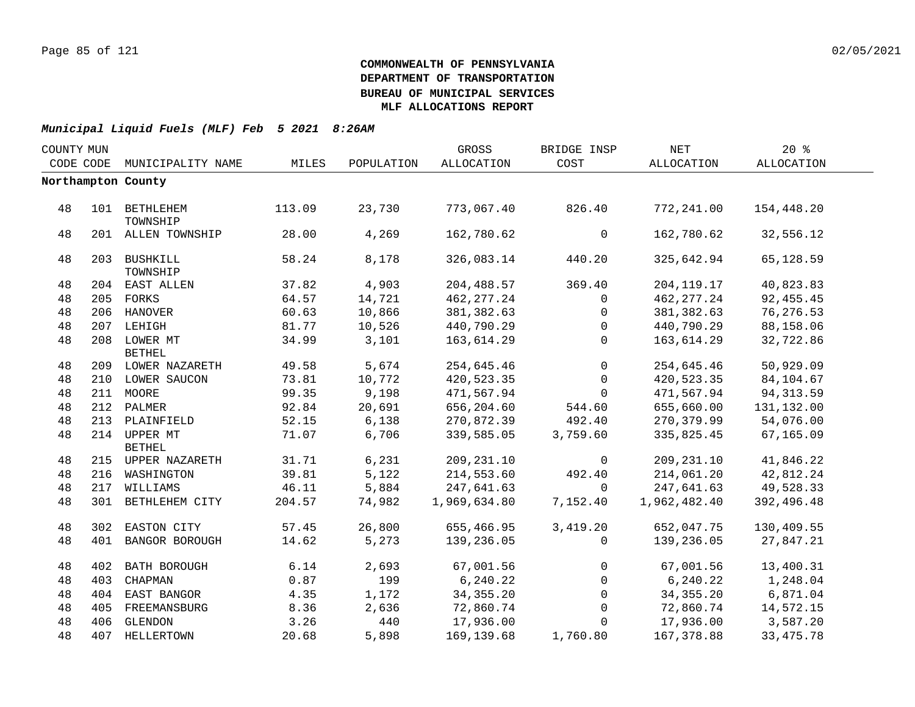**COMMONWEALTH OF PENNSYLVANIA**
**DEPARTMENT OF TRANSPORTATION**
**BUREAU OF MUNICIPAL SERVICES**
**MLF ALLOCATIONS REPORT**

***Municipal Liquid Fuels (MLF) Feb 5 2021 8:26AM***

| COUNTY CODE | MUN CODE | MUNICIPALITY NAME | MILES | POPULATION | GROSS ALLOCATION | BRIDGE INSP COST | NET ALLOCATION | 20 % ALLOCATION |
|---|---|---|---|---|---|---|---|---|
| **Northampton County** | | | | | | | | |
| 48 | 101 | BETHLEHEM TOWNSHIP | 113.09 | 23,730 | 773,067.40 | 826.40 | 772,241.00 | 154,448.20 |
| 48 | 201 | ALLEN TOWNSHIP | 28.00 | 4,269 | 162,780.62 | 0 | 162,780.62 | 32,556.12 |
| 48 | 203 | BUSHKILL TOWNSHIP | 58.24 | 8,178 | 326,083.14 | 440.20 | 325,642.94 | 65,128.59 |
| 48 | 204 | EAST ALLEN | 37.82 | 4,903 | 204,488.57 | 369.40 | 204,119.17 | 40,823.83 |
| 48 | 205 | FORKS | 64.57 | 14,721 | 462,277.24 | 0 | 462,277.24 | 92,455.45 |
| 48 | 206 | HANOVER | 60.63 | 10,866 | 381,382.63 | 0 | 381,382.63 | 76,276.53 |
| 48 | 207 | LEHIGH | 81.77 | 10,526 | 440,790.29 | 0 | 440,790.29 | 88,158.06 |
| 48 | 208 | LOWER MT BETHEL | 34.99 | 3,101 | 163,614.29 | 0 | 163,614.29 | 32,722.86 |
| 48 | 209 | LOWER NAZARETH | 49.58 | 5,674 | 254,645.46 | 0 | 254,645.46 | 50,929.09 |
| 48 | 210 | LOWER SAUCON | 73.81 | 10,772 | 420,523.35 | 0 | 420,523.35 | 84,104.67 |
| 48 | 211 | MOORE | 99.35 | 9,198 | 471,567.94 | 0 | 471,567.94 | 94,313.59 |
| 48 | 212 | PALMER | 92.84 | 20,691 | 656,204.60 | 544.60 | 655,660.00 | 131,132.00 |
| 48 | 213 | PLAINFIELD | 52.15 | 6,138 | 270,872.39 | 492.40 | 270,379.99 | 54,076.00 |
| 48 | 214 | UPPER MT BETHEL | 71.07 | 6,706 | 339,585.05 | 3,759.60 | 335,825.45 | 67,165.09 |
| 48 | 215 | UPPER NAZARETH | 31.71 | 6,231 | 209,231.10 | 0 | 209,231.10 | 41,846.22 |
| 48 | 216 | WASHINGTON | 39.81 | 5,122 | 214,553.60 | 492.40 | 214,061.20 | 42,812.24 |
| 48 | 217 | WILLIAMS | 46.11 | 5,884 | 247,641.63 | 0 | 247,641.63 | 49,528.33 |
| 48 | 301 | BETHLEHEM CITY | 204.57 | 74,982 | 1,969,634.80 | 7,152.40 | 1,962,482.40 | 392,496.48 |
| 48 | 302 | EASTON CITY | 57.45 | 26,800 | 655,466.95 | 3,419.20 | 652,047.75 | 130,409.55 |
| 48 | 401 | BANGOR BOROUGH | 14.62 | 5,273 | 139,236.05 | 0 | 139,236.05 | 27,847.21 |
| 48 | 402 | BATH BOROUGH | 6.14 | 2,693 | 67,001.56 | 0 | 67,001.56 | 13,400.31 |
| 48 | 403 | CHAPMAN | 0.87 | 199 | 6,240.22 | 0 | 6,240.22 | 1,248.04 |
| 48 | 404 | EAST BANGOR | 4.35 | 1,172 | 34,355.20 | 0 | 34,355.20 | 6,871.04 |
| 48 | 405 | FREEMANSBURG | 8.36 | 2,636 | 72,860.74 | 0 | 72,860.74 | 14,572.15 |
| 48 | 406 | GLENDON | 3.26 | 440 | 17,936.00 | 0 | 17,936.00 | 3,587.20 |
| 48 | 407 | HELLERTOWN | 20.68 | 5,898 | 169,139.68 | 1,760.80 | 167,378.88 | 33,475.78 |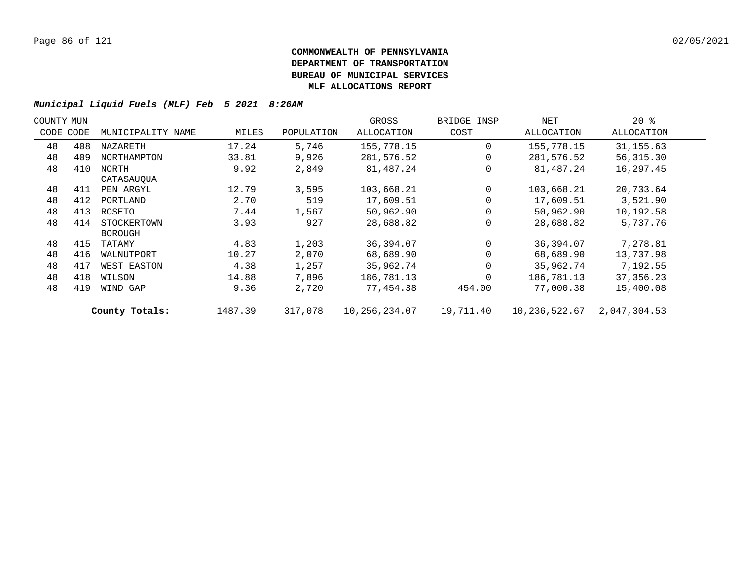**COMMONWEALTH OF PENNSYLVANIA**
**DEPARTMENT OF TRANSPORTATION**
**BUREAU OF MUNICIPAL SERVICES**
**MLF ALLOCATIONS REPORT**

***Municipal Liquid Fuels (MLF) Feb 5 2021 8:26AM***

| COUNTY CODE | MUN CODE | MUNICIPALITY NAME | MILES | POPULATION | GROSS ALLOCATION | BRIDGE INSP COST | NET ALLOCATION | 20 % ALLOCATION |
|---|---|---|---|---|---|---|---|---|
| 48 | 408 | NAZARETH | 17.24 | 5,746 | 155,778.15 | 0 | 155,778.15 | 31,155.63 |
| 48 | 409 | NORTHAMPTON | 33.81 | 9,926 | 281,576.52 | 0 | 281,576.52 | 56,315.30 |
| 48 | 410 | NORTH CATASAUQUA | 9.92 | 2,849 | 81,487.24 | 0 | 81,487.24 | 16,297.45 |
| 48 | 411 | PEN ARGYL | 12.79 | 3,595 | 103,668.21 | 0 | 103,668.21 | 20,733.64 |
| 48 | 412 | PORTLAND | 2.70 | 519 | 17,609.51 | 0 | 17,609.51 | 3,521.90 |
| 48 | 413 | ROSETO | 7.44 | 1,567 | 50,962.90 | 0 | 50,962.90 | 10,192.58 |
| 48 | 414 | STOCKERTOWN BOROUGH | 3.93 | 927 | 28,688.82 | 0 | 28,688.82 | 5,737.76 |
| 48 | 415 | TATAMY | 4.83 | 1,203 | 36,394.07 | 0 | 36,394.07 | 7,278.81 |
| 48 | 416 | WALNUTPORT | 10.27 | 2,070 | 68,689.90 | 0 | 68,689.90 | 13,737.98 |
| 48 | 417 | WEST EASTON | 4.38 | 1,257 | 35,962.74 | 0 | 35,962.74 | 7,192.55 |
| 48 | 418 | WILSON | 14.88 | 7,896 | 186,781.13 | 0 | 186,781.13 | 37,356.23 |
| 48 | 419 | WIND GAP | 9.36 | 2,720 | 77,454.38 | 454.00 | 77,000.38 | 15,400.08 |
| | | **County Totals:** | 1487.39 | 317,078 | 10,256,234.07 | 19,711.40 | 10,236,522.67 | 2,047,304.53 |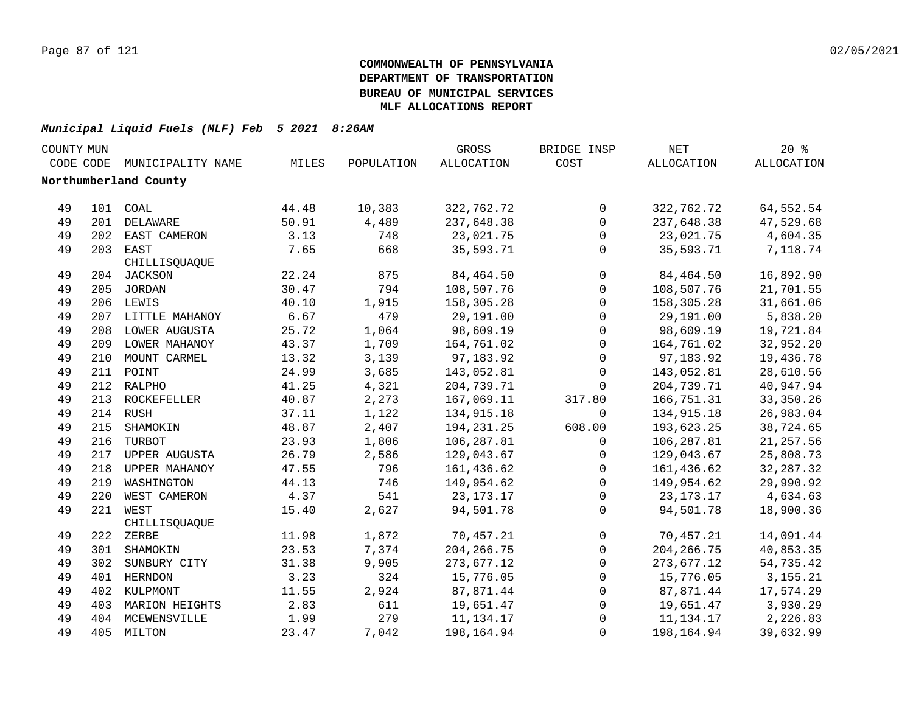# COMMONWEALTH OF PENNSYLVANIA
# DEPARTMENT OF TRANSPORTATION
# BUREAU OF MUNICIPAL SERVICES
# MLF ALLOCATIONS REPORT

***Municipal Liquid Fuels (MLF) Feb 5 2021 8:26AM***

| COUNTY CODE | MUN CODE | MUNICIPALITY NAME | MILES | POPULATION | GROSS ALLOCATION | BRIDGE INSP COST | NET ALLOCATION | 20 % ALLOCATION |
|---|---|---|---|---|---|---|---|---|
| **Northumberland County** | | | | | | | | |
| 49 | 101 | COAL | 44.48 | 10,383 | 322,762.72 | 0 | 322,762.72 | 64,552.54 |
| 49 | 201 | DELAWARE | 50.91 | 4,489 | 237,648.38 | 0 | 237,648.38 | 47,529.68 |
| 49 | 202 | EAST CAMERON | 3.13 | 748 | 23,021.75 | 0 | 23,021.75 | 4,604.35 |
| 49 | 203 | EAST CHILLISQUAQUE | 7.65 | 668 | 35,593.71 | 0 | 35,593.71 | 7,118.74 |
| 49 | 204 | JACKSON | 22.24 | 875 | 84,464.50 | 0 | 84,464.50 | 16,892.90 |
| 49 | 205 | JORDAN | 30.47 | 794 | 108,507.76 | 0 | 108,507.76 | 21,701.55 |
| 49 | 206 | LEWIS | 40.10 | 1,915 | 158,305.28 | 0 | 158,305.28 | 31,661.06 |
| 49 | 207 | LITTLE MAHANOY | 6.67 | 479 | 29,191.00 | 0 | 29,191.00 | 5,838.20 |
| 49 | 208 | LOWER AUGUSTA | 25.72 | 1,064 | 98,609.19 | 0 | 98,609.19 | 19,721.84 |
| 49 | 209 | LOWER MAHANOY | 43.37 | 1,709 | 164,761.02 | 0 | 164,761.02 | 32,952.20 |
| 49 | 210 | MOUNT CARMEL | 13.32 | 3,139 | 97,183.92 | 0 | 97,183.92 | 19,436.78 |
| 49 | 211 | POINT | 24.99 | 3,685 | 143,052.81 | 0 | 143,052.81 | 28,610.56 |
| 49 | 212 | RALPHO | 41.25 | 4,321 | 204,739.71 | 0 | 204,739.71 | 40,947.94 |
| 49 | 213 | ROCKEFELLER | 40.87 | 2,273 | 167,069.11 | 317.80 | 166,751.31 | 33,350.26 |
| 49 | 214 | RUSH | 37.11 | 1,122 | 134,915.18 | 0 | 134,915.18 | 26,983.04 |
| 49 | 215 | SHAMOKIN | 48.87 | 2,407 | 194,231.25 | 608.00 | 193,623.25 | 38,724.65 |
| 49 | 216 | TURBOT | 23.93 | 1,806 | 106,287.81 | 0 | 106,287.81 | 21,257.56 |
| 49 | 217 | UPPER AUGUSTA | 26.79 | 2,586 | 129,043.67 | 0 | 129,043.67 | 25,808.73 |
| 49 | 218 | UPPER MAHANOY | 47.55 | 796 | 161,436.62 | 0 | 161,436.62 | 32,287.32 |
| 49 | 219 | WASHINGTON | 44.13 | 746 | 149,954.62 | 0 | 149,954.62 | 29,990.92 |
| 49 | 220 | WEST CAMERON | 4.37 | 541 | 23,173.17 | 0 | 23,173.17 | 4,634.63 |
| 49 | 221 | WEST CHILLISQUAQUE | 15.40 | 2,627 | 94,501.78 | 0 | 94,501.78 | 18,900.36 |
| 49 | 222 | ZERBE | 11.98 | 1,872 | 70,457.21 | 0 | 70,457.21 | 14,091.44 |
| 49 | 301 | SHAMOKIN | 23.53 | 7,374 | 204,266.75 | 0 | 204,266.75 | 40,853.35 |
| 49 | 302 | SUNBURY CITY | 31.38 | 9,905 | 273,677.12 | 0 | 273,677.12 | 54,735.42 |
| 49 | 401 | HERNDON | 3.23 | 324 | 15,776.05 | 0 | 15,776.05 | 3,155.21 |
| 49 | 402 | KULPMONT | 11.55 | 2,924 | 87,871.44 | 0 | 87,871.44 | 17,574.29 |
| 49 | 403 | MARION HEIGHTS | 2.83 | 611 | 19,651.47 | 0 | 19,651.47 | 3,930.29 |
| 49 | 404 | MCEWENSVILLE | 1.99 | 279 | 11,134.17 | 0 | 11,134.17 | 2,226.83 |
| 49 | 405 | MILTON | 23.47 | 7,042 | 198,164.94 | 0 | 198,164.94 | 39,632.99 |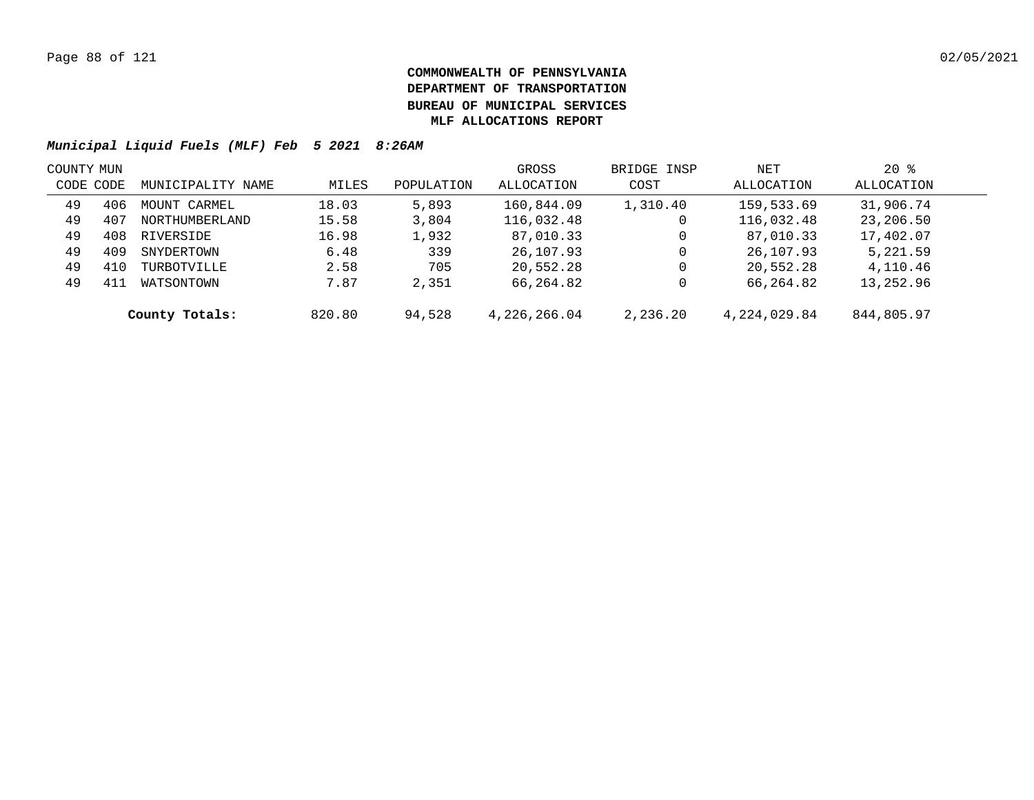**COMMONWEALTH OF PENNSYLVANIA**
**DEPARTMENT OF TRANSPORTATION**
**BUREAU OF MUNICIPAL SERVICES**
**MLF ALLOCATIONS REPORT**

***Municipal Liquid Fuels (MLF) Feb 5 2021 8:26AM***

| COUNTY CODE | MUN CODE | MUNICIPALITY NAME | MILES | POPULATION | GROSS ALLOCATION | BRIDGE INSP COST | NET ALLOCATION | 20 % ALLOCATION |
|---|---|---|---|---|---|---|---|---|
| 49 | 406 | MOUNT CARMEL | 18.03 | 5,893 | 160,844.09 | 1,310.40 | 159,533.69 | 31,906.74 |
| 49 | 407 | NORTHUMBERLAND | 15.58 | 3,804 | 116,032.48 | 0 | 116,032.48 | 23,206.50 |
| 49 | 408 | RIVERSIDE | 16.98 | 1,932 | 87,010.33 | 0 | 87,010.33 | 17,402.07 |
| 49 | 409 | SNYDERTOWN | 6.48 | 339 | 26,107.93 | 0 | 26,107.93 | 5,221.59 |
| 49 | 410 | TURBOTVILLE | 2.58 | 705 | 20,552.28 | 0 | 20,552.28 | 4,110.46 |
| 49 | 411 | WATSONTOWN | 7.87 | 2,351 | 66,264.82 | 0 | 66,264.82 | 13,252.96 |
| | | **County Totals:** | 820.80 | 94,528 | 4,226,266.04 | 2,236.20 | 4,224,029.84 | 844,805.97 |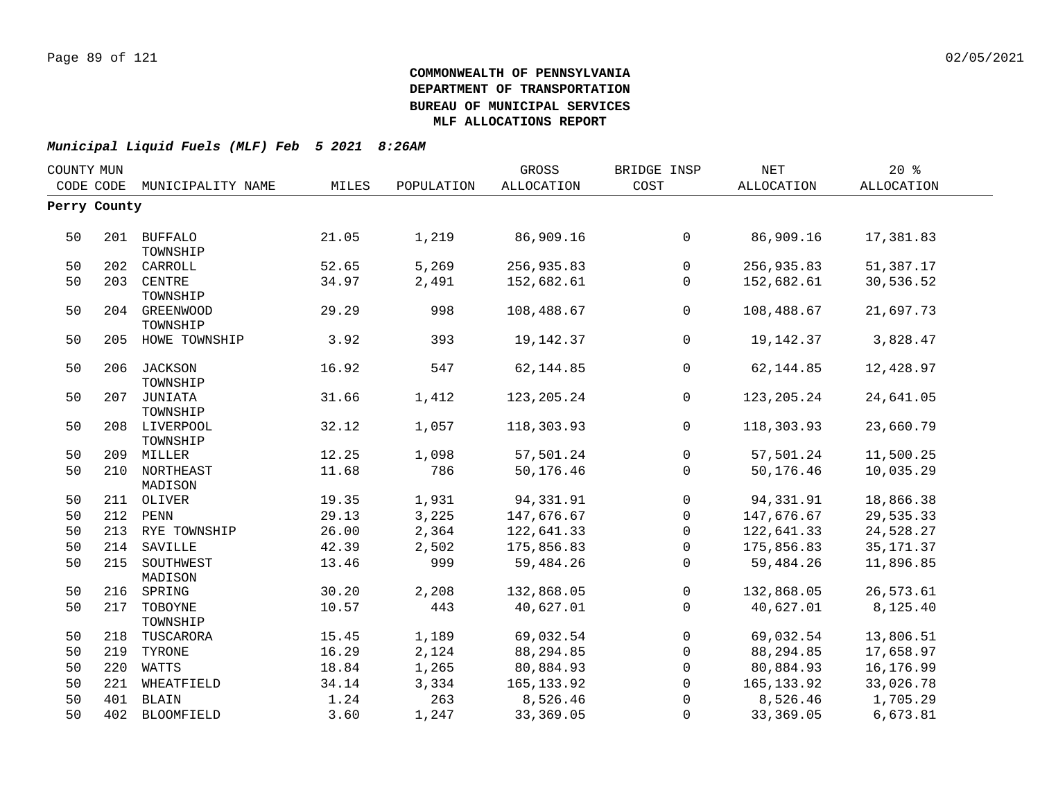# COMMONWEALTH OF PENNSYLVANIA
# DEPARTMENT OF TRANSPORTATION
# BUREAU OF MUNICIPAL SERVICES
# MLF ALLOCATIONS REPORT

*Municipal Liquid Fuels (MLF) Feb 5 2021 8:26AM*

| COUNTY CODE | MUN CODE | MUNICIPALITY NAME | MILES | POPULATION | GROSS ALLOCATION | BRIDGE INSP COST | NET ALLOCATION | 20 % ALLOCATION |
|---|---|---|---|---|---|---|---|---|
| **Perry County** | | | | | | | | |
| 50 | 201 | BUFFALO TOWNSHIP | 21.05 | 1,219 | 86,909.16 | 0 | 86,909.16 | 17,381.83 |
| 50 | 202 | CARROLL | 52.65 | 5,269 | 256,935.83 | 0 | 256,935.83 | 51,387.17 |
| 50 | 203 | CENTRE TOWNSHIP | 34.97 | 2,491 | 152,682.61 | 0 | 152,682.61 | 30,536.52 |
| 50 | 204 | GREENWOOD TOWNSHIP | 29.29 | 998 | 108,488.67 | 0 | 108,488.67 | 21,697.73 |
| 50 | 205 | HOWE TOWNSHIP | 3.92 | 393 | 19,142.37 | 0 | 19,142.37 | 3,828.47 |
| 50 | 206 | JACKSON TOWNSHIP | 16.92 | 547 | 62,144.85 | 0 | 62,144.85 | 12,428.97 |
| 50 | 207 | JUNIATA TOWNSHIP | 31.66 | 1,412 | 123,205.24 | 0 | 123,205.24 | 24,641.05 |
| 50 | 208 | LIVERPOOL TOWNSHIP | 32.12 | 1,057 | 118,303.93 | 0 | 118,303.93 | 23,660.79 |
| 50 | 209 | MILLER | 12.25 | 1,098 | 57,501.24 | 0 | 57,501.24 | 11,500.25 |
| 50 | 210 | NORTHEAST MADISON | 11.68 | 786 | 50,176.46 | 0 | 50,176.46 | 10,035.29 |
| 50 | 211 | OLIVER | 19.35 | 1,931 | 94,331.91 | 0 | 94,331.91 | 18,866.38 |
| 50 | 212 | PENN | 29.13 | 3,225 | 147,676.67 | 0 | 147,676.67 | 29,535.33 |
| 50 | 213 | RYE TOWNSHIP | 26.00 | 2,364 | 122,641.33 | 0 | 122,641.33 | 24,528.27 |
| 50 | 214 | SAVILLE | 42.39 | 2,502 | 175,856.83 | 0 | 175,856.83 | 35,171.37 |
| 50 | 215 | SOUTHWEST MADISON | 13.46 | 999 | 59,484.26 | 0 | 59,484.26 | 11,896.85 |
| 50 | 216 | SPRING | 30.20 | 2,208 | 132,868.05 | 0 | 132,868.05 | 26,573.61 |
| 50 | 217 | TOBOYNE TOWNSHIP | 10.57 | 443 | 40,627.01 | 0 | 40,627.01 | 8,125.40 |
| 50 | 218 | TUSCARORA | 15.45 | 1,189 | 69,032.54 | 0 | 69,032.54 | 13,806.51 |
| 50 | 219 | TYRONE | 16.29 | 2,124 | 88,294.85 | 0 | 88,294.85 | 17,658.97 |
| 50 | 220 | WATTS | 18.84 | 1,265 | 80,884.93 | 0 | 80,884.93 | 16,176.99 |
| 50 | 221 | WHEATFIELD | 34.14 | 3,334 | 165,133.92 | 0 | 165,133.92 | 33,026.78 |
| 50 | 401 | BLAIN | 1.24 | 263 | 8,526.46 | 0 | 8,526.46 | 1,705.29 |
| 50 | 402 | BLOOMFIELD | 3.60 | 1,247 | 33,369.05 | 0 | 33,369.05 | 6,673.81 |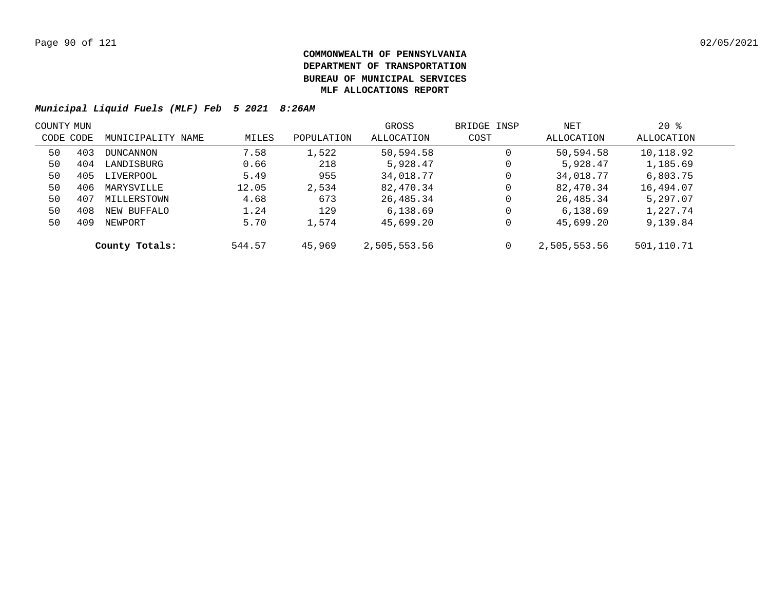**COMMONWEALTH OF PENNSYLVANIA**
**DEPARTMENT OF TRANSPORTATION**
**BUREAU OF MUNICIPAL SERVICES**
**MLF ALLOCATIONS REPORT**

***Municipal Liquid Fuels (MLF) Feb 5 2021 8:26AM***

| COUNTY CODE | MUN CODE | MUNICIPALITY NAME | MILES | POPULATION | GROSS ALLOCATION | BRIDGE INSP COST | NET ALLOCATION | 20 % ALLOCATION |
|---|---|---|---|---|---|---|---|---|
| 50 | 403 | DUNCANNON | 7.58 | 1,522 | 50,594.58 | 0 | 50,594.58 | 10,118.92 |
| 50 | 404 | LANDISBURG | 0.66 | 218 | 5,928.47 | 0 | 5,928.47 | 1,185.69 |
| 50 | 405 | LIVERPOOL | 5.49 | 955 | 34,018.77 | 0 | 34,018.77 | 6,803.75 |
| 50 | 406 | MARYSVILLE | 12.05 | 2,534 | 82,470.34 | 0 | 82,470.34 | 16,494.07 |
| 50 | 407 | MILLERSTOWN | 4.68 | 673 | 26,485.34 | 0 | 26,485.34 | 5,297.07 |
| 50 | 408 | NEW BUFFALO | 1.24 | 129 | 6,138.69 | 0 | 6,138.69 | 1,227.74 |
| 50 | 409 | NEWPORT | 5.70 | 1,574 | 45,699.20 | 0 | 45,699.20 | 9,139.84 |
| | | **County Totals:** | 544.57 | 45,969 | 2,505,553.56 | 0 | 2,505,553.56 | 501,110.71 |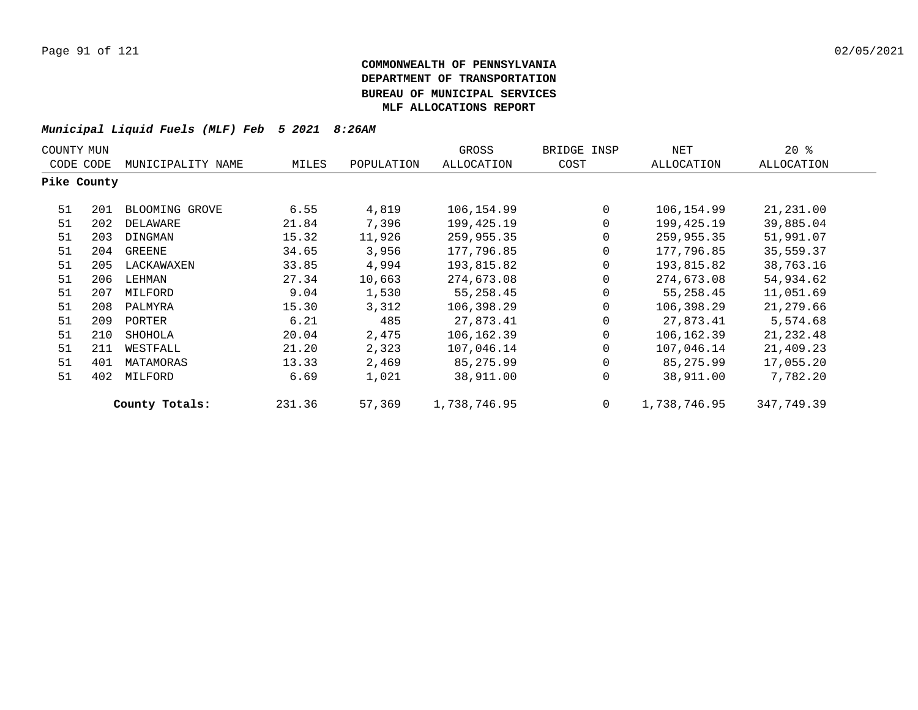**COMMONWEALTH OF PENNSYLVANIA**
**DEPARTMENT OF TRANSPORTATION**
**BUREAU OF MUNICIPAL SERVICES**
**MLF ALLOCATIONS REPORT**

***Municipal Liquid Fuels (MLF) Feb 5 2021 8:26AM***

| COUNTY CODE | MUN CODE | MUNICIPALITY NAME | MILES | POPULATION | GROSS ALLOCATION | BRIDGE INSP COST | NET ALLOCATION | 20 % ALLOCATION |
|---|---|---|---|---|---|---|---|---|
| **Pike County** | | | | | | | | |
| 51 | 201 | BLOOMING GROVE | 6.55 | 4,819 | 106,154.99 | 0 | 106,154.99 | 21,231.00 |
| 51 | 202 | DELAWARE | 21.84 | 7,396 | 199,425.19 | 0 | 199,425.19 | 39,885.04 |
| 51 | 203 | DINGMAN | 15.32 | 11,926 | 259,955.35 | 0 | 259,955.35 | 51,991.07 |
| 51 | 204 | GREENE | 34.65 | 3,956 | 177,796.85 | 0 | 177,796.85 | 35,559.37 |
| 51 | 205 | LACKAWAXEN | 33.85 | 4,994 | 193,815.82 | 0 | 193,815.82 | 38,763.16 |
| 51 | 206 | LEHMAN | 27.34 | 10,663 | 274,673.08 | 0 | 274,673.08 | 54,934.62 |
| 51 | 207 | MILFORD | 9.04 | 1,530 | 55,258.45 | 0 | 55,258.45 | 11,051.69 |
| 51 | 208 | PALMYRA | 15.30 | 3,312 | 106,398.29 | 0 | 106,398.29 | 21,279.66 |
| 51 | 209 | PORTER | 6.21 | 485 | 27,873.41 | 0 | 27,873.41 | 5,574.68 |
| 51 | 210 | SHOHOLA | 20.04 | 2,475 | 106,162.39 | 0 | 106,162.39 | 21,232.48 |
| 51 | 211 | WESTFALL | 21.20 | 2,323 | 107,046.14 | 0 | 107,046.14 | 21,409.23 |
| 51 | 401 | MATAMORAS | 13.33 | 2,469 | 85,275.99 | 0 | 85,275.99 | 17,055.20 |
| 51 | 402 | MILFORD | 6.69 | 1,021 | 38,911.00 | 0 | 38,911.00 | 7,782.20 |
| | | **County Totals:** | 231.36 | 57,369 | 1,738,746.95 | 0 | 1,738,746.95 | 347,749.39 |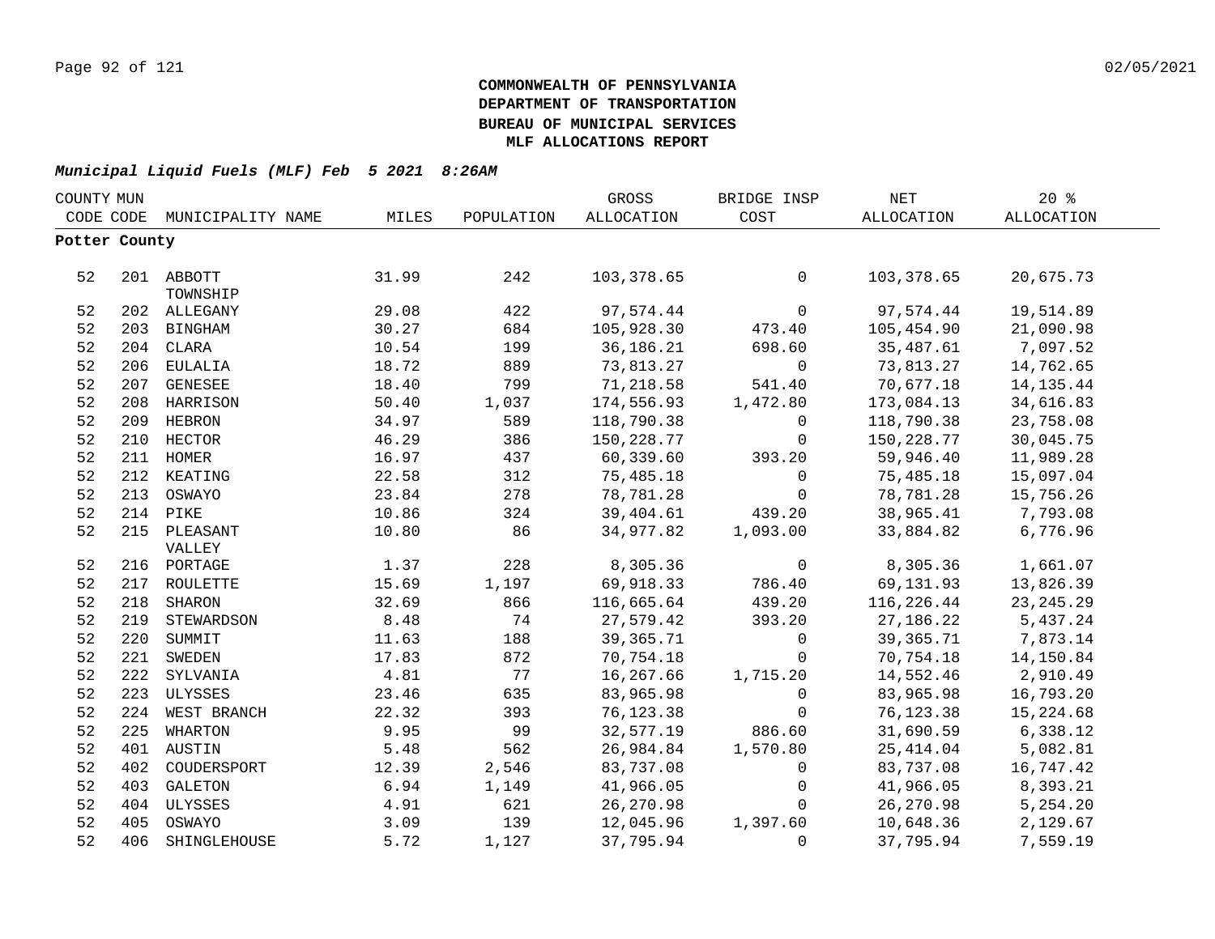**COMMONWEALTH OF PENNSYLVANIA**
**DEPARTMENT OF TRANSPORTATION**
**BUREAU OF MUNICIPAL SERVICES**
**MLF ALLOCATIONS REPORT**

***Municipal Liquid Fuels (MLF) Feb 5 2021 8:26AM***

| COUNTY CODE | MUN CODE | MUNICIPALITY NAME | MILES | POPULATION | GROSS ALLOCATION | BRIDGE INSP COST | NET ALLOCATION | 20 % ALLOCATION |
|---|---|---|---|---|---|---|---|---|
| **Potter County** | | | | | | | | |
| 52 | 201 | ABBOTT TOWNSHIP | 31.99 | 242 | 103,378.65 | 0 | 103,378.65 | 20,675.73 |
| 52 | 202 | ALLEGANY | 29.08 | 422 | 97,574.44 | 0 | 97,574.44 | 19,514.89 |
| 52 | 203 | BINGHAM | 30.27 | 684 | 105,928.30 | 473.40 | 105,454.90 | 21,090.98 |
| 52 | 204 | CLARA | 10.54 | 199 | 36,186.21 | 698.60 | 35,487.61 | 7,097.52 |
| 52 | 206 | EULALIA | 18.72 | 889 | 73,813.27 | 0 | 73,813.27 | 14,762.65 |
| 52 | 207 | GENESEE | 18.40 | 799 | 71,218.58 | 541.40 | 70,677.18 | 14,135.44 |
| 52 | 208 | HARRISON | 50.40 | 1,037 | 174,556.93 | 1,472.80 | 173,084.13 | 34,616.83 |
| 52 | 209 | HEBRON | 34.97 | 589 | 118,790.38 | 0 | 118,790.38 | 23,758.08 |
| 52 | 210 | HECTOR | 46.29 | 386 | 150,228.77 | 0 | 150,228.77 | 30,045.75 |
| 52 | 211 | HOMER | 16.97 | 437 | 60,339.60 | 393.20 | 59,946.40 | 11,989.28 |
| 52 | 212 | KEATING | 22.58 | 312 | 75,485.18 | 0 | 75,485.18 | 15,097.04 |
| 52 | 213 | OSWAYO | 23.84 | 278 | 78,781.28 | 0 | 78,781.28 | 15,756.26 |
| 52 | 214 | PIKE | 10.86 | 324 | 39,404.61 | 439.20 | 38,965.41 | 7,793.08 |
| 52 | 215 | PLEASANT VALLEY | 10.80 | 86 | 34,977.82 | 1,093.00 | 33,884.82 | 6,776.96 |
| 52 | 216 | PORTAGE | 1.37 | 228 | 8,305.36 | 0 | 8,305.36 | 1,661.07 |
| 52 | 217 | ROULETTE | 15.69 | 1,197 | 69,918.33 | 786.40 | 69,131.93 | 13,826.39 |
| 52 | 218 | SHARON | 32.69 | 866 | 116,665.64 | 439.20 | 116,226.44 | 23,245.29 |
| 52 | 219 | STEWARDSON | 8.48 | 74 | 27,579.42 | 393.20 | 27,186.22 | 5,437.24 |
| 52 | 220 | SUMMIT | 11.63 | 188 | 39,365.71 | 0 | 39,365.71 | 7,873.14 |
| 52 | 221 | SWEDEN | 17.83 | 872 | 70,754.18 | 0 | 70,754.18 | 14,150.84 |
| 52 | 222 | SYLVANIA | 4.81 | 77 | 16,267.66 | 1,715.20 | 14,552.46 | 2,910.49 |
| 52 | 223 | ULYSSES | 23.46 | 635 | 83,965.98 | 0 | 83,965.98 | 16,793.20 |
| 52 | 224 | WEST BRANCH | 22.32 | 393 | 76,123.38 | 0 | 76,123.38 | 15,224.68 |
| 52 | 225 | WHARTON | 9.95 | 99 | 32,577.19 | 886.60 | 31,690.59 | 6,338.12 |
| 52 | 401 | AUSTIN | 5.48 | 562 | 26,984.84 | 1,570.80 | 25,414.04 | 5,082.81 |
| 52 | 402 | COUDERSPORT | 12.39 | 2,546 | 83,737.08 | 0 | 83,737.08 | 16,747.42 |
| 52 | 403 | GALETON | 6.94 | 1,149 | 41,966.05 | 0 | 41,966.05 | 8,393.21 |
| 52 | 404 | ULYSSES | 4.91 | 621 | 26,270.98 | 0 | 26,270.98 | 5,254.20 |
| 52 | 405 | OSWAYO | 3.09 | 139 | 12,045.96 | 1,397.60 | 10,648.36 | 2,129.67 |
| 52 | 406 | SHINGLEHOUSE | 5.72 | 1,127 | 37,795.94 | 0 | 37,795.94 | 7,559.19 |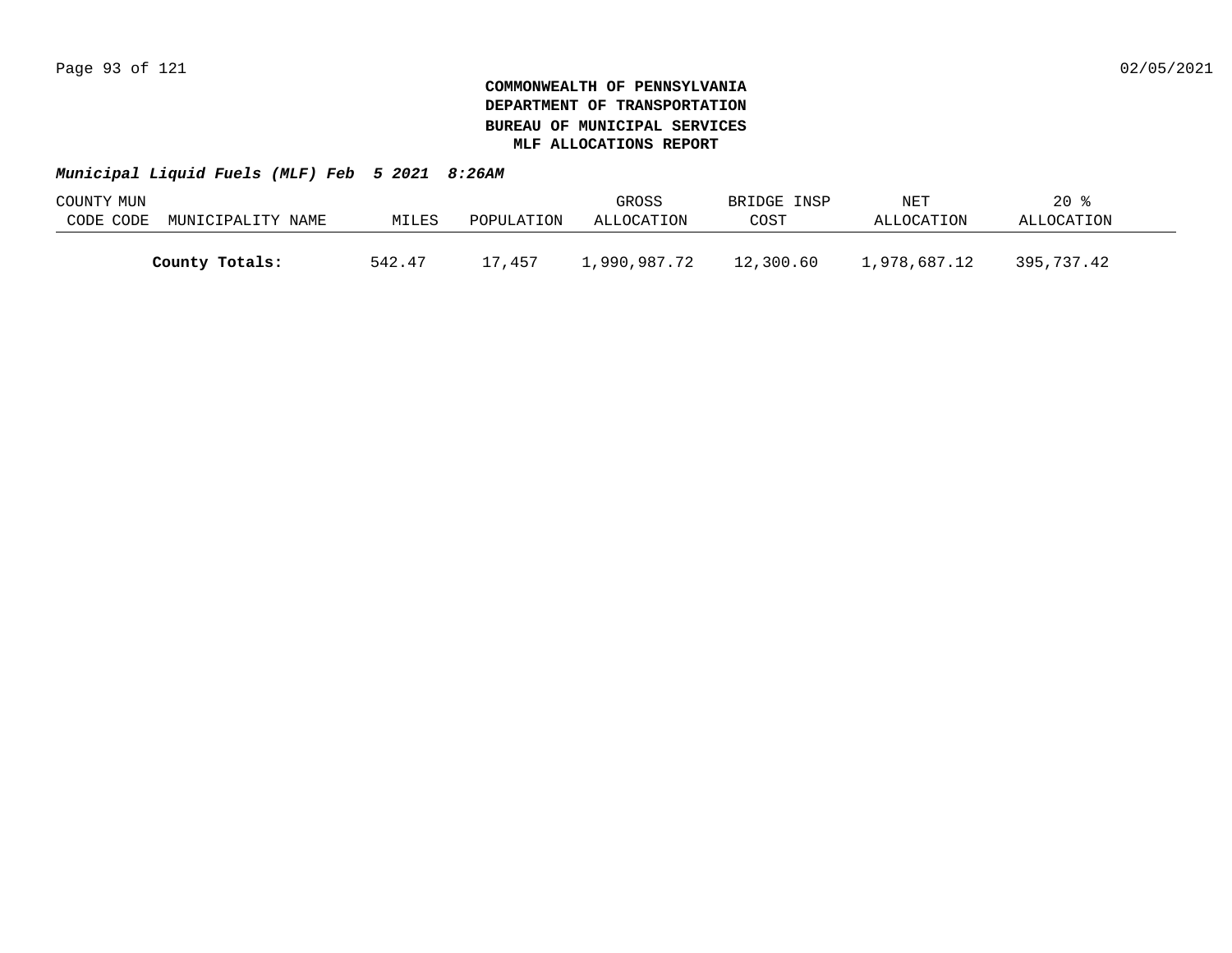**COMMONWEALTH OF PENNSYLVANIA**
**DEPARTMENT OF TRANSPORTATION**
**BUREAU OF MUNICIPAL SERVICES**
**MLF ALLOCATIONS REPORT**

***Municipal Liquid Fuels (MLF) Feb 5 2021 8:26AM***

| COUNTY CODE | MUN CODE | MUNICIPALITY NAME | MILES | POPULATION | GROSS ALLOCATION | BRIDGE INSP COST | NET ALLOCATION | 20 % ALLOCATION |
|---|---|---|---|---|---|---|---|---|
| | | **County Totals:** | 542.47 | 17,457 | 1,990,987.72 | 12,300.60 | 1,978,687.12 | 395,737.42 |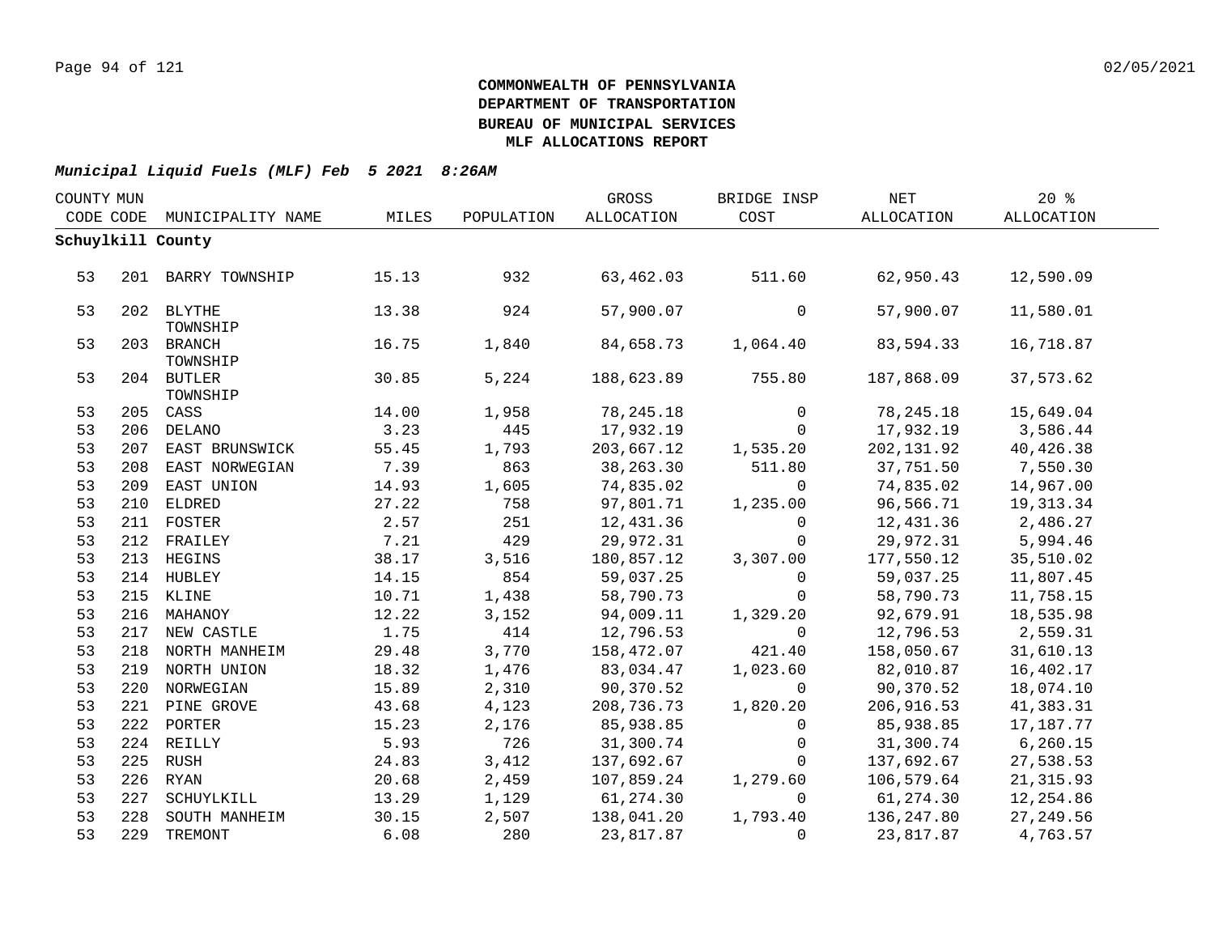**COMMONWEALTH OF PENNSYLVANIA**
**DEPARTMENT OF TRANSPORTATION**
**BUREAU OF MUNICIPAL SERVICES**
**MLF ALLOCATIONS REPORT**

***Municipal Liquid Fuels (MLF) Feb 5 2021 8:26AM***

| COUNTY CODE | MUN CODE | MUNICIPALITY NAME | MILES | POPULATION | GROSS ALLOCATION | BRIDGE INSP COST | NET ALLOCATION | 20 % ALLOCATION |
|---|---|---|---|---|---|---|---|---|
| **Schuylkill County** | | | | | | | | |
| 53 | 201 | BARRY TOWNSHIP | 15.13 | 932 | 63,462.03 | 511.60 | 62,950.43 | 12,590.09 |
| 53 | 202 | BLYTHE TOWNSHIP | 13.38 | 924 | 57,900.07 | 0 | 57,900.07 | 11,580.01 |
| 53 | 203 | BRANCH TOWNSHIP | 16.75 | 1,840 | 84,658.73 | 1,064.40 | 83,594.33 | 16,718.87 |
| 53 | 204 | BUTLER TOWNSHIP | 30.85 | 5,224 | 188,623.89 | 755.80 | 187,868.09 | 37,573.62 |
| 53 | 205 | CASS | 14.00 | 1,958 | 78,245.18 | 0 | 78,245.18 | 15,649.04 |
| 53 | 206 | DELANO | 3.23 | 445 | 17,932.19 | 0 | 17,932.19 | 3,586.44 |
| 53 | 207 | EAST BRUNSWICK | 55.45 | 1,793 | 203,667.12 | 1,535.20 | 202,131.92 | 40,426.38 |
| 53 | 208 | EAST NORWEGIAN | 7.39 | 863 | 38,263.30 | 511.80 | 37,751.50 | 7,550.30 |
| 53 | 209 | EAST UNION | 14.93 | 1,605 | 74,835.02 | 0 | 74,835.02 | 14,967.00 |
| 53 | 210 | ELDRED | 27.22 | 758 | 97,801.71 | 1,235.00 | 96,566.71 | 19,313.34 |
| 53 | 211 | FOSTER | 2.57 | 251 | 12,431.36 | 0 | 12,431.36 | 2,486.27 |
| 53 | 212 | FRAILEY | 7.21 | 429 | 29,972.31 | 0 | 29,972.31 | 5,994.46 |
| 53 | 213 | HEGINS | 38.17 | 3,516 | 180,857.12 | 3,307.00 | 177,550.12 | 35,510.02 |
| 53 | 214 | HUBLEY | 14.15 | 854 | 59,037.25 | 0 | 59,037.25 | 11,807.45 |
| 53 | 215 | KLINE | 10.71 | 1,438 | 58,790.73 | 0 | 58,790.73 | 11,758.15 |
| 53 | 216 | MAHANOY | 12.22 | 3,152 | 94,009.11 | 1,329.20 | 92,679.91 | 18,535.98 |
| 53 | 217 | NEW CASTLE | 1.75 | 414 | 12,796.53 | 0 | 12,796.53 | 2,559.31 |
| 53 | 218 | NORTH MANHEIM | 29.48 | 3,770 | 158,472.07 | 421.40 | 158,050.67 | 31,610.13 |
| 53 | 219 | NORTH UNION | 18.32 | 1,476 | 83,034.47 | 1,023.60 | 82,010.87 | 16,402.17 |
| 53 | 220 | NORWEGIAN | 15.89 | 2,310 | 90,370.52 | 0 | 90,370.52 | 18,074.10 |
| 53 | 221 | PINE GROVE | 43.68 | 4,123 | 208,736.73 | 1,820.20 | 206,916.53 | 41,383.31 |
| 53 | 222 | PORTER | 15.23 | 2,176 | 85,938.85 | 0 | 85,938.85 | 17,187.77 |
| 53 | 224 | REILLY | 5.93 | 726 | 31,300.74 | 0 | 31,300.74 | 6,260.15 |
| 53 | 225 | RUSH | 24.83 | 3,412 | 137,692.67 | 0 | 137,692.67 | 27,538.53 |
| 53 | 226 | RYAN | 20.68 | 2,459 | 107,859.24 | 1,279.60 | 106,579.64 | 21,315.93 |
| 53 | 227 | SCHUYLKILL | 13.29 | 1,129 | 61,274.30 | 0 | 61,274.30 | 12,254.86 |
| 53 | 228 | SOUTH MANHEIM | 30.15 | 2,507 | 138,041.20 | 1,793.40 | 136,247.80 | 27,249.56 |
| 53 | 229 | TREMONT | 6.08 | 280 | 23,817.87 | 0 | 23,817.87 | 4,763.57 |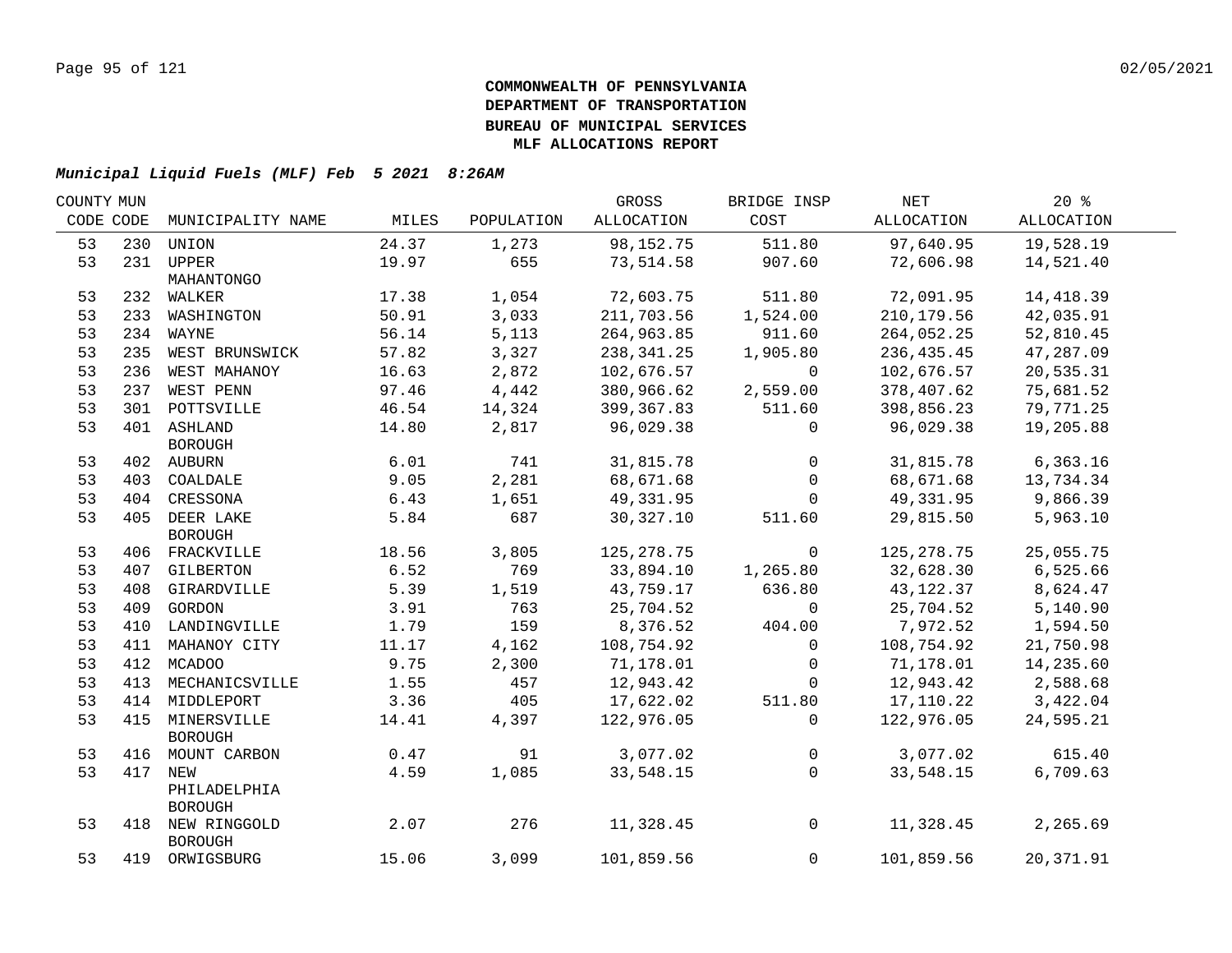**COMMONWEALTH OF PENNSYLVANIA**
**DEPARTMENT OF TRANSPORTATION**
**BUREAU OF MUNICIPAL SERVICES**
**MLF ALLOCATIONS REPORT**

***Municipal Liquid Fuels (MLF) Feb 5 2021 8:26AM***

| COUNTY CODE | MUN CODE | MUNICIPALITY NAME | MILES | POPULATION | GROSS ALLOCATION | BRIDGE INSP COST | NET ALLOCATION | 20 % ALLOCATION |
|---|---|---|---|---|---|---|---|---|
| 53 | 230 | UNION | 24.37 | 1,273 | 98,152.75 | 511.80 | 97,640.95 | 19,528.19 |
| 53 | 231 | UPPER MAHANTONGO | 19.97 | 655 | 73,514.58 | 907.60 | 72,606.98 | 14,521.40 |
| 53 | 232 | WALKER | 17.38 | 1,054 | 72,603.75 | 511.80 | 72,091.95 | 14,418.39 |
| 53 | 233 | WASHINGTON | 50.91 | 3,033 | 211,703.56 | 1,524.00 | 210,179.56 | 42,035.91 |
| 53 | 234 | WAYNE | 56.14 | 5,113 | 264,963.85 | 911.60 | 264,052.25 | 52,810.45 |
| 53 | 235 | WEST BRUNSWICK | 57.82 | 3,327 | 238,341.25 | 1,905.80 | 236,435.45 | 47,287.09 |
| 53 | 236 | WEST MAHANOY | 16.63 | 2,872 | 102,676.57 | 0 | 102,676.57 | 20,535.31 |
| 53 | 237 | WEST PENN | 97.46 | 4,442 | 380,966.62 | 2,559.00 | 378,407.62 | 75,681.52 |
| 53 | 301 | POTTSVILLE | 46.54 | 14,324 | 399,367.83 | 511.60 | 398,856.23 | 79,771.25 |
| 53 | 401 | ASHLAND BOROUGH | 14.80 | 2,817 | 96,029.38 | 0 | 96,029.38 | 19,205.88 |
| 53 | 402 | AUBURN | 6.01 | 741 | 31,815.78 | 0 | 31,815.78 | 6,363.16 |
| 53 | 403 | COALDALE | 9.05 | 2,281 | 68,671.68 | 0 | 68,671.68 | 13,734.34 |
| 53 | 404 | CRESSONA | 6.43 | 1,651 | 49,331.95 | 0 | 49,331.95 | 9,866.39 |
| 53 | 405 | DEER LAKE BOROUGH | 5.84 | 687 | 30,327.10 | 511.60 | 29,815.50 | 5,963.10 |
| 53 | 406 | FRACKVILLE | 18.56 | 3,805 | 125,278.75 | 0 | 125,278.75 | 25,055.75 |
| 53 | 407 | GILBERTON | 6.52 | 769 | 33,894.10 | 1,265.80 | 32,628.30 | 6,525.66 |
| 53 | 408 | GIRARDVILLE | 5.39 | 1,519 | 43,759.17 | 636.80 | 43,122.37 | 8,624.47 |
| 53 | 409 | GORDON | 3.91 | 763 | 25,704.52 | 0 | 25,704.52 | 5,140.90 |
| 53 | 410 | LANDINGVILLE | 1.79 | 159 | 8,376.52 | 404.00 | 7,972.52 | 1,594.50 |
| 53 | 411 | MAHANOY CITY | 11.17 | 4,162 | 108,754.92 | 0 | 108,754.92 | 21,750.98 |
| 53 | 412 | MCADOO | 9.75 | 2,300 | 71,178.01 | 0 | 71,178.01 | 14,235.60 |
| 53 | 413 | MECHANICSVILLE | 1.55 | 457 | 12,943.42 | 0 | 12,943.42 | 2,588.68 |
| 53 | 414 | MIDDLEPORT | 3.36 | 405 | 17,622.02 | 511.80 | 17,110.22 | 3,422.04 |
| 53 | 415 | MINERSVILLE BOROUGH | 14.41 | 4,397 | 122,976.05 | 0 | 122,976.05 | 24,595.21 |
| 53 | 416 | MOUNT CARBON | 0.47 | 91 | 3,077.02 | 0 | 3,077.02 | 615.40 |
| 53 | 417 | NEW PHILADELPHIA BOROUGH | 4.59 | 1,085 | 33,548.15 | 0 | 33,548.15 | 6,709.63 |
| 53 | 418 | NEW RINGGOLD BOROUGH | 2.07 | 276 | 11,328.45 | 0 | 11,328.45 | 2,265.69 |
| 53 | 419 | ORWIGSBURG | 15.06 | 3,099 | 101,859.56 | 0 | 101,859.56 | 20,371.91 |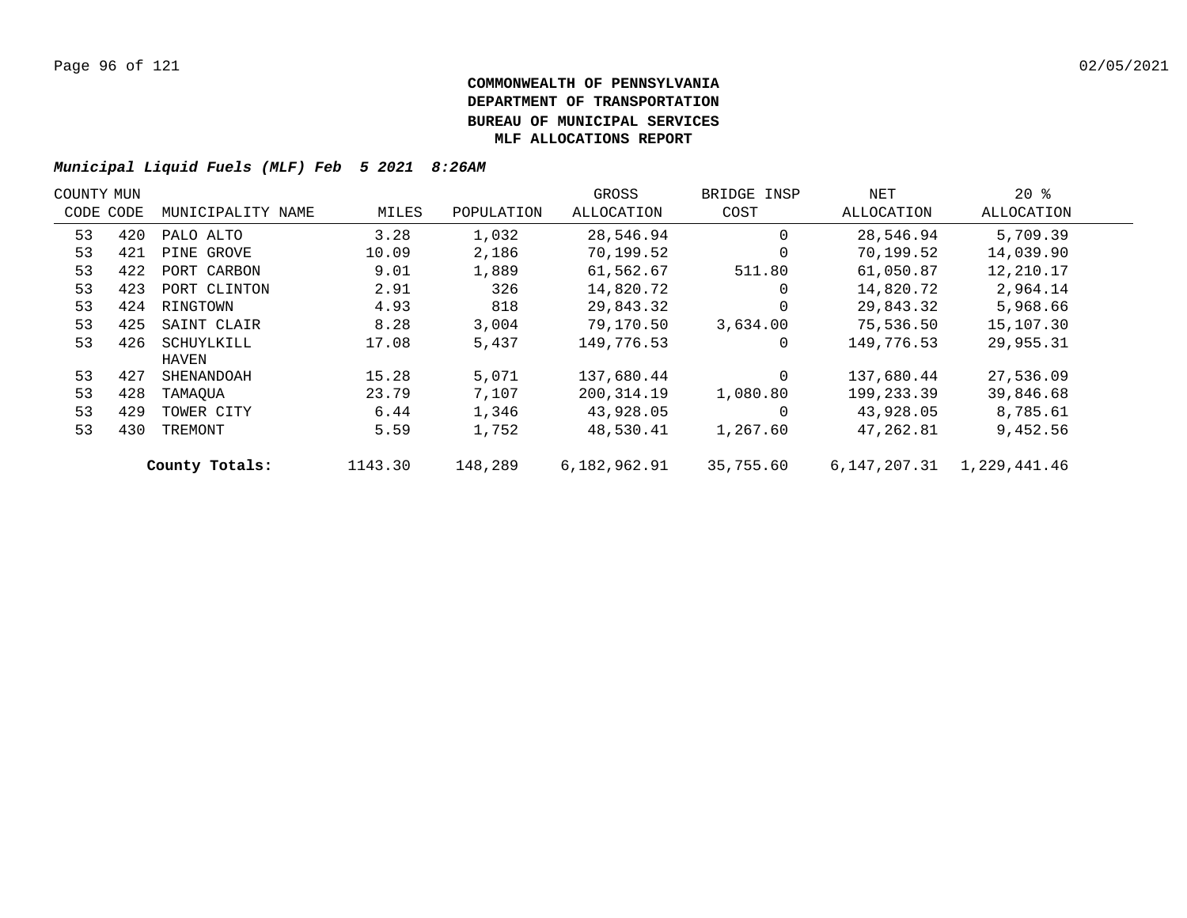**COMMONWEALTH OF PENNSYLVANIA**
**DEPARTMENT OF TRANSPORTATION**
**BUREAU OF MUNICIPAL SERVICES**
**MLF ALLOCATIONS REPORT**

***Municipal Liquid Fuels (MLF) Feb 5 2021 8:26AM***

| COUNTY CODE | MUN CODE | MUNICIPALITY NAME | MILES | POPULATION | GROSS ALLOCATION | BRIDGE INSP COST | NET ALLOCATION | 20 % ALLOCATION |
|---|---|---|---|---|---|---|---|---|
| 53 | 420 | PALO ALTO | 3.28 | 1,032 | 28,546.94 | 0 | 28,546.94 | 5,709.39 |
| 53 | 421 | PINE GROVE | 10.09 | 2,186 | 70,199.52 | 0 | 70,199.52 | 14,039.90 |
| 53 | 422 | PORT CARBON | 9.01 | 1,889 | 61,562.67 | 511.80 | 61,050.87 | 12,210.17 |
| 53 | 423 | PORT CLINTON | 2.91 | 326 | 14,820.72 | 0 | 14,820.72 | 2,964.14 |
| 53 | 424 | RINGTOWN | 4.93 | 818 | 29,843.32 | 0 | 29,843.32 | 5,968.66 |
| 53 | 425 | SAINT CLAIR | 8.28 | 3,004 | 79,170.50 | 3,634.00 | 75,536.50 | 15,107.30 |
| 53 | 426 | SCHUYLKILL HAVEN | 17.08 | 5,437 | 149,776.53 | 0 | 149,776.53 | 29,955.31 |
| 53 | 427 | SHENANDOAH | 15.28 | 5,071 | 137,680.44 | 0 | 137,680.44 | 27,536.09 |
| 53 | 428 | TAMAQUA | 23.79 | 7,107 | 200,314.19 | 1,080.80 | 199,233.39 | 39,846.68 |
| 53 | 429 | TOWER CITY | 6.44 | 1,346 | 43,928.05 | 0 | 43,928.05 | 8,785.61 |
| 53 | 430 | TREMONT | 5.59 | 1,752 | 48,530.41 | 1,267.60 | 47,262.81 | 9,452.56 |
| | | **County Totals:** | 1143.30 | 148,289 | 6,182,962.91 | 35,755.60 | 6,147,207.31 | 1,229,441.46 |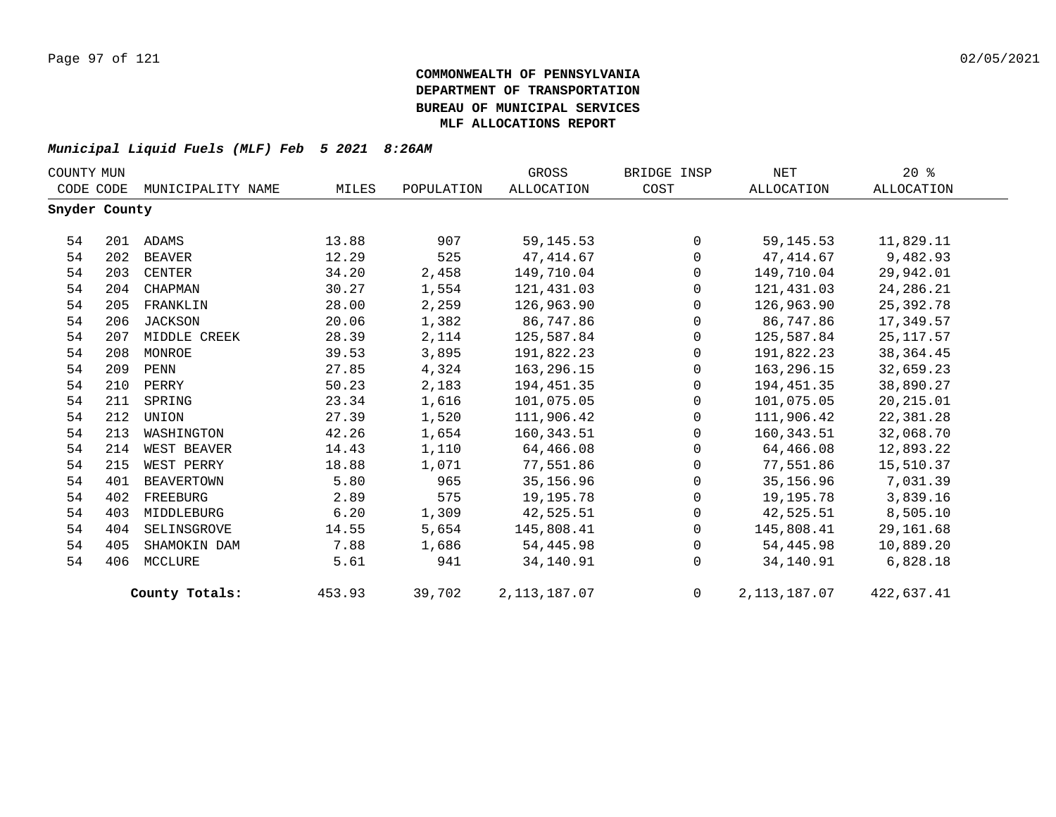**COMMONWEALTH OF PENNSYLVANIA**
**DEPARTMENT OF TRANSPORTATION**
**BUREAU OF MUNICIPAL SERVICES**
**MLF ALLOCATIONS REPORT**

***Municipal Liquid Fuels (MLF) Feb 5 2021 8:26AM***

| COUNTY CODE | MUN CODE | MUNICIPALITY NAME | MILES | POPULATION | GROSS ALLOCATION | BRIDGE INSP COST | NET ALLOCATION | 20 % ALLOCATION |
|---|---|---|---|---|---|---|---|---|
| **Snyder County** | | | | | | | | |
| 54 | 201 | ADAMS | 13.88 | 907 | 59,145.53 | 0 | 59,145.53 | 11,829.11 |
| 54 | 202 | BEAVER | 12.29 | 525 | 47,414.67 | 0 | 47,414.67 | 9,482.93 |
| 54 | 203 | CENTER | 34.20 | 2,458 | 149,710.04 | 0 | 149,710.04 | 29,942.01 |
| 54 | 204 | CHAPMAN | 30.27 | 1,554 | 121,431.03 | 0 | 121,431.03 | 24,286.21 |
| 54 | 205 | FRANKLIN | 28.00 | 2,259 | 126,963.90 | 0 | 126,963.90 | 25,392.78 |
| 54 | 206 | JACKSON | 20.06 | 1,382 | 86,747.86 | 0 | 86,747.86 | 17,349.57 |
| 54 | 207 | MIDDLE CREEK | 28.39 | 2,114 | 125,587.84 | 0 | 125,587.84 | 25,117.57 |
| 54 | 208 | MONROE | 39.53 | 3,895 | 191,822.23 | 0 | 191,822.23 | 38,364.45 |
| 54 | 209 | PENN | 27.85 | 4,324 | 163,296.15 | 0 | 163,296.15 | 32,659.23 |
| 54 | 210 | PERRY | 50.23 | 2,183 | 194,451.35 | 0 | 194,451.35 | 38,890.27 |
| 54 | 211 | SPRING | 23.34 | 1,616 | 101,075.05 | 0 | 101,075.05 | 20,215.01 |
| 54 | 212 | UNION | 27.39 | 1,520 | 111,906.42 | 0 | 111,906.42 | 22,381.28 |
| 54 | 213 | WASHINGTON | 42.26 | 1,654 | 160,343.51 | 0 | 160,343.51 | 32,068.70 |
| 54 | 214 | WEST BEAVER | 14.43 | 1,110 | 64,466.08 | 0 | 64,466.08 | 12,893.22 |
| 54 | 215 | WEST PERRY | 18.88 | 1,071 | 77,551.86 | 0 | 77,551.86 | 15,510.37 |
| 54 | 401 | BEAVERTOWN | 5.80 | 965 | 35,156.96 | 0 | 35,156.96 | 7,031.39 |
| 54 | 402 | FREEBURG | 2.89 | 575 | 19,195.78 | 0 | 19,195.78 | 3,839.16 |
| 54 | 403 | MIDDLEBURG | 6.20 | 1,309 | 42,525.51 | 0 | 42,525.51 | 8,505.10 |
| 54 | 404 | SELINSGROVE | 14.55 | 5,654 | 145,808.41 | 0 | 145,808.41 | 29,161.68 |
| 54 | 405 | SHAMOKIN DAM | 7.88 | 1,686 | 54,445.98 | 0 | 54,445.98 | 10,889.20 |
| 54 | 406 | MCCLURE | 5.61 | 941 | 34,140.91 | 0 | 34,140.91 | 6,828.18 |
| | | **County Totals:** | 453.93 | 39,702 | 2,113,187.07 | 0 | 2,113,187.07 | 422,637.41 |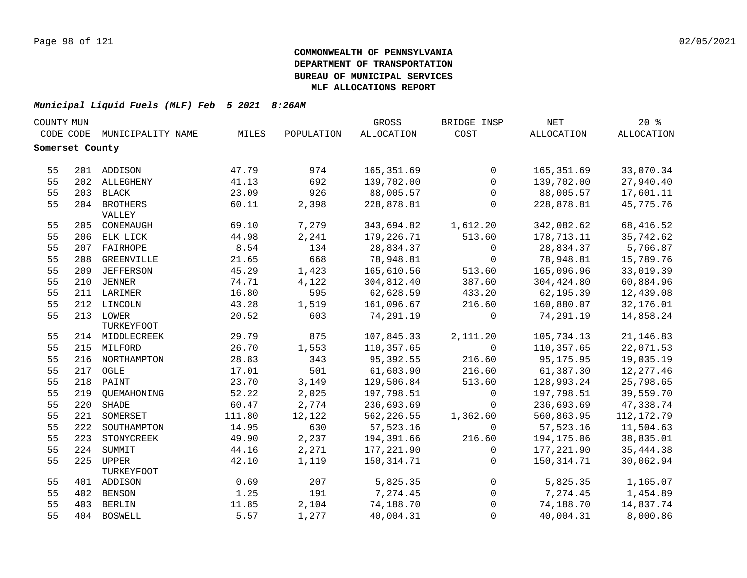**COMMONWEALTH OF PENNSYLVANIA**
**DEPARTMENT OF TRANSPORTATION**
**BUREAU OF MUNICIPAL SERVICES**
**MLF ALLOCATIONS REPORT**

***Municipal Liquid Fuels (MLF) Feb 5 2021 8:26AM***

| COUNTY CODE | MUN CODE | MUNICIPALITY NAME | MILES | POPULATION | GROSS ALLOCATION | BRIDGE INSP COST | NET ALLOCATION | 20 % ALLOCATION |
|---|---|---|---|---|---|---|---|---|
| **Somerset County** | | | | | | | | |
| 55 | 201 | ADDISON | 47.79 | 974 | 165,351.69 | 0 | 165,351.69 | 33,070.34 |
| 55 | 202 | ALLEGHENY | 41.13 | 692 | 139,702.00 | 0 | 139,702.00 | 27,940.40 |
| 55 | 203 | BLACK | 23.09 | 926 | 88,005.57 | 0 | 88,005.57 | 17,601.11 |
| 55 | 204 | BROTHERS VALLEY | 60.11 | 2,398 | 228,878.81 | 0 | 228,878.81 | 45,775.76 |
| 55 | 205 | CONEMAUGH | 69.10 | 7,279 | 343,694.82 | 1,612.20 | 342,082.62 | 68,416.52 |
| 55 | 206 | ELK LICK | 44.98 | 2,241 | 179,226.71 | 513.60 | 178,713.11 | 35,742.62 |
| 55 | 207 | FAIRHOPE | 8.54 | 134 | 28,834.37 | 0 | 28,834.37 | 5,766.87 |
| 55 | 208 | GREENVILLE | 21.65 | 668 | 78,948.81 | 0 | 78,948.81 | 15,789.76 |
| 55 | 209 | JEFFERSON | 45.29 | 1,423 | 165,610.56 | 513.60 | 165,096.96 | 33,019.39 |
| 55 | 210 | JENNER | 74.71 | 4,122 | 304,812.40 | 387.60 | 304,424.80 | 60,884.96 |
| 55 | 211 | LARIMER | 16.80 | 595 | 62,628.59 | 433.20 | 62,195.39 | 12,439.08 |
| 55 | 212 | LINCOLN | 43.28 | 1,519 | 161,096.67 | 216.60 | 160,880.07 | 32,176.01 |
| 55 | 213 | LOWER TURKEYFOOT | 20.52 | 603 | 74,291.19 | 0 | 74,291.19 | 14,858.24 |
| 55 | 214 | MIDDLECREEK | 29.79 | 875 | 107,845.33 | 2,111.20 | 105,734.13 | 21,146.83 |
| 55 | 215 | MILFORD | 26.70 | 1,553 | 110,357.65 | 0 | 110,357.65 | 22,071.53 |
| 55 | 216 | NORTHAMPTON | 28.83 | 343 | 95,392.55 | 216.60 | 95,175.95 | 19,035.19 |
| 55 | 217 | OGLE | 17.01 | 501 | 61,603.90 | 216.60 | 61,387.30 | 12,277.46 |
| 55 | 218 | PAINT | 23.70 | 3,149 | 129,506.84 | 513.60 | 128,993.24 | 25,798.65 |
| 55 | 219 | QUEMAHONING | 52.22 | 2,025 | 197,798.51 | 0 | 197,798.51 | 39,559.70 |
| 55 | 220 | SHADE | 60.47 | 2,774 | 236,693.69 | 0 | 236,693.69 | 47,338.74 |
| 55 | 221 | SOMERSET | 111.80 | 12,122 | 562,226.55 | 1,362.60 | 560,863.95 | 112,172.79 |
| 55 | 222 | SOUTHAMPTON | 14.95 | 630 | 57,523.16 | 0 | 57,523.16 | 11,504.63 |
| 55 | 223 | STONYCREEK | 49.90 | 2,237 | 194,391.66 | 216.60 | 194,175.06 | 38,835.01 |
| 55 | 224 | SUMMIT | 44.16 | 2,271 | 177,221.90 | 0 | 177,221.90 | 35,444.38 |
| 55 | 225 | UPPER TURKEYFOOT | 42.10 | 1,119 | 150,314.71 | 0 | 150,314.71 | 30,062.94 |
| 55 | 401 | ADDISON | 0.69 | 207 | 5,825.35 | 0 | 5,825.35 | 1,165.07 |
| 55 | 402 | BENSON | 1.25 | 191 | 7,274.45 | 0 | 7,274.45 | 1,454.89 |
| 55 | 403 | BERLIN | 11.85 | 2,104 | 74,188.70 | 0 | 74,188.70 | 14,837.74 |
| 55 | 404 | BOSWELL | 5.57 | 1,277 | 40,004.31 | 0 | 40,004.31 | 8,000.86 |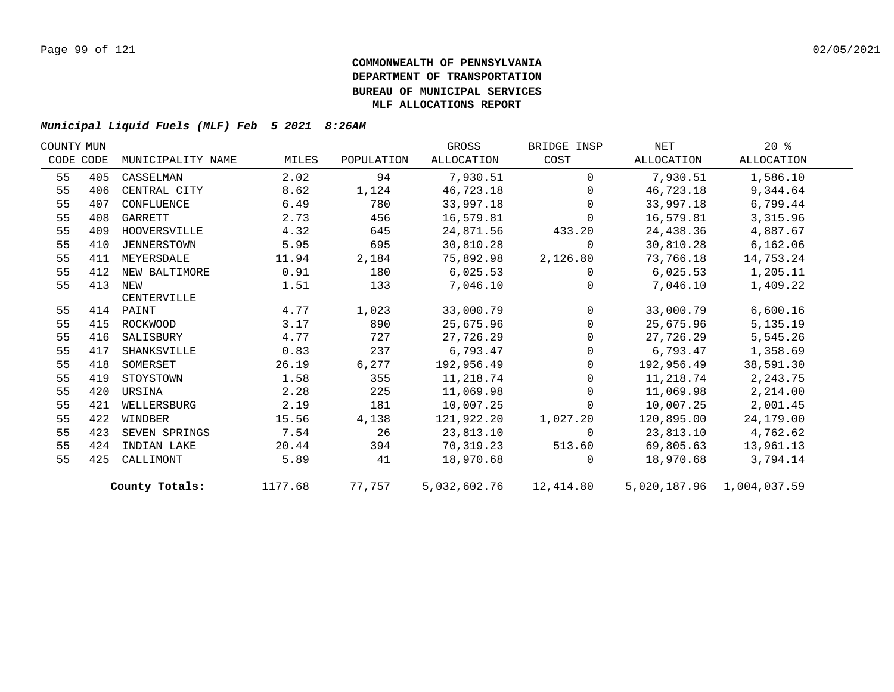**COMMONWEALTH OF PENNSYLVANIA**
**DEPARTMENT OF TRANSPORTATION**
**BUREAU OF MUNICIPAL SERVICES**
**MLF ALLOCATIONS REPORT**

***Municipal Liquid Fuels (MLF) Feb 5 2021 8:26AM***

| COUNTY CODE | MUN CODE | MUNICIPALITY NAME | MILES | POPULATION | GROSS ALLOCATION | BRIDGE INSP COST | NET ALLOCATION | 20 % ALLOCATION |
|---|---|---|---|---|---|---|---|---|
| 55 | 405 | CASSELMAN | 2.02 | 94 | 7,930.51 | 0 | 7,930.51 | 1,586.10 |
| 55 | 406 | CENTRAL CITY | 8.62 | 1,124 | 46,723.18 | 0 | 46,723.18 | 9,344.64 |
| 55 | 407 | CONFLUENCE | 6.49 | 780 | 33,997.18 | 0 | 33,997.18 | 6,799.44 |
| 55 | 408 | GARRETT | 2.73 | 456 | 16,579.81 | 0 | 16,579.81 | 3,315.96 |
| 55 | 409 | HOOVERSVILLE | 4.32 | 645 | 24,871.56 | 433.20 | 24,438.36 | 4,887.67 |
| 55 | 410 | JENNERSTOWN | 5.95 | 695 | 30,810.28 | 0 | 30,810.28 | 6,162.06 |
| 55 | 411 | MEYERSDALE | 11.94 | 2,184 | 75,892.98 | 2,126.80 | 73,766.18 | 14,753.24 |
| 55 | 412 | NEW BALTIMORE | 0.91 | 180 | 6,025.53 | 0 | 6,025.53 | 1,205.11 |
| 55 | 413 | NEW CENTERVILLE | 1.51 | 133 | 7,046.10 | 0 | 7,046.10 | 1,409.22 |
| 55 | 414 | PAINT | 4.77 | 1,023 | 33,000.79 | 0 | 33,000.79 | 6,600.16 |
| 55 | 415 | ROCKWOOD | 3.17 | 890 | 25,675.96 | 0 | 25,675.96 | 5,135.19 |
| 55 | 416 | SALISBURY | 4.77 | 727 | 27,726.29 | 0 | 27,726.29 | 5,545.26 |
| 55 | 417 | SHANKSVILLE | 0.83 | 237 | 6,793.47 | 0 | 6,793.47 | 1,358.69 |
| 55 | 418 | SOMERSET | 26.19 | 6,277 | 192,956.49 | 0 | 192,956.49 | 38,591.30 |
| 55 | 419 | STOYSTOWN | 1.58 | 355 | 11,218.74 | 0 | 11,218.74 | 2,243.75 |
| 55 | 420 | URSINA | 2.28 | 225 | 11,069.98 | 0 | 11,069.98 | 2,214.00 |
| 55 | 421 | WELLERSBURG | 2.19 | 181 | 10,007.25 | 0 | 10,007.25 | 2,001.45 |
| 55 | 422 | WINDBER | 15.56 | 4,138 | 121,922.20 | 1,027.20 | 120,895.00 | 24,179.00 |
| 55 | 423 | SEVEN SPRINGS | 7.54 | 26 | 23,813.10 | 0 | 23,813.10 | 4,762.62 |
| 55 | 424 | INDIAN LAKE | 20.44 | 394 | 70,319.23 | 513.60 | 69,805.63 | 13,961.13 |
| 55 | 425 | CALLIMONT | 5.89 | 41 | 18,970.68 | 0 | 18,970.68 | 3,794.14 |
| | | **County Totals:** | 1177.68 | 77,757 | 5,032,602.76 | 12,414.80 | 5,020,187.96 | 1,004,037.59 |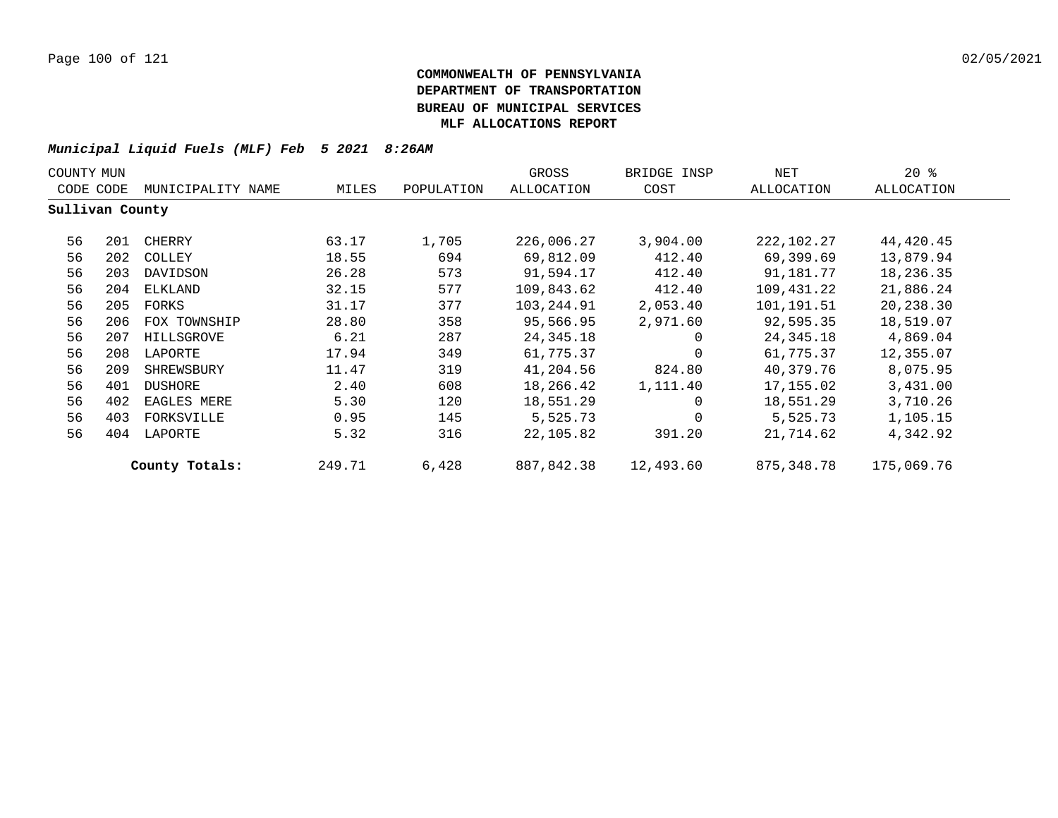**COMMONWEALTH OF PENNSYLVANIA**
**DEPARTMENT OF TRANSPORTATION**
**BUREAU OF MUNICIPAL SERVICES**
**MLF ALLOCATIONS REPORT**

***Municipal Liquid Fuels (MLF) Feb 5 2021 8:26AM***

| COUNTY CODE | MUN CODE | MUNICIPALITY NAME | MILES | POPULATION | GROSS ALLOCATION | BRIDGE INSP COST | NET ALLOCATION | 20 % ALLOCATION |
|---|---|---|---|---|---|---|---|---|
| **Sullivan County** | | | | | | | | |
| 56 | 201 | CHERRY | 63.17 | 1,705 | 226,006.27 | 3,904.00 | 222,102.27 | 44,420.45 |
| 56 | 202 | COLLEY | 18.55 | 694 | 69,812.09 | 412.40 | 69,399.69 | 13,879.94 |
| 56 | 203 | DAVIDSON | 26.28 | 573 | 91,594.17 | 412.40 | 91,181.77 | 18,236.35 |
| 56 | 204 | ELKLAND | 32.15 | 577 | 109,843.62 | 412.40 | 109,431.22 | 21,886.24 |
| 56 | 205 | FORKS | 31.17 | 377 | 103,244.91 | 2,053.40 | 101,191.51 | 20,238.30 |
| 56 | 206 | FOX TOWNSHIP | 28.80 | 358 | 95,566.95 | 2,971.60 | 92,595.35 | 18,519.07 |
| 56 | 207 | HILLSGROVE | 6.21 | 287 | 24,345.18 | 0 | 24,345.18 | 4,869.04 |
| 56 | 208 | LAPORTE | 17.94 | 349 | 61,775.37 | 0 | 61,775.37 | 12,355.07 |
| 56 | 209 | SHREWSBURY | 11.47 | 319 | 41,204.56 | 824.80 | 40,379.76 | 8,075.95 |
| 56 | 401 | DUSHORE | 2.40 | 608 | 18,266.42 | 1,111.40 | 17,155.02 | 3,431.00 |
| 56 | 402 | EAGLES MERE | 5.30 | 120 | 18,551.29 | 0 | 18,551.29 | 3,710.26 |
| 56 | 403 | FORKSVILLE | 0.95 | 145 | 5,525.73 | 0 | 5,525.73 | 1,105.15 |
| 56 | 404 | LAPORTE | 5.32 | 316 | 22,105.82 | 391.20 | 21,714.62 | 4,342.92 |
| | | **County Totals:** | 249.71 | 6,428 | 887,842.38 | 12,493.60 | 875,348.78 | 175,069.76 |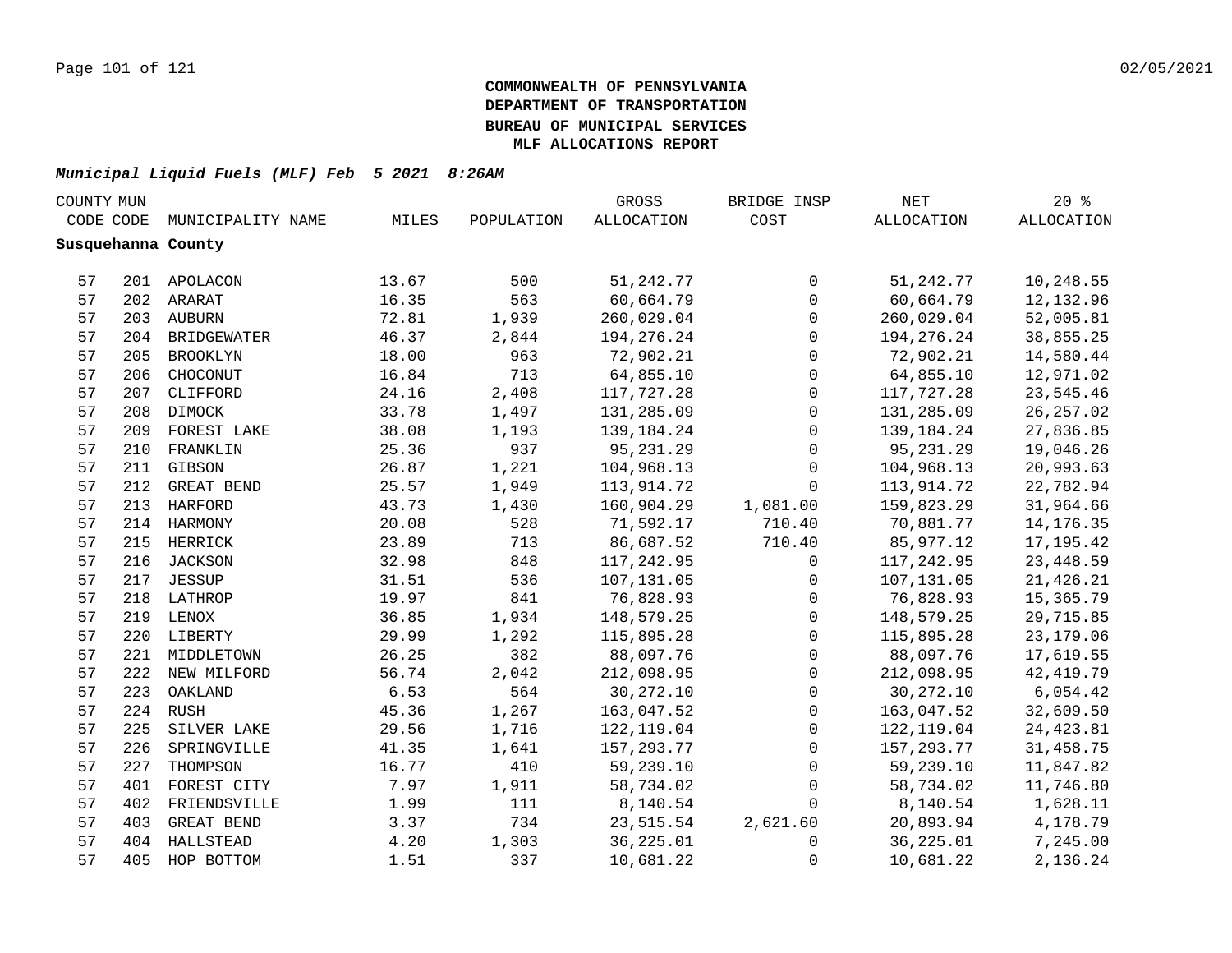**COMMONWEALTH OF PENNSYLVANIA**
**DEPARTMENT OF TRANSPORTATION**
**BUREAU OF MUNICIPAL SERVICES**
**MLF ALLOCATIONS REPORT**

*Municipal Liquid Fuels (MLF) Feb 5 2021 8:26AM*

| COUNTY CODE | MUN CODE | MUNICIPALITY NAME | MILES | POPULATION | GROSS ALLOCATION | BRIDGE INSP COST | NET ALLOCATION | 20 % ALLOCATION |
|---|---|---|---|---|---|---|---|---|
| **Susquehanna County** | | | | | | | | |
| 57 | 201 | APOLACON | 13.67 | 500 | 51,242.77 | 0 | 51,242.77 | 10,248.55 |
| 57 | 202 | ARARAT | 16.35 | 563 | 60,664.79 | 0 | 60,664.79 | 12,132.96 |
| 57 | 203 | AUBURN | 72.81 | 1,939 | 260,029.04 | 0 | 260,029.04 | 52,005.81 |
| 57 | 204 | BRIDGEWATER | 46.37 | 2,844 | 194,276.24 | 0 | 194,276.24 | 38,855.25 |
| 57 | 205 | BROOKLYN | 18.00 | 963 | 72,902.21 | 0 | 72,902.21 | 14,580.44 |
| 57 | 206 | CHOCONUT | 16.84 | 713 | 64,855.10 | 0 | 64,855.10 | 12,971.02 |
| 57 | 207 | CLIFFORD | 24.16 | 2,408 | 117,727.28 | 0 | 117,727.28 | 23,545.46 |
| 57 | 208 | DIMOCK | 33.78 | 1,497 | 131,285.09 | 0 | 131,285.09 | 26,257.02 |
| 57 | 209 | FOREST LAKE | 38.08 | 1,193 | 139,184.24 | 0 | 139,184.24 | 27,836.85 |
| 57 | 210 | FRANKLIN | 25.36 | 937 | 95,231.29 | 0 | 95,231.29 | 19,046.26 |
| 57 | 211 | GIBSON | 26.87 | 1,221 | 104,968.13 | 0 | 104,968.13 | 20,993.63 |
| 57 | 212 | GREAT BEND | 25.57 | 1,949 | 113,914.72 | 0 | 113,914.72 | 22,782.94 |
| 57 | 213 | HARFORD | 43.73 | 1,430 | 160,904.29 | 1,081.00 | 159,823.29 | 31,964.66 |
| 57 | 214 | HARMONY | 20.08 | 528 | 71,592.17 | 710.40 | 70,881.77 | 14,176.35 |
| 57 | 215 | HERRICK | 23.89 | 713 | 86,687.52 | 710.40 | 85,977.12 | 17,195.42 |
| 57 | 216 | JACKSON | 32.98 | 848 | 117,242.95 | 0 | 117,242.95 | 23,448.59 |
| 57 | 217 | JESSUP | 31.51 | 536 | 107,131.05 | 0 | 107,131.05 | 21,426.21 |
| 57 | 218 | LATHROP | 19.97 | 841 | 76,828.93 | 0 | 76,828.93 | 15,365.79 |
| 57 | 219 | LENOX | 36.85 | 1,934 | 148,579.25 | 0 | 148,579.25 | 29,715.85 |
| 57 | 220 | LIBERTY | 29.99 | 1,292 | 115,895.28 | 0 | 115,895.28 | 23,179.06 |
| 57 | 221 | MIDDLETOWN | 26.25 | 382 | 88,097.76 | 0 | 88,097.76 | 17,619.55 |
| 57 | 222 | NEW MILFORD | 56.74 | 2,042 | 212,098.95 | 0 | 212,098.95 | 42,419.79 |
| 57 | 223 | OAKLAND | 6.53 | 564 | 30,272.10 | 0 | 30,272.10 | 6,054.42 |
| 57 | 224 | RUSH | 45.36 | 1,267 | 163,047.52 | 0 | 163,047.52 | 32,609.50 |
| 57 | 225 | SILVER LAKE | 29.56 | 1,716 | 122,119.04 | 0 | 122,119.04 | 24,423.81 |
| 57 | 226 | SPRINGVILLE | 41.35 | 1,641 | 157,293.77 | 0 | 157,293.77 | 31,458.75 |
| 57 | 227 | THOMPSON | 16.77 | 410 | 59,239.10 | 0 | 59,239.10 | 11,847.82 |
| 57 | 401 | FOREST CITY | 7.97 | 1,911 | 58,734.02 | 0 | 58,734.02 | 11,746.80 |
| 57 | 402 | FRIENDSVILLE | 1.99 | 111 | 8,140.54 | 0 | 8,140.54 | 1,628.11 |
| 57 | 403 | GREAT BEND | 3.37 | 734 | 23,515.54 | 2,621.60 | 20,893.94 | 4,178.79 |
| 57 | 404 | HALLSTEAD | 4.20 | 1,303 | 36,225.01 | 0 | 36,225.01 | 7,245.00 |
| 57 | 405 | HOP BOTTOM | 1.51 | 337 | 10,681.22 | 0 | 10,681.22 | 2,136.24 |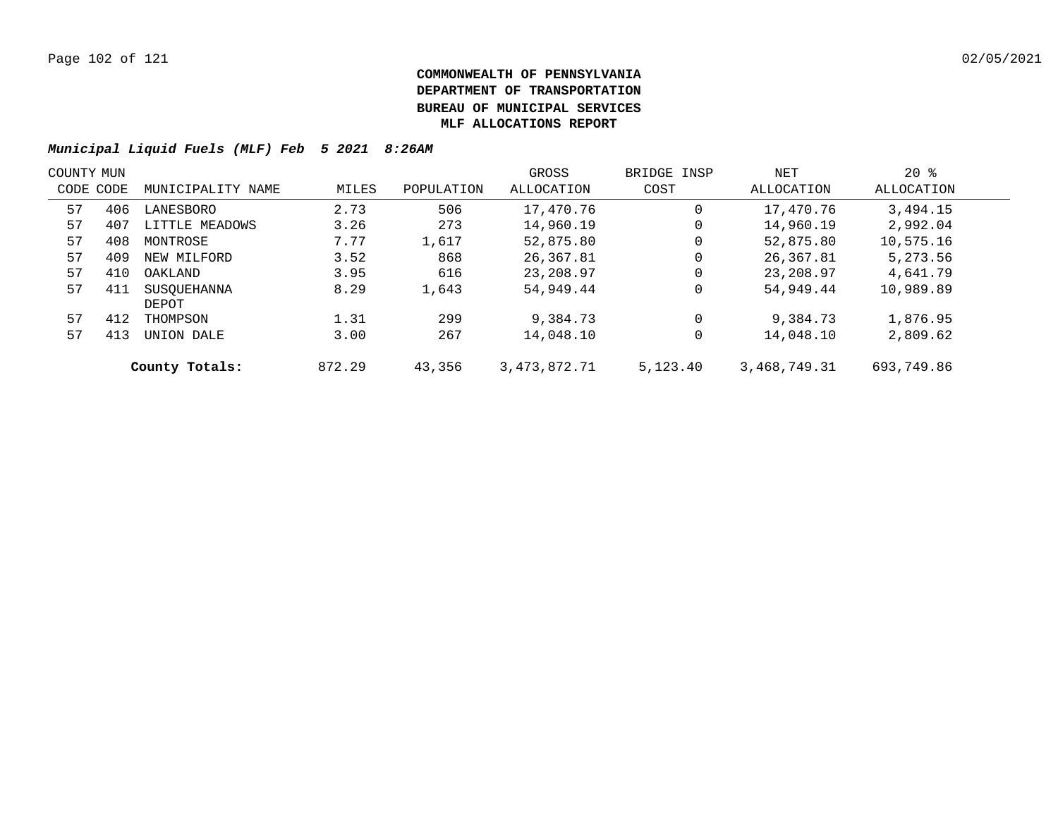**COMMONWEALTH OF PENNSYLVANIA**
**DEPARTMENT OF TRANSPORTATION**
**BUREAU OF MUNICIPAL SERVICES**
**MLF ALLOCATIONS REPORT**

***Municipal Liquid Fuels (MLF) Feb 5 2021 8:26AM***

| COUNTY CODE | MUN CODE | MUNICIPALITY NAME | MILES | POPULATION | GROSS ALLOCATION | BRIDGE INSP COST | NET ALLOCATION | 20 % ALLOCATION |
|---|---|---|---|---|---|---|---|---|
| 57 | 406 | LANESBORO | 2.73 | 506 | 17,470.76 | 0 | 17,470.76 | 3,494.15 |
| 57 | 407 | LITTLE MEADOWS | 3.26 | 273 | 14,960.19 | 0 | 14,960.19 | 2,992.04 |
| 57 | 408 | MONTROSE | 7.77 | 1,617 | 52,875.80 | 0 | 52,875.80 | 10,575.16 |
| 57 | 409 | NEW MILFORD | 3.52 | 868 | 26,367.81 | 0 | 26,367.81 | 5,273.56 |
| 57 | 410 | OAKLAND | 3.95 | 616 | 23,208.97 | 0 | 23,208.97 | 4,641.79 |
| 57 | 411 | SUSQUEHANNA DEPOT | 8.29 | 1,643 | 54,949.44 | 0 | 54,949.44 | 10,989.89 |
| 57 | 412 | THOMPSON | 1.31 | 299 | 9,384.73 | 0 | 9,384.73 | 1,876.95 |
| 57 | 413 | UNION DALE | 3.00 | 267 | 14,048.10 | 0 | 14,048.10 | 2,809.62 |
| | | **County Totals:** | 872.29 | 43,356 | 3,473,872.71 | 5,123.40 | 3,468,749.31 | 693,749.86 |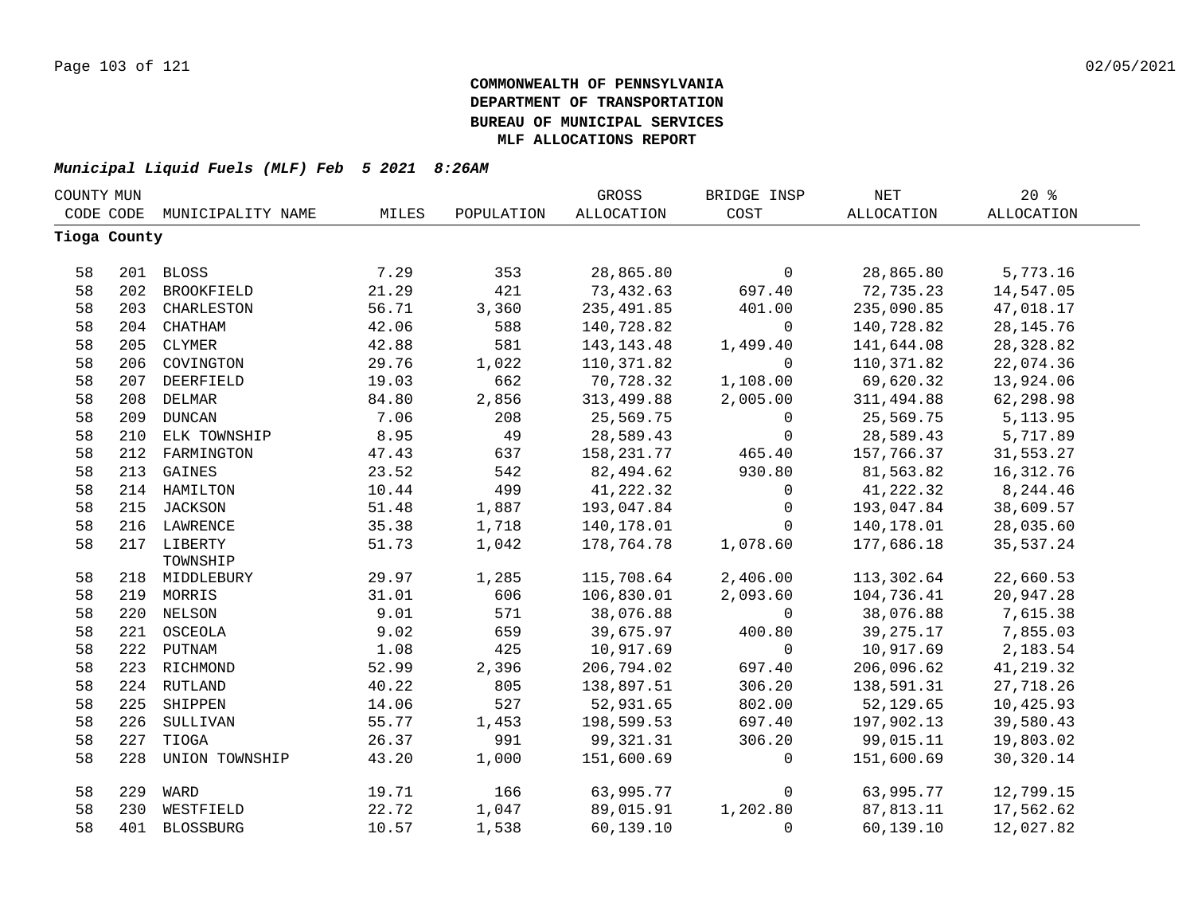**COMMONWEALTH OF PENNSYLVANIA**
**DEPARTMENT OF TRANSPORTATION**
**BUREAU OF MUNICIPAL SERVICES**
**MLF ALLOCATIONS REPORT**

***Municipal Liquid Fuels (MLF) Feb 5 2021 8:26AM***

| COUNTY CODE | MUN CODE | MUNICIPALITY NAME | MILES | POPULATION | GROSS ALLOCATION | BRIDGE INSP COST | NET ALLOCATION | 20 % ALLOCATION |
|---|---|---|---|---|---|---|---|---|
| **Tioga County** | | | | | | | | |
| 58 | 201 | BLOSS | 7.29 | 353 | 28,865.80 | 0 | 28,865.80 | 5,773.16 |
| 58 | 202 | BROOKFIELD | 21.29 | 421 | 73,432.63 | 697.40 | 72,735.23 | 14,547.05 |
| 58 | 203 | CHARLESTON | 56.71 | 3,360 | 235,491.85 | 401.00 | 235,090.85 | 47,018.17 |
| 58 | 204 | CHATHAM | 42.06 | 588 | 140,728.82 | 0 | 140,728.82 | 28,145.76 |
| 58 | 205 | CLYMER | 42.88 | 581 | 143,143.48 | 1,499.40 | 141,644.08 | 28,328.82 |
| 58 | 206 | COVINGTON | 29.76 | 1,022 | 110,371.82 | 0 | 110,371.82 | 22,074.36 |
| 58 | 207 | DEERFIELD | 19.03 | 662 | 70,728.32 | 1,108.00 | 69,620.32 | 13,924.06 |
| 58 | 208 | DELMAR | 84.80 | 2,856 | 313,499.88 | 2,005.00 | 311,494.88 | 62,298.98 |
| 58 | 209 | DUNCAN | 7.06 | 208 | 25,569.75 | 0 | 25,569.75 | 5,113.95 |
| 58 | 210 | ELK TOWNSHIP | 8.95 | 49 | 28,589.43 | 0 | 28,589.43 | 5,717.89 |
| 58 | 212 | FARMINGTON | 47.43 | 637 | 158,231.77 | 465.40 | 157,766.37 | 31,553.27 |
| 58 | 213 | GAINES | 23.52 | 542 | 82,494.62 | 930.80 | 81,563.82 | 16,312.76 |
| 58 | 214 | HAMILTON | 10.44 | 499 | 41,222.32 | 0 | 41,222.32 | 8,244.46 |
| 58 | 215 | JACKSON | 51.48 | 1,887 | 193,047.84 | 0 | 193,047.84 | 38,609.57 |
| 58 | 216 | LAWRENCE | 35.38 | 1,718 | 140,178.01 | 0 | 140,178.01 | 28,035.60 |
| 58 | 217 | LIBERTY TOWNSHIP | 51.73 | 1,042 | 178,764.78 | 1,078.60 | 177,686.18 | 35,537.24 |
| 58 | 218 | MIDDLEBURY | 29.97 | 1,285 | 115,708.64 | 2,406.00 | 113,302.64 | 22,660.53 |
| 58 | 219 | MORRIS | 31.01 | 606 | 106,830.01 | 2,093.60 | 104,736.41 | 20,947.28 |
| 58 | 220 | NELSON | 9.01 | 571 | 38,076.88 | 0 | 38,076.88 | 7,615.38 |
| 58 | 221 | OSCEOLA | 9.02 | 659 | 39,675.97 | 400.80 | 39,275.17 | 7,855.03 |
| 58 | 222 | PUTNAM | 1.08 | 425 | 10,917.69 | 0 | 10,917.69 | 2,183.54 |
| 58 | 223 | RICHMOND | 52.99 | 2,396 | 206,794.02 | 697.40 | 206,096.62 | 41,219.32 |
| 58 | 224 | RUTLAND | 40.22 | 805 | 138,897.51 | 306.20 | 138,591.31 | 27,718.26 |
| 58 | 225 | SHIPPEN | 14.06 | 527 | 52,931.65 | 802.00 | 52,129.65 | 10,425.93 |
| 58 | 226 | SULLIVAN | 55.77 | 1,453 | 198,599.53 | 697.40 | 197,902.13 | 39,580.43 |
| 58 | 227 | TIOGA | 26.37 | 991 | 99,321.31 | 306.20 | 99,015.11 | 19,803.02 |
| 58 | 228 | UNION TOWNSHIP | 43.20 | 1,000 | 151,600.69 | 0 | 151,600.69 | 30,320.14 |
| 58 | 229 | WARD | 19.71 | 166 | 63,995.77 | 0 | 63,995.77 | 12,799.15 |
| 58 | 230 | WESTFIELD | 22.72 | 1,047 | 89,015.91 | 1,202.80 | 87,813.11 | 17,562.62 |
| 58 | 401 | BLOSSBURG | 10.57 | 1,538 | 60,139.10 | 0 | 60,139.10 | 12,027.82 |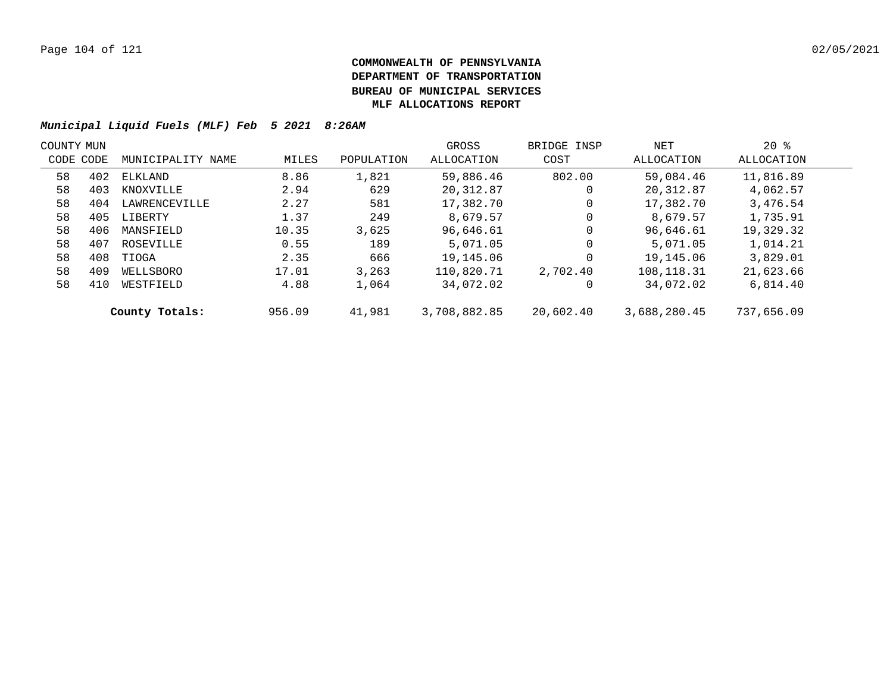**COMMONWEALTH OF PENNSYLVANIA**
**DEPARTMENT OF TRANSPORTATION**
**BUREAU OF MUNICIPAL SERVICES**
**MLF ALLOCATIONS REPORT**

***Municipal Liquid Fuels (MLF) Feb 5 2021 8:26AM***

| COUNTY CODE | MUN CODE | MUNICIPALITY NAME | MILES | POPULATION | GROSS ALLOCATION | BRIDGE INSP COST | NET ALLOCATION | 20 % ALLOCATION |
|---|---|---|---|---|---|---|---|---|
| 58 | 402 | ELKLAND | 8.86 | 1,821 | 59,886.46 | 802.00 | 59,084.46 | 11,816.89 |
| 58 | 403 | KNOXVILLE | 2.94 | 629 | 20,312.87 | 0 | 20,312.87 | 4,062.57 |
| 58 | 404 | LAWRENCEVILLE | 2.27 | 581 | 17,382.70 | 0 | 17,382.70 | 3,476.54 |
| 58 | 405 | LIBERTY | 1.37 | 249 | 8,679.57 | 0 | 8,679.57 | 1,735.91 |
| 58 | 406 | MANSFIELD | 10.35 | 3,625 | 96,646.61 | 0 | 96,646.61 | 19,329.32 |
| 58 | 407 | ROSEVILLE | 0.55 | 189 | 5,071.05 | 0 | 5,071.05 | 1,014.21 |
| 58 | 408 | TIOGA | 2.35 | 666 | 19,145.06 | 0 | 19,145.06 | 3,829.01 |
| 58 | 409 | WELLSBORO | 17.01 | 3,263 | 110,820.71 | 2,702.40 | 108,118.31 | 21,623.66 |
| 58 | 410 | WESTFIELD | 4.88 | 1,064 | 34,072.02 | 0 | 34,072.02 | 6,814.40 |
| | | **County Totals:** | 956.09 | 41,981 | 3,708,882.85 | 20,602.40 | 3,688,280.45 | 737,656.09 |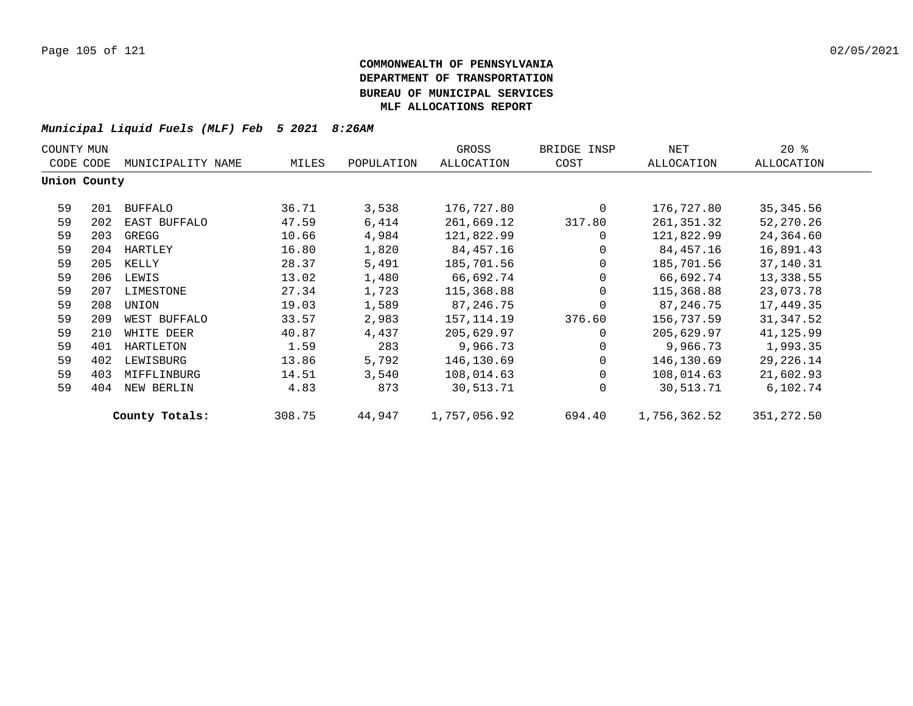**COMMONWEALTH OF PENNSYLVANIA**
**DEPARTMENT OF TRANSPORTATION**
**BUREAU OF MUNICIPAL SERVICES**
**MLF ALLOCATIONS REPORT**

***Municipal Liquid Fuels (MLF) Feb 5 2021 8:26AM***

| COUNTY CODE | MUN CODE | MUNICIPALITY NAME | MILES | POPULATION | GROSS ALLOCATION | BRIDGE INSP COST | NET ALLOCATION | 20 % ALLOCATION |
|---|---|---|---|---|---|---|---|---|
| **Union County** | | | | | | | | |
| 59 | 201 | BUFFALO | 36.71 | 3,538 | 176,727.80 | 0 | 176,727.80 | 35,345.56 |
| 59 | 202 | EAST BUFFALO | 47.59 | 6,414 | 261,669.12 | 317.80 | 261,351.32 | 52,270.26 |
| 59 | 203 | GREGG | 10.66 | 4,984 | 121,822.99 | 0 | 121,822.99 | 24,364.60 |
| 59 | 204 | HARTLEY | 16.80 | 1,820 | 84,457.16 | 0 | 84,457.16 | 16,891.43 |
| 59 | 205 | KELLY | 28.37 | 5,491 | 185,701.56 | 0 | 185,701.56 | 37,140.31 |
| 59 | 206 | LEWIS | 13.02 | 1,480 | 66,692.74 | 0 | 66,692.74 | 13,338.55 |
| 59 | 207 | LIMESTONE | 27.34 | 1,723 | 115,368.88 | 0 | 115,368.88 | 23,073.78 |
| 59 | 208 | UNION | 19.03 | 1,589 | 87,246.75 | 0 | 87,246.75 | 17,449.35 |
| 59 | 209 | WEST BUFFALO | 33.57 | 2,983 | 157,114.19 | 376.60 | 156,737.59 | 31,347.52 |
| 59 | 210 | WHITE DEER | 40.87 | 4,437 | 205,629.97 | 0 | 205,629.97 | 41,125.99 |
| 59 | 401 | HARTLETON | 1.59 | 283 | 9,966.73 | 0 | 9,966.73 | 1,993.35 |
| 59 | 402 | LEWISBURG | 13.86 | 5,792 | 146,130.69 | 0 | 146,130.69 | 29,226.14 |
| 59 | 403 | MIFFLINBURG | 14.51 | 3,540 | 108,014.63 | 0 | 108,014.63 | 21,602.93 |
| 59 | 404 | NEW BERLIN | 4.83 | 873 | 30,513.71 | 0 | 30,513.71 | 6,102.74 |
| | | **County Totals:** | 308.75 | 44,947 | 1,757,056.92 | 694.40 | 1,756,362.52 | 351,272.50 |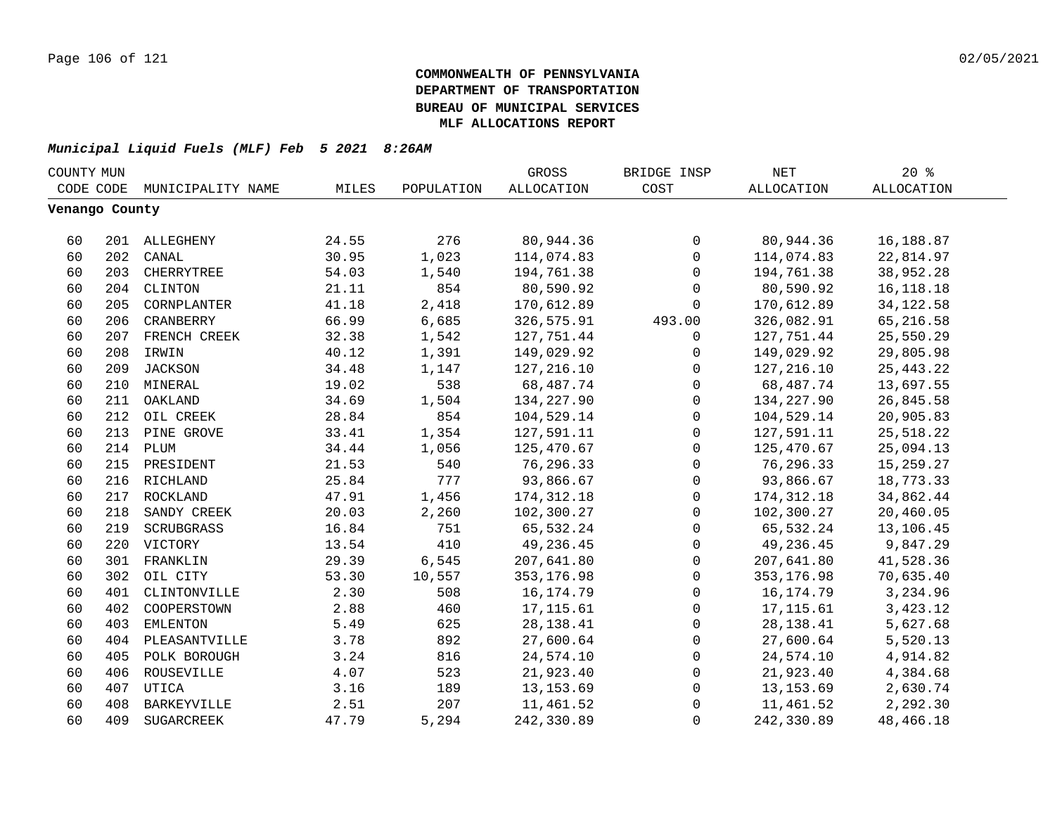**COMMONWEALTH OF PENNSYLVANIA**
**DEPARTMENT OF TRANSPORTATION**
**BUREAU OF MUNICIPAL SERVICES**
**MLF ALLOCATIONS REPORT**

***Municipal Liquid Fuels (MLF) Feb 5 2021 8:26AM***

| COUNTY CODE | MUN CODE | MUNICIPALITY NAME | MILES | POPULATION | GROSS ALLOCATION | BRIDGE INSP COST | NET ALLOCATION | 20 % ALLOCATION |
|---|---|---|---|---|---|---|---|---|
| **Venango County** | | | | | | | | |
| 60 | 201 | ALLEGHENY | 24.55 | 276 | 80,944.36 | 0 | 80,944.36 | 16,188.87 |
| 60 | 202 | CANAL | 30.95 | 1,023 | 114,074.83 | 0 | 114,074.83 | 22,814.97 |
| 60 | 203 | CHERRYTREE | 54.03 | 1,540 | 194,761.38 | 0 | 194,761.38 | 38,952.28 |
| 60 | 204 | CLINTON | 21.11 | 854 | 80,590.92 | 0 | 80,590.92 | 16,118.18 |
| 60 | 205 | CORNPLANTER | 41.18 | 2,418 | 170,612.89 | 0 | 170,612.89 | 34,122.58 |
| 60 | 206 | CRANBERRY | 66.99 | 6,685 | 326,575.91 | 493.00 | 326,082.91 | 65,216.58 |
| 60 | 207 | FRENCH CREEK | 32.38 | 1,542 | 127,751.44 | 0 | 127,751.44 | 25,550.29 |
| 60 | 208 | IRWIN | 40.12 | 1,391 | 149,029.92 | 0 | 149,029.92 | 29,805.98 |
| 60 | 209 | JACKSON | 34.48 | 1,147 | 127,216.10 | 0 | 127,216.10 | 25,443.22 |
| 60 | 210 | MINERAL | 19.02 | 538 | 68,487.74 | 0 | 68,487.74 | 13,697.55 |
| 60 | 211 | OAKLAND | 34.69 | 1,504 | 134,227.90 | 0 | 134,227.90 | 26,845.58 |
| 60 | 212 | OIL CREEK | 28.84 | 854 | 104,529.14 | 0 | 104,529.14 | 20,905.83 |
| 60 | 213 | PINE GROVE | 33.41 | 1,354 | 127,591.11 | 0 | 127,591.11 | 25,518.22 |
| 60 | 214 | PLUM | 34.44 | 1,056 | 125,470.67 | 0 | 125,470.67 | 25,094.13 |
| 60 | 215 | PRESIDENT | 21.53 | 540 | 76,296.33 | 0 | 76,296.33 | 15,259.27 |
| 60 | 216 | RICHLAND | 25.84 | 777 | 93,866.67 | 0 | 93,866.67 | 18,773.33 |
| 60 | 217 | ROCKLAND | 47.91 | 1,456 | 174,312.18 | 0 | 174,312.18 | 34,862.44 |
| 60 | 218 | SANDY CREEK | 20.03 | 2,260 | 102,300.27 | 0 | 102,300.27 | 20,460.05 |
| 60 | 219 | SCRUBGRASS | 16.84 | 751 | 65,532.24 | 0 | 65,532.24 | 13,106.45 |
| 60 | 220 | VICTORY | 13.54 | 410 | 49,236.45 | 0 | 49,236.45 | 9,847.29 |
| 60 | 301 | FRANKLIN | 29.39 | 6,545 | 207,641.80 | 0 | 207,641.80 | 41,528.36 |
| 60 | 302 | OIL CITY | 53.30 | 10,557 | 353,176.98 | 0 | 353,176.98 | 70,635.40 |
| 60 | 401 | CLINTONVILLE | 2.30 | 508 | 16,174.79 | 0 | 16,174.79 | 3,234.96 |
| 60 | 402 | COOPERSTOWN | 2.88 | 460 | 17,115.61 | 0 | 17,115.61 | 3,423.12 |
| 60 | 403 | EMLENTON | 5.49 | 625 | 28,138.41 | 0 | 28,138.41 | 5,627.68 |
| 60 | 404 | PLEASANTVILLE | 3.78 | 892 | 27,600.64 | 0 | 27,600.64 | 5,520.13 |
| 60 | 405 | POLK BOROUGH | 3.24 | 816 | 24,574.10 | 0 | 24,574.10 | 4,914.82 |
| 60 | 406 | ROUSEVILLE | 4.07 | 523 | 21,923.40 | 0 | 21,923.40 | 4,384.68 |
| 60 | 407 | UTICA | 3.16 | 189 | 13,153.69 | 0 | 13,153.69 | 2,630.74 |
| 60 | 408 | BARKEYVILLE | 2.51 | 207 | 11,461.52 | 0 | 11,461.52 | 2,292.30 |
| 60 | 409 | SUGARCREEK | 47.79 | 5,294 | 242,330.89 | 0 | 242,330.89 | 48,466.18 |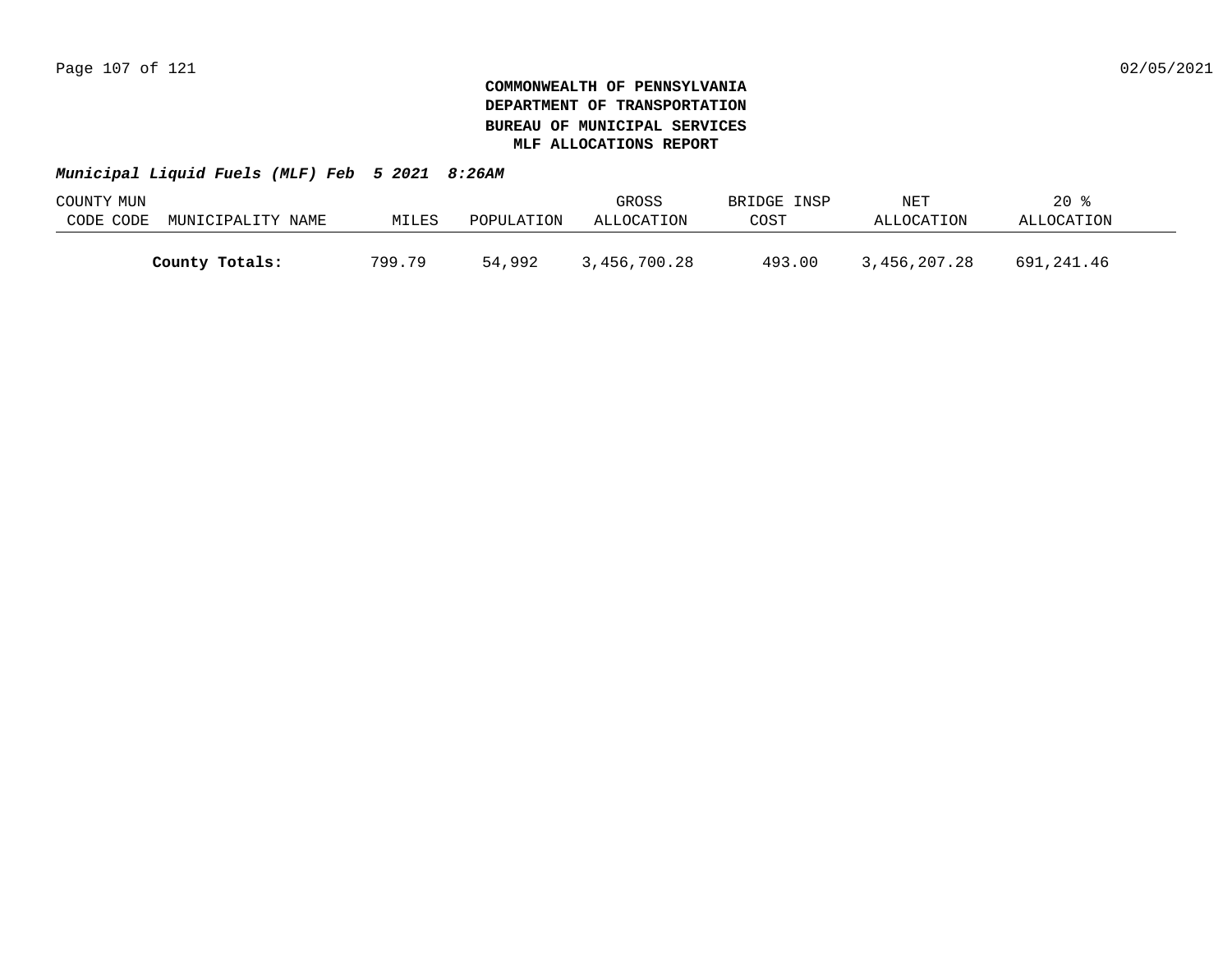**COMMONWEALTH OF PENNSYLVANIA**
**DEPARTMENT OF TRANSPORTATION**
**BUREAU OF MUNICIPAL SERVICES**
**MLF ALLOCATIONS REPORT**

***Municipal Liquid Fuels (MLF) Feb 5 2021 8:26AM***

| COUNTY CODE | MUN CODE | MUNICIPALITY NAME | MILES | POPULATION | GROSS ALLOCATION | BRIDGE INSP COST | NET ALLOCATION | 20 % ALLOCATION |
|---|---|---|---|---|---|---|---|---|
| | | **County Totals:** | 799.79 | 54,992 | 3,456,700.28 | 493.00 | 3,456,207.28 | 691,241.46 |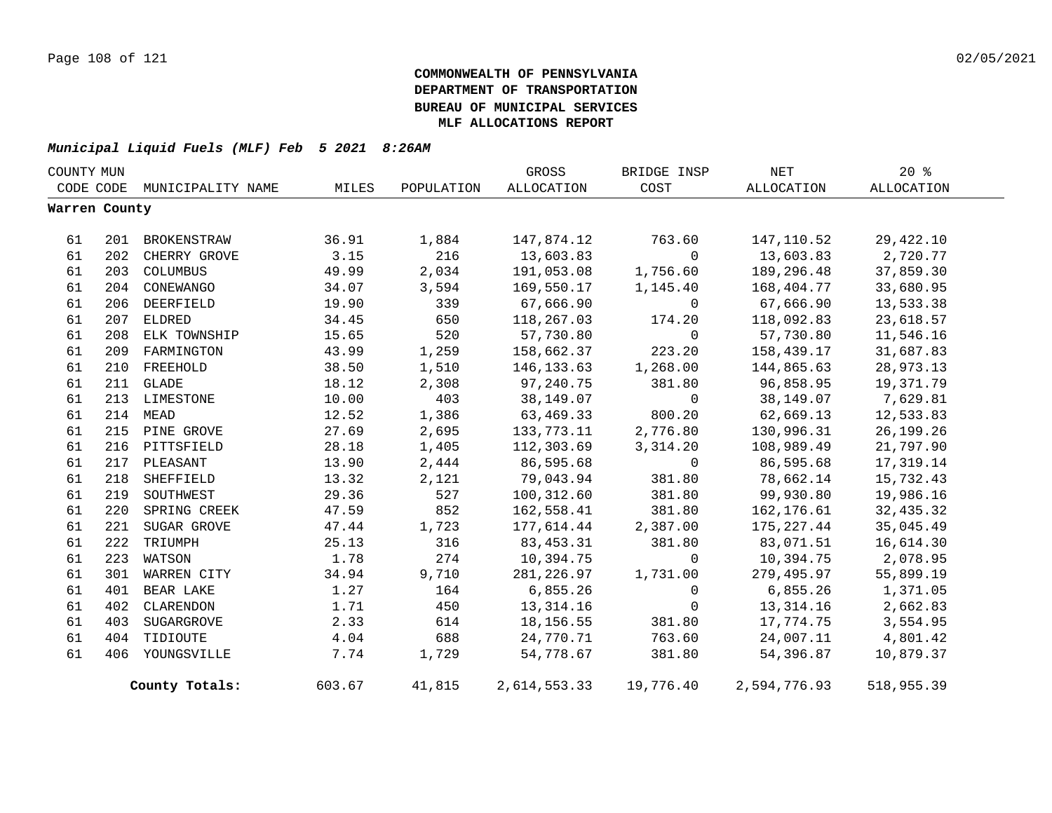**COMMONWEALTH OF PENNSYLVANIA**
**DEPARTMENT OF TRANSPORTATION**
**BUREAU OF MUNICIPAL SERVICES**
**MLF ALLOCATIONS REPORT**

***Municipal Liquid Fuels (MLF) Feb 5 2021 8:26AM***

| COUNTY CODE | MUN CODE | MUNICIPALITY NAME | MILES | POPULATION | GROSS ALLOCATION | BRIDGE INSP COST | NET ALLOCATION | 20 % ALLOCATION |
|---|---|---|---|---|---|---|---|---|
| **Warren County** | | | | | | | | |
| 61 | 201 | BROKENSTRAW | 36.91 | 1,884 | 147,874.12 | 763.60 | 147,110.52 | 29,422.10 |
| 61 | 202 | CHERRY GROVE | 3.15 | 216 | 13,603.83 | 0 | 13,603.83 | 2,720.77 |
| 61 | 203 | COLUMBUS | 49.99 | 2,034 | 191,053.08 | 1,756.60 | 189,296.48 | 37,859.30 |
| 61 | 204 | CONEWANGO | 34.07 | 3,594 | 169,550.17 | 1,145.40 | 168,404.77 | 33,680.95 |
| 61 | 206 | DEERFIELD | 19.90 | 339 | 67,666.90 | 0 | 67,666.90 | 13,533.38 |
| 61 | 207 | ELDRED | 34.45 | 650 | 118,267.03 | 174.20 | 118,092.83 | 23,618.57 |
| 61 | 208 | ELK TOWNSHIP | 15.65 | 520 | 57,730.80 | 0 | 57,730.80 | 11,546.16 |
| 61 | 209 | FARMINGTON | 43.99 | 1,259 | 158,662.37 | 223.20 | 158,439.17 | 31,687.83 |
| 61 | 210 | FREEHOLD | 38.50 | 1,510 | 146,133.63 | 1,268.00 | 144,865.63 | 28,973.13 |
| 61 | 211 | GLADE | 18.12 | 2,308 | 97,240.75 | 381.80 | 96,858.95 | 19,371.79 |
| 61 | 213 | LIMESTONE | 10.00 | 403 | 38,149.07 | 0 | 38,149.07 | 7,629.81 |
| 61 | 214 | MEAD | 12.52 | 1,386 | 63,469.33 | 800.20 | 62,669.13 | 12,533.83 |
| 61 | 215 | PINE GROVE | 27.69 | 2,695 | 133,773.11 | 2,776.80 | 130,996.31 | 26,199.26 |
| 61 | 216 | PITTSFIELD | 28.18 | 1,405 | 112,303.69 | 3,314.20 | 108,989.49 | 21,797.90 |
| 61 | 217 | PLEASANT | 13.90 | 2,444 | 86,595.68 | 0 | 86,595.68 | 17,319.14 |
| 61 | 218 | SHEFFIELD | 13.32 | 2,121 | 79,043.94 | 381.80 | 78,662.14 | 15,732.43 |
| 61 | 219 | SOUTHWEST | 29.36 | 527 | 100,312.60 | 381.80 | 99,930.80 | 19,986.16 |
| 61 | 220 | SPRING CREEK | 47.59 | 852 | 162,558.41 | 381.80 | 162,176.61 | 32,435.32 |
| 61 | 221 | SUGAR GROVE | 47.44 | 1,723 | 177,614.44 | 2,387.00 | 175,227.44 | 35,045.49 |
| 61 | 222 | TRIUMPH | 25.13 | 316 | 83,453.31 | 381.80 | 83,071.51 | 16,614.30 |
| 61 | 223 | WATSON | 1.78 | 274 | 10,394.75 | 0 | 10,394.75 | 2,078.95 |
| 61 | 301 | WARREN CITY | 34.94 | 9,710 | 281,226.97 | 1,731.00 | 279,495.97 | 55,899.19 |
| 61 | 401 | BEAR LAKE | 1.27 | 164 | 6,855.26 | 0 | 6,855.26 | 1,371.05 |
| 61 | 402 | CLARENDON | 1.71 | 450 | 13,314.16 | 0 | 13,314.16 | 2,662.83 |
| 61 | 403 | SUGARGROVE | 2.33 | 614 | 18,156.55 | 381.80 | 17,774.75 | 3,554.95 |
| 61 | 404 | TIDIOUTE | 4.04 | 688 | 24,770.71 | 763.60 | 24,007.11 | 4,801.42 |
| 61 | 406 | YOUNGSVILLE | 7.74 | 1,729 | 54,778.67 | 381.80 | 54,396.87 | 10,879.37 |
| | | **County Totals:** | 603.67 | 41,815 | 2,614,553.33 | 19,776.40 | 2,594,776.93 | 518,955.39 |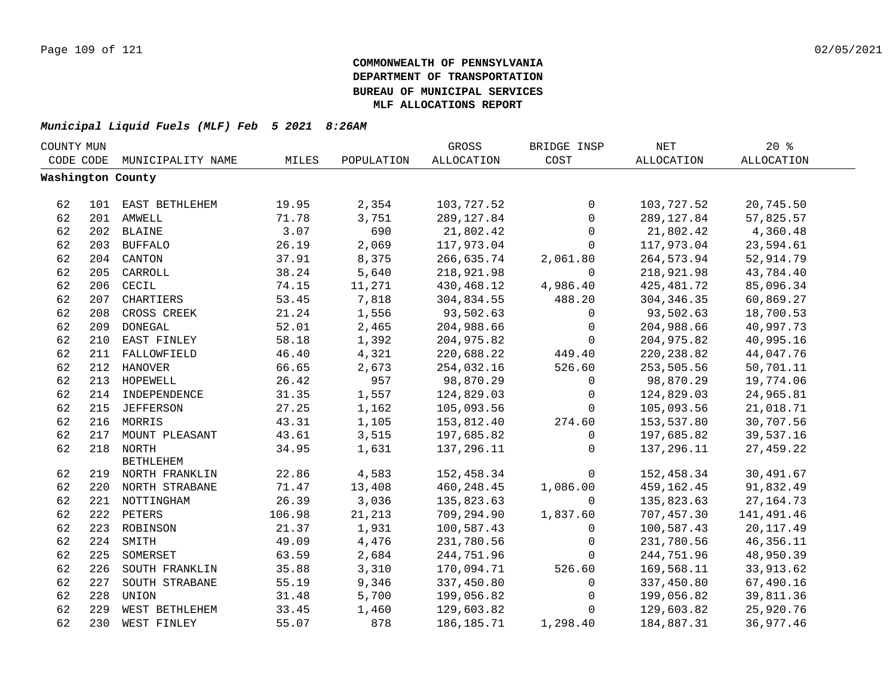**COMMONWEALTH OF PENNSYLVANIA**
**DEPARTMENT OF TRANSPORTATION**
**BUREAU OF MUNICIPAL SERVICES**
**MLF ALLOCATIONS REPORT**

***Municipal Liquid Fuels (MLF) Feb 5 2021 8:26AM***

| COUNTY CODE | MUN CODE | MUNICIPALITY NAME | MILES | POPULATION | GROSS ALLOCATION | BRIDGE INSP COST | NET ALLOCATION | 20 % ALLOCATION |
|---|---|---|---|---|---|---|---|---|
| **Washington County** | | | | | | | | |
| 62 | 101 | EAST BETHLEHEM | 19.95 | 2,354 | 103,727.52 | 0 | 103,727.52 | 20,745.50 |
| 62 | 201 | AMWELL | 71.78 | 3,751 | 289,127.84 | 0 | 289,127.84 | 57,825.57 |
| 62 | 202 | BLAINE | 3.07 | 690 | 21,802.42 | 0 | 21,802.42 | 4,360.48 |
| 62 | 203 | BUFFALO | 26.19 | 2,069 | 117,973.04 | 0 | 117,973.04 | 23,594.61 |
| 62 | 204 | CANTON | 37.91 | 8,375 | 266,635.74 | 2,061.80 | 264,573.94 | 52,914.79 |
| 62 | 205 | CARROLL | 38.24 | 5,640 | 218,921.98 | 0 | 218,921.98 | 43,784.40 |
| 62 | 206 | CECIL | 74.15 | 11,271 | 430,468.12 | 4,986.40 | 425,481.72 | 85,096.34 |
| 62 | 207 | CHARTIERS | 53.45 | 7,818 | 304,834.55 | 488.20 | 304,346.35 | 60,869.27 |
| 62 | 208 | CROSS CREEK | 21.24 | 1,556 | 93,502.63 | 0 | 93,502.63 | 18,700.53 |
| 62 | 209 | DONEGAL | 52.01 | 2,465 | 204,988.66 | 0 | 204,988.66 | 40,997.73 |
| 62 | 210 | EAST FINLEY | 58.18 | 1,392 | 204,975.82 | 0 | 204,975.82 | 40,995.16 |
| 62 | 211 | FALLOWFIELD | 46.40 | 4,321 | 220,688.22 | 449.40 | 220,238.82 | 44,047.76 |
| 62 | 212 | HANOVER | 66.65 | 2,673 | 254,032.16 | 526.60 | 253,505.56 | 50,701.11 |
| 62 | 213 | HOPEWELL | 26.42 | 957 | 98,870.29 | 0 | 98,870.29 | 19,774.06 |
| 62 | 214 | INDEPENDENCE | 31.35 | 1,557 | 124,829.03 | 0 | 124,829.03 | 24,965.81 |
| 62 | 215 | JEFFERSON | 27.25 | 1,162 | 105,093.56 | 0 | 105,093.56 | 21,018.71 |
| 62 | 216 | MORRIS | 43.31 | 1,105 | 153,812.40 | 274.60 | 153,537.80 | 30,707.56 |
| 62 | 217 | MOUNT PLEASANT | 43.61 | 3,515 | 197,685.82 | 0 | 197,685.82 | 39,537.16 |
| 62 | 218 | NORTH BETHLEHEM | 34.95 | 1,631 | 137,296.11 | 0 | 137,296.11 | 27,459.22 |
| 62 | 219 | NORTH FRANKLIN | 22.86 | 4,583 | 152,458.34 | 0 | 152,458.34 | 30,491.67 |
| 62 | 220 | NORTH STRABANE | 71.47 | 13,408 | 460,248.45 | 1,086.00 | 459,162.45 | 91,832.49 |
| 62 | 221 | NOTTINGHAM | 26.39 | 3,036 | 135,823.63 | 0 | 135,823.63 | 27,164.73 |
| 62 | 222 | PETERS | 106.98 | 21,213 | 709,294.90 | 1,837.60 | 707,457.30 | 141,491.46 |
| 62 | 223 | ROBINSON | 21.37 | 1,931 | 100,587.43 | 0 | 100,587.43 | 20,117.49 |
| 62 | 224 | SMITH | 49.09 | 4,476 | 231,780.56 | 0 | 231,780.56 | 46,356.11 |
| 62 | 225 | SOMERSET | 63.59 | 2,684 | 244,751.96 | 0 | 244,751.96 | 48,950.39 |
| 62 | 226 | SOUTH FRANKLIN | 35.88 | 3,310 | 170,094.71 | 526.60 | 169,568.11 | 33,913.62 |
| 62 | 227 | SOUTH STRABANE | 55.19 | 9,346 | 337,450.80 | 0 | 337,450.80 | 67,490.16 |
| 62 | 228 | UNION | 31.48 | 5,700 | 199,056.82 | 0 | 199,056.82 | 39,811.36 |
| 62 | 229 | WEST BETHLEHEM | 33.45 | 1,460 | 129,603.82 | 0 | 129,603.82 | 25,920.76 |
| 62 | 230 | WEST FINLEY | 55.07 | 878 | 186,185.71 | 1,298.40 | 184,887.31 | 36,977.46 |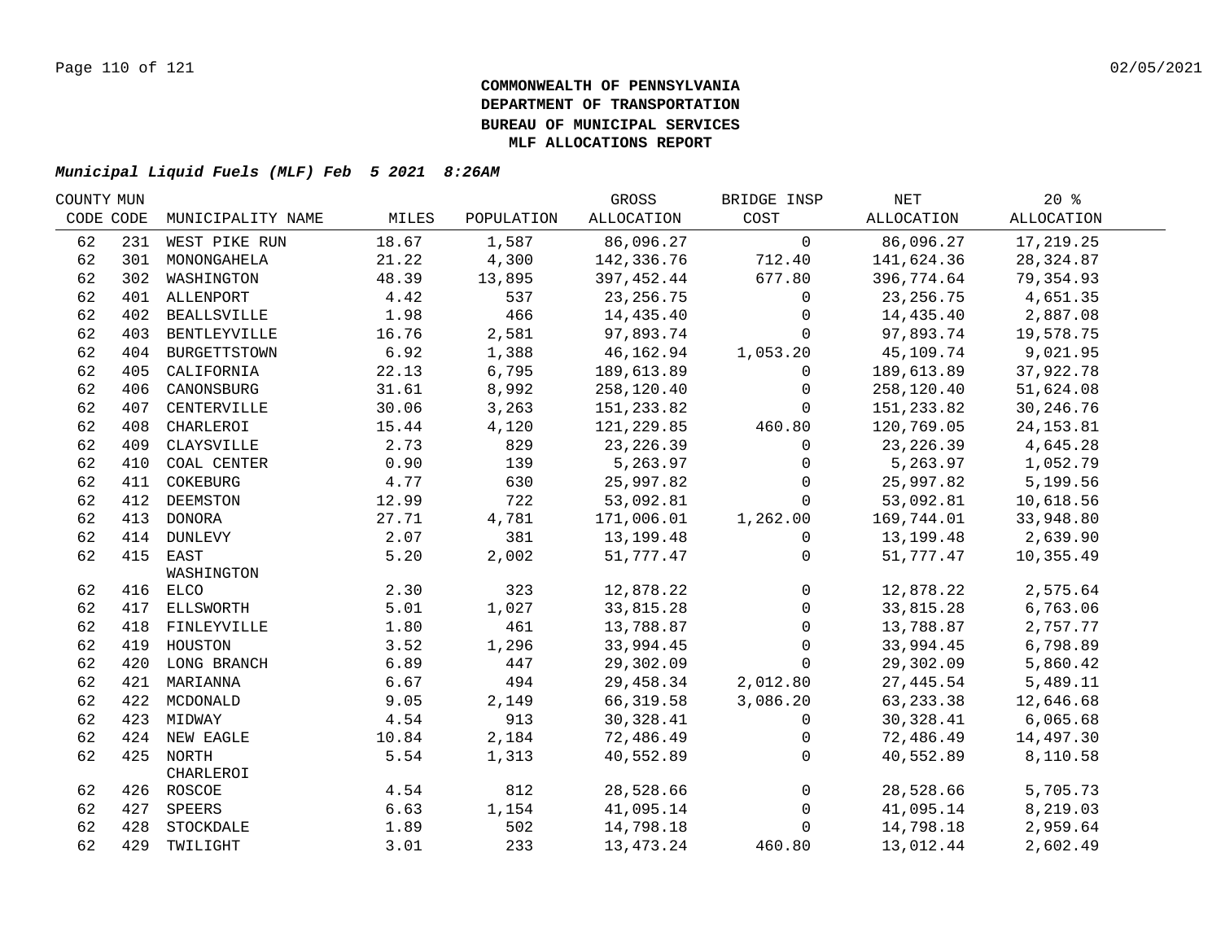**COMMONWEALTH OF PENNSYLVANIA**
**DEPARTMENT OF TRANSPORTATION**
**BUREAU OF MUNICIPAL SERVICES**
**MLF ALLOCATIONS REPORT**

***Municipal Liquid Fuels (MLF) Feb 5 2021 8:26AM***

| COUNTY CODE | MUN CODE | MUNICIPALITY NAME | MILES | POPULATION | GROSS ALLOCATION | BRIDGE INSP COST | NET ALLOCATION | 20 % ALLOCATION |
|---|---|---|---|---|---|---|---|---|
| 62 | 231 | WEST PIKE RUN | 18.67 | 1,587 | 86,096.27 | 0 | 86,096.27 | 17,219.25 |
| 62 | 301 | MONONGAHELA | 21.22 | 4,300 | 142,336.76 | 712.40 | 141,624.36 | 28,324.87 |
| 62 | 302 | WASHINGTON | 48.39 | 13,895 | 397,452.44 | 677.80 | 396,774.64 | 79,354.93 |
| 62 | 401 | ALLENPORT | 4.42 | 537 | 23,256.75 | 0 | 23,256.75 | 4,651.35 |
| 62 | 402 | BEALLSVILLE | 1.98 | 466 | 14,435.40 | 0 | 14,435.40 | 2,887.08 |
| 62 | 403 | BENTLEYVILLE | 16.76 | 2,581 | 97,893.74 | 0 | 97,893.74 | 19,578.75 |
| 62 | 404 | BURGETTSTOWN | 6.92 | 1,388 | 46,162.94 | 1,053.20 | 45,109.74 | 9,021.95 |
| 62 | 405 | CALIFORNIA | 22.13 | 6,795 | 189,613.89 | 0 | 189,613.89 | 37,922.78 |
| 62 | 406 | CANONSBURG | 31.61 | 8,992 | 258,120.40 | 0 | 258,120.40 | 51,624.08 |
| 62 | 407 | CENTERVILLE | 30.06 | 3,263 | 151,233.82 | 0 | 151,233.82 | 30,246.76 |
| 62 | 408 | CHARLEROI | 15.44 | 4,120 | 121,229.85 | 460.80 | 120,769.05 | 24,153.81 |
| 62 | 409 | CLAYSVILLE | 2.73 | 829 | 23,226.39 | 0 | 23,226.39 | 4,645.28 |
| 62 | 410 | COAL CENTER | 0.90 | 139 | 5,263.97 | 0 | 5,263.97 | 1,052.79 |
| 62 | 411 | COKEBURG | 4.77 | 630 | 25,997.82 | 0 | 25,997.82 | 5,199.56 |
| 62 | 412 | DEEMSTON | 12.99 | 722 | 53,092.81 | 0 | 53,092.81 | 10,618.56 |
| 62 | 413 | DONORA | 27.71 | 4,781 | 171,006.01 | 1,262.00 | 169,744.01 | 33,948.80 |
| 62 | 414 | DUNLEVY | 2.07 | 381 | 13,199.48 | 0 | 13,199.48 | 2,639.90 |
| 62 | 415 | EAST WASHINGTON | 5.20 | 2,002 | 51,777.47 | 0 | 51,777.47 | 10,355.49 |
| 62 | 416 | ELCO | 2.30 | 323 | 12,878.22 | 0 | 12,878.22 | 2,575.64 |
| 62 | 417 | ELLSWORTH | 5.01 | 1,027 | 33,815.28 | 0 | 33,815.28 | 6,763.06 |
| 62 | 418 | FINLEYVILLE | 1.80 | 461 | 13,788.87 | 0 | 13,788.87 | 2,757.77 |
| 62 | 419 | HOUSTON | 3.52 | 1,296 | 33,994.45 | 0 | 33,994.45 | 6,798.89 |
| 62 | 420 | LONG BRANCH | 6.89 | 447 | 29,302.09 | 0 | 29,302.09 | 5,860.42 |
| 62 | 421 | MARIANNA | 6.67 | 494 | 29,458.34 | 2,012.80 | 27,445.54 | 5,489.11 |
| 62 | 422 | MCDONALD | 9.05 | 2,149 | 66,319.58 | 3,086.20 | 63,233.38 | 12,646.68 |
| 62 | 423 | MIDWAY | 4.54 | 913 | 30,328.41 | 0 | 30,328.41 | 6,065.68 |
| 62 | 424 | NEW EAGLE | 10.84 | 2,184 | 72,486.49 | 0 | 72,486.49 | 14,497.30 |
| 62 | 425 | NORTH CHARLEROI | 5.54 | 1,313 | 40,552.89 | 0 | 40,552.89 | 8,110.58 |
| 62 | 426 | ROSCOE | 4.54 | 812 | 28,528.66 | 0 | 28,528.66 | 5,705.73 |
| 62 | 427 | SPEERS | 6.63 | 1,154 | 41,095.14 | 0 | 41,095.14 | 8,219.03 |
| 62 | 428 | STOCKDALE | 1.89 | 502 | 14,798.18 | 0 | 14,798.18 | 2,959.64 |
| 62 | 429 | TWILIGHT | 3.01 | 233 | 13,473.24 | 460.80 | 13,012.44 | 2,602.49 |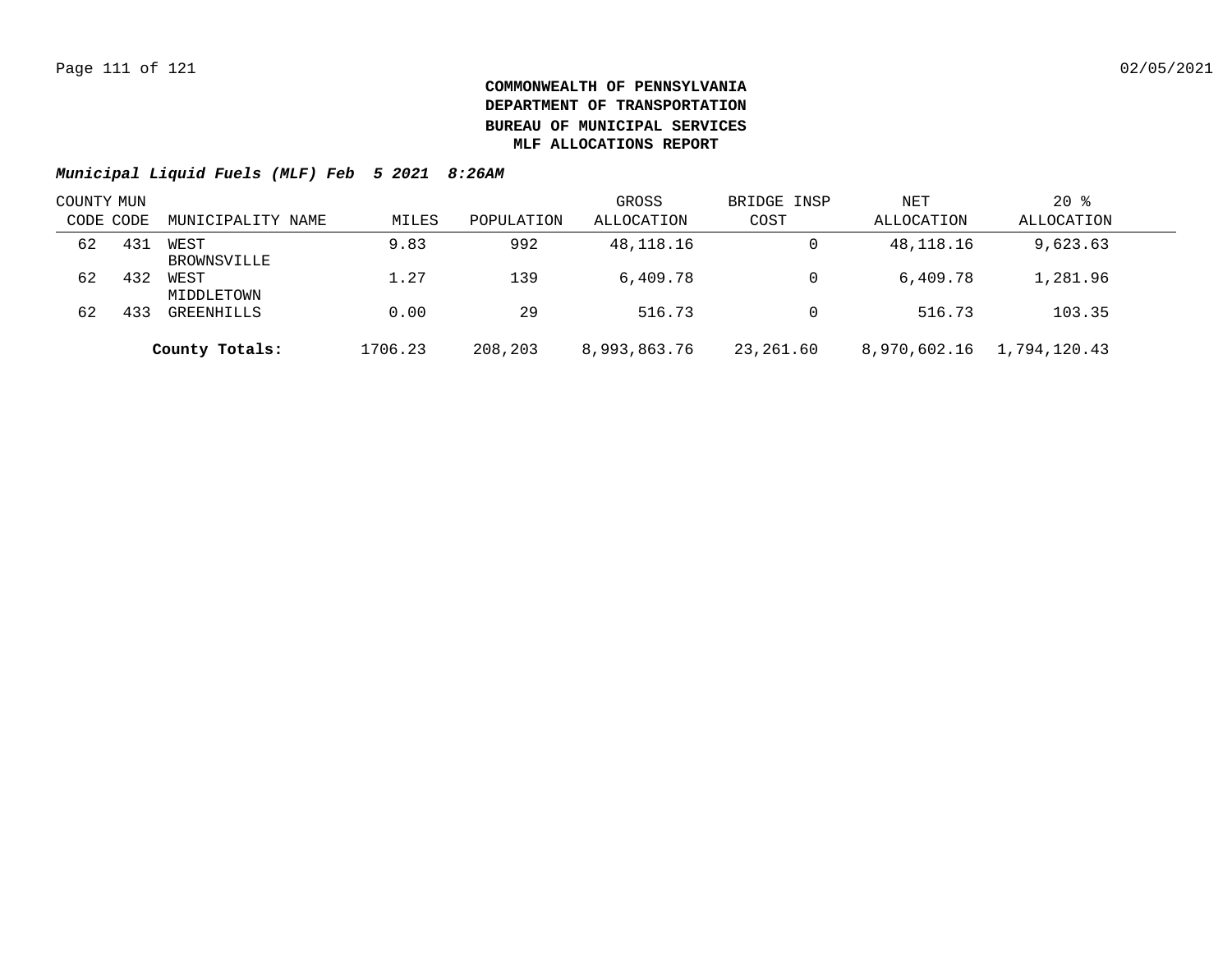**COMMONWEALTH OF PENNSYLVANIA**
**DEPARTMENT OF TRANSPORTATION**
**BUREAU OF MUNICIPAL SERVICES**
**MLF ALLOCATIONS REPORT**

***Municipal Liquid Fuels (MLF) Feb 5 2021 8:26AM***

| COUNTY CODE | MUN CODE | MUNICIPALITY NAME | MILES | POPULATION | GROSS ALLOCATION | BRIDGE INSP COST | NET ALLOCATION | 20 % ALLOCATION |
|---|---|---|---|---|---|---|---|---|
| 62 | 431 | WEST BROWNSVILLE | 9.83 | 992 | 48,118.16 | 0 | 48,118.16 | 9,623.63 |
| 62 | 432 | WEST MIDDLETOWN | 1.27 | 139 | 6,409.78 | 0 | 6,409.78 | 1,281.96 |
| 62 | 433 | GREENHILLS | 0.00 | 29 | 516.73 | 0 | 516.73 | 103.35 |
| | | **County Totals:** | 1706.23 | 208,203 | 8,993,863.76 | 23,261.60 | 8,970,602.16 | 1,794,120.43 |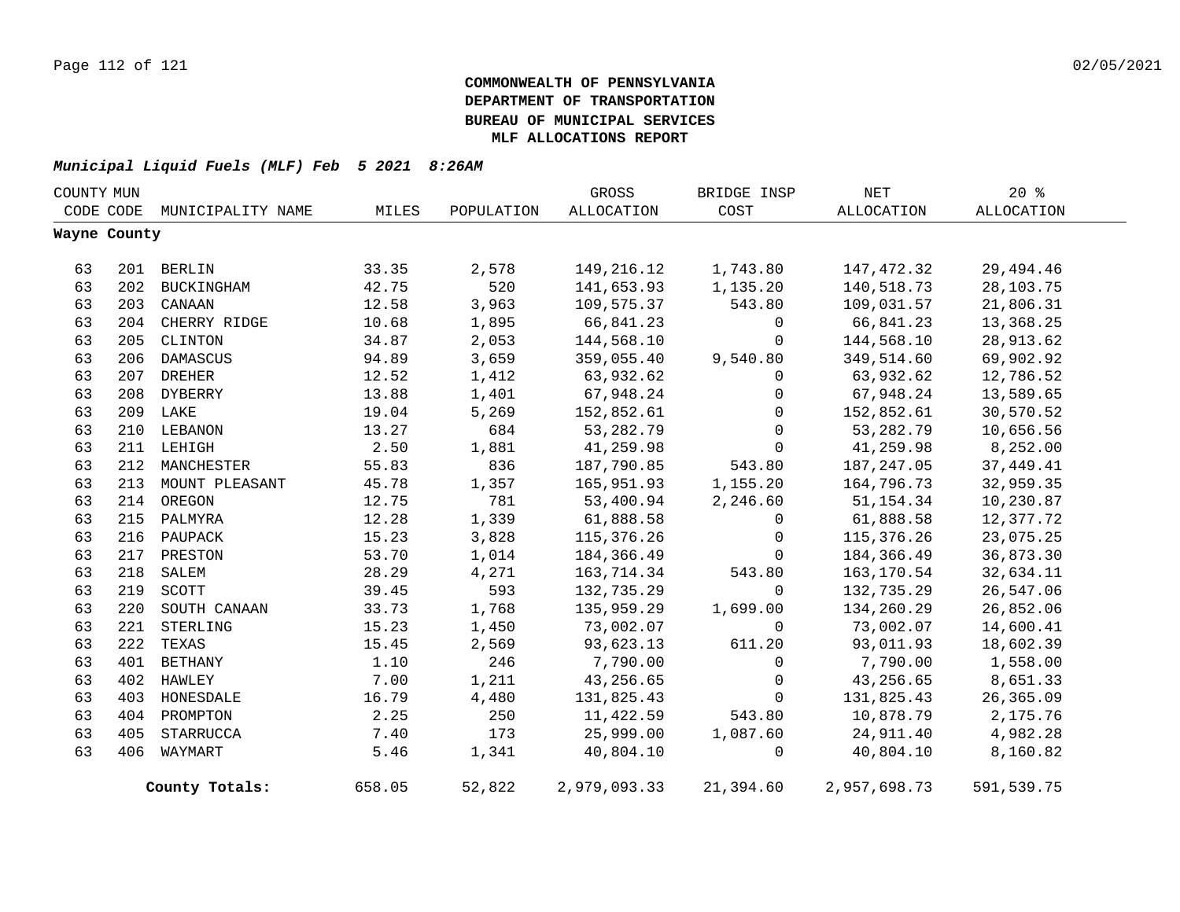**COMMONWEALTH OF PENNSYLVANIA**
**DEPARTMENT OF TRANSPORTATION**
**BUREAU OF MUNICIPAL SERVICES**
**MLF ALLOCATIONS REPORT**

***Municipal Liquid Fuels (MLF) Feb 5 2021 8:26AM***

| COUNTY CODE | MUN CODE | MUNICIPALITY NAME | MILES | POPULATION | GROSS ALLOCATION | BRIDGE INSP COST | NET ALLOCATION | 20 % ALLOCATION |
|---|---|---|---|---|---|---|---|---|
| **Wayne County** | | | | | | | | |
| 63 | 201 | BERLIN | 33.35 | 2,578 | 149,216.12 | 1,743.80 | 147,472.32 | 29,494.46 |
| 63 | 202 | BUCKINGHAM | 42.75 | 520 | 141,653.93 | 1,135.20 | 140,518.73 | 28,103.75 |
| 63 | 203 | CANAAN | 12.58 | 3,963 | 109,575.37 | 543.80 | 109,031.57 | 21,806.31 |
| 63 | 204 | CHERRY RIDGE | 10.68 | 1,895 | 66,841.23 | 0 | 66,841.23 | 13,368.25 |
| 63 | 205 | CLINTON | 34.87 | 2,053 | 144,568.10 | 0 | 144,568.10 | 28,913.62 |
| 63 | 206 | DAMASCUS | 94.89 | 3,659 | 359,055.40 | 9,540.80 | 349,514.60 | 69,902.92 |
| 63 | 207 | DREHER | 12.52 | 1,412 | 63,932.62 | 0 | 63,932.62 | 12,786.52 |
| 63 | 208 | DYBERRY | 13.88 | 1,401 | 67,948.24 | 0 | 67,948.24 | 13,589.65 |
| 63 | 209 | LAKE | 19.04 | 5,269 | 152,852.61 | 0 | 152,852.61 | 30,570.52 |
| 63 | 210 | LEBANON | 13.27 | 684 | 53,282.79 | 0 | 53,282.79 | 10,656.56 |
| 63 | 211 | LEHIGH | 2.50 | 1,881 | 41,259.98 | 0 | 41,259.98 | 8,252.00 |
| 63 | 212 | MANCHESTER | 55.83 | 836 | 187,790.85 | 543.80 | 187,247.05 | 37,449.41 |
| 63 | 213 | MOUNT PLEASANT | 45.78 | 1,357 | 165,951.93 | 1,155.20 | 164,796.73 | 32,959.35 |
| 63 | 214 | OREGON | 12.75 | 781 | 53,400.94 | 2,246.60 | 51,154.34 | 10,230.87 |
| 63 | 215 | PALMYRA | 12.28 | 1,339 | 61,888.58 | 0 | 61,888.58 | 12,377.72 |
| 63 | 216 | PAUPACK | 15.23 | 3,828 | 115,376.26 | 0 | 115,376.26 | 23,075.25 |
| 63 | 217 | PRESTON | 53.70 | 1,014 | 184,366.49 | 0 | 184,366.49 | 36,873.30 |
| 63 | 218 | SALEM | 28.29 | 4,271 | 163,714.34 | 543.80 | 163,170.54 | 32,634.11 |
| 63 | 219 | SCOTT | 39.45 | 593 | 132,735.29 | 0 | 132,735.29 | 26,547.06 |
| 63 | 220 | SOUTH CANAAN | 33.73 | 1,768 | 135,959.29 | 1,699.00 | 134,260.29 | 26,852.06 |
| 63 | 221 | STERLING | 15.23 | 1,450 | 73,002.07 | 0 | 73,002.07 | 14,600.41 |
| 63 | 222 | TEXAS | 15.45 | 2,569 | 93,623.13 | 611.20 | 93,011.93 | 18,602.39 |
| 63 | 401 | BETHANY | 1.10 | 246 | 7,790.00 | 0 | 7,790.00 | 1,558.00 |
| 63 | 402 | HAWLEY | 7.00 | 1,211 | 43,256.65 | 0 | 43,256.65 | 8,651.33 |
| 63 | 403 | HONESDALE | 16.79 | 4,480 | 131,825.43 | 0 | 131,825.43 | 26,365.09 |
| 63 | 404 | PROMPTON | 2.25 | 250 | 11,422.59 | 543.80 | 10,878.79 | 2,175.76 |
| 63 | 405 | STARRUCCA | 7.40 | 173 | 25,999.00 | 1,087.60 | 24,911.40 | 4,982.28 |
| 63 | 406 | WAYMART | 5.46 | 1,341 | 40,804.10 | 0 | 40,804.10 | 8,160.82 |
| | | **County Totals:** | 658.05 | 52,822 | 2,979,093.33 | 21,394.60 | 2,957,698.73 | 591,539.75 |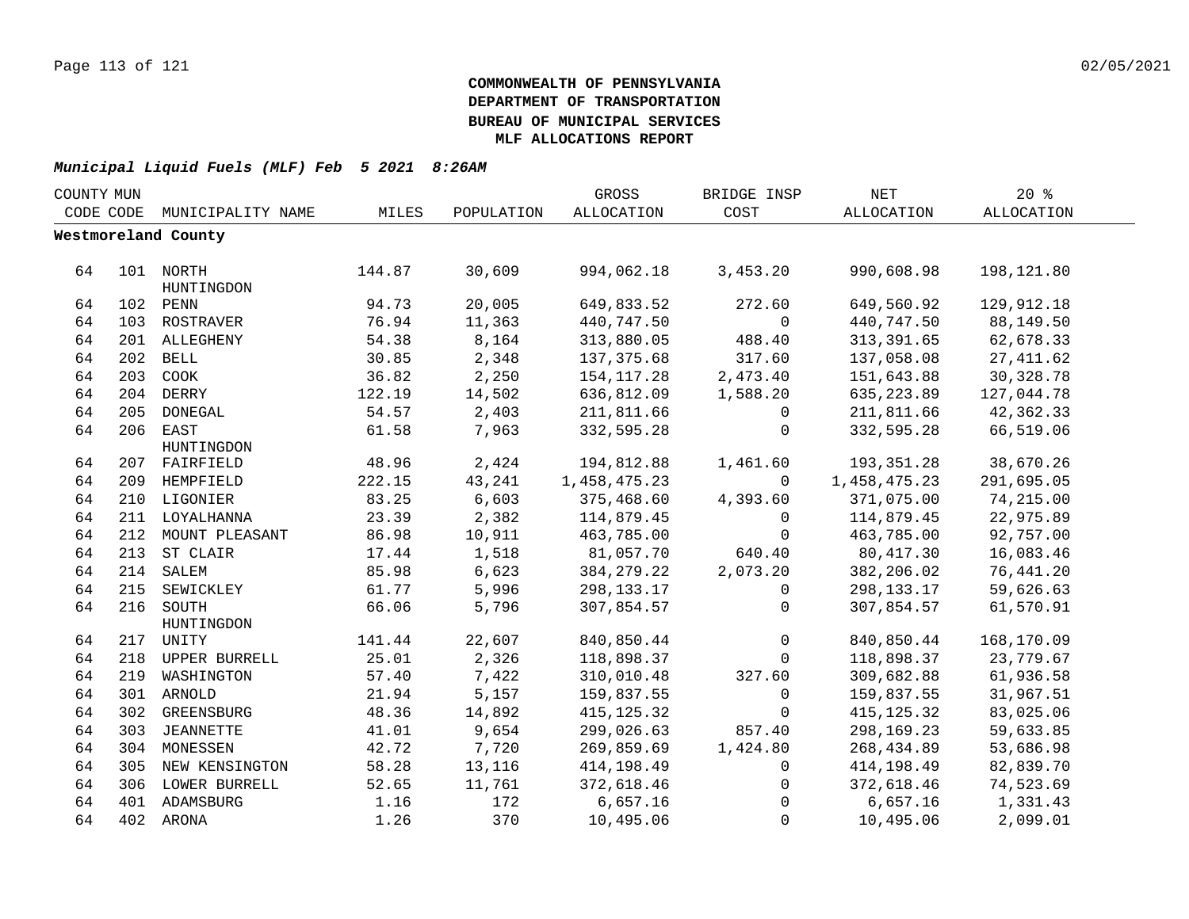**COMMONWEALTH OF PENNSYLVANIA**
**DEPARTMENT OF TRANSPORTATION**
**BUREAU OF MUNICIPAL SERVICES**
**MLF ALLOCATIONS REPORT**

***Municipal Liquid Fuels (MLF) Feb 5 2021 8:26AM***

| COUNTY CODE | MUN CODE | MUNICIPALITY NAME | MILES | POPULATION | GROSS ALLOCATION | BRIDGE INSP COST | NET ALLOCATION | 20 % ALLOCATION |
|---|---|---|---|---|---|---|---|---|
| **Westmoreland County** | | | | | | | | |
| 64 | 101 | NORTH HUNTINGDON | 144.87 | 30,609 | 994,062.18 | 3,453.20 | 990,608.98 | 198,121.80 |
| 64 | 102 | PENN | 94.73 | 20,005 | 649,833.52 | 272.60 | 649,560.92 | 129,912.18 |
| 64 | 103 | ROSTRAVER | 76.94 | 11,363 | 440,747.50 | 0 | 440,747.50 | 88,149.50 |
| 64 | 201 | ALLEGHENY | 54.38 | 8,164 | 313,880.05 | 488.40 | 313,391.65 | 62,678.33 |
| 64 | 202 | BELL | 30.85 | 2,348 | 137,375.68 | 317.60 | 137,058.08 | 27,411.62 |
| 64 | 203 | COOK | 36.82 | 2,250 | 154,117.28 | 2,473.40 | 151,643.88 | 30,328.78 |
| 64 | 204 | DERRY | 122.19 | 14,502 | 636,812.09 | 1,588.20 | 635,223.89 | 127,044.78 |
| 64 | 205 | DONEGAL | 54.57 | 2,403 | 211,811.66 | 0 | 211,811.66 | 42,362.33 |
| 64 | 206 | EAST HUNTINGDON | 61.58 | 7,963 | 332,595.28 | 0 | 332,595.28 | 66,519.06 |
| 64 | 207 | FAIRFIELD | 48.96 | 2,424 | 194,812.88 | 1,461.60 | 193,351.28 | 38,670.26 |
| 64 | 209 | HEMPFIELD | 222.15 | 43,241 | 1,458,475.23 | 0 | 1,458,475.23 | 291,695.05 |
| 64 | 210 | LIGONIER | 83.25 | 6,603 | 375,468.60 | 4,393.60 | 371,075.00 | 74,215.00 |
| 64 | 211 | LOYALHANNA | 23.39 | 2,382 | 114,879.45 | 0 | 114,879.45 | 22,975.89 |
| 64 | 212 | MOUNT PLEASANT | 86.98 | 10,911 | 463,785.00 | 0 | 463,785.00 | 92,757.00 |
| 64 | 213 | ST CLAIR | 17.44 | 1,518 | 81,057.70 | 640.40 | 80,417.30 | 16,083.46 |
| 64 | 214 | SALEM | 85.98 | 6,623 | 384,279.22 | 2,073.20 | 382,206.02 | 76,441.20 |
| 64 | 215 | SEWICKLEY | 61.77 | 5,996 | 298,133.17 | 0 | 298,133.17 | 59,626.63 |
| 64 | 216 | SOUTH HUNTINGDON | 66.06 | 5,796 | 307,854.57 | 0 | 307,854.57 | 61,570.91 |
| 64 | 217 | UNITY | 141.44 | 22,607 | 840,850.44 | 0 | 840,850.44 | 168,170.09 |
| 64 | 218 | UPPER BURRELL | 25.01 | 2,326 | 118,898.37 | 0 | 118,898.37 | 23,779.67 |
| 64 | 219 | WASHINGTON | 57.40 | 7,422 | 310,010.48 | 327.60 | 309,682.88 | 61,936.58 |
| 64 | 301 | ARNOLD | 21.94 | 5,157 | 159,837.55 | 0 | 159,837.55 | 31,967.51 |
| 64 | 302 | GREENSBURG | 48.36 | 14,892 | 415,125.32 | 0 | 415,125.32 | 83,025.06 |
| 64 | 303 | JEANNETTE | 41.01 | 9,654 | 299,026.63 | 857.40 | 298,169.23 | 59,633.85 |
| 64 | 304 | MONESSEN | 42.72 | 7,720 | 269,859.69 | 1,424.80 | 268,434.89 | 53,686.98 |
| 64 | 305 | NEW KENSINGTON | 58.28 | 13,116 | 414,198.49 | 0 | 414,198.49 | 82,839.70 |
| 64 | 306 | LOWER BURRELL | 52.65 | 11,761 | 372,618.46 | 0 | 372,618.46 | 74,523.69 |
| 64 | 401 | ADAMSBURG | 1.16 | 172 | 6,657.16 | 0 | 6,657.16 | 1,331.43 |
| 64 | 402 | ARONA | 1.26 | 370 | 10,495.06 | 0 | 10,495.06 | 2,099.01 |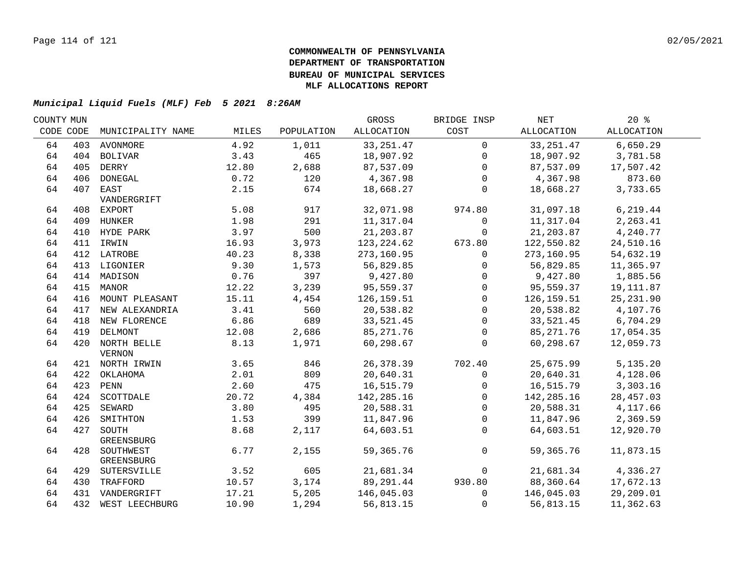**COMMONWEALTH OF PENNSYLVANIA**
**DEPARTMENT OF TRANSPORTATION**
**BUREAU OF MUNICIPAL SERVICES**
**MLF ALLOCATIONS REPORT**

***Municipal Liquid Fuels (MLF) Feb 5 2021 8:26AM***

| COUNTY CODE | MUN CODE | MUNICIPALITY NAME | MILES | POPULATION | GROSS ALLOCATION | BRIDGE INSP COST | NET ALLOCATION | 20 % ALLOCATION |
|---|---|---|---|---|---|---|---|---|
| 64 | 403 | AVONMORE | 4.92 | 1,011 | 33,251.47 | 0 | 33,251.47 | 6,650.29 |
| 64 | 404 | BOLIVAR | 3.43 | 465 | 18,907.92 | 0 | 18,907.92 | 3,781.58 |
| 64 | 405 | DERRY | 12.80 | 2,688 | 87,537.09 | 0 | 87,537.09 | 17,507.42 |
| 64 | 406 | DONEGAL | 0.72 | 120 | 4,367.98 | 0 | 4,367.98 | 873.60 |
| 64 | 407 | EAST VANDERGRIFT | 2.15 | 674 | 18,668.27 | 0 | 18,668.27 | 3,733.65 |
| 64 | 408 | EXPORT | 5.08 | 917 | 32,071.98 | 974.80 | 31,097.18 | 6,219.44 |
| 64 | 409 | HUNKER | 1.98 | 291 | 11,317.04 | 0 | 11,317.04 | 2,263.41 |
| 64 | 410 | HYDE PARK | 3.97 | 500 | 21,203.87 | 0 | 21,203.87 | 4,240.77 |
| 64 | 411 | IRWIN | 16.93 | 3,973 | 123,224.62 | 673.80 | 122,550.82 | 24,510.16 |
| 64 | 412 | LATROBE | 40.23 | 8,338 | 273,160.95 | 0 | 273,160.95 | 54,632.19 |
| 64 | 413 | LIGONIER | 9.30 | 1,573 | 56,829.85 | 0 | 56,829.85 | 11,365.97 |
| 64 | 414 | MADISON | 0.76 | 397 | 9,427.80 | 0 | 9,427.80 | 1,885.56 |
| 64 | 415 | MANOR | 12.22 | 3,239 | 95,559.37 | 0 | 95,559.37 | 19,111.87 |
| 64 | 416 | MOUNT PLEASANT | 15.11 | 4,454 | 126,159.51 | 0 | 126,159.51 | 25,231.90 |
| 64 | 417 | NEW ALEXANDRIA | 3.41 | 560 | 20,538.82 | 0 | 20,538.82 | 4,107.76 |
| 64 | 418 | NEW FLORENCE | 6.86 | 689 | 33,521.45 | 0 | 33,521.45 | 6,704.29 |
| 64 | 419 | DELMONT | 12.08 | 2,686 | 85,271.76 | 0 | 85,271.76 | 17,054.35 |
| 64 | 420 | NORTH BELLE VERNON | 8.13 | 1,971 | 60,298.67 | 0 | 60,298.67 | 12,059.73 |
| 64 | 421 | NORTH IRWIN | 3.65 | 846 | 26,378.39 | 702.40 | 25,675.99 | 5,135.20 |
| 64 | 422 | OKLAHOMA | 2.01 | 809 | 20,640.31 | 0 | 20,640.31 | 4,128.06 |
| 64 | 423 | PENN | 2.60 | 475 | 16,515.79 | 0 | 16,515.79 | 3,303.16 |
| 64 | 424 | SCOTTDALE | 20.72 | 4,384 | 142,285.16 | 0 | 142,285.16 | 28,457.03 |
| 64 | 425 | SEWARD | 3.80 | 495 | 20,588.31 | 0 | 20,588.31 | 4,117.66 |
| 64 | 426 | SMITHTON | 1.53 | 399 | 11,847.96 | 0 | 11,847.96 | 2,369.59 |
| 64 | 427 | SOUTH GREENSBURG | 8.68 | 2,117 | 64,603.51 | 0 | 64,603.51 | 12,920.70 |
| 64 | 428 | SOUTHWEST GREENSBURG | 6.77 | 2,155 | 59,365.76 | 0 | 59,365.76 | 11,873.15 |
| 64 | 429 | SUTERSVILLE | 3.52 | 605 | 21,681.34 | 0 | 21,681.34 | 4,336.27 |
| 64 | 430 | TRAFFORD | 10.57 | 3,174 | 89,291.44 | 930.80 | 88,360.64 | 17,672.13 |
| 64 | 431 | VANDERGRIFT | 17.21 | 5,205 | 146,045.03 | 0 | 146,045.03 | 29,209.01 |
| 64 | 432 | WEST LEECHBURG | 10.90 | 1,294 | 56,813.15 | 0 | 56,813.15 | 11,362.63 |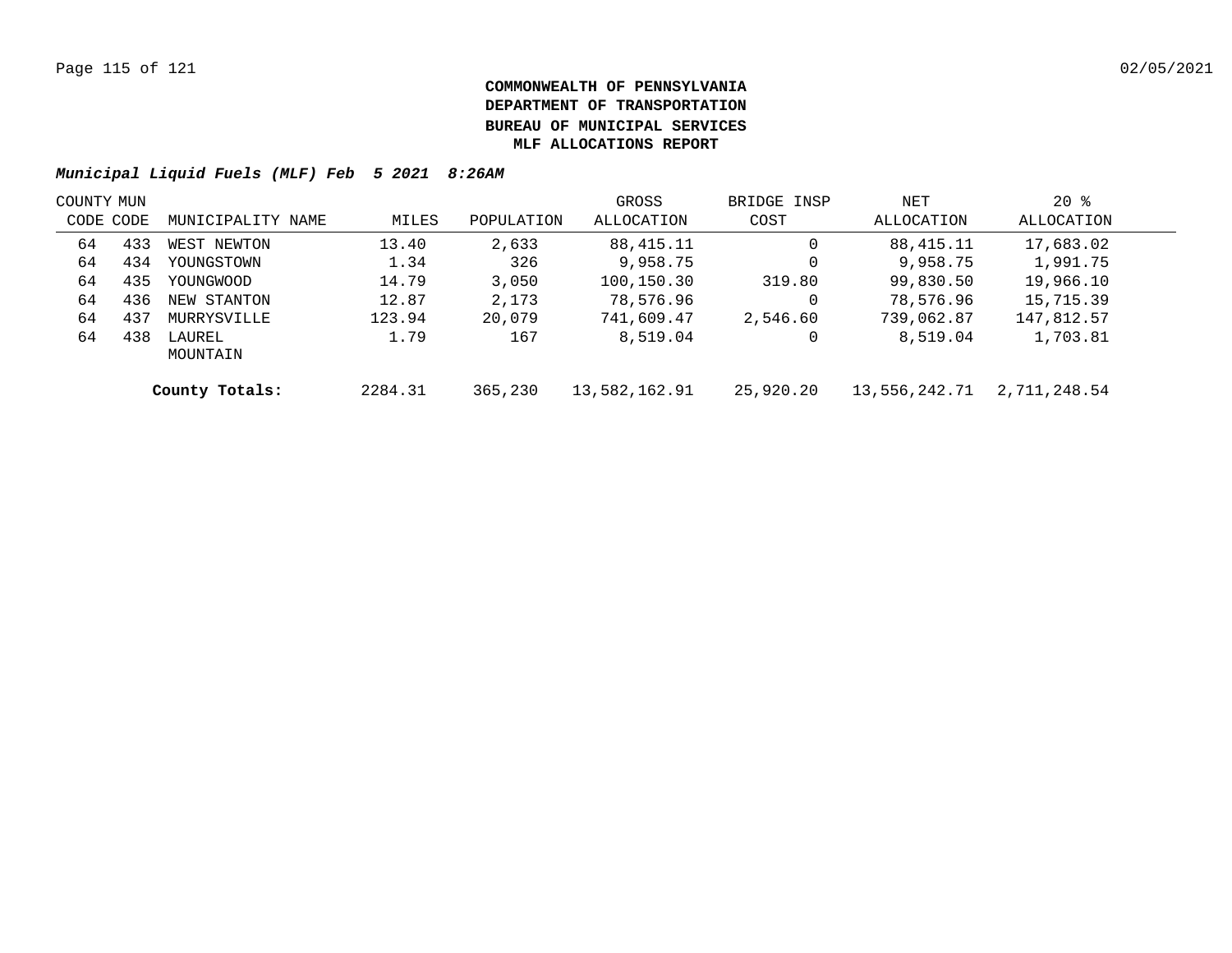**COMMONWEALTH OF PENNSYLVANIA**
**DEPARTMENT OF TRANSPORTATION**
**BUREAU OF MUNICIPAL SERVICES**
**MLF ALLOCATIONS REPORT**

***Municipal Liquid Fuels (MLF) Feb 5 2021 8:26AM***

| COUNTY CODE | MUN CODE | MUNICIPALITY NAME | MILES | POPULATION | GROSS ALLOCATION | BRIDGE INSP COST | NET ALLOCATION | 20 % ALLOCATION |
|---|---|---|---|---|---|---|---|---|
| 64 | 433 | WEST NEWTON | 13.40 | 2,633 | 88,415.11 | 0 | 88,415.11 | 17,683.02 |
| 64 | 434 | YOUNGSTOWN | 1.34 | 326 | 9,958.75 | 0 | 9,958.75 | 1,991.75 |
| 64 | 435 | YOUNGWOOD | 14.79 | 3,050 | 100,150.30 | 319.80 | 99,830.50 | 19,966.10 |
| 64 | 436 | NEW STANTON | 12.87 | 2,173 | 78,576.96 | 0 | 78,576.96 | 15,715.39 |
| 64 | 437 | MURRYSVILLE | 123.94 | 20,079 | 741,609.47 | 2,546.60 | 739,062.87 | 147,812.57 |
| 64 | 438 | LAUREL MOUNTAIN | 1.79 | 167 | 8,519.04 | 0 | 8,519.04 | 1,703.81 |
| | | **County Totals:** | 2284.31 | 365,230 | 13,582,162.91 | 25,920.20 | 13,556,242.71 | 2,711,248.54 |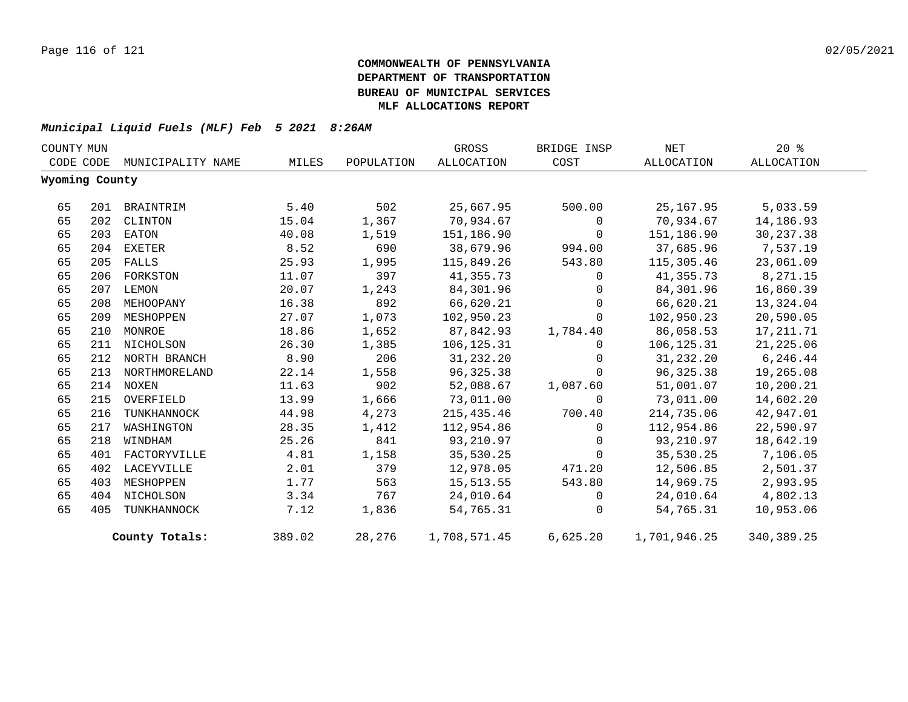**COMMONWEALTH OF PENNSYLVANIA**
**DEPARTMENT OF TRANSPORTATION**
**BUREAU OF MUNICIPAL SERVICES**
**MLF ALLOCATIONS REPORT**

*Municipal Liquid Fuels (MLF) Feb 5 2021 8:26AM*

| COUNTY CODE | MUN CODE | MUNICIPALITY NAME | MILES | POPULATION | GROSS ALLOCATION | BRIDGE INSP COST | NET ALLOCATION | 20 % ALLOCATION |
|---|---|---|---|---|---|---|---|---|
| **Wyoming County** | | | | | | | | |
| 65 | 201 | BRAINTRIM | 5.40 | 502 | 25,667.95 | 500.00 | 25,167.95 | 5,033.59 |
| 65 | 202 | CLINTON | 15.04 | 1,367 | 70,934.67 | 0 | 70,934.67 | 14,186.93 |
| 65 | 203 | EATON | 40.08 | 1,519 | 151,186.90 | 0 | 151,186.90 | 30,237.38 |
| 65 | 204 | EXETER | 8.52 | 690 | 38,679.96 | 994.00 | 37,685.96 | 7,537.19 |
| 65 | 205 | FALLS | 25.93 | 1,995 | 115,849.26 | 543.80 | 115,305.46 | 23,061.09 |
| 65 | 206 | FORKSTON | 11.07 | 397 | 41,355.73 | 0 | 41,355.73 | 8,271.15 |
| 65 | 207 | LEMON | 20.07 | 1,243 | 84,301.96 | 0 | 84,301.96 | 16,860.39 |
| 65 | 208 | MEHOOPANY | 16.38 | 892 | 66,620.21 | 0 | 66,620.21 | 13,324.04 |
| 65 | 209 | MESHOPPEN | 27.07 | 1,073 | 102,950.23 | 0 | 102,950.23 | 20,590.05 |
| 65 | 210 | MONROE | 18.86 | 1,652 | 87,842.93 | 1,784.40 | 86,058.53 | 17,211.71 |
| 65 | 211 | NICHOLSON | 26.30 | 1,385 | 106,125.31 | 0 | 106,125.31 | 21,225.06 |
| 65 | 212 | NORTH BRANCH | 8.90 | 206 | 31,232.20 | 0 | 31,232.20 | 6,246.44 |
| 65 | 213 | NORTHMORELAND | 22.14 | 1,558 | 96,325.38 | 0 | 96,325.38 | 19,265.08 |
| 65 | 214 | NOXEN | 11.63 | 902 | 52,088.67 | 1,087.60 | 51,001.07 | 10,200.21 |
| 65 | 215 | OVERFIELD | 13.99 | 1,666 | 73,011.00 | 0 | 73,011.00 | 14,602.20 |
| 65 | 216 | TUNKHANNOCK | 44.98 | 4,273 | 215,435.46 | 700.40 | 214,735.06 | 42,947.01 |
| 65 | 217 | WASHINGTON | 28.35 | 1,412 | 112,954.86 | 0 | 112,954.86 | 22,590.97 |
| 65 | 218 | WINDHAM | 25.26 | 841 | 93,210.97 | 0 | 93,210.97 | 18,642.19 |
| 65 | 401 | FACTORYVILLE | 4.81 | 1,158 | 35,530.25 | 0 | 35,530.25 | 7,106.05 |
| 65 | 402 | LACEYVILLE | 2.01 | 379 | 12,978.05 | 471.20 | 12,506.85 | 2,501.37 |
| 65 | 403 | MESHOPPEN | 1.77 | 563 | 15,513.55 | 543.80 | 14,969.75 | 2,993.95 |
| 65 | 404 | NICHOLSON | 3.34 | 767 | 24,010.64 | 0 | 24,010.64 | 4,802.13 |
| 65 | 405 | TUNKHANNOCK | 7.12 | 1,836 | 54,765.31 | 0 | 54,765.31 | 10,953.06 |
| | | **County Totals:** | 389.02 | 28,276 | 1,708,571.45 | 6,625.20 | 1,701,946.25 | 340,389.25 |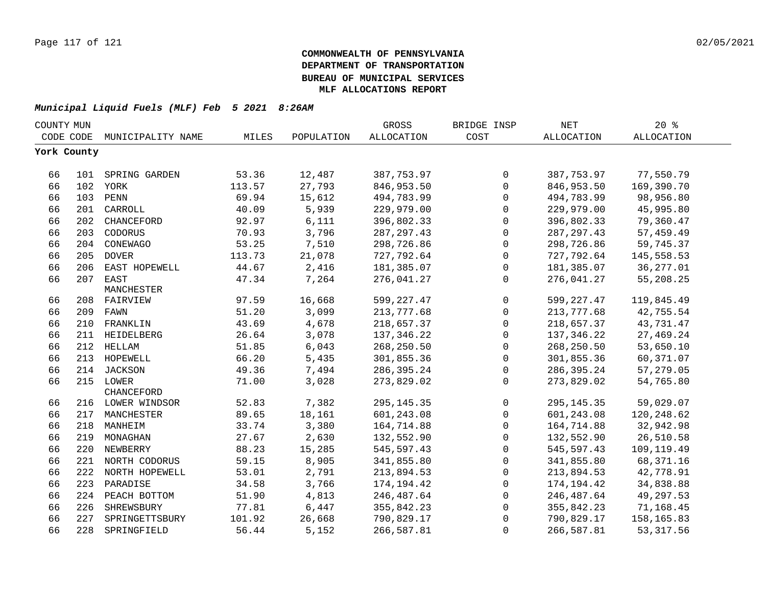**COMMONWEALTH OF PENNSYLVANIA**
**DEPARTMENT OF TRANSPORTATION**
**BUREAU OF MUNICIPAL SERVICES**
**MLF ALLOCATIONS REPORT**

***Municipal Liquid Fuels (MLF) Feb 5 2021 8:26AM***

| COUNTY CODE | MUN CODE | MUNICIPALITY NAME | MILES | POPULATION | GROSS ALLOCATION | BRIDGE INSP COST | NET ALLOCATION | 20 % ALLOCATION |
|---|---|---|---|---|---|---|---|---|
| **York County** | | | | | | | | |
| 66 | 101 | SPRING GARDEN | 53.36 | 12,487 | 387,753.97 | 0 | 387,753.97 | 77,550.79 |
| 66 | 102 | YORK | 113.57 | 27,793 | 846,953.50 | 0 | 846,953.50 | 169,390.70 |
| 66 | 103 | PENN | 69.94 | 15,612 | 494,783.99 | 0 | 494,783.99 | 98,956.80 |
| 66 | 201 | CARROLL | 40.09 | 5,939 | 229,979.00 | 0 | 229,979.00 | 45,995.80 |
| 66 | 202 | CHANCEFORD | 92.97 | 6,111 | 396,802.33 | 0 | 396,802.33 | 79,360.47 |
| 66 | 203 | CODORUS | 70.93 | 3,796 | 287,297.43 | 0 | 287,297.43 | 57,459.49 |
| 66 | 204 | CONEWAGO | 53.25 | 7,510 | 298,726.86 | 0 | 298,726.86 | 59,745.37 |
| 66 | 205 | DOVER | 113.73 | 21,078 | 727,792.64 | 0 | 727,792.64 | 145,558.53 |
| 66 | 206 | EAST HOPEWELL | 44.67 | 2,416 | 181,385.07 | 0 | 181,385.07 | 36,277.01 |
| 66 | 207 | EAST MANCHESTER | 47.34 | 7,264 | 276,041.27 | 0 | 276,041.27 | 55,208.25 |
| 66 | 208 | FAIRVIEW | 97.59 | 16,668 | 599,227.47 | 0 | 599,227.47 | 119,845.49 |
| 66 | 209 | FAWN | 51.20 | 3,099 | 213,777.68 | 0 | 213,777.68 | 42,755.54 |
| 66 | 210 | FRANKLIN | 43.69 | 4,678 | 218,657.37 | 0 | 218,657.37 | 43,731.47 |
| 66 | 211 | HEIDELBERG | 26.64 | 3,078 | 137,346.22 | 0 | 137,346.22 | 27,469.24 |
| 66 | 212 | HELLAM | 51.85 | 6,043 | 268,250.50 | 0 | 268,250.50 | 53,650.10 |
| 66 | 213 | HOPEWELL | 66.20 | 5,435 | 301,855.36 | 0 | 301,855.36 | 60,371.07 |
| 66 | 214 | JACKSON | 49.36 | 7,494 | 286,395.24 | 0 | 286,395.24 | 57,279.05 |
| 66 | 215 | LOWER CHANCEFORD | 71.00 | 3,028 | 273,829.02 | 0 | 273,829.02 | 54,765.80 |
| 66 | 216 | LOWER WINDSOR | 52.83 | 7,382 | 295,145.35 | 0 | 295,145.35 | 59,029.07 |
| 66 | 217 | MANCHESTER | 89.65 | 18,161 | 601,243.08 | 0 | 601,243.08 | 120,248.62 |
| 66 | 218 | MANHEIM | 33.74 | 3,380 | 164,714.88 | 0 | 164,714.88 | 32,942.98 |
| 66 | 219 | MONAGHAN | 27.67 | 2,630 | 132,552.90 | 0 | 132,552.90 | 26,510.58 |
| 66 | 220 | NEWBERRY | 88.23 | 15,285 | 545,597.43 | 0 | 545,597.43 | 109,119.49 |
| 66 | 221 | NORTH CODORUS | 59.15 | 8,905 | 341,855.80 | 0 | 341,855.80 | 68,371.16 |
| 66 | 222 | NORTH HOPEWELL | 53.01 | 2,791 | 213,894.53 | 0 | 213,894.53 | 42,778.91 |
| 66 | 223 | PARADISE | 34.58 | 3,766 | 174,194.42 | 0 | 174,194.42 | 34,838.88 |
| 66 | 224 | PEACH BOTTOM | 51.90 | 4,813 | 246,487.64 | 0 | 246,487.64 | 49,297.53 |
| 66 | 226 | SHREWSBURY | 77.81 | 6,447 | 355,842.23 | 0 | 355,842.23 | 71,168.45 |
| 66 | 227 | SPRINGETTSBURY | 101.92 | 26,668 | 790,829.17 | 0 | 790,829.17 | 158,165.83 |
| 66 | 228 | SPRINGFIELD | 56.44 | 5,152 | 266,587.81 | 0 | 266,587.81 | 53,317.56 |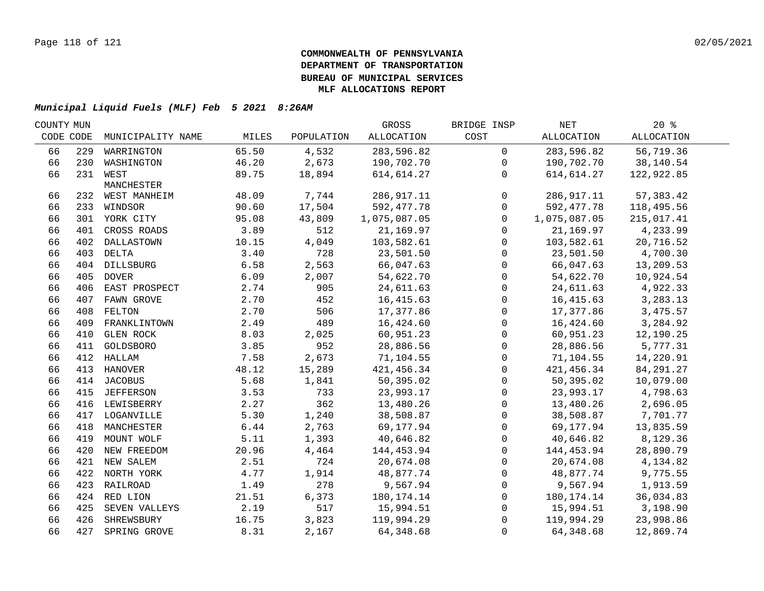**COMMONWEALTH OF PENNSYLVANIA**
**DEPARTMENT OF TRANSPORTATION**
**BUREAU OF MUNICIPAL SERVICES**
**MLF ALLOCATIONS REPORT**

***Municipal Liquid Fuels (MLF) Feb 5 2021 8:26AM***

| COUNTY CODE | MUN CODE | MUNICIPALITY NAME | MILES | POPULATION | GROSS ALLOCATION | BRIDGE INSP COST | NET ALLOCATION | 20 % ALLOCATION |
|---|---|---|---|---|---|---|---|---|
| 66 | 229 | WARRINGTON | 65.50 | 4,532 | 283,596.82 | 0 | 283,596.82 | 56,719.36 |
| 66 | 230 | WASHINGTON | 46.20 | 2,673 | 190,702.70 | 0 | 190,702.70 | 38,140.54 |
| 66 | 231 | WEST MANCHESTER | 89.75 | 18,894 | 614,614.27 | 0 | 614,614.27 | 122,922.85 |
| 66 | 232 | WEST MANHEIM | 48.09 | 7,744 | 286,917.11 | 0 | 286,917.11 | 57,383.42 |
| 66 | 233 | WINDSOR | 90.60 | 17,504 | 592,477.78 | 0 | 592,477.78 | 118,495.56 |
| 66 | 301 | YORK CITY | 95.08 | 43,809 | 1,075,087.05 | 0 | 1,075,087.05 | 215,017.41 |
| 66 | 401 | CROSS ROADS | 3.89 | 512 | 21,169.97 | 0 | 21,169.97 | 4,233.99 |
| 66 | 402 | DALLASTOWN | 10.15 | 4,049 | 103,582.61 | 0 | 103,582.61 | 20,716.52 |
| 66 | 403 | DELTA | 3.40 | 728 | 23,501.50 | 0 | 23,501.50 | 4,700.30 |
| 66 | 404 | DILLSBURG | 6.58 | 2,563 | 66,047.63 | 0 | 66,047.63 | 13,209.53 |
| 66 | 405 | DOVER | 6.09 | 2,007 | 54,622.70 | 0 | 54,622.70 | 10,924.54 |
| 66 | 406 | EAST PROSPECT | 2.74 | 905 | 24,611.63 | 0 | 24,611.63 | 4,922.33 |
| 66 | 407 | FAWN GROVE | 2.70 | 452 | 16,415.63 | 0 | 16,415.63 | 3,283.13 |
| 66 | 408 | FELTON | 2.70 | 506 | 17,377.86 | 0 | 17,377.86 | 3,475.57 |
| 66 | 409 | FRANKLINTOWN | 2.49 | 489 | 16,424.60 | 0 | 16,424.60 | 3,284.92 |
| 66 | 410 | GLEN ROCK | 8.03 | 2,025 | 60,951.23 | 0 | 60,951.23 | 12,190.25 |
| 66 | 411 | GOLDSBORO | 3.85 | 952 | 28,886.56 | 0 | 28,886.56 | 5,777.31 |
| 66 | 412 | HALLAM | 7.58 | 2,673 | 71,104.55 | 0 | 71,104.55 | 14,220.91 |
| 66 | 413 | HANOVER | 48.12 | 15,289 | 421,456.34 | 0 | 421,456.34 | 84,291.27 |
| 66 | 414 | JACOBUS | 5.68 | 1,841 | 50,395.02 | 0 | 50,395.02 | 10,079.00 |
| 66 | 415 | JEFFERSON | 3.53 | 733 | 23,993.17 | 0 | 23,993.17 | 4,798.63 |
| 66 | 416 | LEWISBERRY | 2.27 | 362 | 13,480.26 | 0 | 13,480.26 | 2,696.05 |
| 66 | 417 | LOGANVILLE | 5.30 | 1,240 | 38,508.87 | 0 | 38,508.87 | 7,701.77 |
| 66 | 418 | MANCHESTER | 6.44 | 2,763 | 69,177.94 | 0 | 69,177.94 | 13,835.59 |
| 66 | 419 | MOUNT WOLF | 5.11 | 1,393 | 40,646.82 | 0 | 40,646.82 | 8,129.36 |
| 66 | 420 | NEW FREEDOM | 20.96 | 4,464 | 144,453.94 | 0 | 144,453.94 | 28,890.79 |
| 66 | 421 | NEW SALEM | 2.51 | 724 | 20,674.08 | 0 | 20,674.08 | 4,134.82 |
| 66 | 422 | NORTH YORK | 4.77 | 1,914 | 48,877.74 | 0 | 48,877.74 | 9,775.55 |
| 66 | 423 | RAILROAD | 1.49 | 278 | 9,567.94 | 0 | 9,567.94 | 1,913.59 |
| 66 | 424 | RED LION | 21.51 | 6,373 | 180,174.14 | 0 | 180,174.14 | 36,034.83 |
| 66 | 425 | SEVEN VALLEYS | 2.19 | 517 | 15,994.51 | 0 | 15,994.51 | 3,198.90 |
| 66 | 426 | SHREWSBURY | 16.75 | 3,823 | 119,994.29 | 0 | 119,994.29 | 23,998.86 |
| 66 | 427 | SPRING GROVE | 8.31 | 2,167 | 64,348.68 | 0 | 64,348.68 | 12,869.74 |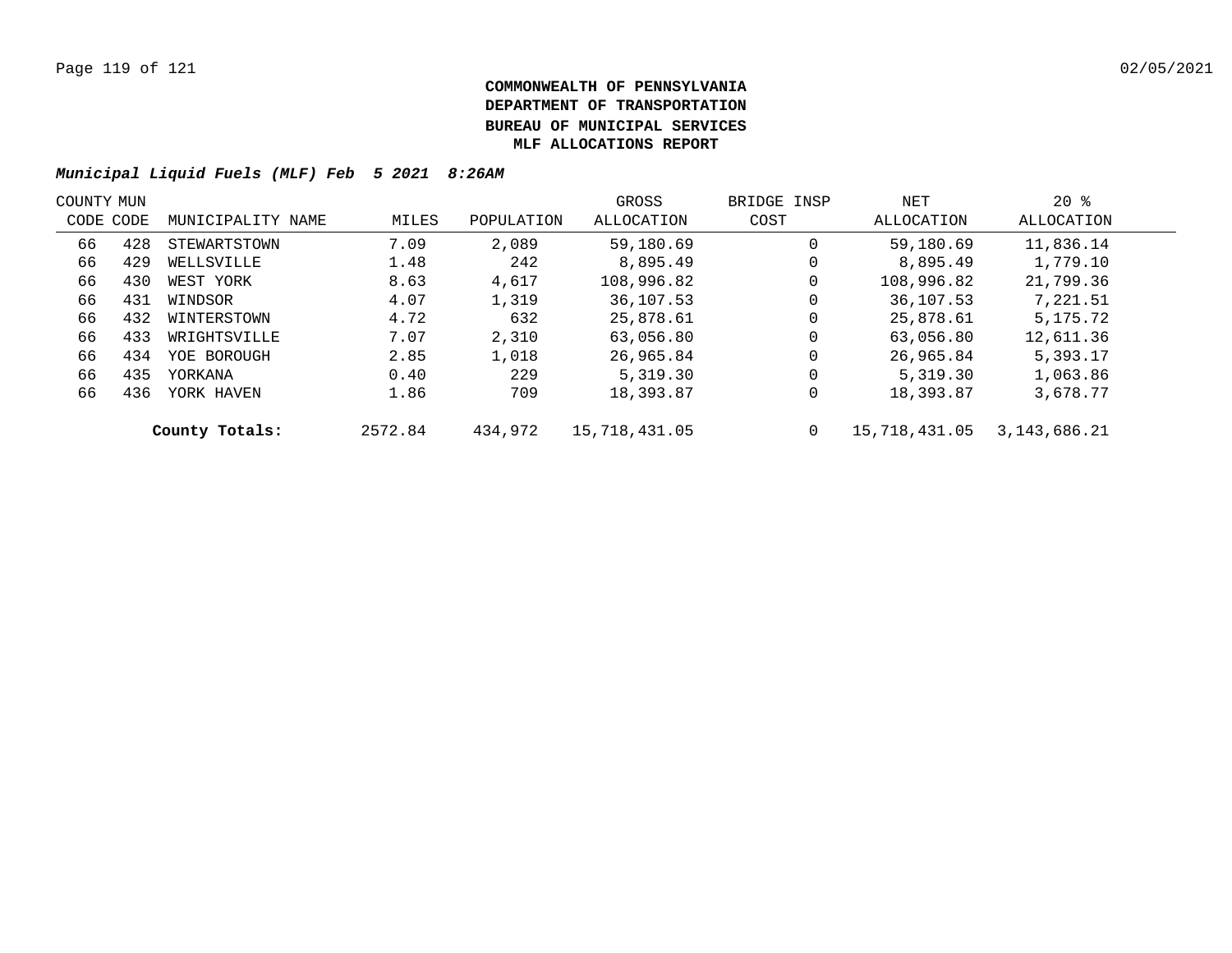**COMMONWEALTH OF PENNSYLVANIA**
**DEPARTMENT OF TRANSPORTATION**
**BUREAU OF MUNICIPAL SERVICES**
**MLF ALLOCATIONS REPORT**

***Municipal Liquid Fuels (MLF) Feb 5 2021 8:26AM***

| COUNTY CODE | MUN CODE | MUNICIPALITY NAME | MILES | POPULATION | GROSS ALLOCATION | BRIDGE INSP COST | NET ALLOCATION | 20 % ALLOCATION |
|---|---|---|---|---|---|---|---|---|
| 66 | 428 | STEWARTSTOWN | 7.09 | 2,089 | 59,180.69 | 0 | 59,180.69 | 11,836.14 |
| 66 | 429 | WELLSVILLE | 1.48 | 242 | 8,895.49 | 0 | 8,895.49 | 1,779.10 |
| 66 | 430 | WEST YORK | 8.63 | 4,617 | 108,996.82 | 0 | 108,996.82 | 21,799.36 |
| 66 | 431 | WINDSOR | 4.07 | 1,319 | 36,107.53 | 0 | 36,107.53 | 7,221.51 |
| 66 | 432 | WINTERSTOWN | 4.72 | 632 | 25,878.61 | 0 | 25,878.61 | 5,175.72 |
| 66 | 433 | WRIGHTSVILLE | 7.07 | 2,310 | 63,056.80 | 0 | 63,056.80 | 12,611.36 |
| 66 | 434 | YOE BOROUGH | 2.85 | 1,018 | 26,965.84 | 0 | 26,965.84 | 5,393.17 |
| 66 | 435 | YORKANA | 0.40 | 229 | 5,319.30 | 0 | 5,319.30 | 1,063.86 |
| 66 | 436 | YORK HAVEN | 1.86 | 709 | 18,393.87 | 0 | 18,393.87 | 3,678.77 |
| | | **County Totals:** | 2572.84 | 434,972 | 15,718,431.05 | 0 | 15,718,431.05 | 3,143,686.21 |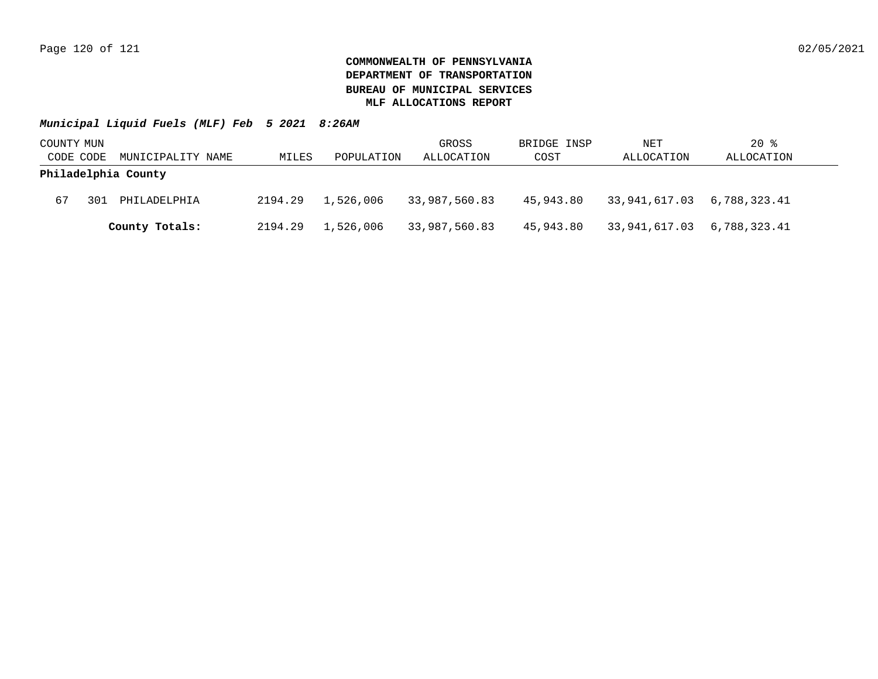**COMMONWEALTH OF PENNSYLVANIA**
**DEPARTMENT OF TRANSPORTATION**
**BUREAU OF MUNICIPAL SERVICES**
**MLF ALLOCATIONS REPORT**

***Municipal Liquid Fuels (MLF) Feb 5 2021 8:26AM***

| COUNTY CODE | MUN CODE | MUNICIPALITY NAME | MILES | POPULATION | GROSS ALLOCATION | BRIDGE INSP COST | NET ALLOCATION | 20 % ALLOCATION |
|---|---|---|---|---|---|---|---|---|
| **Philadelphia County** | | | | | | | | |
| 67 | 301 | PHILADELPHIA | 2194.29 | 1,526,006 | 33,987,560.83 | 45,943.80 | 33,941,617.03 | 6,788,323.41 |
| | | **County Totals:** | 2194.29 | 1,526,006 | 33,987,560.83 | 45,943.80 | 33,941,617.03 | 6,788,323.41 |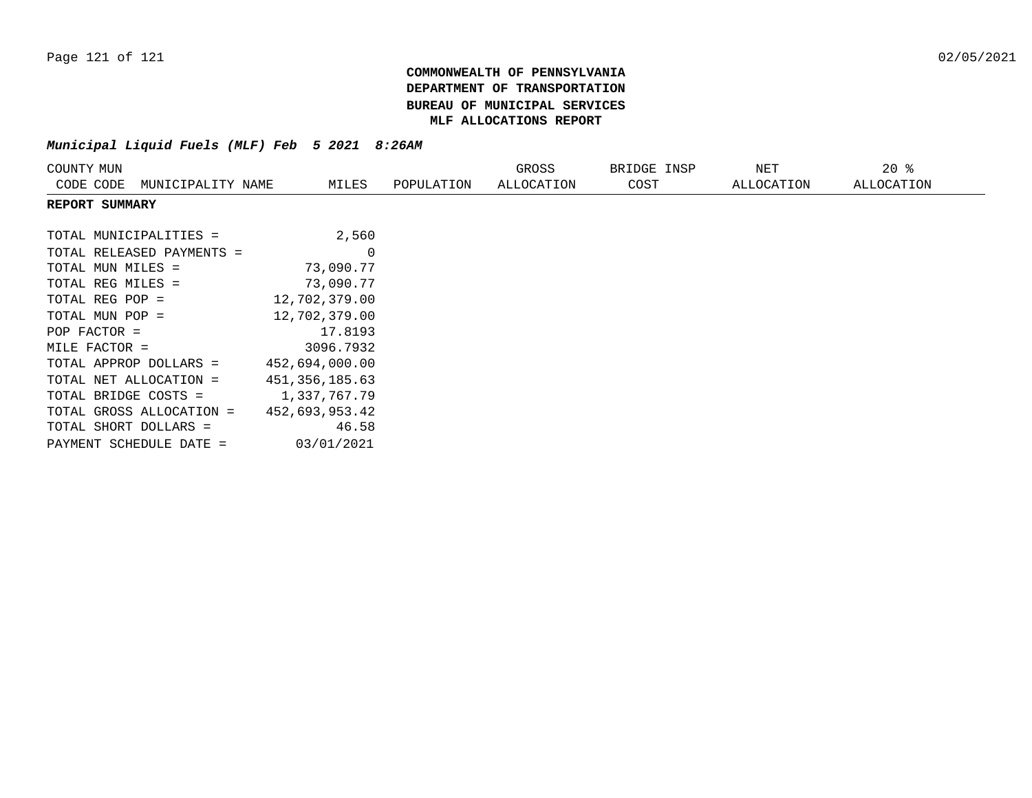**COMMONWEALTH OF PENNSYLVANIA**
**DEPARTMENT OF TRANSPORTATION**
**BUREAU OF MUNICIPAL SERVICES**
**MLF ALLOCATIONS REPORT**

***Municipal Liquid Fuels (MLF) Feb 5 2021 8:26AM***

| COUNTY CODE | MUN CODE | MUNICIPALITY NAME | MILES | POPULATION | GROSS ALLOCATION | BRIDGE INSP COST | NET ALLOCATION | 20 % ALLOCATION |
|---|---|---|---|---|---|---|---|---|

**REPORT SUMMARY**

| | |
|---|---|
| TOTAL MUNICIPALITIES = | 2,560 |
| TOTAL RELEASED PAYMENTS = | 0 |
| TOTAL MUN MILES = | 73,090.77 |
| TOTAL REG MILES = | 73,090.77 |
| TOTAL REG POP = | 12,702,379.00 |
| TOTAL MUN POP = | 12,702,379.00 |
| POP FACTOR = | 17.8193 |
| MILE FACTOR = | 3096.7932 |
| TOTAL APPROP DOLLARS = | 452,694,000.00 |
| TOTAL NET ALLOCATION = | 451,356,185.63 |
| TOTAL BRIDGE COSTS = | 1,337,767.79 |
| TOTAL GROSS ALLOCATION = | 452,693,953.42 |
| TOTAL SHORT DOLLARS = | 46.58 |
| PAYMENT SCHEDULE DATE = | 03/01/2021 |